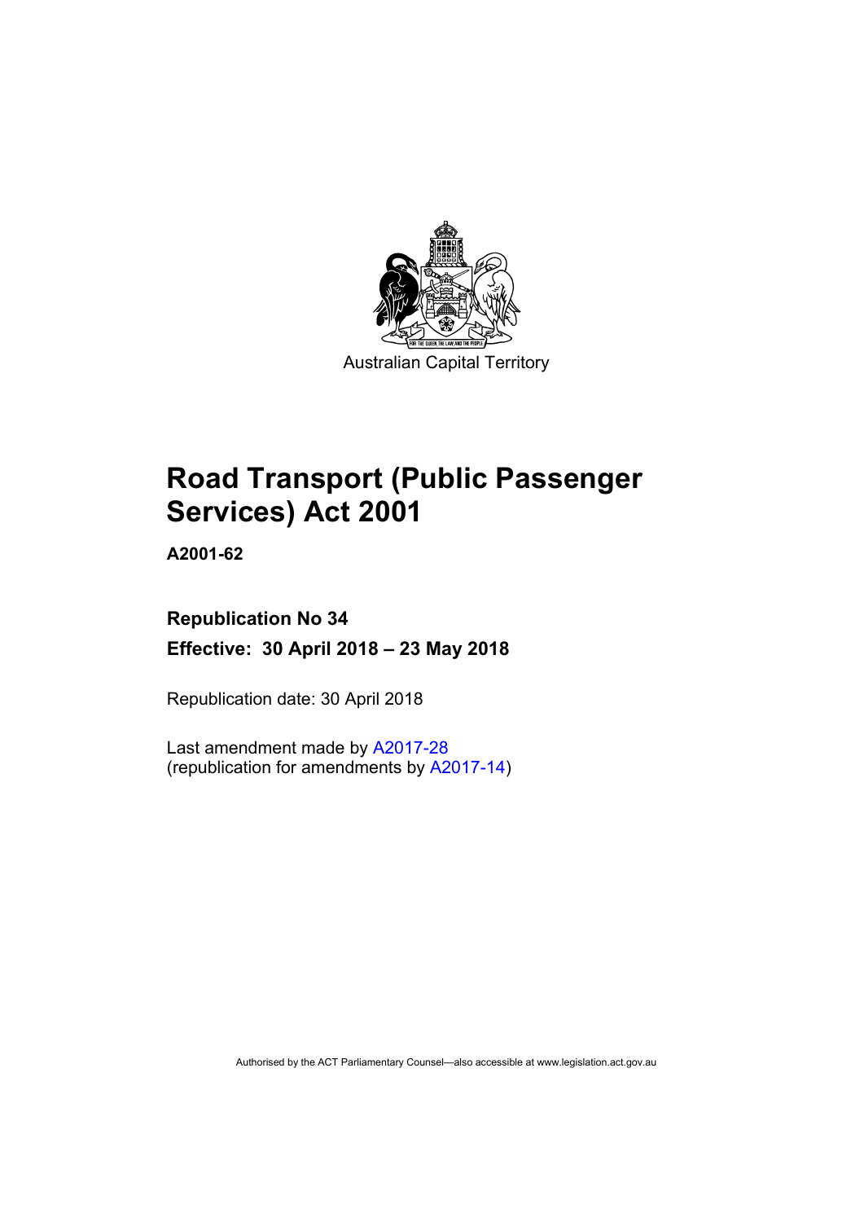Australian Capital Territory

# Road Transport (Public Passenger Services) Act 2001

**A2001-62**

**Republication No 34**

**Effective: 30 April 2018 – 23 May 2018**

Republication date: 30 April 2018

Last amendment made by A2017-28
(republication for amendments by A2017-14)

Authorised by the ACT Parliamentary Counsel—also accessible at www.legislation.act.gov.au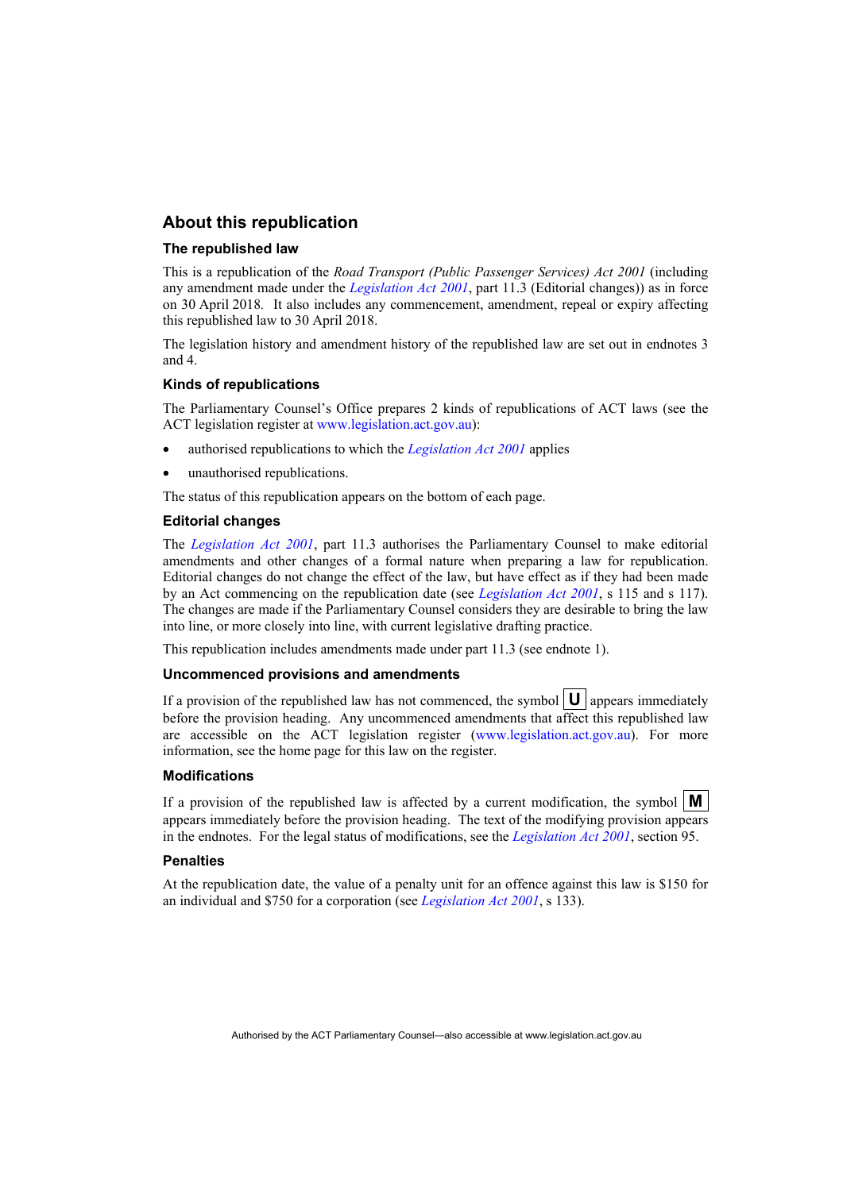## About this republication

### The republished law

This is a republication of the *Road Transport (Public Passenger Services) Act 2001* (including any amendment made under the *Legislation Act 2001*, part 11.3 (Editorial changes)) as in force on 30 April 2018*.* It also includes any commencement, amendment, repeal or expiry affecting this republished law to 30 April 2018.

The legislation history and amendment history of the republished law are set out in endnotes 3 and 4.

### Kinds of republications

The Parliamentary Counsel's Office prepares 2 kinds of republications of ACT laws (see the ACT legislation register at www.legislation.act.gov.au):

- authorised republications to which the *Legislation Act 2001* applies
- unauthorised republications.

The status of this republication appears on the bottom of each page.

### Editorial changes

The *Legislation Act 2001*, part 11.3 authorises the Parliamentary Counsel to make editorial amendments and other changes of a formal nature when preparing a law for republication. Editorial changes do not change the effect of the law, but have effect as if they had been made by an Act commencing on the republication date (see *Legislation Act 2001*, s 115 and s 117). The changes are made if the Parliamentary Counsel considers they are desirable to bring the law into line, or more closely into line, with current legislative drafting practice.

This republication includes amendments made under part 11.3 (see endnote 1).

### Uncommenced provisions and amendments

If a provision of the republished law has not commenced, the symbol **U** appears immediately before the provision heading. Any uncommenced amendments that affect this republished law are accessible on the ACT legislation register (www.legislation.act.gov.au). For more information, see the home page for this law on the register.

### Modifications

If a provision of the republished law is affected by a current modification, the symbol **M** appears immediately before the provision heading. The text of the modifying provision appears in the endnotes. For the legal status of modifications, see the *Legislation Act 2001*, section 95.

### Penalties

At the republication date, the value of a penalty unit for an offence against this law is $150 for an individual and $750 for a corporation (see *Legislation Act 2001*, s 133).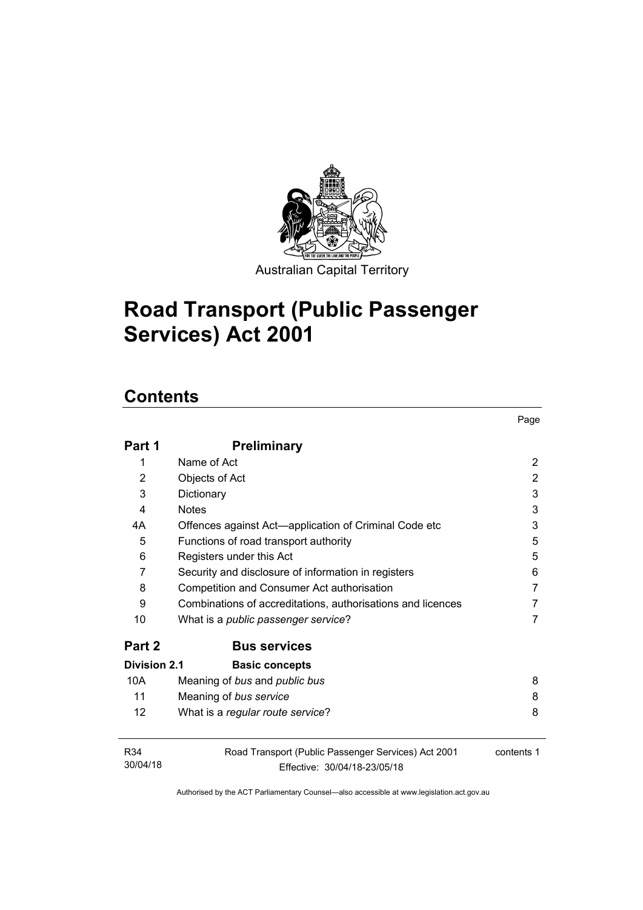Australian Capital Territory

# Road Transport (Public Passenger Services) Act 2001

## Contents

| | | Page |
|---|---|---|
| **Part 1** | **Preliminary** | |
| 1 | Name of Act | 2 |
| 2 | Objects of Act | 2 |
| 3 | Dictionary | 3 |
| 4 | Notes | 3 |
| 4A | Offences against Act—application of Criminal Code etc | 3 |
| 5 | Functions of road transport authority | 5 |
| 6 | Registers under this Act | 5 |
| 7 | Security and disclosure of information in registers | 6 |
| 8 | Competition and Consumer Act authorisation | 7 |
| 9 | Combinations of accreditations, authorisations and licences | 7 |
| 10 | What is a *public passenger service*? | 7 |
| **Part 2** | **Bus services** | |
| **Division 2.1** | **Basic concepts** | |
| 10A | Meaning of *bus* and *public bus* | 8 |
| 11 | Meaning of *bus service* | 8 |
| 12 | What is a *regular route service*? | 8 |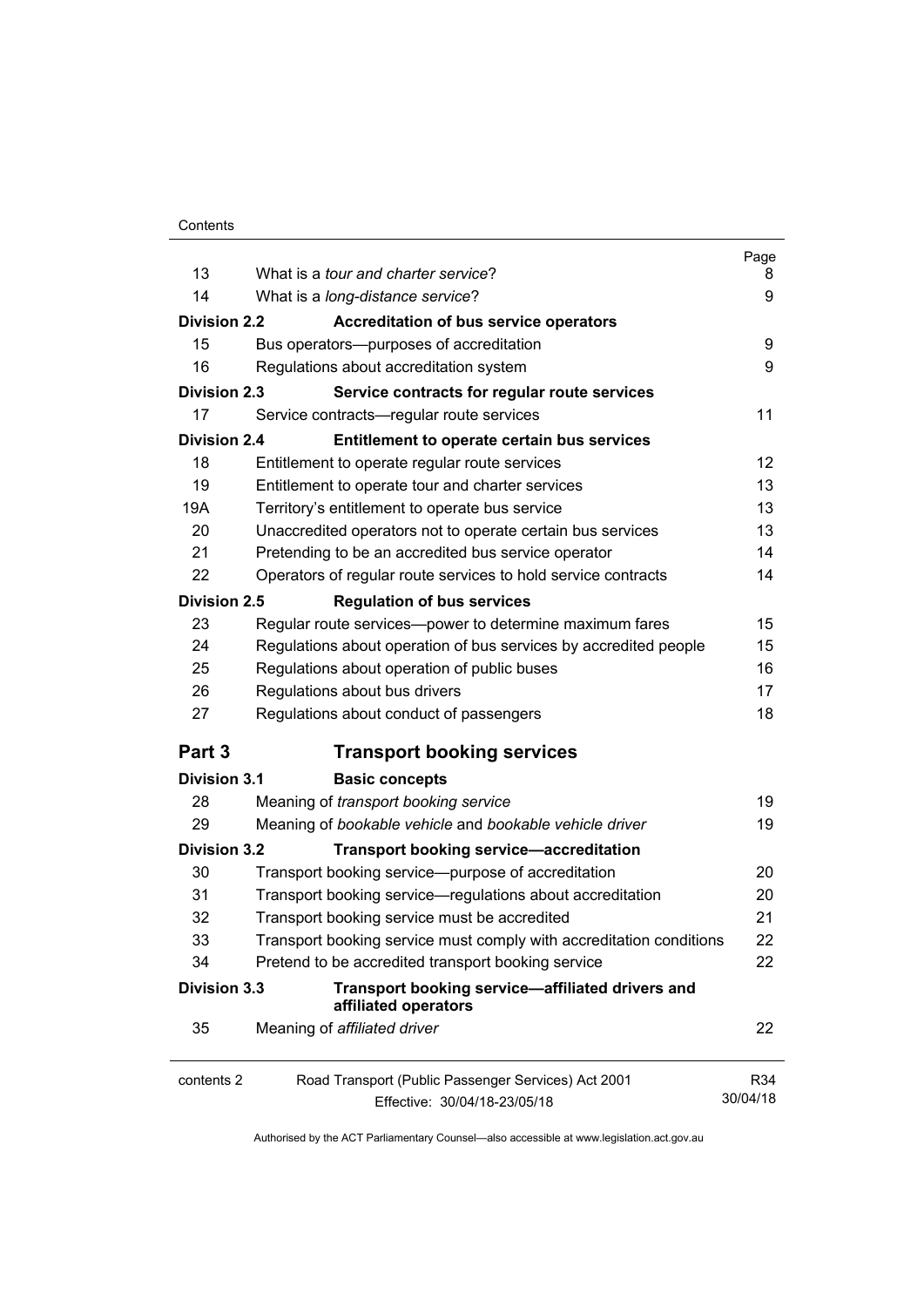| | | Page |
|---|---|---|
| 13 | What is a *tour and charter service*? | 8 |
| 14 | What is a *long-distance service*? | 9 |
| **Division 2.2** | **Accreditation of bus service operators** | |
| 15 | Bus operators—purposes of accreditation | 9 |
| 16 | Regulations about accreditation system | 9 |
| **Division 2.3** | **Service contracts for regular route services** | |
| 17 | Service contracts—regular route services | 11 |
| **Division 2.4** | **Entitlement to operate certain bus services** | |
| 18 | Entitlement to operate regular route services | 12 |
| 19 | Entitlement to operate tour and charter services | 13 |
| 19A | Territory's entitlement to operate bus service | 13 |
| 20 | Unaccredited operators not to operate certain bus services | 13 |
| 21 | Pretending to be an accredited bus service operator | 14 |
| 22 | Operators of regular route services to hold service contracts | 14 |
| **Division 2.5** | **Regulation of bus services** | |
| 23 | Regular route services—power to determine maximum fares | 15 |
| 24 | Regulations about operation of bus services by accredited people | 15 |
| 25 | Regulations about operation of public buses | 16 |
| 26 | Regulations about bus drivers | 17 |
| 27 | Regulations about conduct of passengers | 18 |

## Part 3 Transport booking services

| | | |
|---|---|---|
| **Division 3.1** | **Basic concepts** | |
| 28 | Meaning of *transport booking service* | 19 |
| 29 | Meaning of *bookable vehicle* and *bookable vehicle driver* | 19 |
| **Division 3.2** | **Transport booking service—accreditation** | |
| 30 | Transport booking service—purpose of accreditation | 20 |
| 31 | Transport booking service—regulations about accreditation | 20 |
| 32 | Transport booking service must be accredited | 21 |
| 33 | Transport booking service must comply with accreditation conditions | 22 |
| 34 | Pretend to be accredited transport booking service | 22 |
| **Division 3.3** | **Transport booking service—affiliated drivers and affiliated operators** | |
| 35 | Meaning of *affiliated driver* | 22 |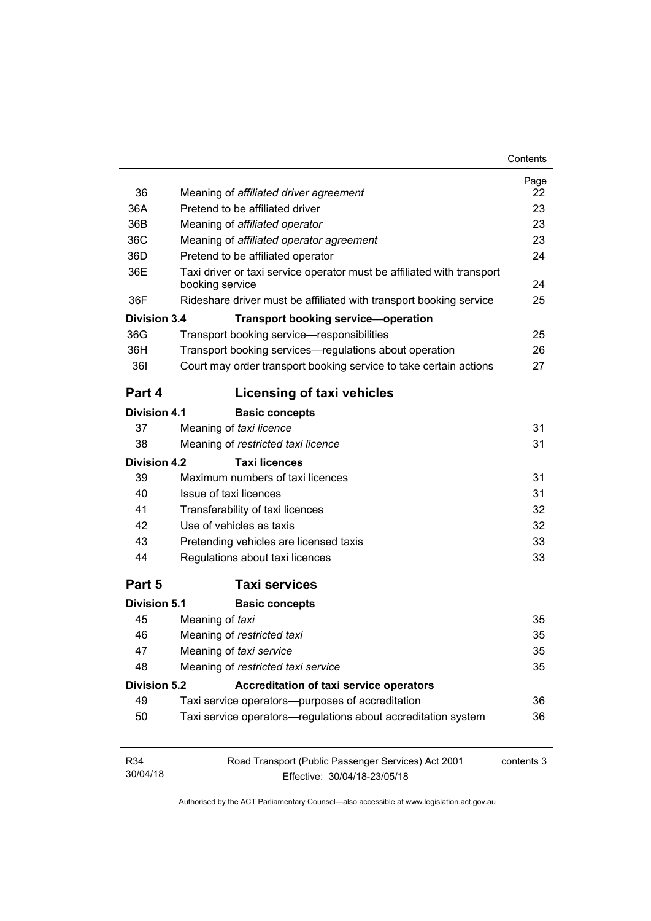| | | Page |
|---|---|---|
| 36 | Meaning of *affiliated driver agreement* | 22 |
| 36A | Pretend to be affiliated driver | 23 |
| 36B | Meaning of *affiliated operator* | 23 |
| 36C | Meaning of *affiliated operator agreement* | 23 |
| 36D | Pretend to be affiliated operator | 24 |
| 36E | Taxi driver or taxi service operator must be affiliated with transport booking service | 24 |
| 36F | Rideshare driver must be affiliated with transport booking service | 25 |
| **Division 3.4** | **Transport booking service—operation** | |
| 36G | Transport booking service—responsibilities | 25 |
| 36H | Transport booking services—regulations about operation | 26 |
| 36I | Court may order transport booking service to take certain actions | 27 |

## Part 4 Licensing of taxi vehicles

| | | |
|---|---|---|
| **Division 4.1** | **Basic concepts** | |
| 37 | Meaning of *taxi licence* | 31 |
| 38 | Meaning of *restricted taxi licence* | 31 |
| **Division 4.2** | **Taxi licences** | |
| 39 | Maximum numbers of taxi licences | 31 |
| 40 | Issue of taxi licences | 31 |
| 41 | Transferability of taxi licences | 32 |
| 42 | Use of vehicles as taxis | 32 |
| 43 | Pretending vehicles are licensed taxis | 33 |
| 44 | Regulations about taxi licences | 33 |

## Part 5 Taxi services

| | | |
|---|---|---|
| **Division 5.1** | **Basic concepts** | |
| 45 | Meaning of *taxi* | 35 |
| 46 | Meaning of *restricted taxi* | 35 |
| 47 | Meaning of *taxi service* | 35 |
| 48 | Meaning of *restricted taxi service* | 35 |
| **Division 5.2** | **Accreditation of taxi service operators** | |
| 49 | Taxi service operators—purposes of accreditation | 36 |
| 50 | Taxi service operators—regulations about accreditation system | 36 |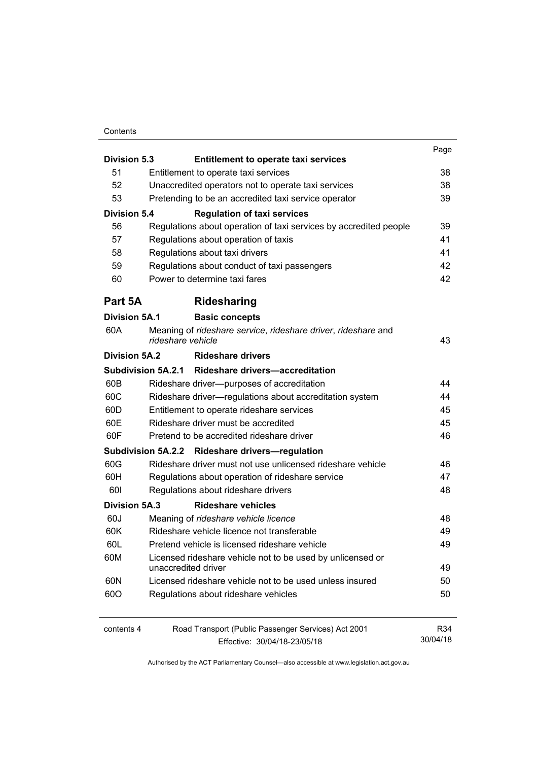| | | Page |
|---|---|---|
| **Division 5.3** | **Entitlement to operate taxi services** | |
| 51 | Entitlement to operate taxi services | 38 |
| 52 | Unaccredited operators not to operate taxi services | 38 |
| 53 | Pretending to be an accredited taxi service operator | 39 |
| **Division 5.4** | **Regulation of taxi services** | |
| 56 | Regulations about operation of taxi services by accredited people | 39 |
| 57 | Regulations about operation of taxis | 41 |
| 58 | Regulations about taxi drivers | 41 |
| 59 | Regulations about conduct of taxi passengers | 42 |
| 60 | Power to determine taxi fares | 42 |
| **Part 5A** | **Ridesharing** | |
| **Division 5A.1** | **Basic concepts** | |
| 60A | Meaning of *rideshare service*, *rideshare driver*, *rideshare* and *rideshare vehicle* | 43 |
| **Division 5A.2** | **Rideshare drivers** | |
| **Subdivision 5A.2.1** | **Rideshare drivers—accreditation** | |
| 60B | Rideshare driver—purposes of accreditation | 44 |
| 60C | Rideshare driver—regulations about accreditation system | 44 |
| 60D | Entitlement to operate rideshare services | 45 |
| 60E | Rideshare driver must be accredited | 45 |
| 60F | Pretend to be accredited rideshare driver | 46 |
| **Subdivision 5A.2.2** | **Rideshare drivers—regulation** | |
| 60G | Rideshare driver must not use unlicensed rideshare vehicle | 46 |
| 60H | Regulations about operation of rideshare service | 47 |
| 60I | Regulations about rideshare drivers | 48 |
| **Division 5A.3** | **Rideshare vehicles** | |
| 60J | Meaning of *rideshare vehicle licence* | 48 |
| 60K | Rideshare vehicle licence not transferable | 49 |
| 60L | Pretend vehicle is licensed rideshare vehicle | 49 |
| 60M | Licensed rideshare vehicle not to be used by unlicensed or unaccredited driver | 49 |
| 60N | Licensed rideshare vehicle not to be used unless insured | 50 |
| 60O | Regulations about rideshare vehicles | 50 |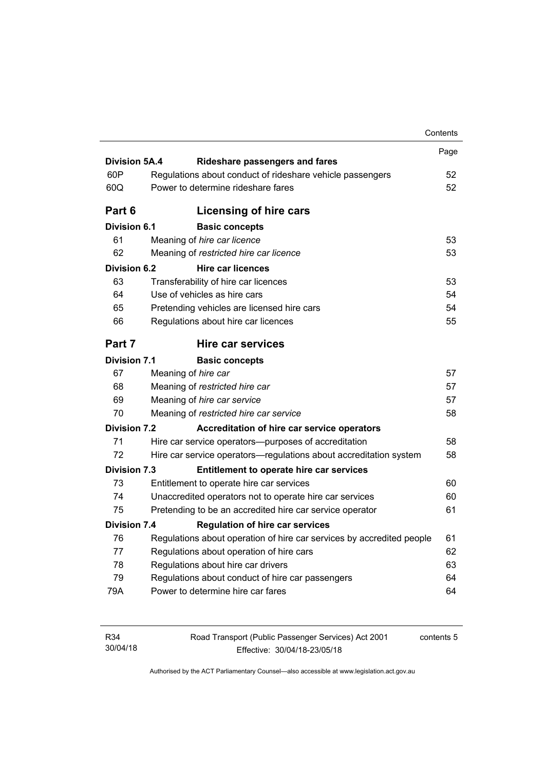| | | Page |
|---|---|---|
| **Division 5A.4** | **Rideshare passengers and fares** | |
| 60P | Regulations about conduct of rideshare vehicle passengers | 52 |
| 60Q | Power to determine rideshare fares | 52 |
| **Part 6** | **Licensing of hire cars** | |
| **Division 6.1** | **Basic concepts** | |
| 61 | Meaning of *hire car licence* | 53 |
| 62 | Meaning of *restricted hire car licence* | 53 |
| **Division 6.2** | **Hire car licences** | |
| 63 | Transferability of hire car licences | 53 |
| 64 | Use of vehicles as hire cars | 54 |
| 65 | Pretending vehicles are licensed hire cars | 54 |
| 66 | Regulations about hire car licences | 55 |
| **Part 7** | **Hire car services** | |
| **Division 7.1** | **Basic concepts** | |
| 67 | Meaning of *hire car* | 57 |
| 68 | Meaning of *restricted hire car* | 57 |
| 69 | Meaning of *hire car service* | 57 |
| 70 | Meaning of *restricted hire car service* | 58 |
| **Division 7.2** | **Accreditation of hire car service operators** | |
| 71 | Hire car service operators—purposes of accreditation | 58 |
| 72 | Hire car service operators—regulations about accreditation system | 58 |
| **Division 7.3** | **Entitlement to operate hire car services** | |
| 73 | Entitlement to operate hire car services | 60 |
| 74 | Unaccredited operators not to operate hire car services | 60 |
| 75 | Pretending to be an accredited hire car service operator | 61 |
| **Division 7.4** | **Regulation of hire car services** | |
| 76 | Regulations about operation of hire car services by accredited people | 61 |
| 77 | Regulations about operation of hire cars | 62 |
| 78 | Regulations about hire car drivers | 63 |
| 79 | Regulations about conduct of hire car passengers | 64 |
| 79A | Power to determine hire car fares | 64 |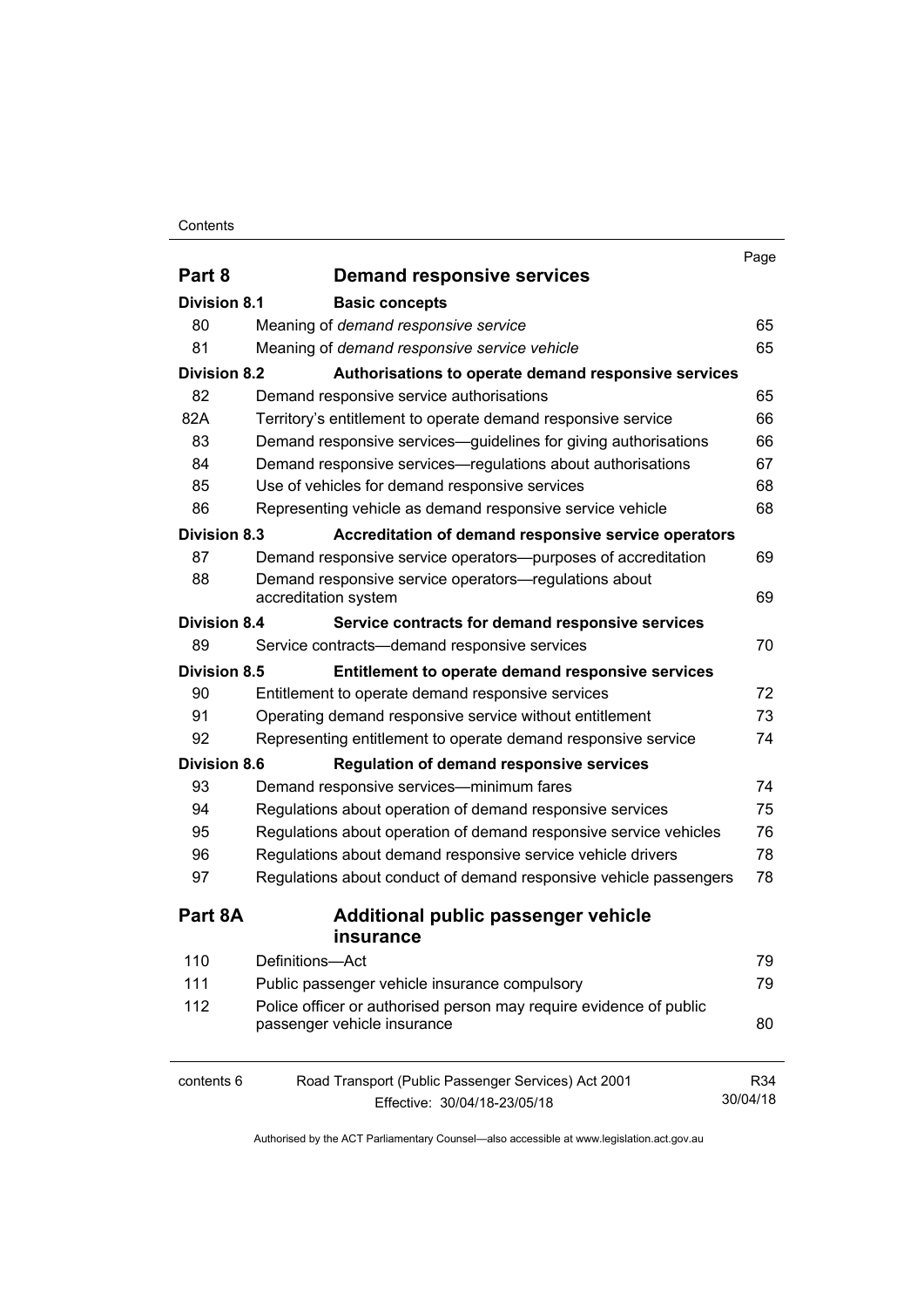| | | Page |
|---|---|---|
| **Part 8** | **Demand responsive services** | |
| **Division 8.1** | **Basic concepts** | |
| 80 | Meaning of *demand responsive service* | 65 |
| 81 | Meaning of *demand responsive service vehicle* | 65 |
| **Division 8.2** | **Authorisations to operate demand responsive services** | |
| 82 | Demand responsive service authorisations | 65 |
| 82A | Territory's entitlement to operate demand responsive service | 66 |
| 83 | Demand responsive services—guidelines for giving authorisations | 66 |
| 84 | Demand responsive services—regulations about authorisations | 67 |
| 85 | Use of vehicles for demand responsive services | 68 |
| 86 | Representing vehicle as demand responsive service vehicle | 68 |
| **Division 8.3** | **Accreditation of demand responsive service operators** | |
| 87 | Demand responsive service operators—purposes of accreditation | 69 |
| 88 | Demand responsive service operators—regulations about accreditation system | 69 |
| **Division 8.4** | **Service contracts for demand responsive services** | |
| 89 | Service contracts—demand responsive services | 70 |
| **Division 8.5** | **Entitlement to operate demand responsive services** | |
| 90 | Entitlement to operate demand responsive services | 72 |
| 91 | Operating demand responsive service without entitlement | 73 |
| 92 | Representing entitlement to operate demand responsive service | 74 |
| **Division 8.6** | **Regulation of demand responsive services** | |
| 93 | Demand responsive services—minimum fares | 74 |
| 94 | Regulations about operation of demand responsive services | 75 |
| 95 | Regulations about operation of demand responsive service vehicles | 76 |
| 96 | Regulations about demand responsive service vehicle drivers | 78 |
| 97 | Regulations about conduct of demand responsive vehicle passengers | 78 |
| **Part 8A** | **Additional public passenger vehicle insurance** | |
| 110 | Definitions—Act | 79 |
| 111 | Public passenger vehicle insurance compulsory | 79 |
| 112 | Police officer or authorised person may require evidence of public passenger vehicle insurance | 80 |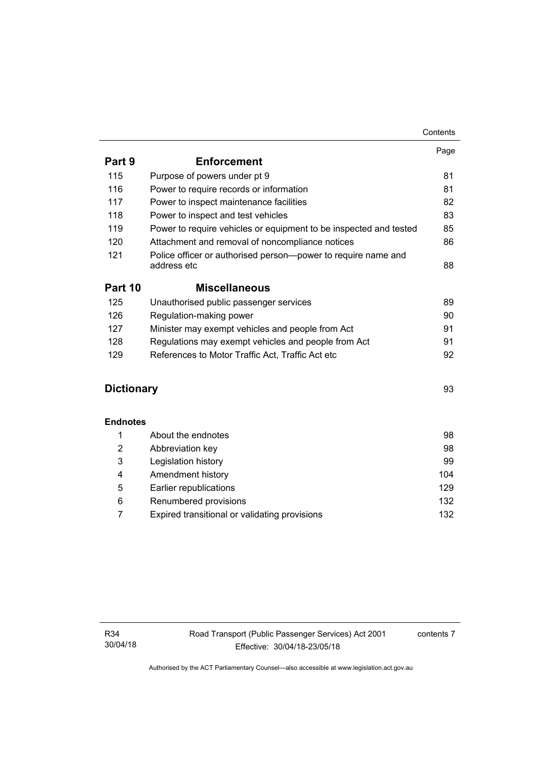| | | Page |
|---|---|---|
| **Part 9** | **Enforcement** | |
| 115 | Purpose of powers under pt 9 | 81 |
| 116 | Power to require records or information | 81 |
| 117 | Power to inspect maintenance facilities | 82 |
| 118 | Power to inspect and test vehicles | 83 |
| 119 | Power to require vehicles or equipment to be inspected and tested | 85 |
| 120 | Attachment and removal of noncompliance notices | 86 |
| 121 | Police officer or authorised person—power to require name and address etc | 88 |
| **Part 10** | **Miscellaneous** | |
| 125 | Unauthorised public passenger services | 89 |
| 126 | Regulation-making power | 90 |
| 127 | Minister may exempt vehicles and people from Act | 91 |
| 128 | Regulations may exempt vehicles and people from Act | 91 |
| 129 | References to Motor Traffic Act, Traffic Act etc | 92 |
| **Dictionary** | | 93 |
| **Endnotes** | | |
| 1 | About the endnotes | 98 |
| 2 | Abbreviation key | 98 |
| 3 | Legislation history | 99 |
| 4 | Amendment history | 104 |
| 5 | Earlier republications | 129 |
| 6 | Renumbered provisions | 132 |
| 7 | Expired transitional or validating provisions | 132 |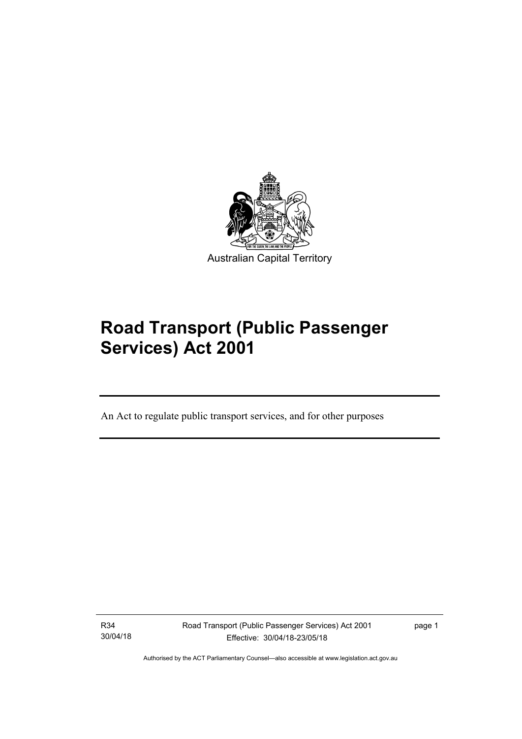Australian Capital Territory

# Road Transport (Public Passenger Services) Act 2001

An Act to regulate public transport services, and for other purposes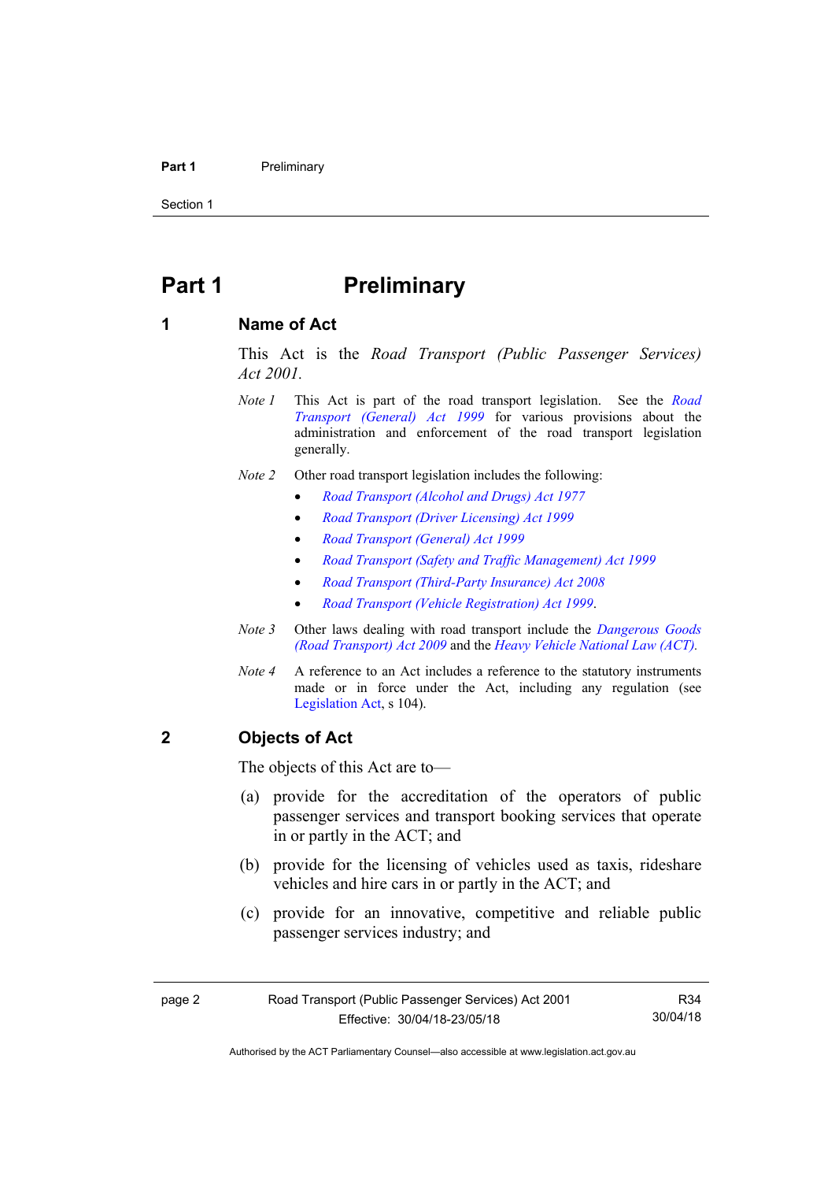# Part 1 Preliminary

## 1 Name of Act

This Act is the *Road Transport (Public Passenger Services) Act 2001*.

*Note 1* This Act is part of the road transport legislation. See the *Road Transport (General) Act 1999* for various provisions about the administration and enforcement of the road transport legislation generally.

*Note 2* Other road transport legislation includes the following:

- *Road Transport (Alcohol and Drugs) Act 1977*
- *Road Transport (Driver Licensing) Act 1999*
- *Road Transport (General) Act 1999*
- *Road Transport (Safety and Traffic Management) Act 1999*
- *Road Transport (Third-Party Insurance) Act 2008*
- *Road Transport (Vehicle Registration) Act 1999*.

*Note 3* Other laws dealing with road transport include the *Dangerous Goods (Road Transport) Act 2009* and the *Heavy Vehicle National Law (ACT).*

*Note 4* A reference to an Act includes a reference to the statutory instruments made or in force under the Act, including any regulation (see Legislation Act, s 104).

## 2 Objects of Act

The objects of this Act are to—

(a) provide for the accreditation of the operators of public passenger services and transport booking services that operate in or partly in the ACT; and

(b) provide for the licensing of vehicles used as taxis, rideshare vehicles and hire cars in or partly in the ACT; and

(c) provide for an innovative, competitive and reliable public passenger services industry; and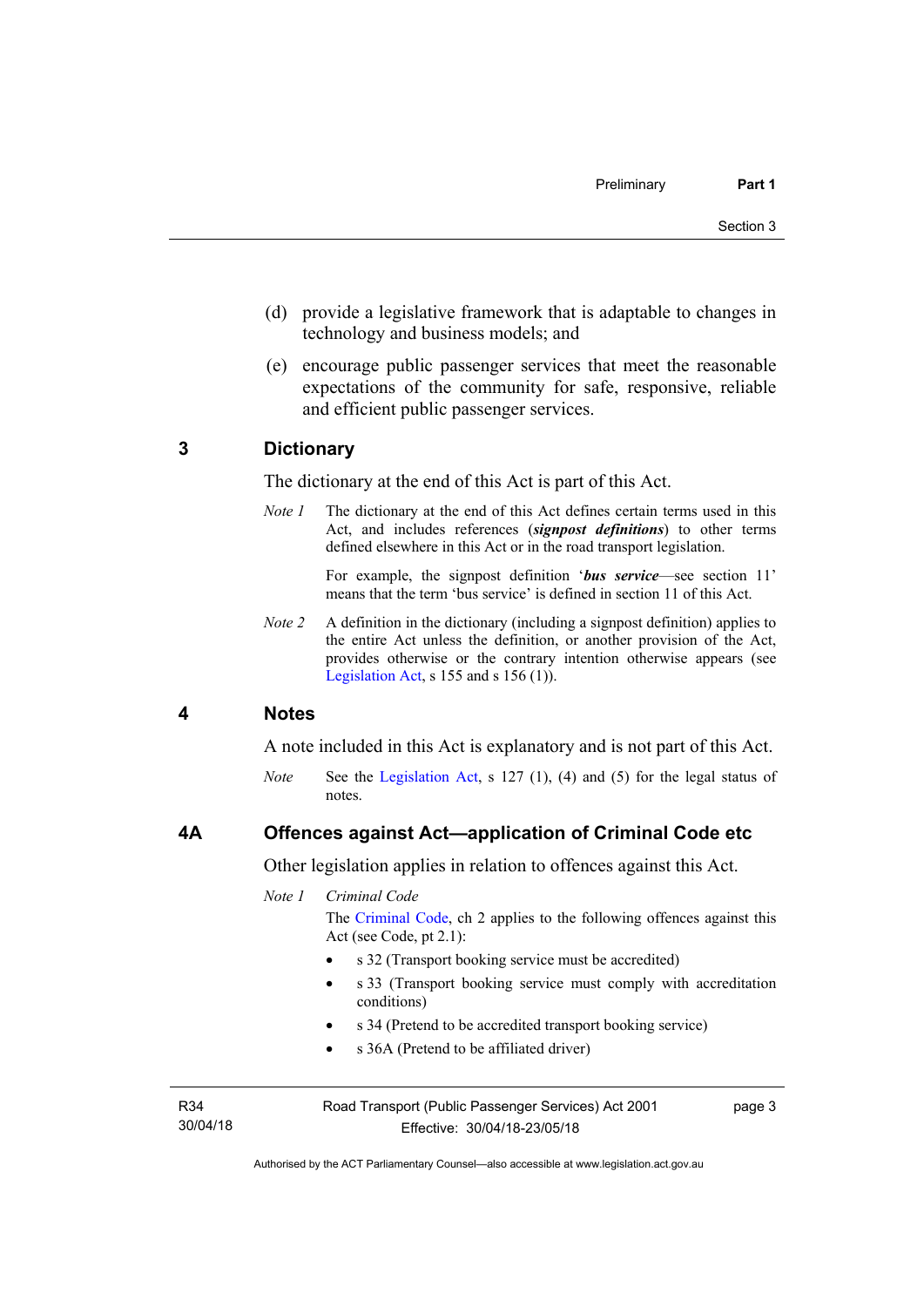(d) provide a legislative framework that is adaptable to changes in technology and business models; and

(e) encourage public passenger services that meet the reasonable expectations of the community for safe, responsive, reliable and efficient public passenger services.

## 3 Dictionary

The dictionary at the end of this Act is part of this Act.

*Note 1* The dictionary at the end of this Act defines certain terms used in this Act, and includes references (***signpost definitions***) to other terms defined elsewhere in this Act or in the road transport legislation.

For example, the signpost definition '***bus service***—see section 11' means that the term 'bus service' is defined in section 11 of this Act.

*Note 2* A definition in the dictionary (including a signpost definition) applies to the entire Act unless the definition, or another provision of the Act, provides otherwise or the contrary intention otherwise appears (see Legislation Act, s 155 and s 156 (1)).

## 4 Notes

A note included in this Act is explanatory and is not part of this Act.

*Note* See the Legislation Act, s 127 (1), (4) and (5) for the legal status of notes.

## 4A Offences against Act—application of Criminal Code etc

Other legislation applies in relation to offences against this Act.

*Note 1* *Criminal Code*

The Criminal Code, ch 2 applies to the following offences against this Act (see Code, pt 2.1):

- s 32 (Transport booking service must be accredited)
- s 33 (Transport booking service must comply with accreditation conditions)
- s 34 (Pretend to be accredited transport booking service)
- s 36A (Pretend to be affiliated driver)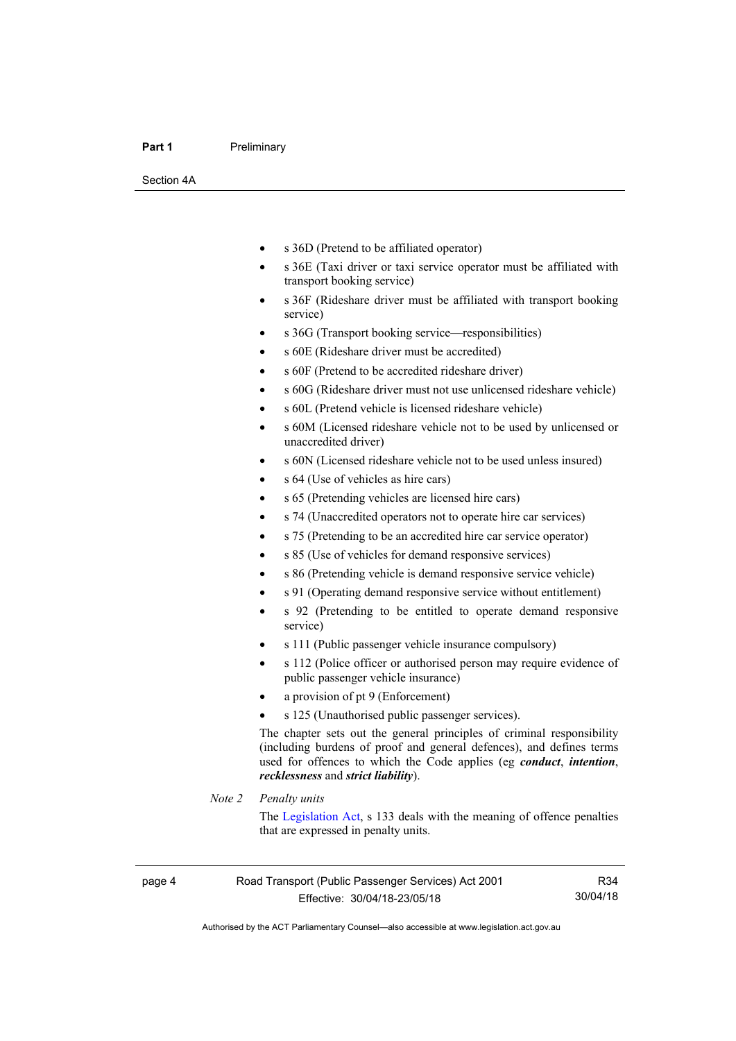- s 36D (Pretend to be affiliated operator)
- s 36E (Taxi driver or taxi service operator must be affiliated with transport booking service)
- s 36F (Rideshare driver must be affiliated with transport booking service)
- s 36G (Transport booking service—responsibilities)
- s 60E (Rideshare driver must be accredited)
- s 60F (Pretend to be accredited rideshare driver)
- s 60G (Rideshare driver must not use unlicensed rideshare vehicle)
- s 60L (Pretend vehicle is licensed rideshare vehicle)
- s 60M (Licensed rideshare vehicle not to be used by unlicensed or unaccredited driver)
- s 60N (Licensed rideshare vehicle not to be used unless insured)
- s 64 (Use of vehicles as hire cars)
- s 65 (Pretending vehicles are licensed hire cars)
- s 74 (Unaccredited operators not to operate hire car services)
- s 75 (Pretending to be an accredited hire car service operator)
- s 85 (Use of vehicles for demand responsive services)
- s 86 (Pretending vehicle is demand responsive service vehicle)
- s 91 (Operating demand responsive service without entitlement)
- s 92 (Pretending to be entitled to operate demand responsive service)
- s 111 (Public passenger vehicle insurance compulsory)
- s 112 (Police officer or authorised person may require evidence of public passenger vehicle insurance)
- a provision of pt 9 (Enforcement)
- s 125 (Unauthorised public passenger services).

The chapter sets out the general principles of criminal responsibility (including burdens of proof and general defences), and defines terms used for offences to which the Code applies (eg ***conduct***, ***intention***, ***recklessness*** and ***strict liability***).

*Note 2* *Penalty units*

The Legislation Act, s 133 deals with the meaning of offence penalties that are expressed in penalty units.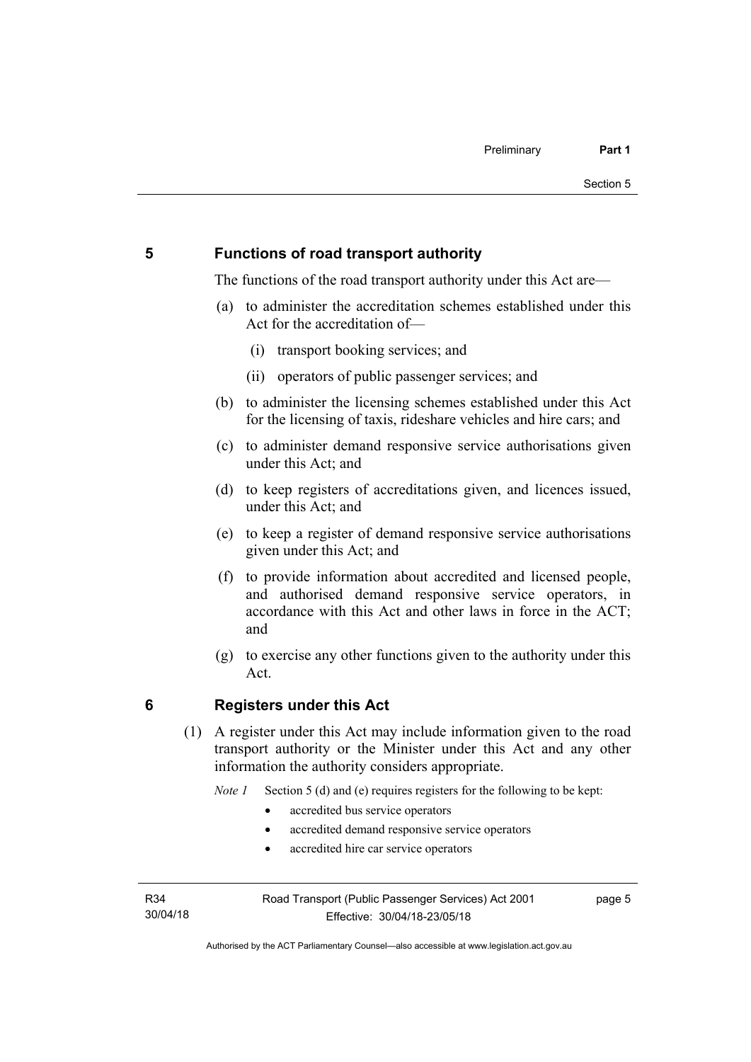## 5 Functions of road transport authority

The functions of the road transport authority under this Act are—

(a) to administer the accreditation schemes established under this Act for the accreditation of—

  (i) transport booking services; and

  (ii) operators of public passenger services; and

(b) to administer the licensing schemes established under this Act for the licensing of taxis, rideshare vehicles and hire cars; and

(c) to administer demand responsive service authorisations given under this Act; and

(d) to keep registers of accreditations given, and licences issued, under this Act; and

(e) to keep a register of demand responsive service authorisations given under this Act; and

(f) to provide information about accredited and licensed people, and authorised demand responsive service operators, in accordance with this Act and other laws in force in the ACT; and

(g) to exercise any other functions given to the authority under this Act.

## 6 Registers under this Act

(1) A register under this Act may include information given to the road transport authority or the Minister under this Act and any other information the authority considers appropriate.

*Note 1* Section 5 (d) and (e) requires registers for the following to be kept:

- accredited bus service operators
- accredited demand responsive service operators
- accredited hire car service operators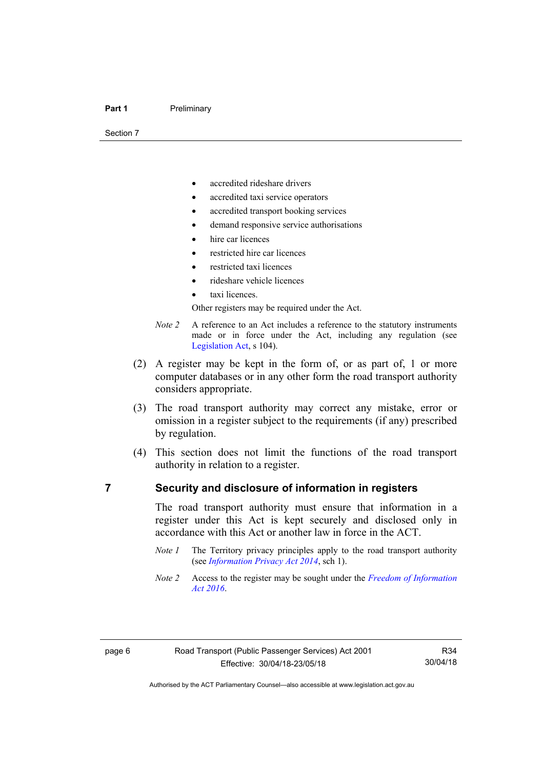- accredited rideshare drivers
- accredited taxi service operators
- accredited transport booking services
- demand responsive service authorisations
- hire car licences
- restricted hire car licences
- restricted taxi licences
- rideshare vehicle licences
- taxi licences.

Other registers may be required under the Act.

*Note 2* A reference to an Act includes a reference to the statutory instruments made or in force under the Act, including any regulation (see Legislation Act, s 104).

(2) A register may be kept in the form of, or as part of, 1 or more computer databases or in any other form the road transport authority considers appropriate.

(3) The road transport authority may correct any mistake, error or omission in a register subject to the requirements (if any) prescribed by regulation.

(4) This section does not limit the functions of the road transport authority in relation to a register.

## 7 Security and disclosure of information in registers

The road transport authority must ensure that information in a register under this Act is kept securely and disclosed only in accordance with this Act or another law in force in the ACT.

*Note 1* The Territory privacy principles apply to the road transport authority (see *Information Privacy Act 2014*, sch 1).

*Note 2* Access to the register may be sought under the *Freedom of Information Act 2016*.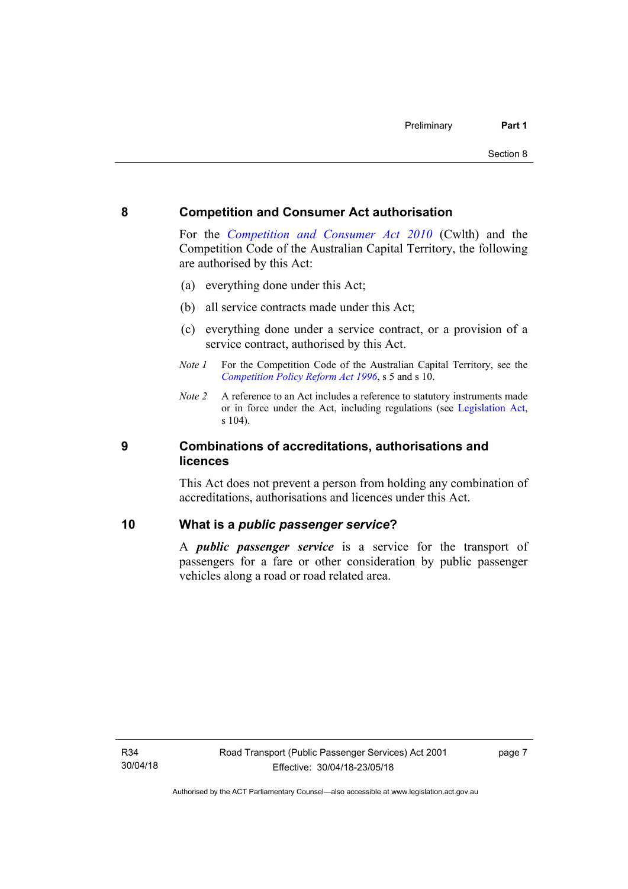## 8 Competition and Consumer Act authorisation

For the *Competition and Consumer Act 2010* (Cwlth) and the Competition Code of the Australian Capital Territory, the following are authorised by this Act:

(a) everything done under this Act;

(b) all service contracts made under this Act;

(c) everything done under a service contract, or a provision of a service contract, authorised by this Act.

*Note 1* For the Competition Code of the Australian Capital Territory, see the *Competition Policy Reform Act 1996*, s 5 and s 10.

*Note 2* A reference to an Act includes a reference to statutory instruments made or in force under the Act, including regulations (see Legislation Act, s 104).

## 9 Combinations of accreditations, authorisations and licences

This Act does not prevent a person from holding any combination of accreditations, authorisations and licences under this Act.

## 10 What is a *public passenger service*?

A ***public passenger service*** is a service for the transport of passengers for a fare or other consideration by public passenger vehicles along a road or road related area.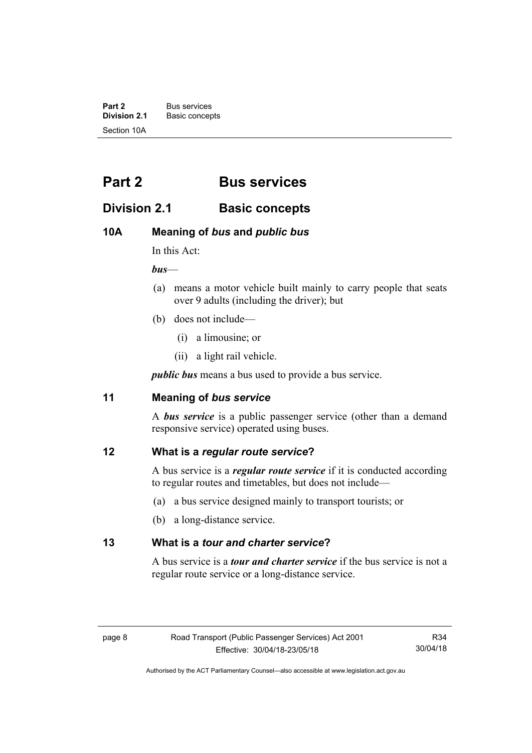# Part 2 Bus services

## Division 2.1 Basic concepts

### 10A Meaning of *bus* and *public bus*

In this Act:

***bus***—

(a) means a motor vehicle built mainly to carry people that seats over 9 adults (including the driver); but

(b) does not include—

(i) a limousine; or

(ii) a light rail vehicle.

***public bus*** means a bus used to provide a bus service.

### 11 Meaning of *bus service*

A ***bus service*** is a public passenger service (other than a demand responsive service) operated using buses.

### 12 What is a *regular route service*?

A bus service is a ***regular route service*** if it is conducted according to regular routes and timetables, but does not include—

(a) a bus service designed mainly to transport tourists; or

(b) a long-distance service.

### 13 What is a *tour and charter service*?

A bus service is a ***tour and charter service*** if the bus service is not a regular route service or a long-distance service.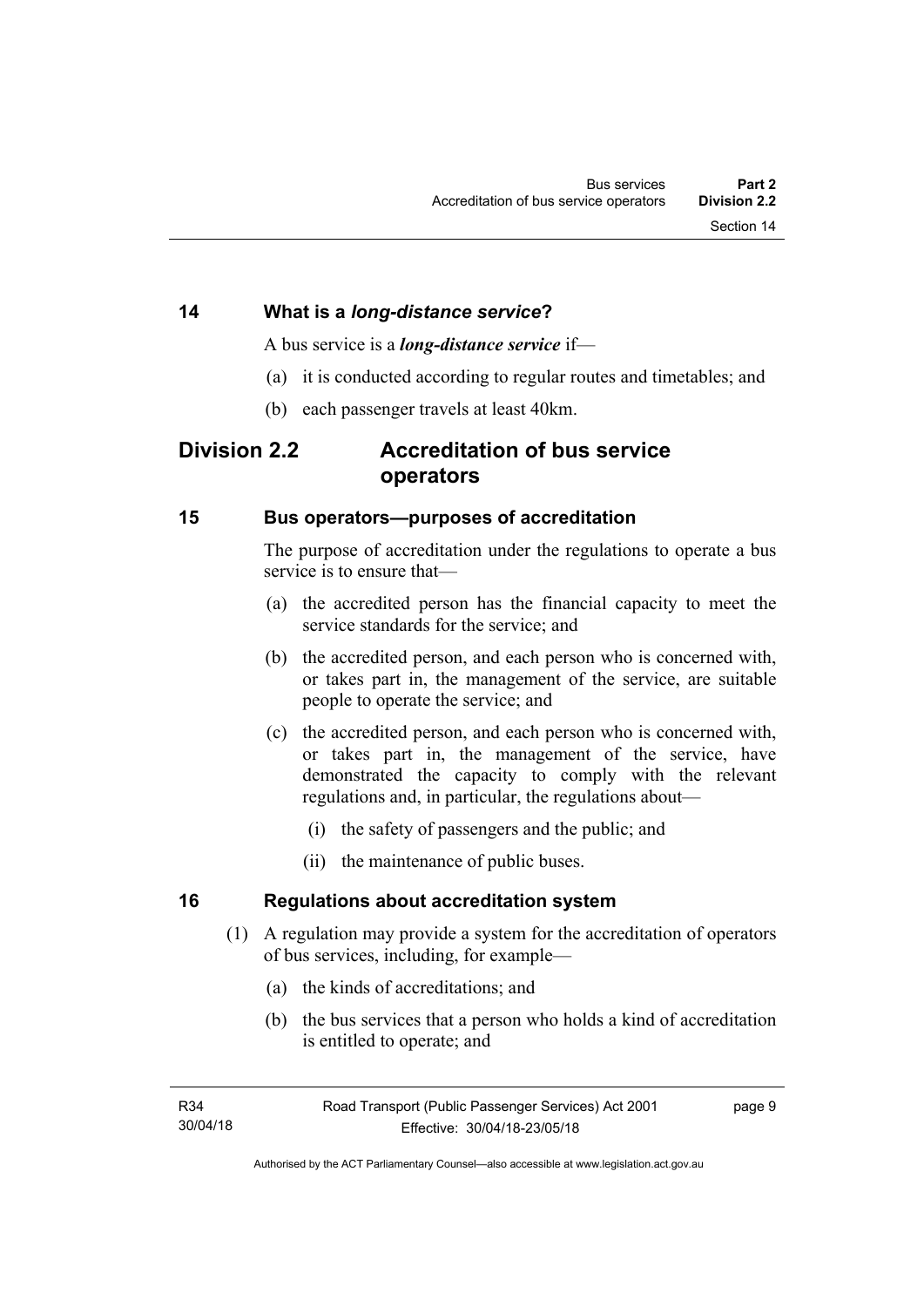### 14 What is a *long-distance service*?

A bus service is a ***long-distance service*** if—

(a) it is conducted according to regular routes and timetables; and

(b) each passenger travels at least 40km.

## Division 2.2 Accreditation of bus service operators

### 15 Bus operators—purposes of accreditation

The purpose of accreditation under the regulations to operate a bus service is to ensure that—

(a) the accredited person has the financial capacity to meet the service standards for the service; and

(b) the accredited person, and each person who is concerned with, or takes part in, the management of the service, are suitable people to operate the service; and

(c) the accredited person, and each person who is concerned with, or takes part in, the management of the service, have demonstrated the capacity to comply with the relevant regulations and, in particular, the regulations about—

  (i) the safety of passengers and the public; and

  (ii) the maintenance of public buses.

### 16 Regulations about accreditation system

(1) A regulation may provide a system for the accreditation of operators of bus services, including, for example—

  (a) the kinds of accreditations; and

  (b) the bus services that a person who holds a kind of accreditation is entitled to operate; and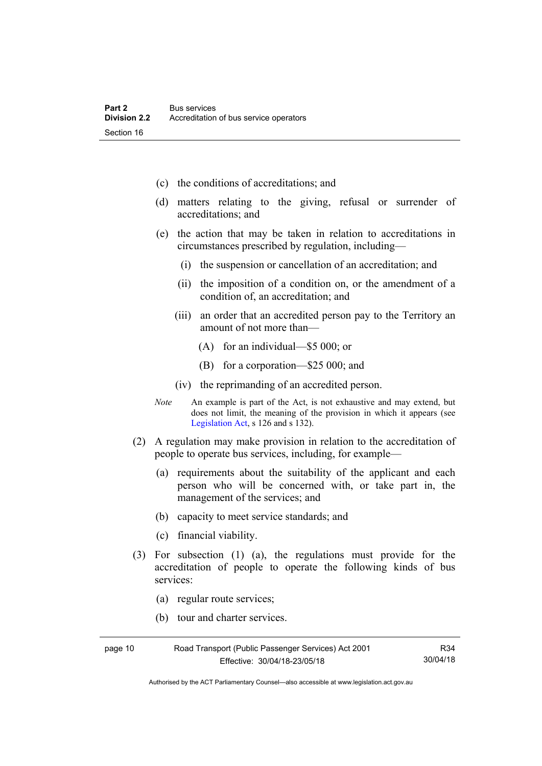(c) the conditions of accreditations; and

(d) matters relating to the giving, refusal or surrender of accreditations; and

(e) the action that may be taken in relation to accreditations in circumstances prescribed by regulation, including—

   (i) the suspension or cancellation of an accreditation; and

   (ii) the imposition of a condition on, or the amendment of a condition of, an accreditation; and

   (iii) an order that an accredited person pay to the Territory an amount of not more than—

      (A) for an individual—$5 000; or

      (B) for a corporation—$25 000; and

   (iv) the reprimanding of an accredited person.

*Note* An example is part of the Act, is not exhaustive and may extend, but does not limit, the meaning of the provision in which it appears (see Legislation Act, s 126 and s 132).

(2) A regulation may make provision in relation to the accreditation of people to operate bus services, including, for example—

(a) requirements about the suitability of the applicant and each person who will be concerned with, or take part in, the management of the services; and

(b) capacity to meet service standards; and

(c) financial viability.

(3) For subsection (1) (a), the regulations must provide for the accreditation of people to operate the following kinds of bus services:

(a) regular route services;

(b) tour and charter services.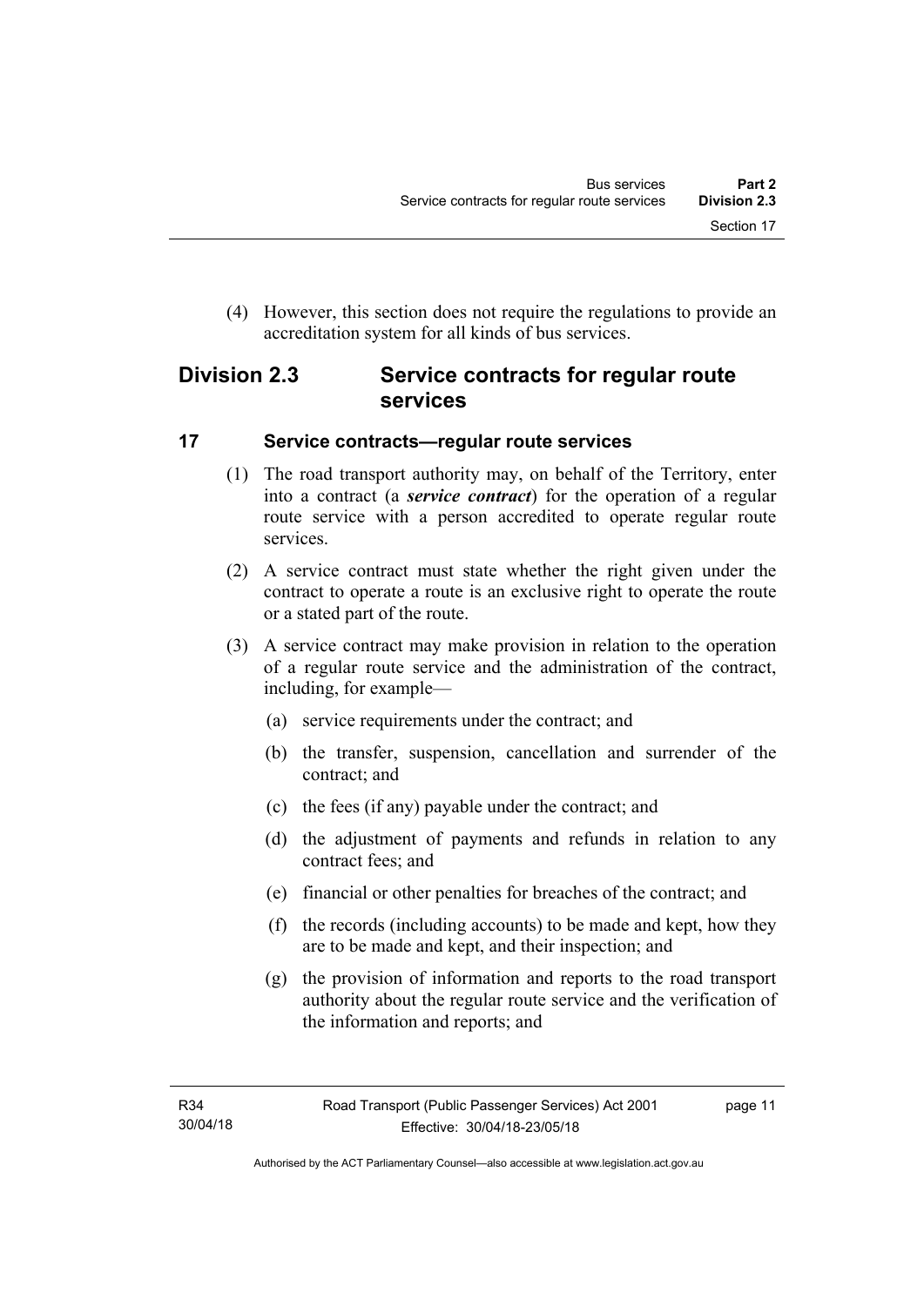(4) However, this section does not require the regulations to provide an accreditation system for all kinds of bus services.

## Division 2.3 Service contracts for regular route services

### 17 Service contracts—regular route services

(1) The road transport authority may, on behalf of the Territory, enter into a contract (a ***service contract***) for the operation of a regular route service with a person accredited to operate regular route services.

(2) A service contract must state whether the right given under the contract to operate a route is an exclusive right to operate the route or a stated part of the route.

(3) A service contract may make provision in relation to the operation of a regular route service and the administration of the contract, including, for example—

(a) service requirements under the contract; and

(b) the transfer, suspension, cancellation and surrender of the contract; and

(c) the fees (if any) payable under the contract; and

(d) the adjustment of payments and refunds in relation to any contract fees; and

(e) financial or other penalties for breaches of the contract; and

(f) the records (including accounts) to be made and kept, how they are to be made and kept, and their inspection; and

(g) the provision of information and reports to the road transport authority about the regular route service and the verification of the information and reports; and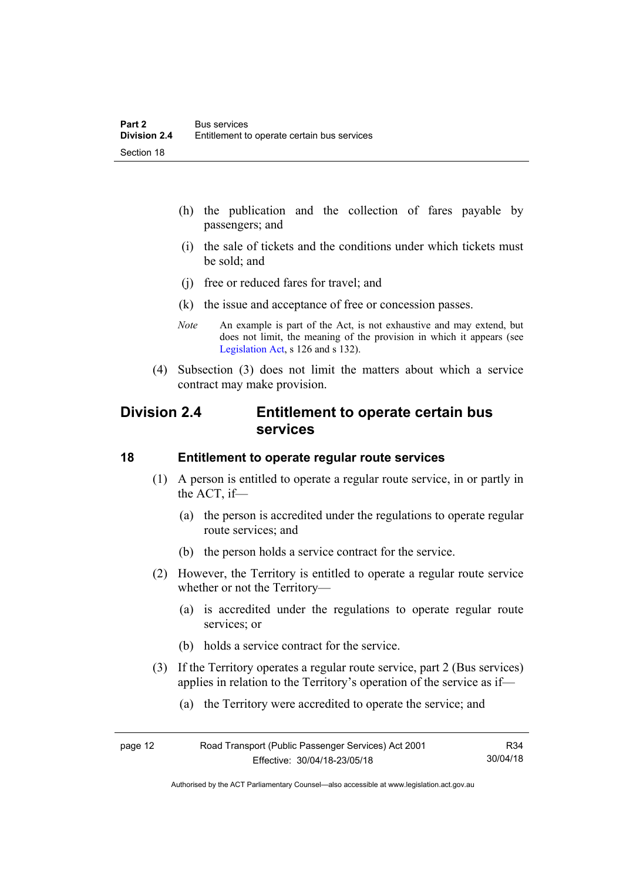(h) the publication and the collection of fares payable by passengers; and

(i) the sale of tickets and the conditions under which tickets must be sold; and

(j) free or reduced fares for travel; and

(k) the issue and acceptance of free or concession passes.

*Note* An example is part of the Act, is not exhaustive and may extend, but does not limit, the meaning of the provision in which it appears (see Legislation Act, s 126 and s 132).

(4) Subsection (3) does not limit the matters about which a service contract may make provision.

## Division 2.4 Entitlement to operate certain bus services

### 18 Entitlement to operate regular route services

(1) A person is entitled to operate a regular route service, in or partly in the ACT, if—

(a) the person is accredited under the regulations to operate regular route services; and

(b) the person holds a service contract for the service.

(2) However, the Territory is entitled to operate a regular route service whether or not the Territory—

(a) is accredited under the regulations to operate regular route services; or

(b) holds a service contract for the service.

(3) If the Territory operates a regular route service, part 2 (Bus services) applies in relation to the Territory's operation of the service as if—

(a) the Territory were accredited to operate the service; and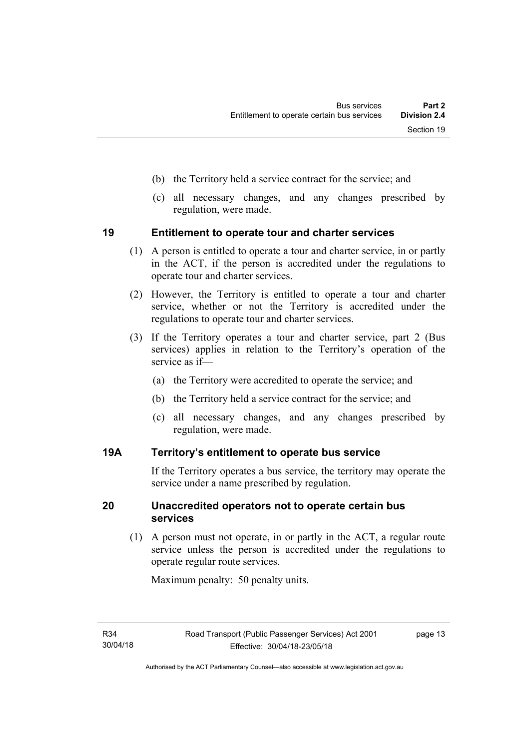(b) the Territory held a service contract for the service; and

(c) all necessary changes, and any changes prescribed by regulation, were made.

## 19 Entitlement to operate tour and charter services

(1) A person is entitled to operate a tour and charter service, in or partly in the ACT, if the person is accredited under the regulations to operate tour and charter services.

(2) However, the Territory is entitled to operate a tour and charter service, whether or not the Territory is accredited under the regulations to operate tour and charter services.

(3) If the Territory operates a tour and charter service, part 2 (Bus services) applies in relation to the Territory's operation of the service as if—

(a) the Territory were accredited to operate the service; and

(b) the Territory held a service contract for the service; and

(c) all necessary changes, and any changes prescribed by regulation, were made.

## 19A Territory's entitlement to operate bus service

If the Territory operates a bus service, the territory may operate the service under a name prescribed by regulation.

## 20 Unaccredited operators not to operate certain bus services

(1) A person must not operate, in or partly in the ACT, a regular route service unless the person is accredited under the regulations to operate regular route services.

Maximum penalty: 50 penalty units.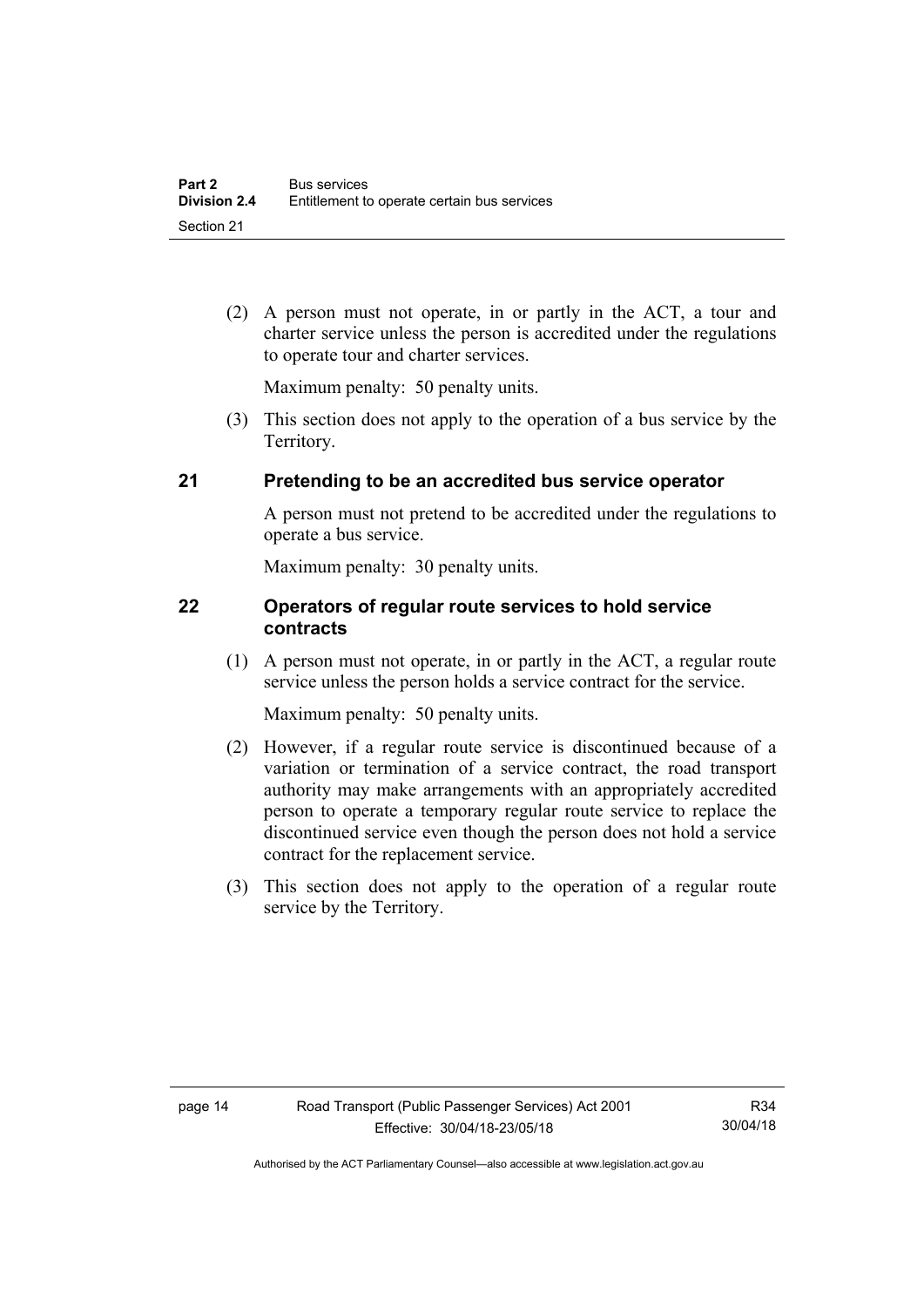(2) A person must not operate, in or partly in the ACT, a tour and charter service unless the person is accredited under the regulations to operate tour and charter services.

Maximum penalty: 50 penalty units.

(3) This section does not apply to the operation of a bus service by the Territory.

## 21 Pretending to be an accredited bus service operator

A person must not pretend to be accredited under the regulations to operate a bus service.

Maximum penalty: 30 penalty units.

## 22 Operators of regular route services to hold service contracts

(1) A person must not operate, in or partly in the ACT, a regular route service unless the person holds a service contract for the service.

Maximum penalty: 50 penalty units.

(2) However, if a regular route service is discontinued because of a variation or termination of a service contract, the road transport authority may make arrangements with an appropriately accredited person to operate a temporary regular route service to replace the discontinued service even though the person does not hold a service contract for the replacement service.

(3) This section does not apply to the operation of a regular route service by the Territory.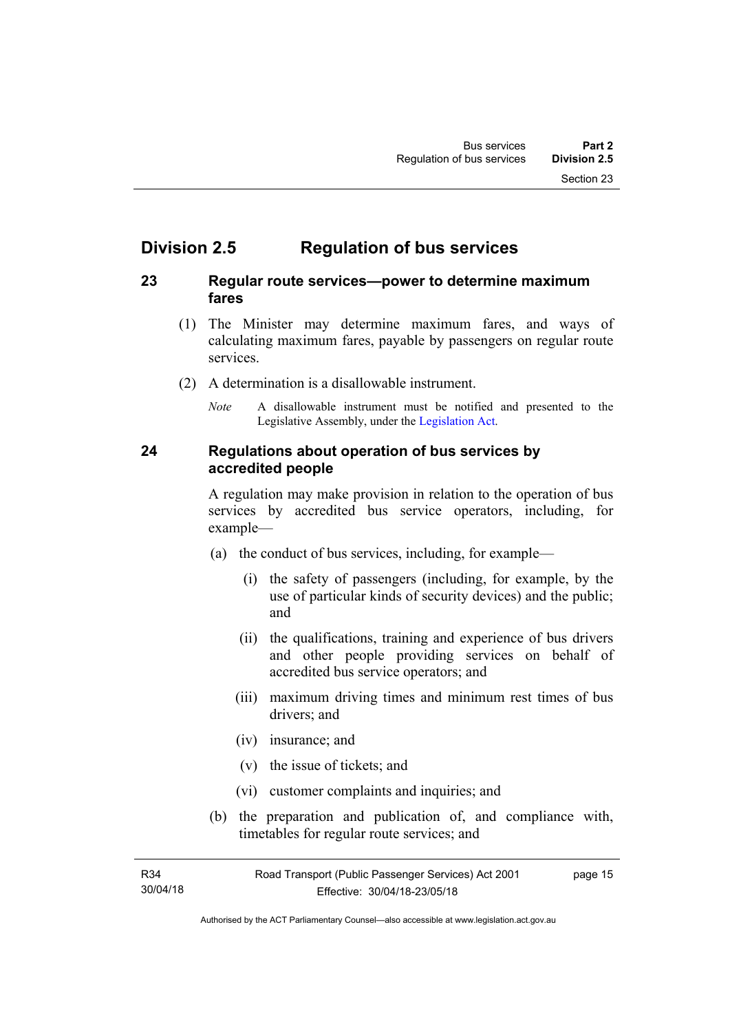## Division 2.5 Regulation of bus services

### 23 Regular route services—power to determine maximum fares

(1) The Minister may determine maximum fares, and ways of calculating maximum fares, payable by passengers on regular route services.

(2) A determination is a disallowable instrument.

*Note* A disallowable instrument must be notified and presented to the Legislative Assembly, under the Legislation Act.

### 24 Regulations about operation of bus services by accredited people

A regulation may make provision in relation to the operation of bus services by accredited bus service operators, including, for example—

(a) the conduct of bus services, including, for example—

(i) the safety of passengers (including, for example, by the use of particular kinds of security devices) and the public; and

(ii) the qualifications, training and experience of bus drivers and other people providing services on behalf of accredited bus service operators; and

(iii) maximum driving times and minimum rest times of bus drivers; and

(iv) insurance; and

(v) the issue of tickets; and

(vi) customer complaints and inquiries; and

(b) the preparation and publication of, and compliance with, timetables for regular route services; and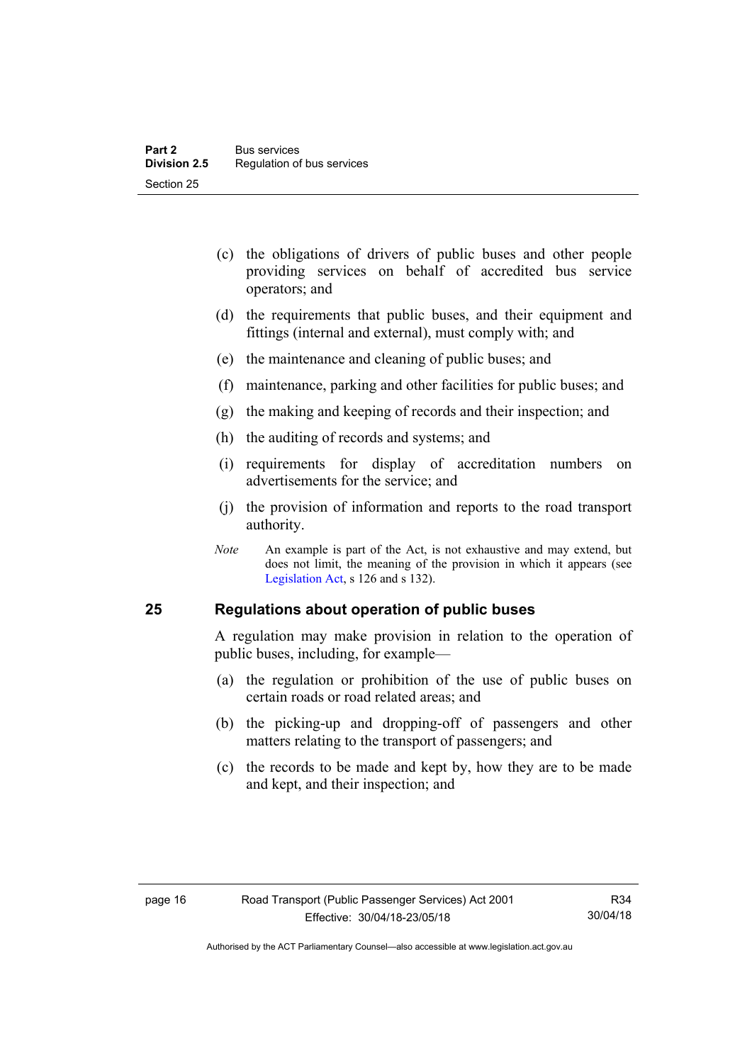(c) the obligations of drivers of public buses and other people providing services on behalf of accredited bus service operators; and

(d) the requirements that public buses, and their equipment and fittings (internal and external), must comply with; and

(e) the maintenance and cleaning of public buses; and

(f) maintenance, parking and other facilities for public buses; and

(g) the making and keeping of records and their inspection; and

(h) the auditing of records and systems; and

(i) requirements for display of accreditation numbers on advertisements for the service; and

(j) the provision of information and reports to the road transport authority.

*Note* An example is part of the Act, is not exhaustive and may extend, but does not limit, the meaning of the provision in which it appears (see Legislation Act, s 126 and s 132).

## 25 Regulations about operation of public buses

A regulation may make provision in relation to the operation of public buses, including, for example—

(a) the regulation or prohibition of the use of public buses on certain roads or road related areas; and

(b) the picking-up and dropping-off of passengers and other matters relating to the transport of passengers; and

(c) the records to be made and kept by, how they are to be made and kept, and their inspection; and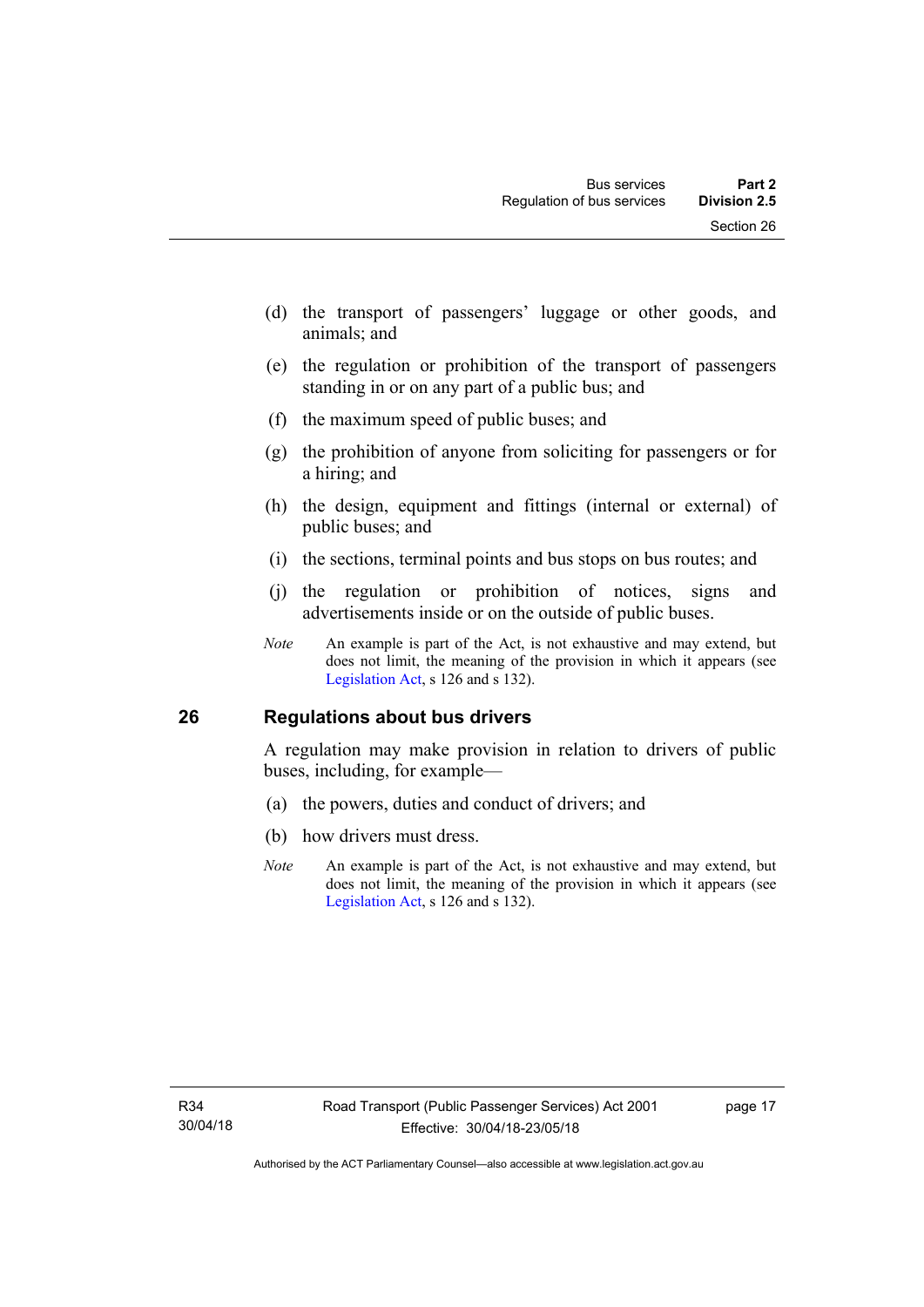(d) the transport of passengers' luggage or other goods, and animals; and

(e) the regulation or prohibition of the transport of passengers standing in or on any part of a public bus; and

(f) the maximum speed of public buses; and

(g) the prohibition of anyone from soliciting for passengers or for a hiring; and

(h) the design, equipment and fittings (internal or external) of public buses; and

(i) the sections, terminal points and bus stops on bus routes; and

(j) the regulation or prohibition of notices, signs and advertisements inside or on the outside of public buses.

*Note* An example is part of the Act, is not exhaustive and may extend, but does not limit, the meaning of the provision in which it appears (see Legislation Act, s 126 and s 132).

## 26 Regulations about bus drivers

A regulation may make provision in relation to drivers of public buses, including, for example—

(a) the powers, duties and conduct of drivers; and

(b) how drivers must dress.

*Note* An example is part of the Act, is not exhaustive and may extend, but does not limit, the meaning of the provision in which it appears (see Legislation Act, s 126 and s 132).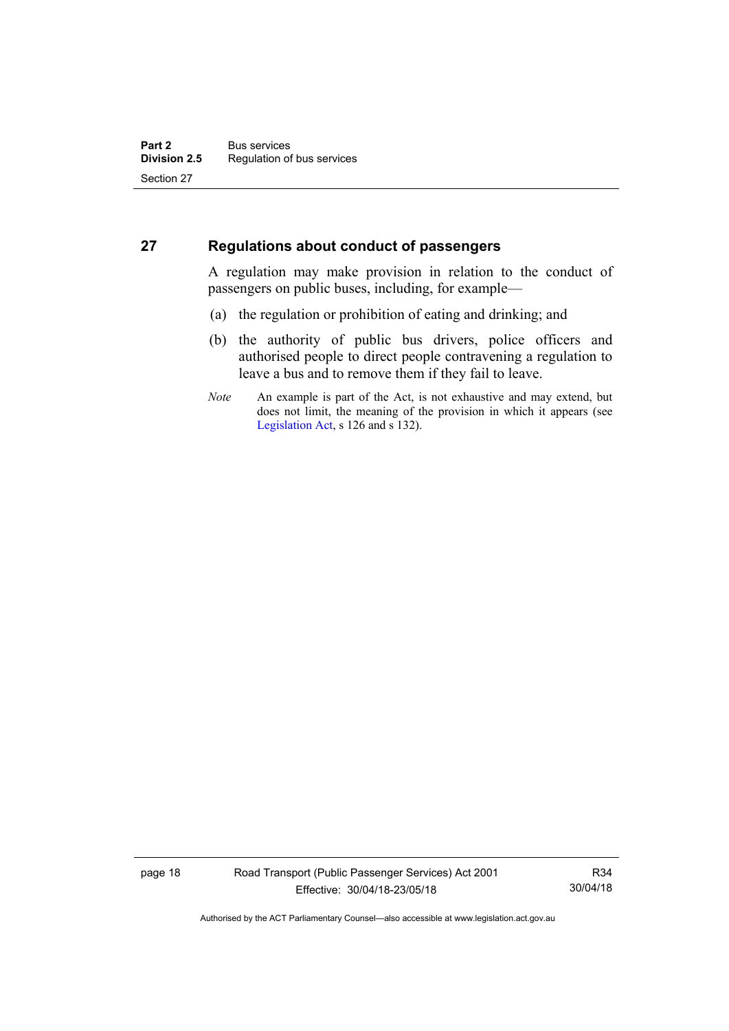## 27 Regulations about conduct of passengers

A regulation may make provision in relation to the conduct of passengers on public buses, including, for example—

(a) the regulation or prohibition of eating and drinking; and

(b) the authority of public bus drivers, police officers and authorised people to direct people contravening a regulation to leave a bus and to remove them if they fail to leave.

*Note* An example is part of the Act, is not exhaustive and may extend, but does not limit, the meaning of the provision in which it appears (see Legislation Act, s 126 and s 132).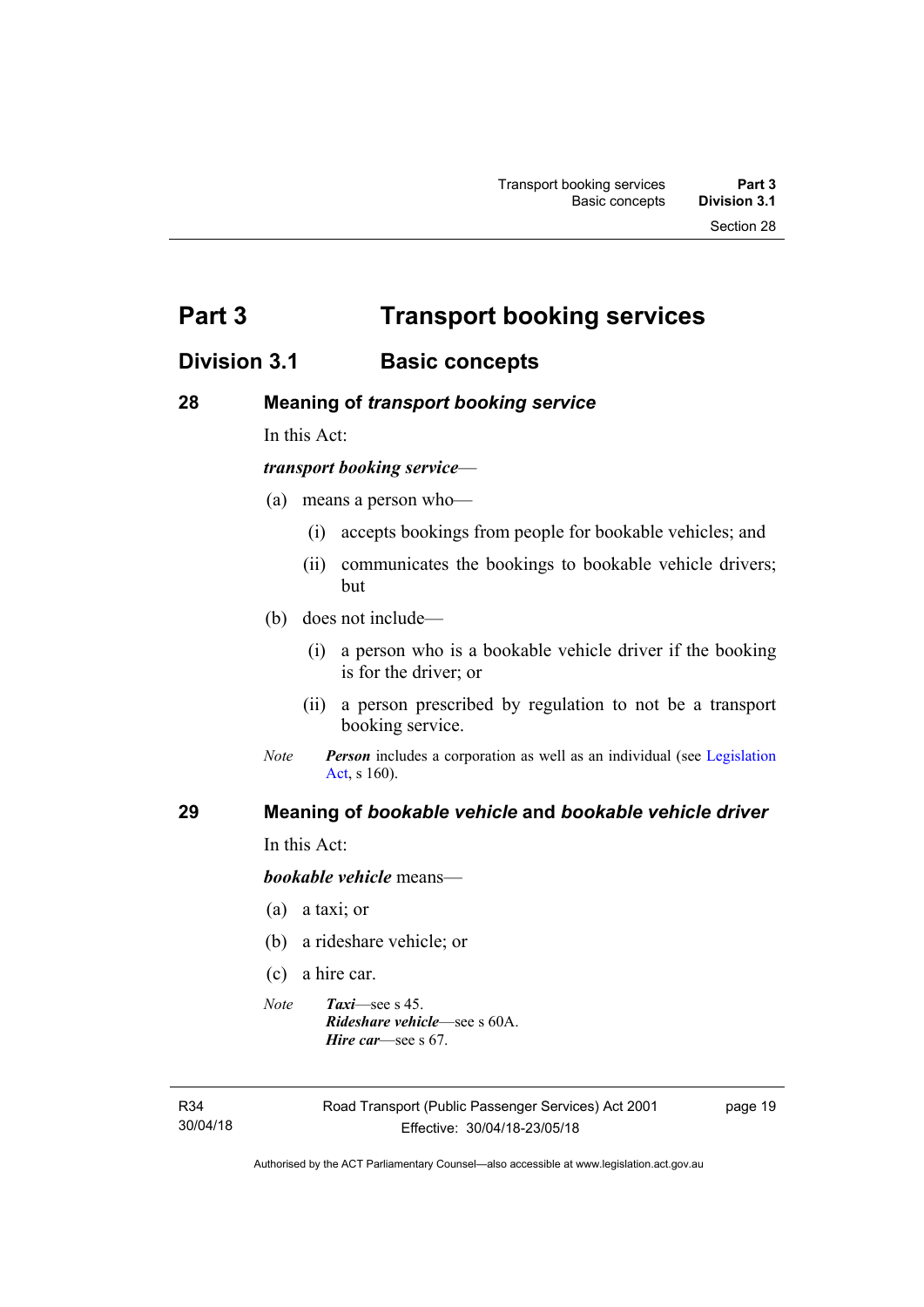# Part 3 Transport booking services

## Division 3.1 Basic concepts

### 28 Meaning of *transport booking service*

In this Act:

***transport booking service***—

(a) means a person who—

(i) accepts bookings from people for bookable vehicles; and

(ii) communicates the bookings to bookable vehicle drivers; but

(b) does not include—

(i) a person who is a bookable vehicle driver if the booking is for the driver; or

(ii) a person prescribed by regulation to not be a transport booking service.

*Note* ***Person*** includes a corporation as well as an individual (see Legislation Act, s 160).

### 29 Meaning of *bookable vehicle* and *bookable vehicle driver*

In this Act:

***bookable vehicle*** means—

(a) a taxi; or

(b) a rideshare vehicle; or

(c) a hire car.

*Note* ***Taxi***—see s 45.
***Rideshare vehicle***—see s 60A.
***Hire car***—see s 67.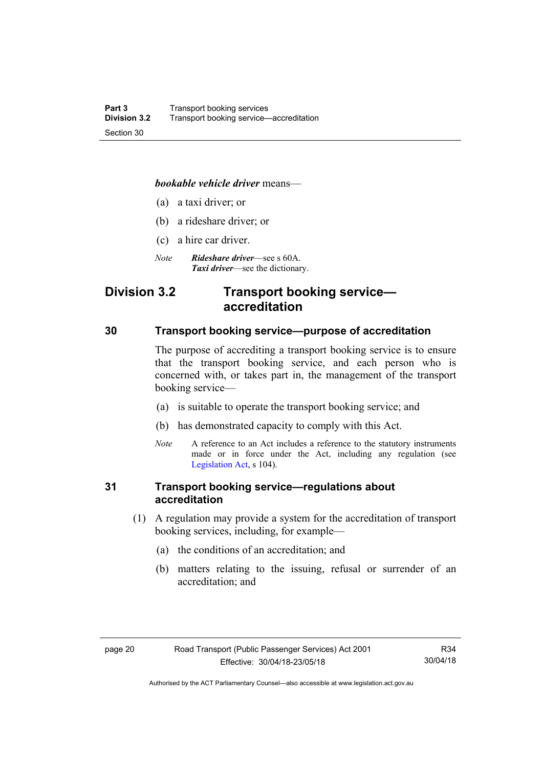***bookable vehicle driver*** means—

(a) a taxi driver; or

(b) a rideshare driver; or

(c) a hire car driver.

*Note* ***Rideshare driver***—see s 60A.
***Taxi driver***—see the dictionary.

## Division 3.2 Transport booking service—accreditation

### 30 Transport booking service—purpose of accreditation

The purpose of accrediting a transport booking service is to ensure that the transport booking service, and each person who is concerned with, or takes part in, the management of the transport booking service—

(a) is suitable to operate the transport booking service; and

(b) has demonstrated capacity to comply with this Act.

*Note* A reference to an Act includes a reference to the statutory instruments made or in force under the Act, including any regulation (see Legislation Act, s 104).

### 31 Transport booking service—regulations about accreditation

(1) A regulation may provide a system for the accreditation of transport booking services, including, for example—

(a) the conditions of an accreditation; and

(b) matters relating to the issuing, refusal or surrender of an accreditation; and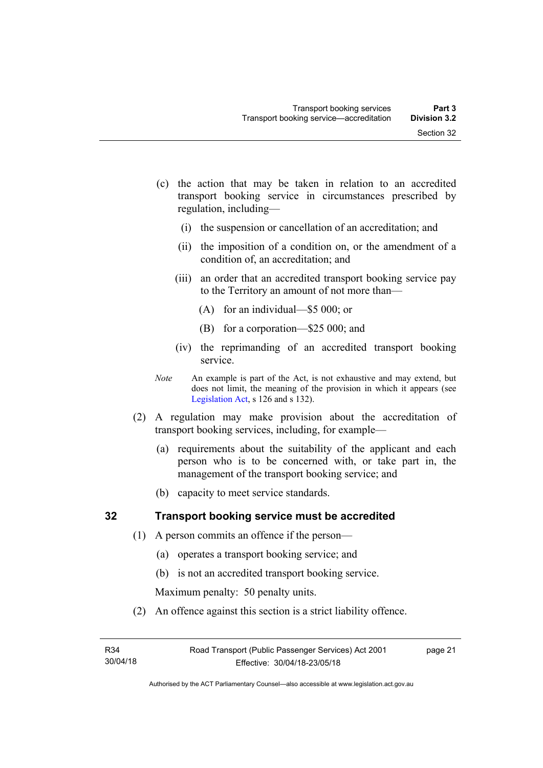(c) the action that may be taken in relation to an accredited transport booking service in circumstances prescribed by regulation, including—

   (i) the suspension or cancellation of an accreditation; and

   (ii) the imposition of a condition on, or the amendment of a condition of, an accreditation; and

   (iii) an order that an accredited transport booking service pay to the Territory an amount of not more than—

      (A) for an individual—$5 000; or

      (B) for a corporation—$25 000; and

   (iv) the reprimanding of an accredited transport booking service.

*Note* An example is part of the Act, is not exhaustive and may extend, but does not limit, the meaning of the provision in which it appears (see Legislation Act, s 126 and s 132).

(2) A regulation may make provision about the accreditation of transport booking services, including, for example—

   (a) requirements about the suitability of the applicant and each person who is to be concerned with, or take part in, the management of the transport booking service; and

   (b) capacity to meet service standards.

## 32 Transport booking service must be accredited

(1) A person commits an offence if the person—

   (a) operates a transport booking service; and

   (b) is not an accredited transport booking service.

Maximum penalty: 50 penalty units.

(2) An offence against this section is a strict liability offence.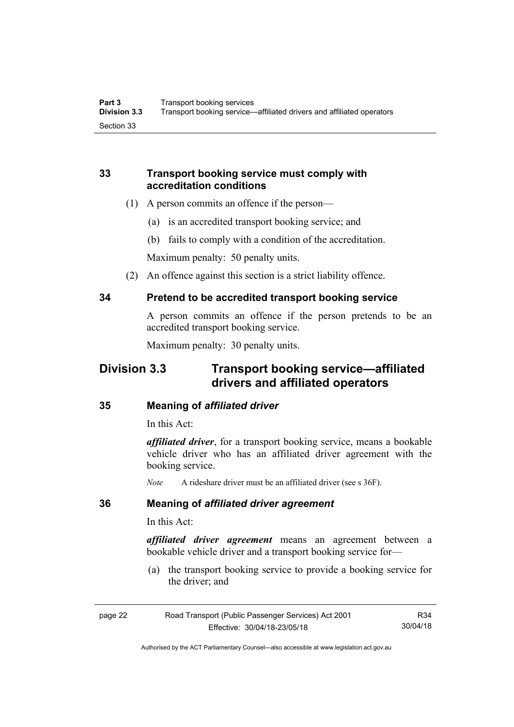### 33 Transport booking service must comply with accreditation conditions

(1) A person commits an offence if the person—

(a) is an accredited transport booking service; and

(b) fails to comply with a condition of the accreditation.

Maximum penalty: 50 penalty units.

(2) An offence against this section is a strict liability offence.

### 34 Pretend to be accredited transport booking service

A person commits an offence if the person pretends to be an accredited transport booking service.

Maximum penalty: 30 penalty units.

## Division 3.3 Transport booking service—affiliated drivers and affiliated operators

### 35 Meaning of *affiliated driver*

In this Act:

***affiliated driver***, for a transport booking service, means a bookable vehicle driver who has an affiliated driver agreement with the booking service.

*Note* A rideshare driver must be an affiliated driver (see s 36F).

### 36 Meaning of *affiliated driver agreement*

In this Act:

***affiliated driver agreement*** means an agreement between a bookable vehicle driver and a transport booking service for—

(a) the transport booking service to provide a booking service for the driver; and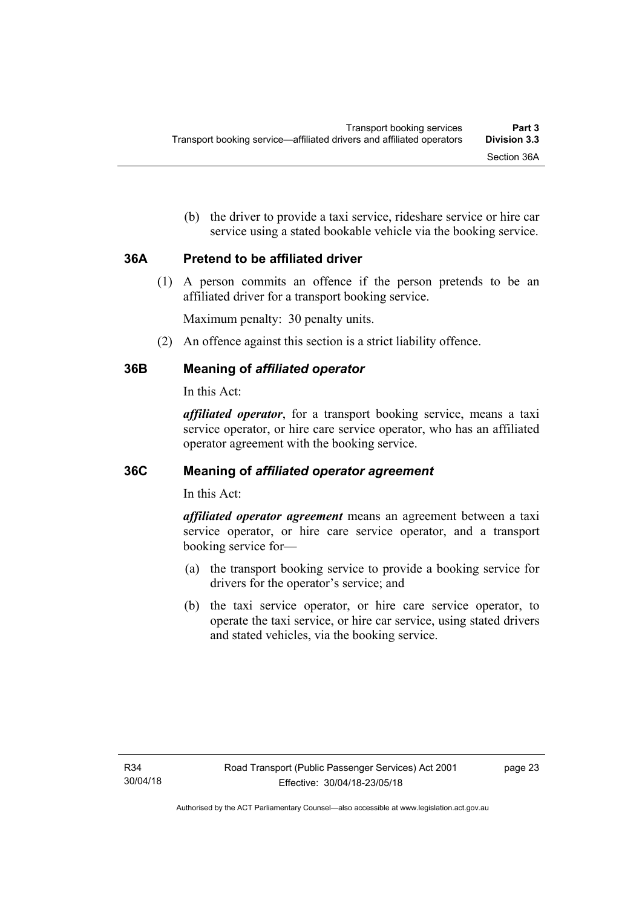(b) the driver to provide a taxi service, rideshare service or hire car service using a stated bookable vehicle via the booking service.

### 36A Pretend to be affiliated driver

(1) A person commits an offence if the person pretends to be an affiliated driver for a transport booking service.

Maximum penalty: 30 penalty units.

(2) An offence against this section is a strict liability offence.

### 36B Meaning of *affiliated operator*

In this Act:

***affiliated operator***, for a transport booking service, means a taxi service operator, or hire care service operator, who has an affiliated operator agreement with the booking service.

### 36C Meaning of *affiliated operator agreement*

In this Act:

***affiliated operator agreement*** means an agreement between a taxi service operator, or hire care service operator, and a transport booking service for—

(a) the transport booking service to provide a booking service for drivers for the operator's service; and

(b) the taxi service operator, or hire care service operator, to operate the taxi service, or hire car service, using stated drivers and stated vehicles, via the booking service.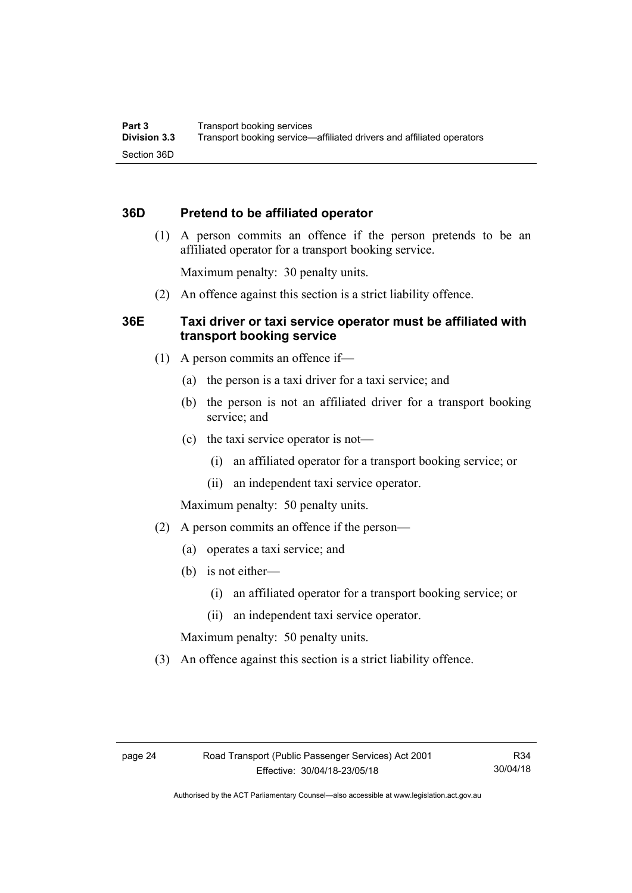### 36D Pretend to be affiliated operator

(1) A person commits an offence if the person pretends to be an affiliated operator for a transport booking service.

Maximum penalty: 30 penalty units.

(2) An offence against this section is a strict liability offence.

### 36E Taxi driver or taxi service operator must be affiliated with transport booking service

(1) A person commits an offence if—

(a) the person is a taxi driver for a taxi service; and

(b) the person is not an affiliated driver for a transport booking service; and

(c) the taxi service operator is not—

(i) an affiliated operator for a transport booking service; or

(ii) an independent taxi service operator.

Maximum penalty: 50 penalty units.

(2) A person commits an offence if the person—

(a) operates a taxi service; and

(b) is not either—

(i) an affiliated operator for a transport booking service; or

(ii) an independent taxi service operator.

Maximum penalty: 50 penalty units.

(3) An offence against this section is a strict liability offence.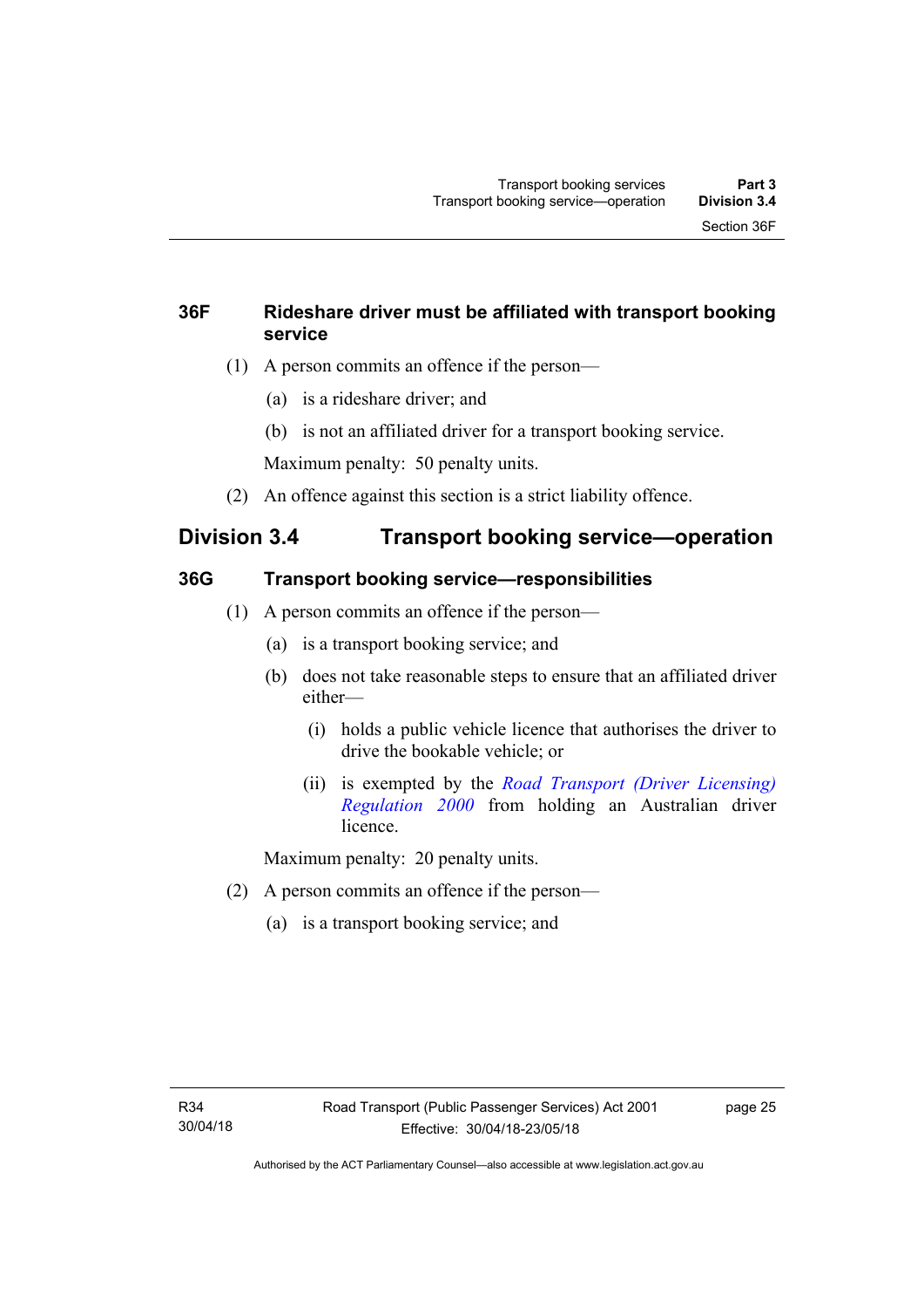### 36F Rideshare driver must be affiliated with transport booking service

(1) A person commits an offence if the person—

(a) is a rideshare driver; and

(b) is not an affiliated driver for a transport booking service.

Maximum penalty: 50 penalty units.

(2) An offence against this section is a strict liability offence.

## Division 3.4 Transport booking service—operation

### 36G Transport booking service—responsibilities

(1) A person commits an offence if the person—

(a) is a transport booking service; and

(b) does not take reasonable steps to ensure that an affiliated driver either—

(i) holds a public vehicle licence that authorises the driver to drive the bookable vehicle; or

(ii) is exempted by the *Road Transport (Driver Licensing) Regulation 2000* from holding an Australian driver licence.

Maximum penalty: 20 penalty units.

(2) A person commits an offence if the person—

(a) is a transport booking service; and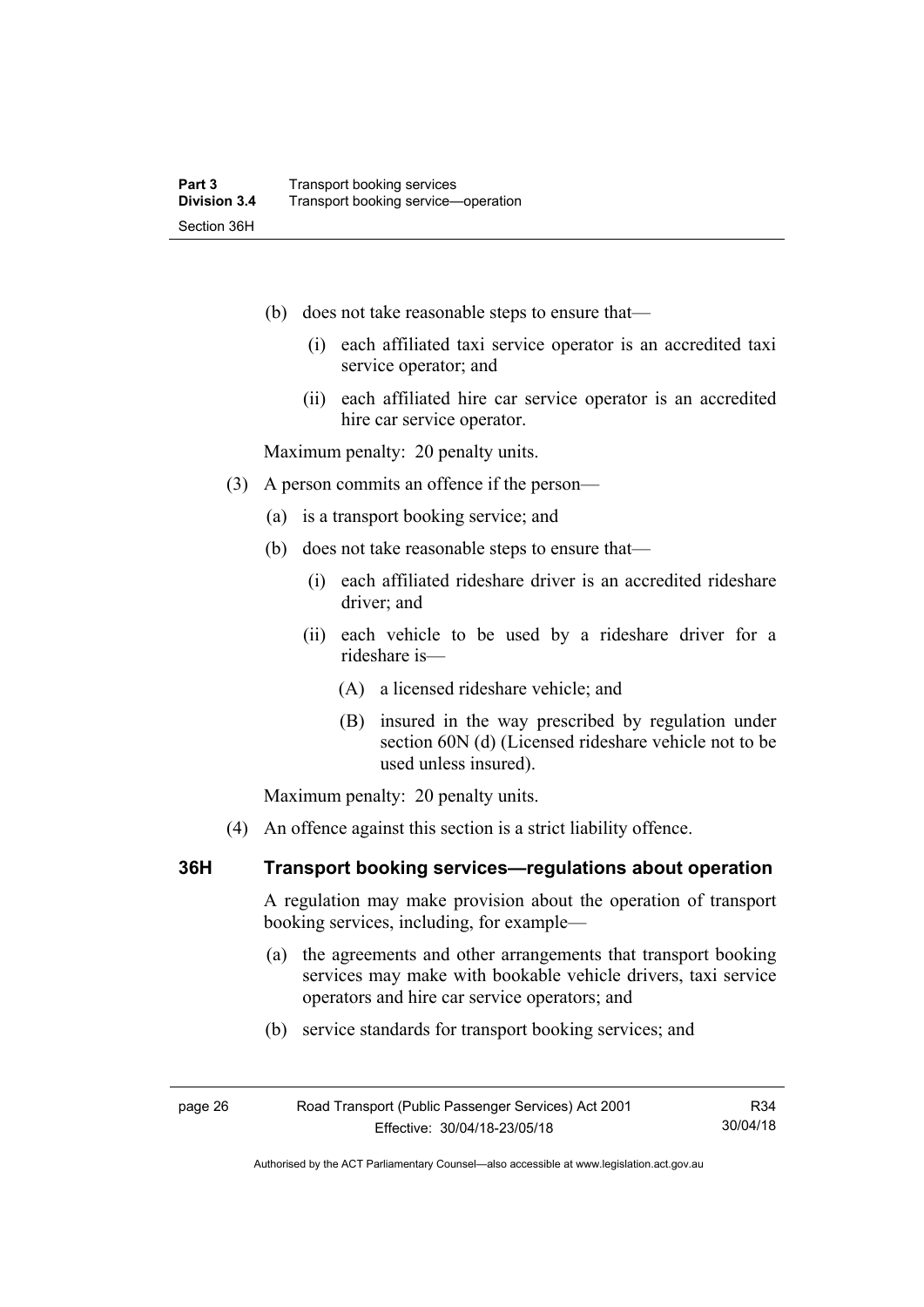(b) does not take reasonable steps to ensure that—

   (i) each affiliated taxi service operator is an accredited taxi service operator; and

   (ii) each affiliated hire car service operator is an accredited hire car service operator.

Maximum penalty: 20 penalty units.

(3) A person commits an offence if the person—

   (a) is a transport booking service; and

   (b) does not take reasonable steps to ensure that—

      (i) each affiliated rideshare driver is an accredited rideshare driver; and

      (ii) each vehicle to be used by a rideshare driver for a rideshare is—

         (A) a licensed rideshare vehicle; and

         (B) insured in the way prescribed by regulation under section 60N (d) (Licensed rideshare vehicle not to be used unless insured).

Maximum penalty: 20 penalty units.

(4) An offence against this section is a strict liability offence.

### 36H Transport booking services—regulations about operation

A regulation may make provision about the operation of transport booking services, including, for example—

(a) the agreements and other arrangements that transport booking services may make with bookable vehicle drivers, taxi service operators and hire car service operators; and

(b) service standards for transport booking services; and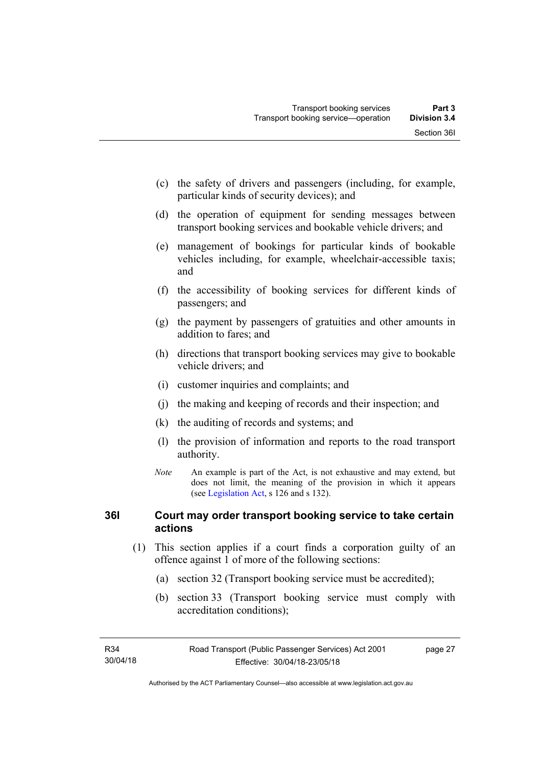(c) the safety of drivers and passengers (including, for example, particular kinds of security devices); and

(d) the operation of equipment for sending messages between transport booking services and bookable vehicle drivers; and

(e) management of bookings for particular kinds of bookable vehicles including, for example, wheelchair-accessible taxis; and

(f) the accessibility of booking services for different kinds of passengers; and

(g) the payment by passengers of gratuities and other amounts in addition to fares; and

(h) directions that transport booking services may give to bookable vehicle drivers; and

(i) customer inquiries and complaints; and

(j) the making and keeping of records and their inspection; and

(k) the auditing of records and systems; and

(l) the provision of information and reports to the road transport authority.

*Note* An example is part of the Act, is not exhaustive and may extend, but does not limit, the meaning of the provision in which it appears (see Legislation Act, s 126 and s 132).

### 36I Court may order transport booking service to take certain actions

(1) This section applies if a court finds a corporation guilty of an offence against 1 of more of the following sections:

(a) section 32 (Transport booking service must be accredited);

(b) section 33 (Transport booking service must comply with accreditation conditions);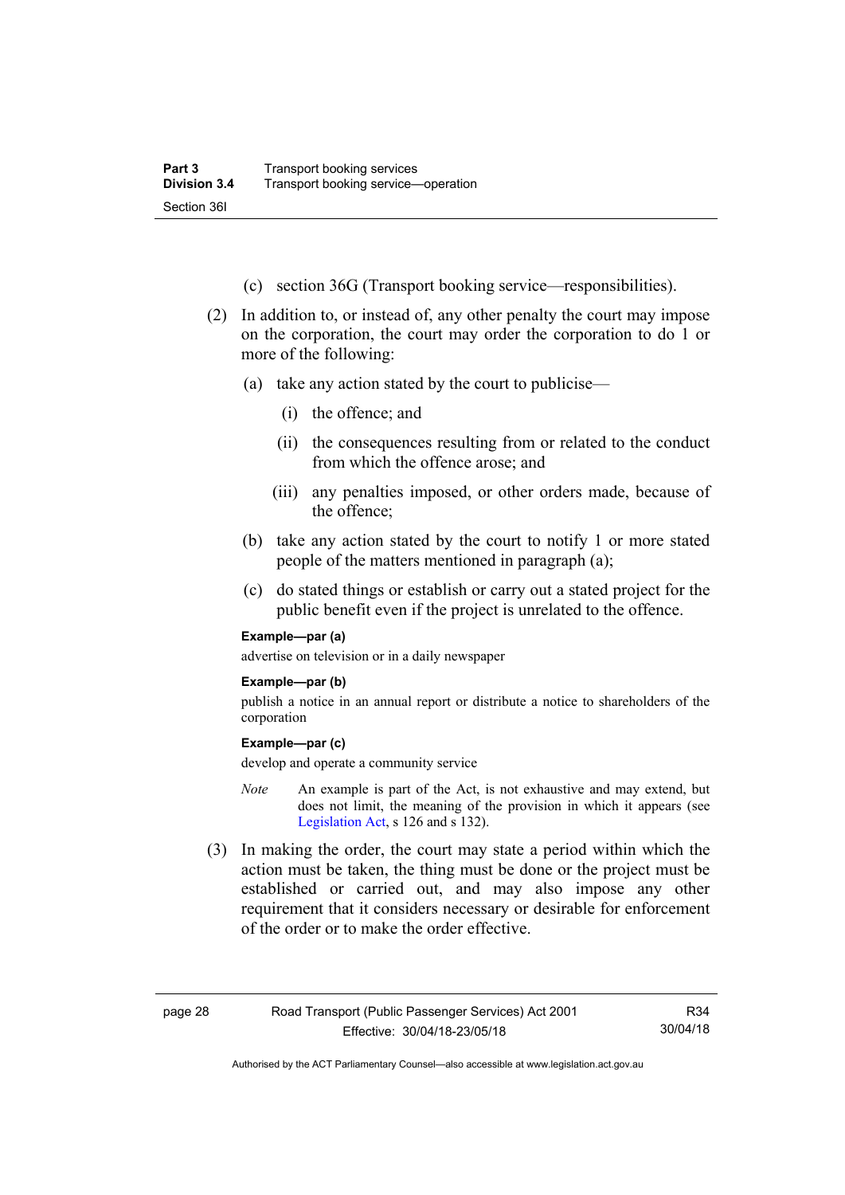(c) section 36G (Transport booking service—responsibilities).

(2) In addition to, or instead of, any other penalty the court may impose on the corporation, the court may order the corporation to do 1 or more of the following:

(a) take any action stated by the court to publicise—

(i) the offence; and

(ii) the consequences resulting from or related to the conduct from which the offence arose; and

(iii) any penalties imposed, or other orders made, because of the offence;

(b) take any action stated by the court to notify 1 or more stated people of the matters mentioned in paragraph (a);

(c) do stated things or establish or carry out a stated project for the public benefit even if the project is unrelated to the offence.

**Example—par (a)**

advertise on television or in a daily newspaper

**Example—par (b)**

publish a notice in an annual report or distribute a notice to shareholders of the corporation

**Example—par (c)**

develop and operate a community service

*Note* An example is part of the Act, is not exhaustive and may extend, but does not limit, the meaning of the provision in which it appears (see Legislation Act, s 126 and s 132).

(3) In making the order, the court may state a period within which the action must be taken, the thing must be done or the project must be established or carried out, and may also impose any other requirement that it considers necessary or desirable for enforcement of the order or to make the order effective.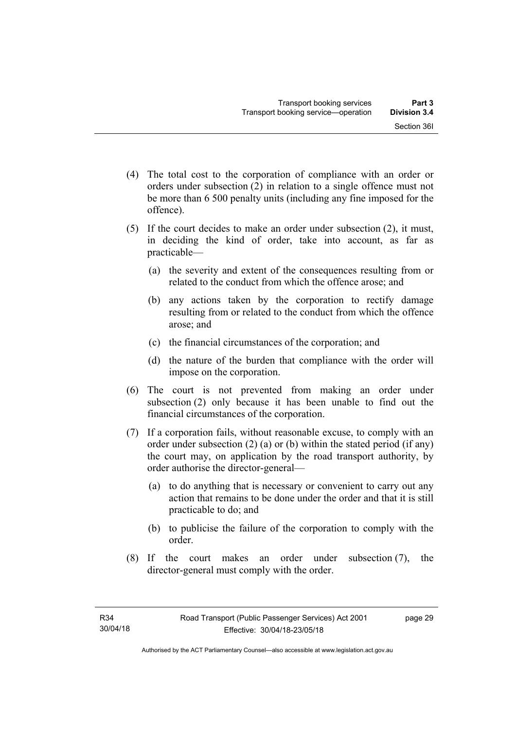(4) The total cost to the corporation of compliance with an order or orders under subsection (2) in relation to a single offence must not be more than 6 500 penalty units (including any fine imposed for the offence).

(5) If the court decides to make an order under subsection (2), it must, in deciding the kind of order, take into account, as far as practicable—

  (a) the severity and extent of the consequences resulting from or related to the conduct from which the offence arose; and

  (b) any actions taken by the corporation to rectify damage resulting from or related to the conduct from which the offence arose; and

  (c) the financial circumstances of the corporation; and

  (d) the nature of the burden that compliance with the order will impose on the corporation.

(6) The court is not prevented from making an order under subsection (2) only because it has been unable to find out the financial circumstances of the corporation.

(7) If a corporation fails, without reasonable excuse, to comply with an order under subsection (2) (a) or (b) within the stated period (if any) the court may, on application by the road transport authority, by order authorise the director-general—

  (a) to do anything that is necessary or convenient to carry out any action that remains to be done under the order and that it is still practicable to do; and

  (b) to publicise the failure of the corporation to comply with the order.

(8) If the court makes an order under subsection (7), the director-general must comply with the order.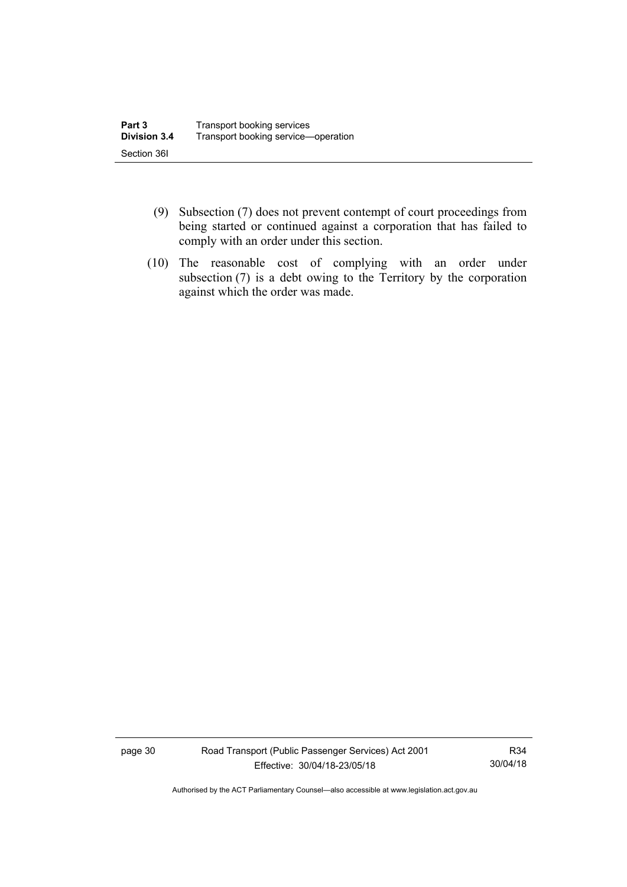(9) Subsection (7) does not prevent contempt of court proceedings from being started or continued against a corporation that has failed to comply with an order under this section.

(10) The reasonable cost of complying with an order under subsection (7) is a debt owing to the Territory by the corporation against which the order was made.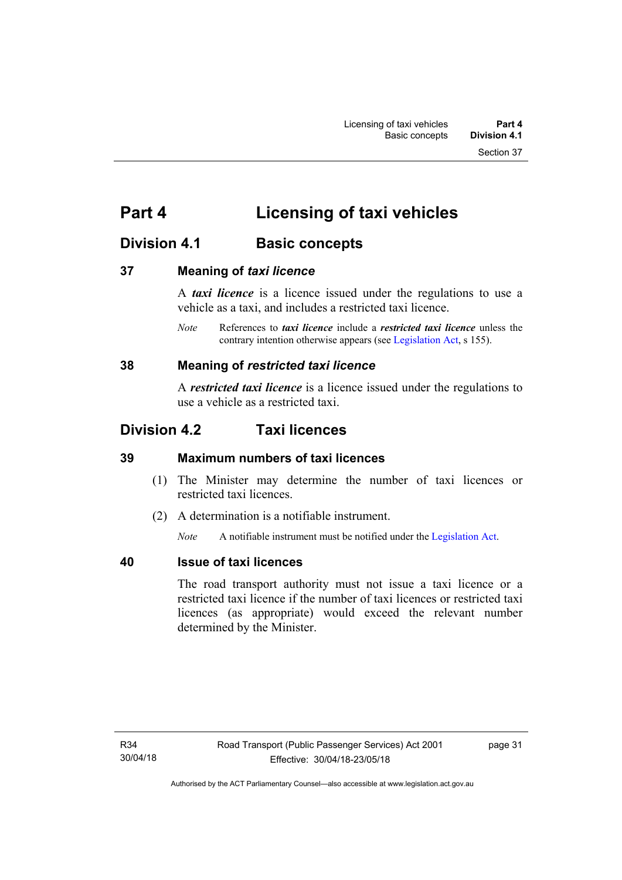# Part 4 Licensing of taxi vehicles

## Division 4.1 Basic concepts

### 37 Meaning of *taxi licence*

A ***taxi licence*** is a licence issued under the regulations to use a vehicle as a taxi, and includes a restricted taxi licence.

*Note* References to ***taxi licence*** include a ***restricted taxi licence*** unless the contrary intention otherwise appears (see Legislation Act, s 155).

### 38 Meaning of *restricted taxi licence*

A ***restricted taxi licence*** is a licence issued under the regulations to use a vehicle as a restricted taxi.

## Division 4.2 Taxi licences

### 39 Maximum numbers of taxi licences

(1) The Minister may determine the number of taxi licences or restricted taxi licences.

(2) A determination is a notifiable instrument.

*Note* A notifiable instrument must be notified under the Legislation Act.

### 40 Issue of taxi licences

The road transport authority must not issue a taxi licence or a restricted taxi licence if the number of taxi licences or restricted taxi licences (as appropriate) would exceed the relevant number determined by the Minister.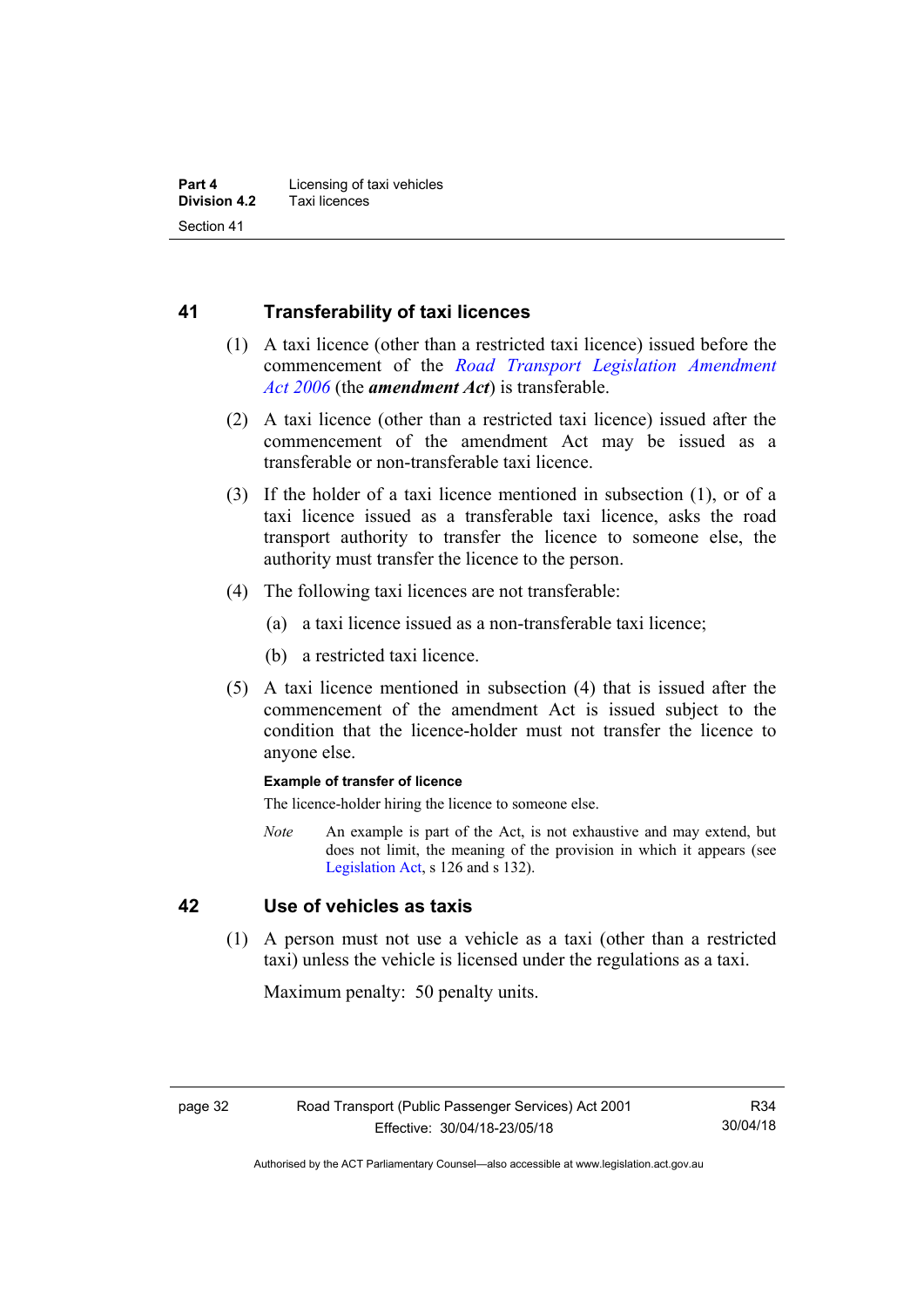## 41 Transferability of taxi licences

(1) A taxi licence (other than a restricted taxi licence) issued before the commencement of the *Road Transport Legislation Amendment Act 2006* (the ***amendment Act***) is transferable.

(2) A taxi licence (other than a restricted taxi licence) issued after the commencement of the amendment Act may be issued as a transferable or non-transferable taxi licence.

(3) If the holder of a taxi licence mentioned in subsection (1), or of a taxi licence issued as a transferable taxi licence, asks the road transport authority to transfer the licence to someone else, the authority must transfer the licence to the person.

(4) The following taxi licences are not transferable:

(a) a taxi licence issued as a non-transferable taxi licence;

(b) a restricted taxi licence.

(5) A taxi licence mentioned in subsection (4) that is issued after the commencement of the amendment Act is issued subject to the condition that the licence-holder must not transfer the licence to anyone else.

**Example of transfer of licence**

The licence-holder hiring the licence to someone else.

*Note* An example is part of the Act, is not exhaustive and may extend, but does not limit, the meaning of the provision in which it appears (see Legislation Act, s 126 and s 132).

## 42 Use of vehicles as taxis

(1) A person must not use a vehicle as a taxi (other than a restricted taxi) unless the vehicle is licensed under the regulations as a taxi.

Maximum penalty: 50 penalty units.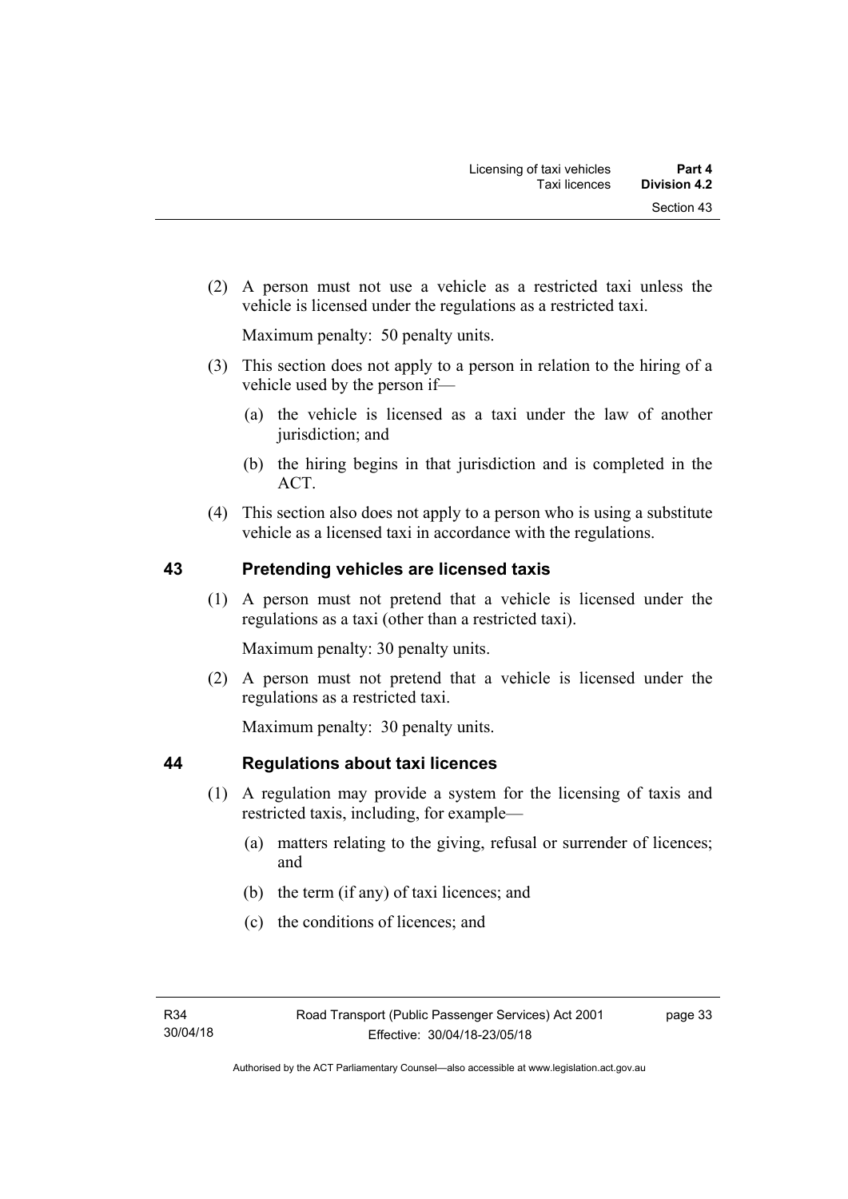(2) A person must not use a vehicle as a restricted taxi unless the vehicle is licensed under the regulations as a restricted taxi.

Maximum penalty: 50 penalty units.

(3) This section does not apply to a person in relation to the hiring of a vehicle used by the person if—

(a) the vehicle is licensed as a taxi under the law of another jurisdiction; and

(b) the hiring begins in that jurisdiction and is completed in the ACT.

(4) This section also does not apply to a person who is using a substitute vehicle as a licensed taxi in accordance with the regulations.

## 43 Pretending vehicles are licensed taxis

(1) A person must not pretend that a vehicle is licensed under the regulations as a taxi (other than a restricted taxi).

Maximum penalty: 30 penalty units.

(2) A person must not pretend that a vehicle is licensed under the regulations as a restricted taxi.

Maximum penalty: 30 penalty units.

## 44 Regulations about taxi licences

(1) A regulation may provide a system for the licensing of taxis and restricted taxis, including, for example—

(a) matters relating to the giving, refusal or surrender of licences; and

(b) the term (if any) of taxi licences; and

(c) the conditions of licences; and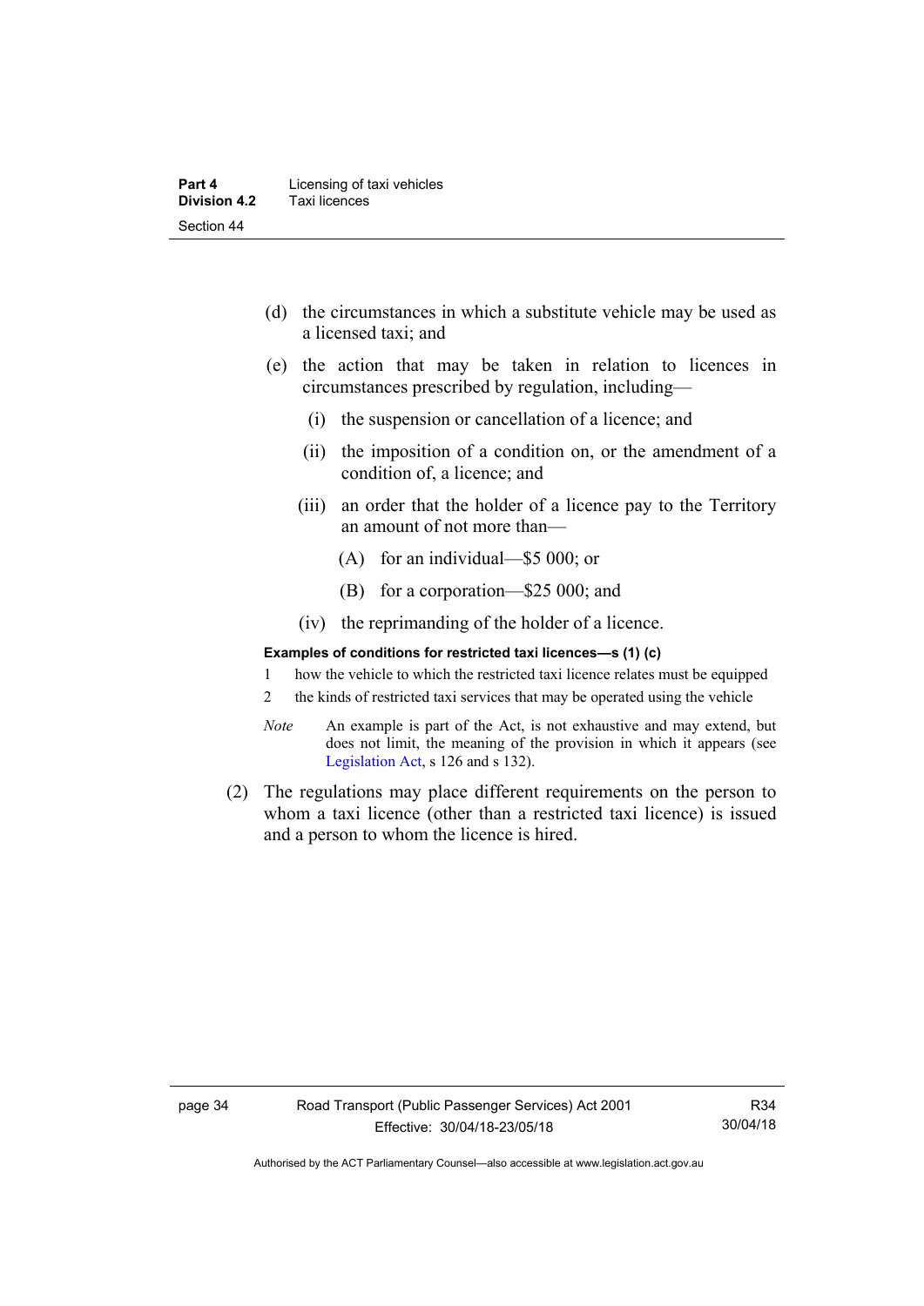(d) the circumstances in which a substitute vehicle may be used as a licensed taxi; and

(e) the action that may be taken in relation to licences in circumstances prescribed by regulation, including—

  (i) the suspension or cancellation of a licence; and

  (ii) the imposition of a condition on, or the amendment of a condition of, a licence; and

  (iii) an order that the holder of a licence pay to the Territory an amount of not more than—

    (A) for an individual—$5 000; or

    (B) for a corporation—$25 000; and

  (iv) the reprimanding of the holder of a licence.

**Examples of conditions for restricted taxi licences—s (1) (c)**

1 how the vehicle to which the restricted taxi licence relates must be equipped

2 the kinds of restricted taxi services that may be operated using the vehicle

*Note* An example is part of the Act, is not exhaustive and may extend, but does not limit, the meaning of the provision in which it appears (see Legislation Act, s 126 and s 132).

(2) The regulations may place different requirements on the person to whom a taxi licence (other than a restricted taxi licence) is issued and a person to whom the licence is hired.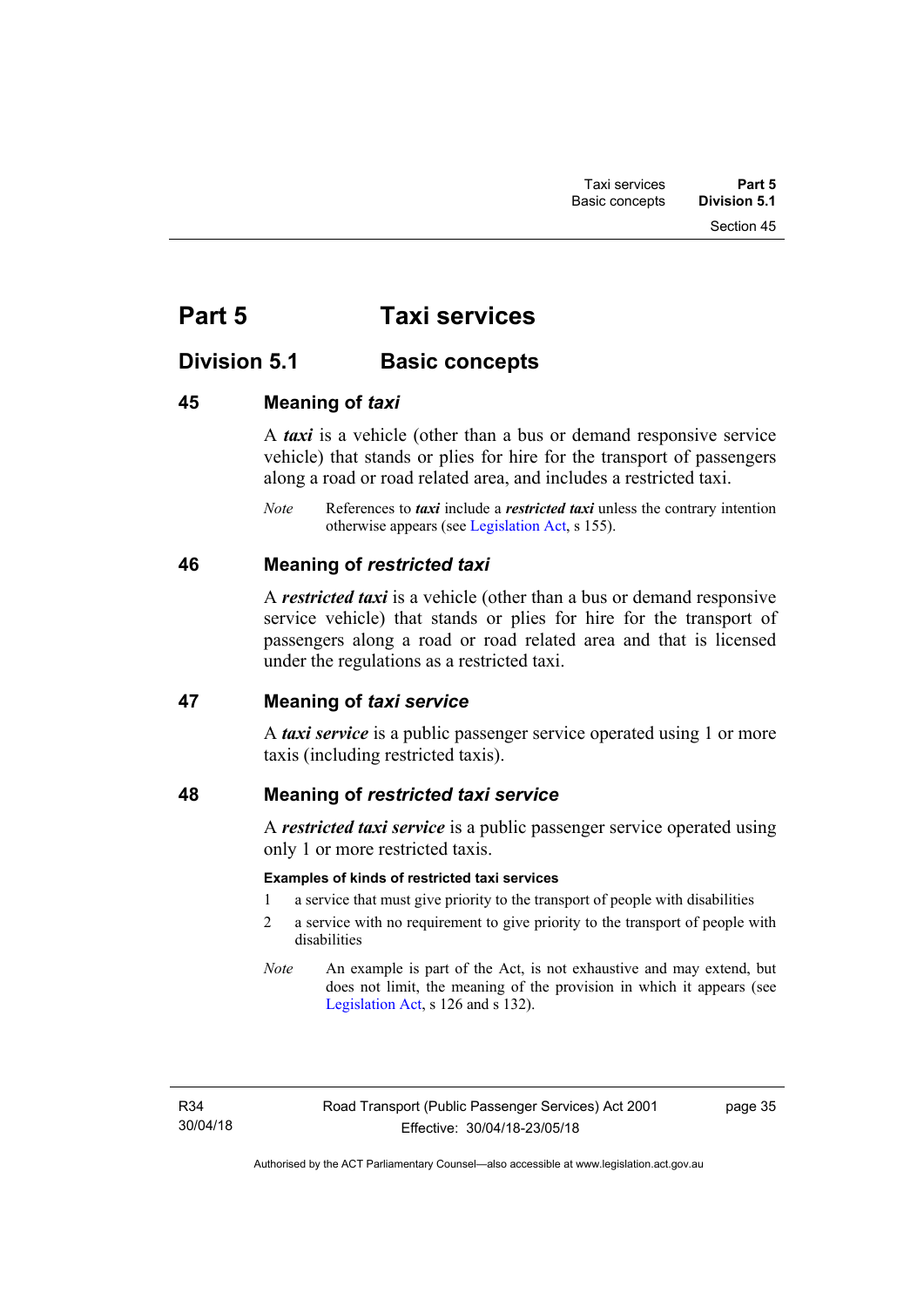# Part 5 Taxi services

## Division 5.1 Basic concepts

### 45 Meaning of *taxi*

A ***taxi*** is a vehicle (other than a bus or demand responsive service vehicle) that stands or plies for hire for the transport of passengers along a road or road related area, and includes a restricted taxi.

*Note* References to ***taxi*** include a ***restricted taxi*** unless the contrary intention otherwise appears (see Legislation Act, s 155).

### 46 Meaning of *restricted taxi*

A ***restricted taxi*** is a vehicle (other than a bus or demand responsive service vehicle) that stands or plies for hire for the transport of passengers along a road or road related area and that is licensed under the regulations as a restricted taxi.

### 47 Meaning of *taxi service*

A ***taxi service*** is a public passenger service operated using 1 or more taxis (including restricted taxis).

### 48 Meaning of *restricted taxi service*

A ***restricted taxi service*** is a public passenger service operated using only 1 or more restricted taxis.

**Examples of kinds of restricted taxi services**

1 a service that must give priority to the transport of people with disabilities

2 a service with no requirement to give priority to the transport of people with disabilities

*Note* An example is part of the Act, is not exhaustive and may extend, but does not limit, the meaning of the provision in which it appears (see Legislation Act, s 126 and s 132).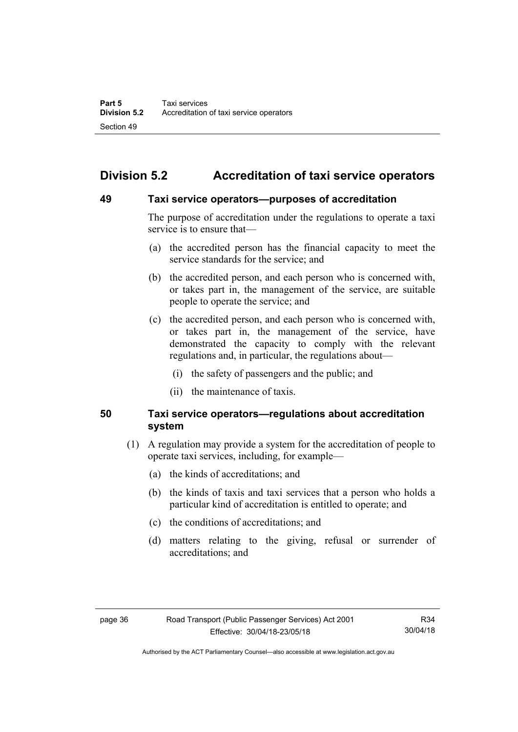## Division 5.2 Accreditation of taxi service operators

### 49 Taxi service operators—purposes of accreditation

The purpose of accreditation under the regulations to operate a taxi service is to ensure that—

(a) the accredited person has the financial capacity to meet the service standards for the service; and

(b) the accredited person, and each person who is concerned with, or takes part in, the management of the service, are suitable people to operate the service; and

(c) the accredited person, and each person who is concerned with, or takes part in, the management of the service, have demonstrated the capacity to comply with the relevant regulations and, in particular, the regulations about—

(i) the safety of passengers and the public; and

(ii) the maintenance of taxis.

### 50 Taxi service operators—regulations about accreditation system

(1) A regulation may provide a system for the accreditation of people to operate taxi services, including, for example—

(a) the kinds of accreditations; and

(b) the kinds of taxis and taxi services that a person who holds a particular kind of accreditation is entitled to operate; and

(c) the conditions of accreditations; and

(d) matters relating to the giving, refusal or surrender of accreditations; and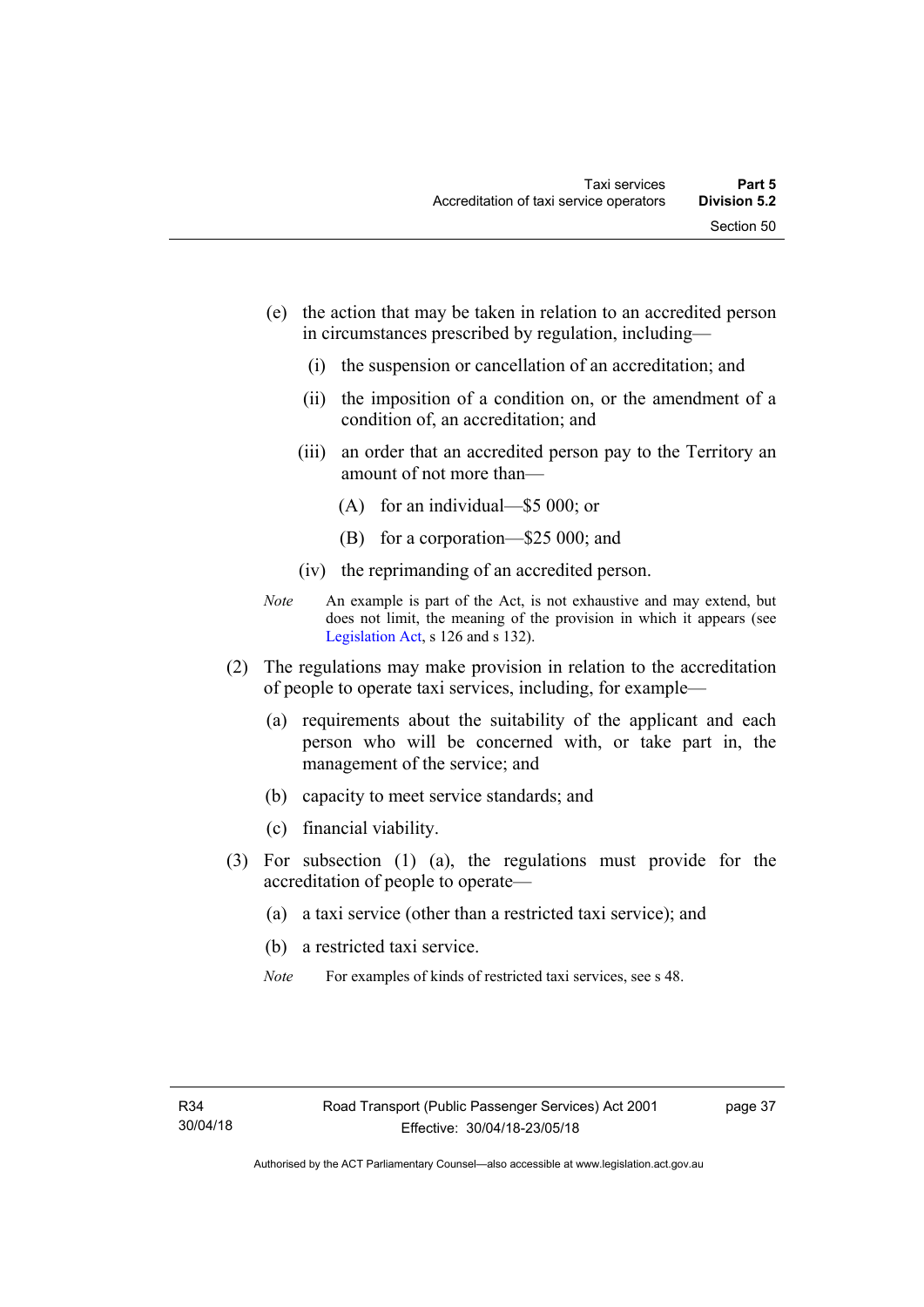(e) the action that may be taken in relation to an accredited person in circumstances prescribed by regulation, including—

  (i) the suspension or cancellation of an accreditation; and

  (ii) the imposition of a condition on, or the amendment of a condition of, an accreditation; and

  (iii) an order that an accredited person pay to the Territory an amount of not more than—

    (A) for an individual—$5 000; or

    (B) for a corporation—$25 000; and

  (iv) the reprimanding of an accredited person.

*Note* An example is part of the Act, is not exhaustive and may extend, but does not limit, the meaning of the provision in which it appears (see Legislation Act, s 126 and s 132).

(2) The regulations may make provision in relation to the accreditation of people to operate taxi services, including, for example—

  (a) requirements about the suitability of the applicant and each person who will be concerned with, or take part in, the management of the service; and

  (b) capacity to meet service standards; and

  (c) financial viability.

(3) For subsection (1) (a), the regulations must provide for the accreditation of people to operate—

  (a) a taxi service (other than a restricted taxi service); and

  (b) a restricted taxi service.

*Note* For examples of kinds of restricted taxi services, see s 48.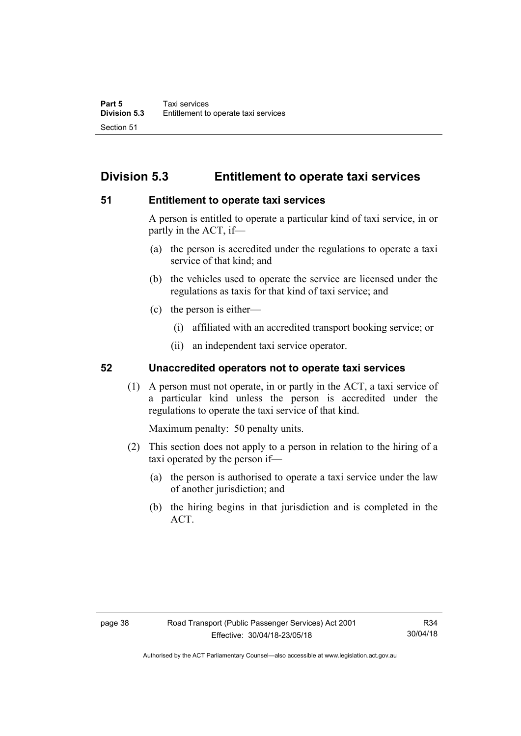## Division 5.3 Entitlement to operate taxi services

### 51 Entitlement to operate taxi services

A person is entitled to operate a particular kind of taxi service, in or partly in the ACT, if—

(a) the person is accredited under the regulations to operate a taxi service of that kind; and

(b) the vehicles used to operate the service are licensed under the regulations as taxis for that kind of taxi service; and

(c) the person is either—

(i) affiliated with an accredited transport booking service; or

(ii) an independent taxi service operator.

### 52 Unaccredited operators not to operate taxi services

(1) A person must not operate, in or partly in the ACT, a taxi service of a particular kind unless the person is accredited under the regulations to operate the taxi service of that kind.

Maximum penalty: 50 penalty units.

(2) This section does not apply to a person in relation to the hiring of a taxi operated by the person if—

(a) the person is authorised to operate a taxi service under the law of another jurisdiction; and

(b) the hiring begins in that jurisdiction and is completed in the ACT.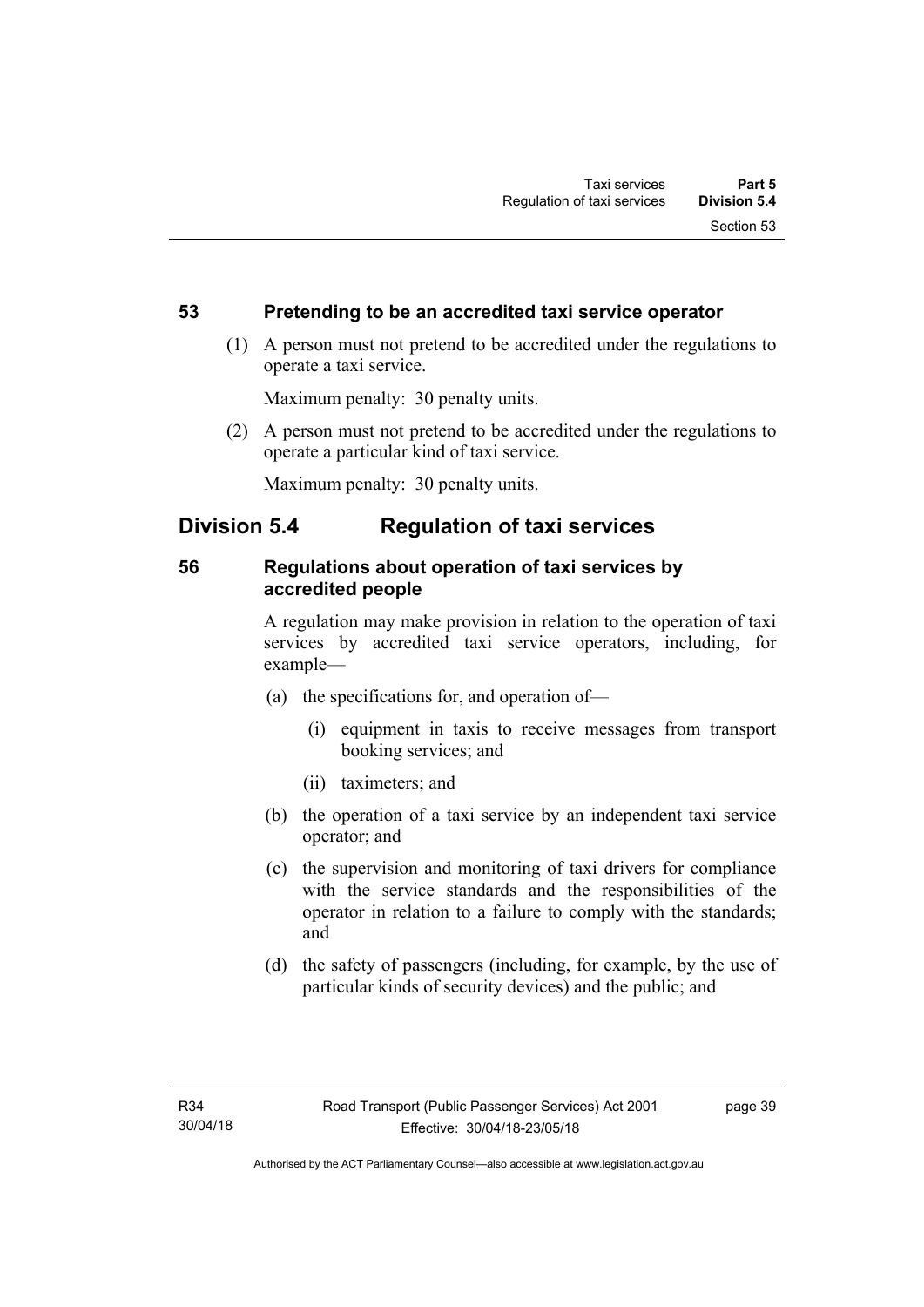### 53 Pretending to be an accredited taxi service operator

(1) A person must not pretend to be accredited under the regulations to operate a taxi service.

Maximum penalty: 30 penalty units.

(2) A person must not pretend to be accredited under the regulations to operate a particular kind of taxi service.

Maximum penalty: 30 penalty units.

## Division 5.4 Regulation of taxi services

### 56 Regulations about operation of taxi services by accredited people

A regulation may make provision in relation to the operation of taxi services by accredited taxi service operators, including, for example—

(a) the specifications for, and operation of—

(i) equipment in taxis to receive messages from transport booking services; and

(ii) taximeters; and

(b) the operation of a taxi service by an independent taxi service operator; and

(c) the supervision and monitoring of taxi drivers for compliance with the service standards and the responsibilities of the operator in relation to a failure to comply with the standards; and

(d) the safety of passengers (including, for example, by the use of particular kinds of security devices) and the public; and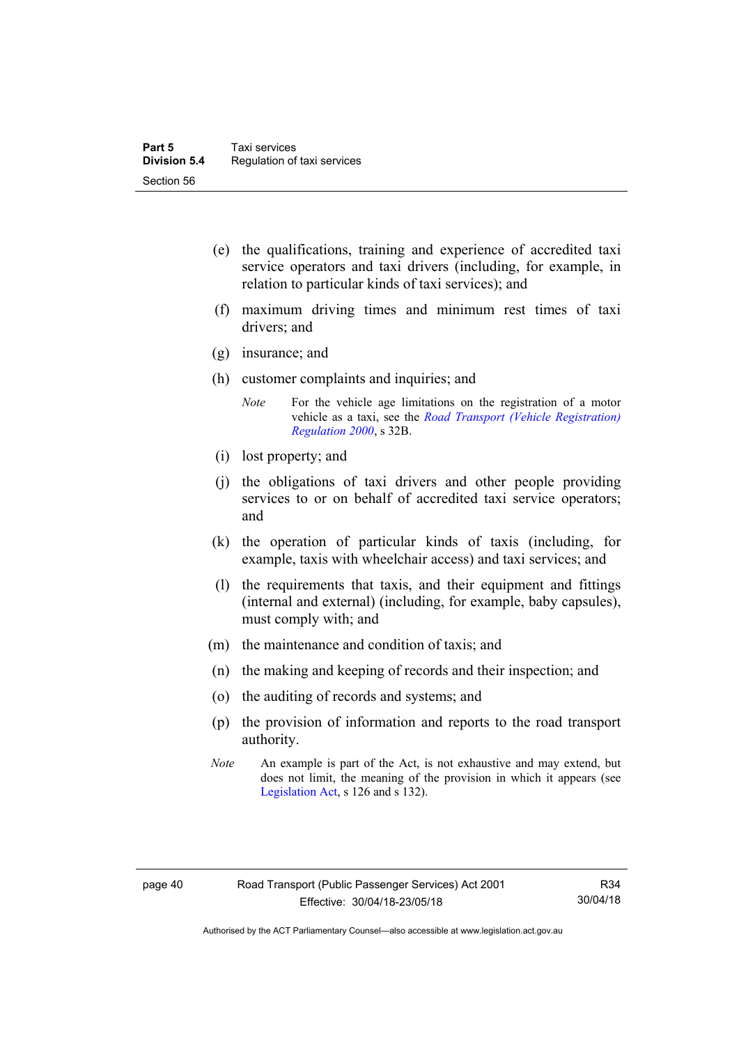(e) the qualifications, training and experience of accredited taxi service operators and taxi drivers (including, for example, in relation to particular kinds of taxi services); and

(f) maximum driving times and minimum rest times of taxi drivers; and

(g) insurance; and

(h) customer complaints and inquiries; and

> *Note* For the vehicle age limitations on the registration of a motor vehicle as a taxi, see the *Road Transport (Vehicle Registration) Regulation 2000*, s 32B.

(i) lost property; and

(j) the obligations of taxi drivers and other people providing services to or on behalf of accredited taxi service operators; and

(k) the operation of particular kinds of taxis (including, for example, taxis with wheelchair access) and taxi services; and

(l) the requirements that taxis, and their equipment and fittings (internal and external) (including, for example, baby capsules), must comply with; and

(m) the maintenance and condition of taxis; and

(n) the making and keeping of records and their inspection; and

(o) the auditing of records and systems; and

(p) the provision of information and reports to the road transport authority.

*Note* An example is part of the Act, is not exhaustive and may extend, but does not limit, the meaning of the provision in which it appears (see Legislation Act, s 126 and s 132).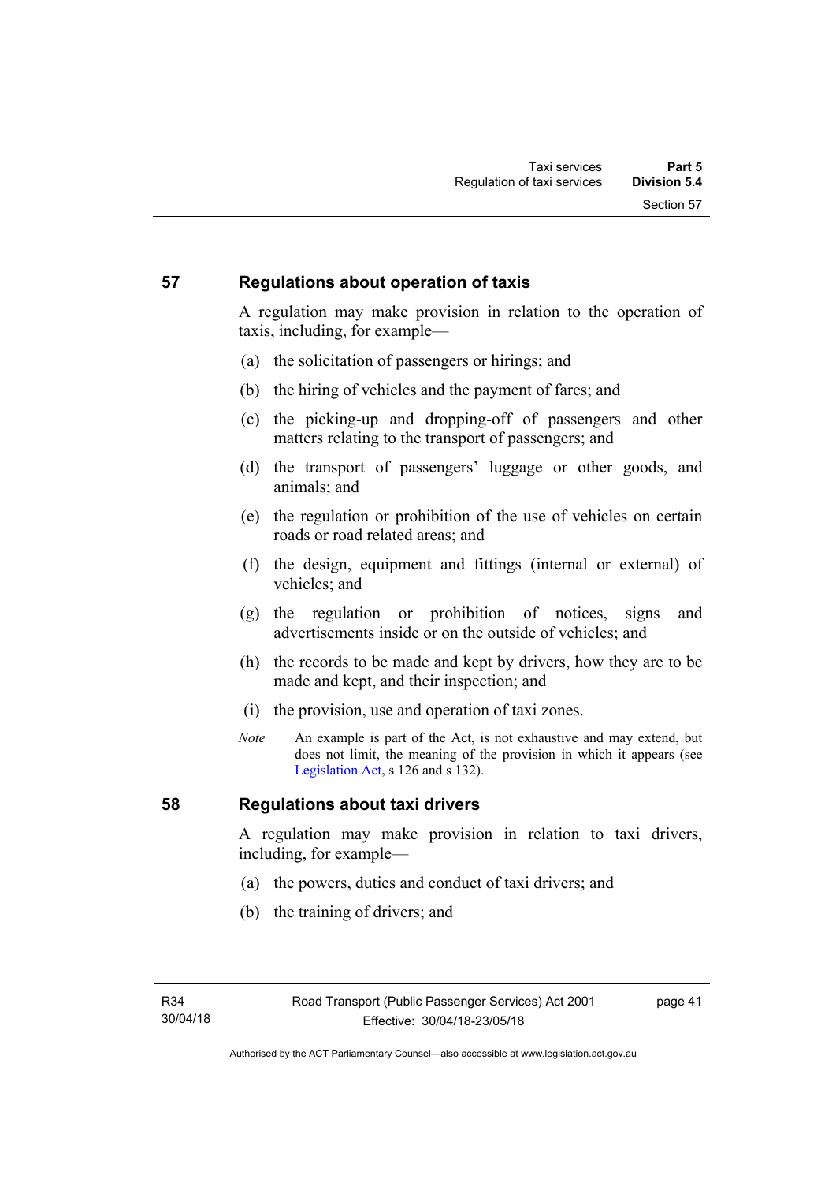## 57 Regulations about operation of taxis

A regulation may make provision in relation to the operation of taxis, including, for example—

(a) the solicitation of passengers or hirings; and

(b) the hiring of vehicles and the payment of fares; and

(c) the picking-up and dropping-off of passengers and other matters relating to the transport of passengers; and

(d) the transport of passengers' luggage or other goods, and animals; and

(e) the regulation or prohibition of the use of vehicles on certain roads or road related areas; and

(f) the design, equipment and fittings (internal or external) of vehicles; and

(g) the regulation or prohibition of notices, signs and advertisements inside or on the outside of vehicles; and

(h) the records to be made and kept by drivers, how they are to be made and kept, and their inspection; and

(i) the provision, use and operation of taxi zones.

*Note* An example is part of the Act, is not exhaustive and may extend, but does not limit, the meaning of the provision in which it appears (see Legislation Act, s 126 and s 132).

## 58 Regulations about taxi drivers

A regulation may make provision in relation to taxi drivers, including, for example—

(a) the powers, duties and conduct of taxi drivers; and

(b) the training of drivers; and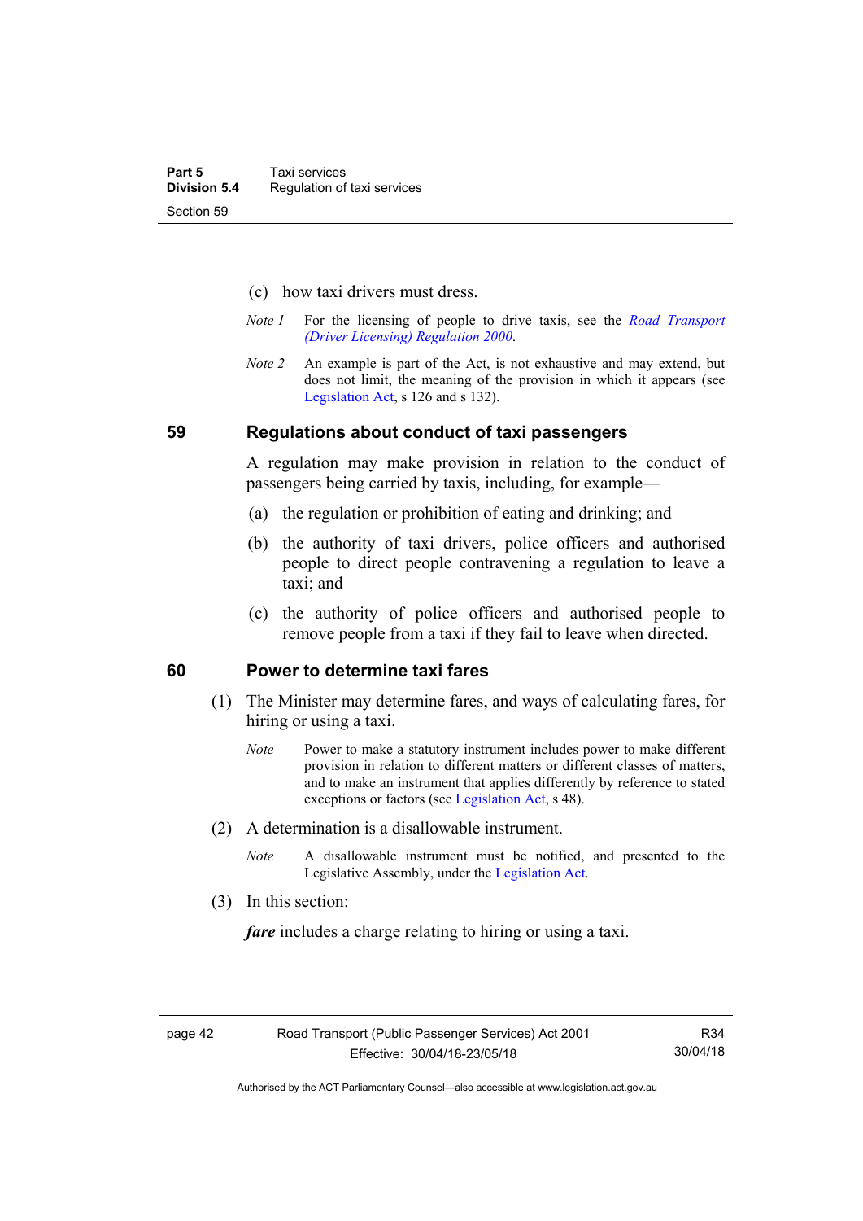(c) how taxi drivers must dress.

*Note 1* For the licensing of people to drive taxis, see the *Road Transport (Driver Licensing) Regulation 2000*.

*Note 2* An example is part of the Act, is not exhaustive and may extend, but does not limit, the meaning of the provision in which it appears (see Legislation Act, s 126 and s 132).

## 59 Regulations about conduct of taxi passengers

A regulation may make provision in relation to the conduct of passengers being carried by taxis, including, for example—

(a) the regulation or prohibition of eating and drinking; and

(b) the authority of taxi drivers, police officers and authorised people to direct people contravening a regulation to leave a taxi; and

(c) the authority of police officers and authorised people to remove people from a taxi if they fail to leave when directed.

## 60 Power to determine taxi fares

(1) The Minister may determine fares, and ways of calculating fares, for hiring or using a taxi.

*Note* Power to make a statutory instrument includes power to make different provision in relation to different matters or different classes of matters, and to make an instrument that applies differently by reference to stated exceptions or factors (see Legislation Act, s 48).

(2) A determination is a disallowable instrument.

*Note* A disallowable instrument must be notified, and presented to the Legislative Assembly, under the Legislation Act.

(3) In this section:

***fare*** includes a charge relating to hiring or using a taxi.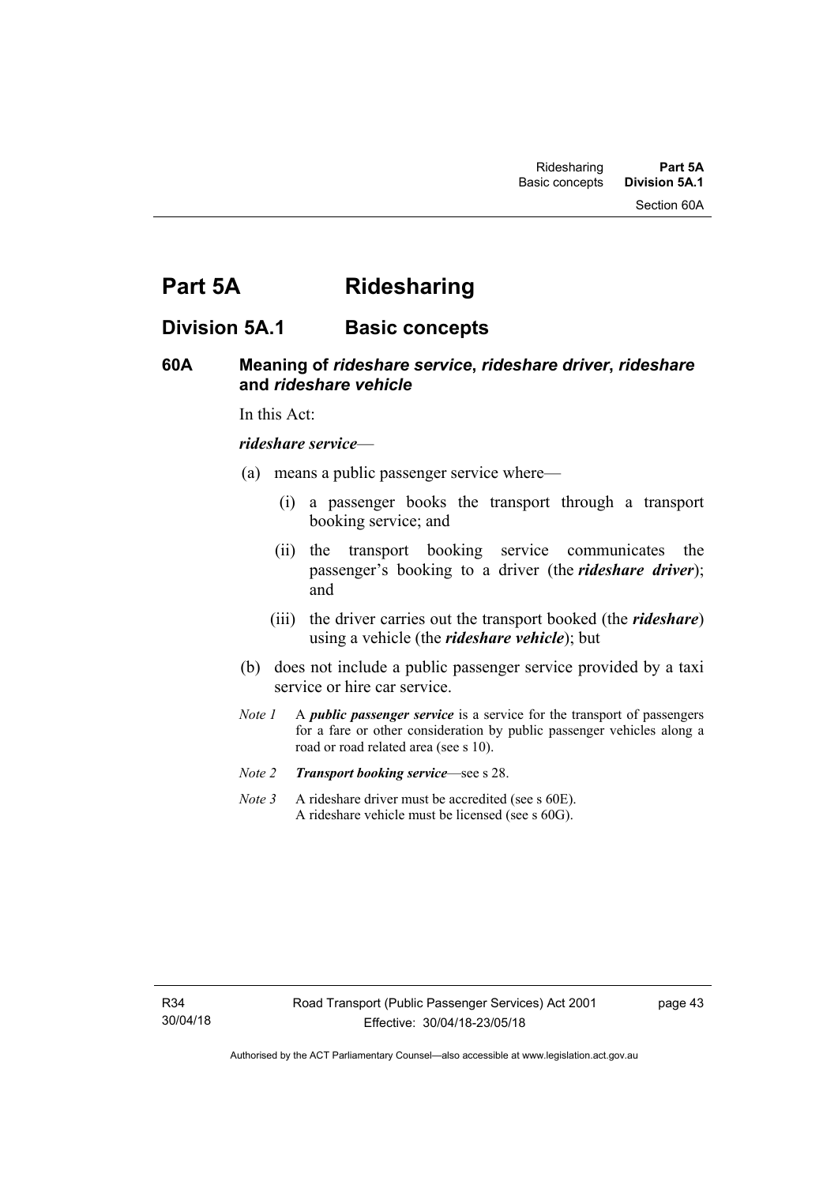# Part 5A Ridesharing

## Division 5A.1 Basic concepts

### 60A Meaning of *rideshare service*, *rideshare driver*, *rideshare* and *rideshare vehicle*

In this Act:

***rideshare service***—

(a) means a public passenger service where—

(i) a passenger books the transport through a transport booking service; and

(ii) the transport booking service communicates the passenger's booking to a driver (the ***rideshare driver***); and

(iii) the driver carries out the transport booked (the ***rideshare***) using a vehicle (the ***rideshare vehicle***); but

(b) does not include a public passenger service provided by a taxi service or hire car service.

*Note 1* A ***public passenger service*** is a service for the transport of passengers for a fare or other consideration by public passenger vehicles along a road or road related area (see s 10).

*Note 2* ***Transport booking service***—see s 28.

*Note 3* A rideshare driver must be accredited (see s 60E).
A rideshare vehicle must be licensed (see s 60G).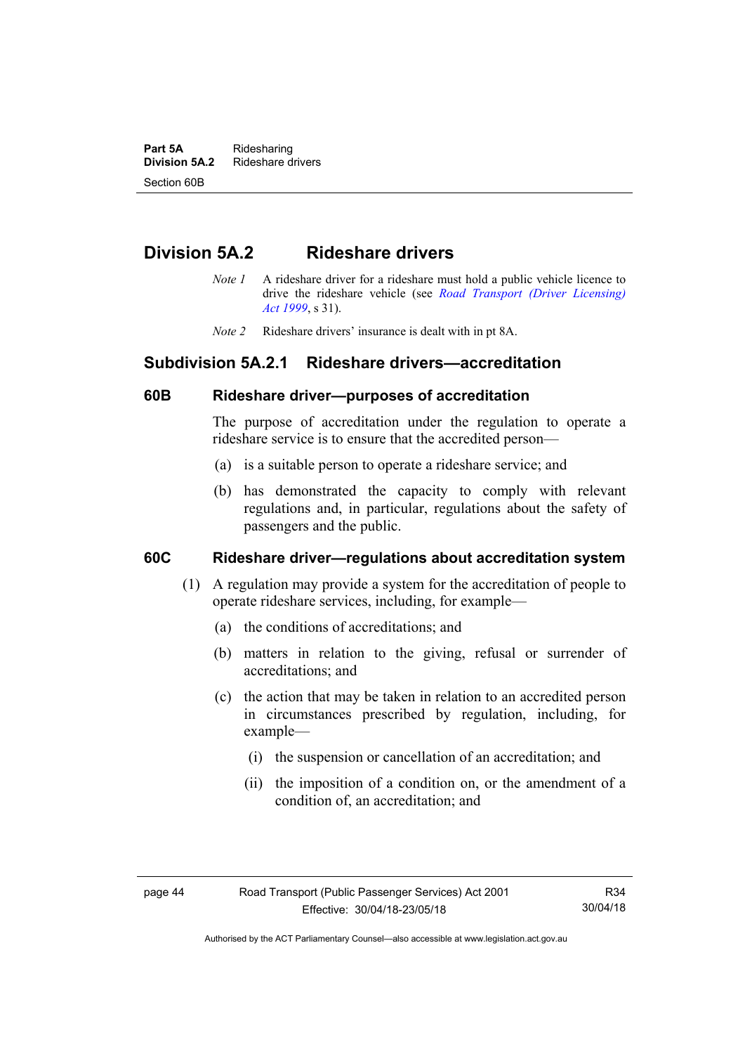## Division 5A.2 Rideshare drivers

*Note 1* A rideshare driver for a rideshare must hold a public vehicle licence to drive the rideshare vehicle (see *Road Transport (Driver Licensing) Act 1999*, s 31).

*Note 2* Rideshare drivers' insurance is dealt with in pt 8A.

### Subdivision 5A.2.1 Rideshare drivers—accreditation

#### 60B Rideshare driver—purposes of accreditation

The purpose of accreditation under the regulation to operate a rideshare service is to ensure that the accredited person—

(a) is a suitable person to operate a rideshare service; and

(b) has demonstrated the capacity to comply with relevant regulations and, in particular, regulations about the safety of passengers and the public.

#### 60C Rideshare driver—regulations about accreditation system

(1) A regulation may provide a system for the accreditation of people to operate rideshare services, including, for example—

(a) the conditions of accreditations; and

(b) matters in relation to the giving, refusal or surrender of accreditations; and

(c) the action that may be taken in relation to an accredited person in circumstances prescribed by regulation, including, for example—

(i) the suspension or cancellation of an accreditation; and

(ii) the imposition of a condition on, or the amendment of a condition of, an accreditation; and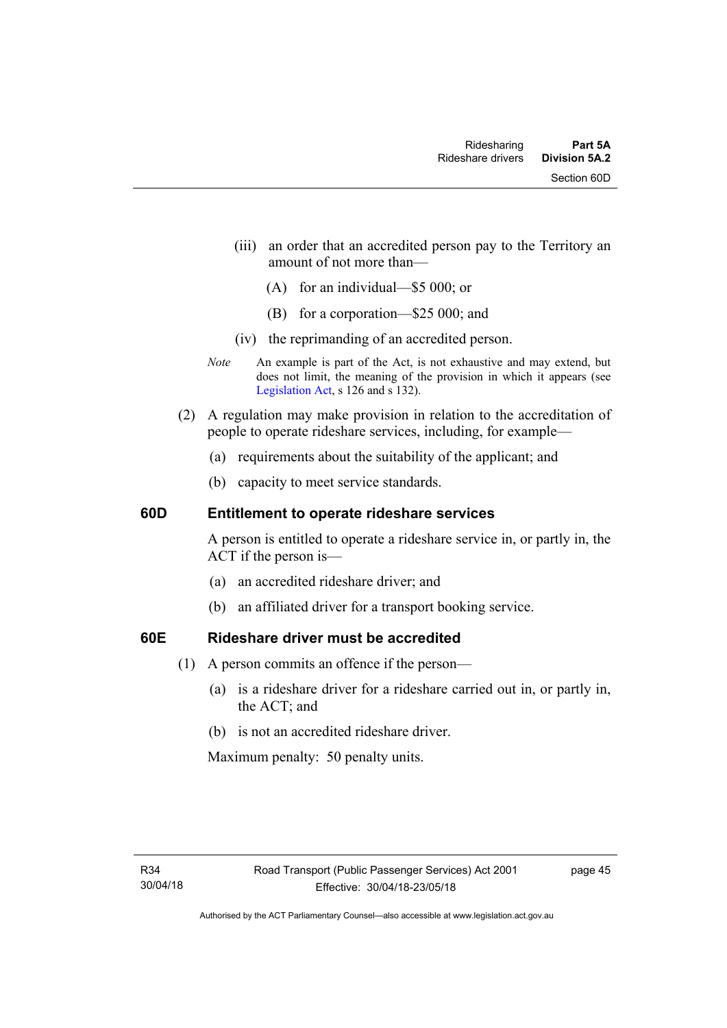(iii) an order that an accredited person pay to the Territory an amount of not more than—

(A) for an individual—$5 000; or

(B) for a corporation—$25 000; and

(iv) the reprimanding of an accredited person.

*Note* An example is part of the Act, is not exhaustive and may extend, but does not limit, the meaning of the provision in which it appears (see Legislation Act, s 126 and s 132).

(2) A regulation may make provision in relation to the accreditation of people to operate rideshare services, including, for example—

(a) requirements about the suitability of the applicant; and

(b) capacity to meet service standards.

### 60D Entitlement to operate rideshare services

A person is entitled to operate a rideshare service in, or partly in, the ACT if the person is—

(a) an accredited rideshare driver; and

(b) an affiliated driver for a transport booking service.

### 60E Rideshare driver must be accredited

(1) A person commits an offence if the person—

(a) is a rideshare driver for a rideshare carried out in, or partly in, the ACT; and

(b) is not an accredited rideshare driver.

Maximum penalty: 50 penalty units.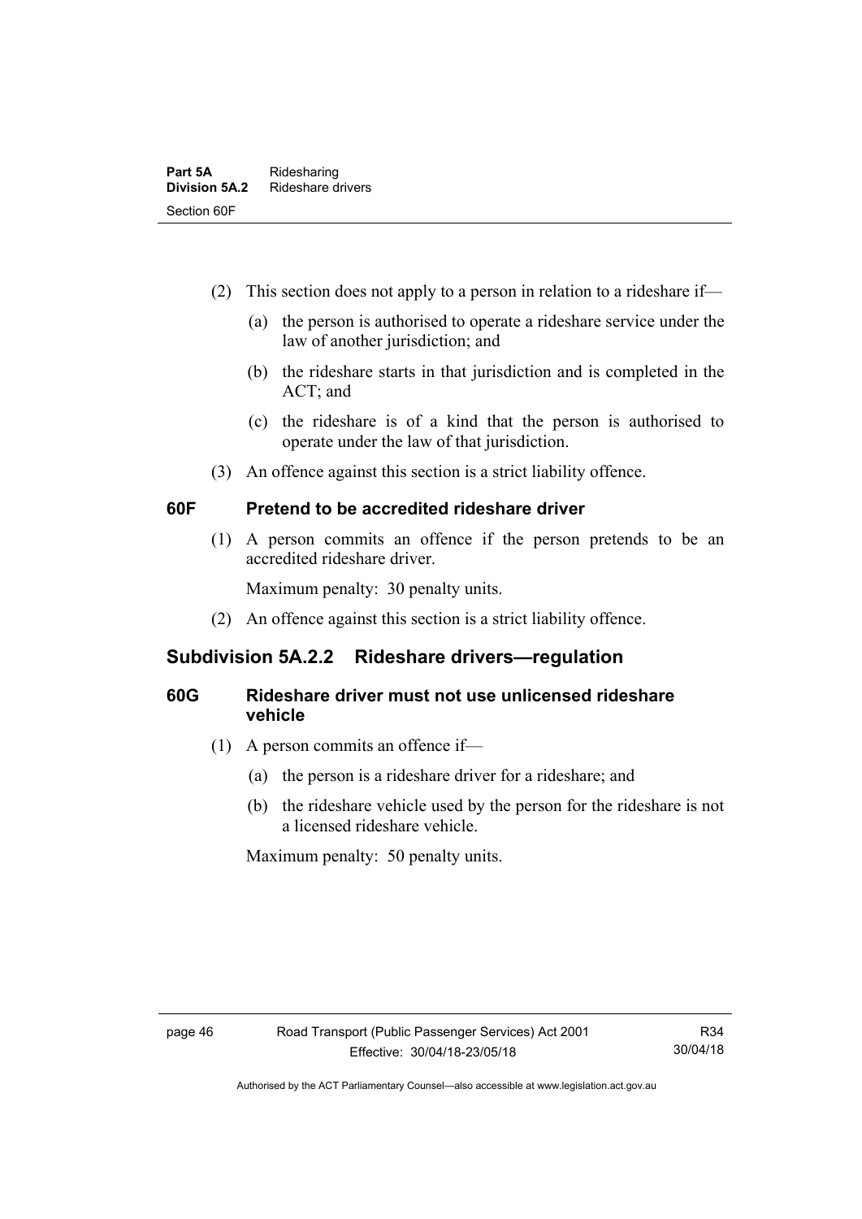(2) This section does not apply to a person in relation to a rideshare if—

(a) the person is authorised to operate a rideshare service under the law of another jurisdiction; and

(b) the rideshare starts in that jurisdiction and is completed in the ACT; and

(c) the rideshare is of a kind that the person is authorised to operate under the law of that jurisdiction.

(3) An offence against this section is a strict liability offence.

### 60F Pretend to be accredited rideshare driver

(1) A person commits an offence if the person pretends to be an accredited rideshare driver.

Maximum penalty: 30 penalty units.

(2) An offence against this section is a strict liability offence.

## Subdivision 5A.2.2 Rideshare drivers—regulation

### 60G Rideshare driver must not use unlicensed rideshare vehicle

(1) A person commits an offence if—

(a) the person is a rideshare driver for a rideshare; and

(b) the rideshare vehicle used by the person for the rideshare is not a licensed rideshare vehicle.

Maximum penalty: 50 penalty units.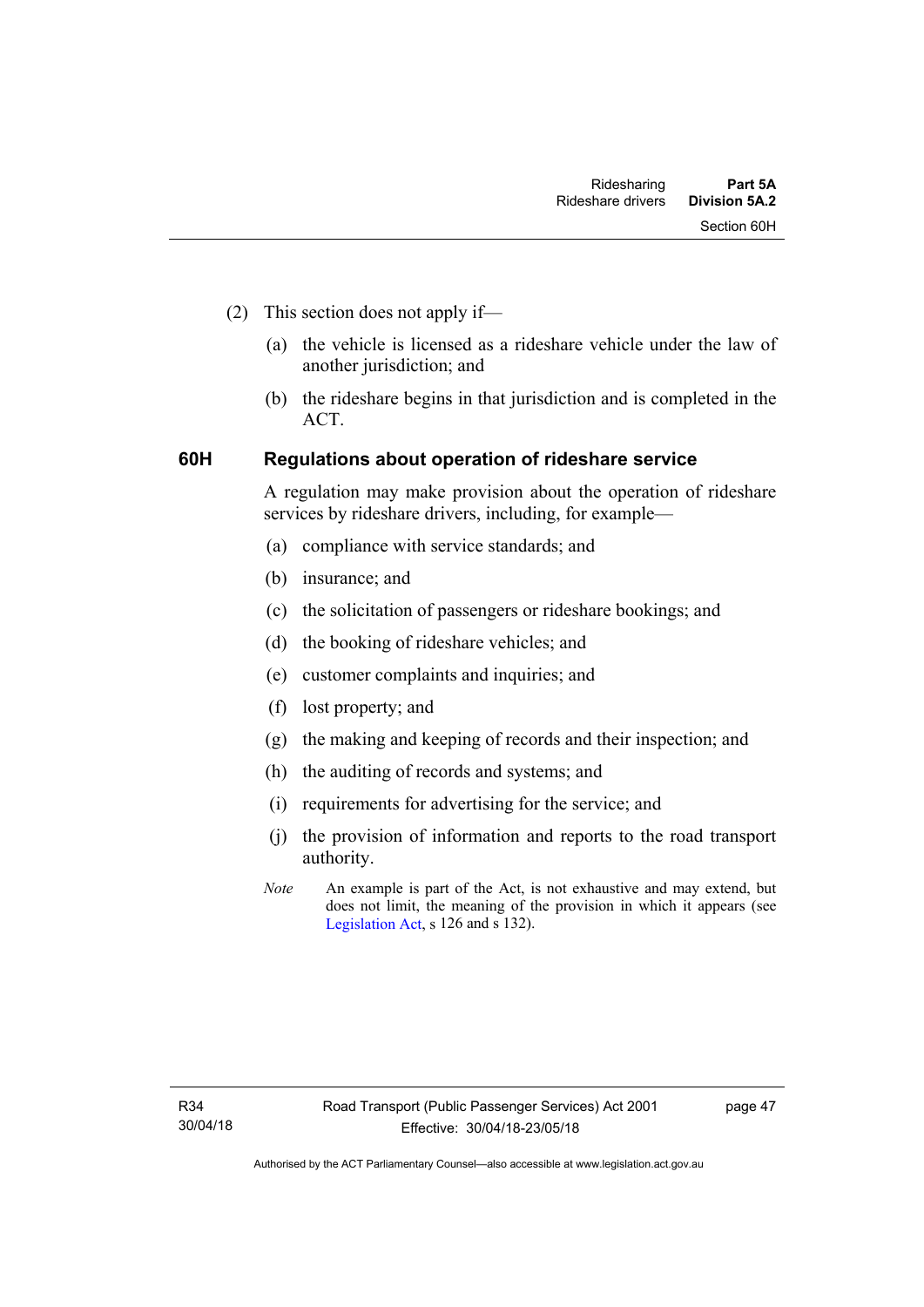(2) This section does not apply if—

(a) the vehicle is licensed as a rideshare vehicle under the law of another jurisdiction; and

(b) the rideshare begins in that jurisdiction and is completed in the ACT.

### 60H Regulations about operation of rideshare service

A regulation may make provision about the operation of rideshare services by rideshare drivers, including, for example—

(a) compliance with service standards; and

(b) insurance; and

(c) the solicitation of passengers or rideshare bookings; and

(d) the booking of rideshare vehicles; and

(e) customer complaints and inquiries; and

(f) lost property; and

(g) the making and keeping of records and their inspection; and

(h) the auditing of records and systems; and

(i) requirements for advertising for the service; and

(j) the provision of information and reports to the road transport authority.

*Note* An example is part of the Act, is not exhaustive and may extend, but does not limit, the meaning of the provision in which it appears (see Legislation Act, s 126 and s 132).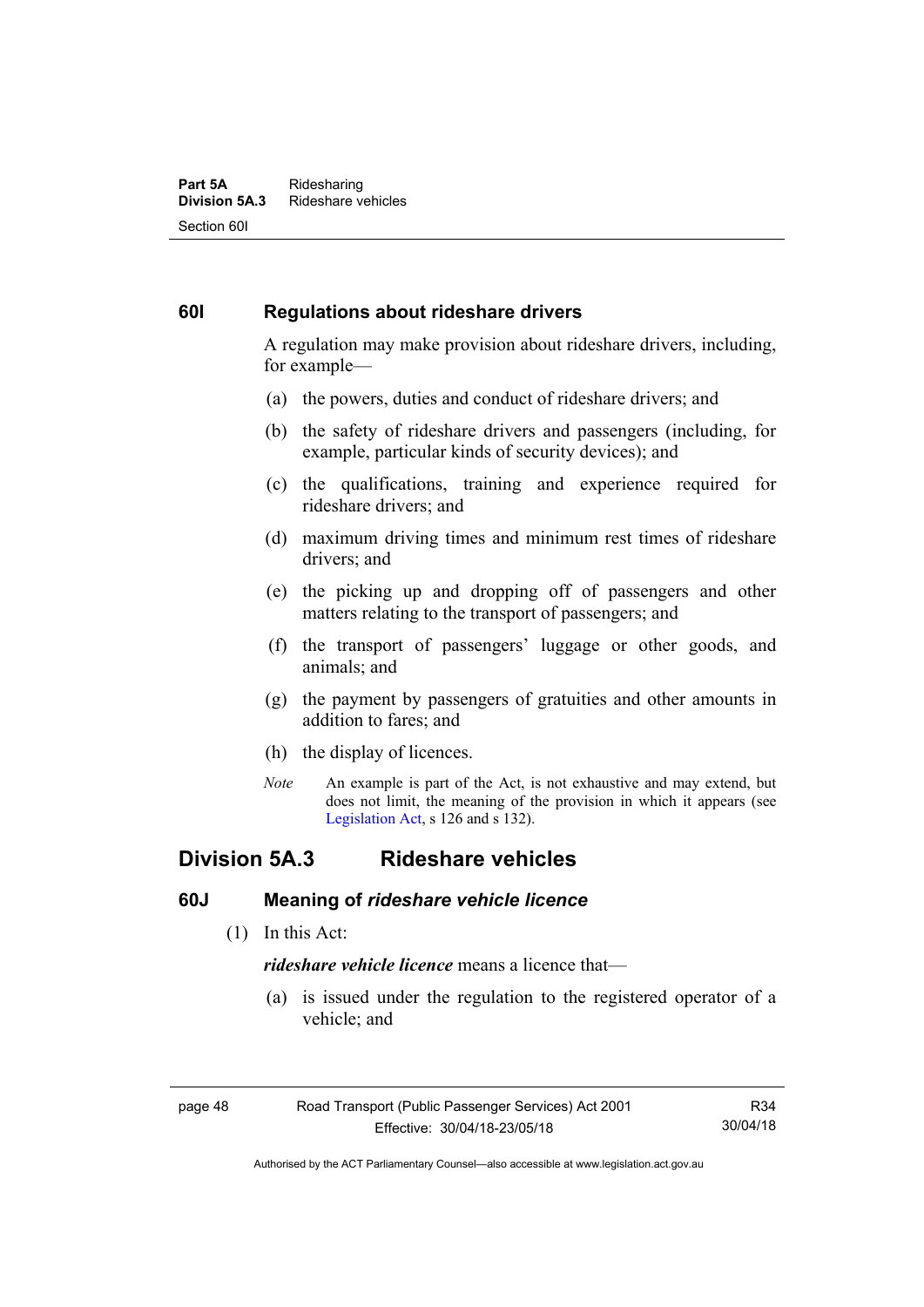### 60I Regulations about rideshare drivers

A regulation may make provision about rideshare drivers, including, for example—

(a) the powers, duties and conduct of rideshare drivers; and

(b) the safety of rideshare drivers and passengers (including, for example, particular kinds of security devices); and

(c) the qualifications, training and experience required for rideshare drivers; and

(d) maximum driving times and minimum rest times of rideshare drivers; and

(e) the picking up and dropping off of passengers and other matters relating to the transport of passengers; and

(f) the transport of passengers' luggage or other goods, and animals; and

(g) the payment by passengers of gratuities and other amounts in addition to fares; and

(h) the display of licences.

*Note* An example is part of the Act, is not exhaustive and may extend, but does not limit, the meaning of the provision in which it appears (see Legislation Act, s 126 and s 132).

## Division 5A.3 Rideshare vehicles

### 60J Meaning of *rideshare vehicle licence*

(1) In this Act:

***rideshare vehicle licence*** means a licence that—

(a) is issued under the regulation to the registered operator of a vehicle; and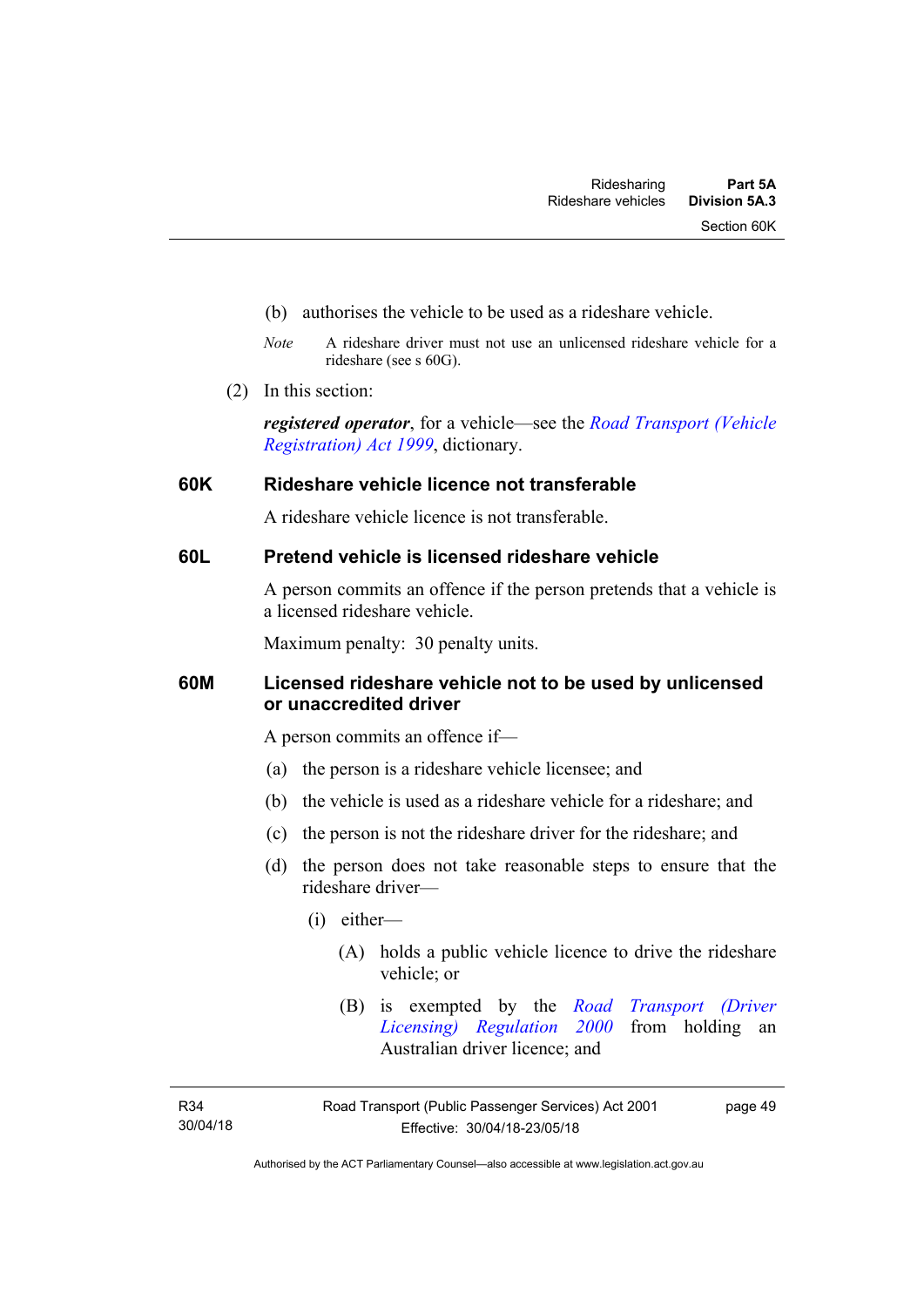(b) authorises the vehicle to be used as a rideshare vehicle.

*Note* A rideshare driver must not use an unlicensed rideshare vehicle for a rideshare (see s 60G).

(2) In this section:

***registered operator***, for a vehicle—see the *Road Transport (Vehicle Registration) Act 1999*, dictionary.

### 60K Rideshare vehicle licence not transferable

A rideshare vehicle licence is not transferable.

### 60L Pretend vehicle is licensed rideshare vehicle

A person commits an offence if the person pretends that a vehicle is a licensed rideshare vehicle.

Maximum penalty: 30 penalty units.

### 60M Licensed rideshare vehicle not to be used by unlicensed or unaccredited driver

A person commits an offence if—

(a) the person is a rideshare vehicle licensee; and

(b) the vehicle is used as a rideshare vehicle for a rideshare; and

(c) the person is not the rideshare driver for the rideshare; and

(d) the person does not take reasonable steps to ensure that the rideshare driver—

(i) either—

(A) holds a public vehicle licence to drive the rideshare vehicle; or

(B) is exempted by the *Road Transport (Driver Licensing) Regulation 2000* from holding an Australian driver licence; and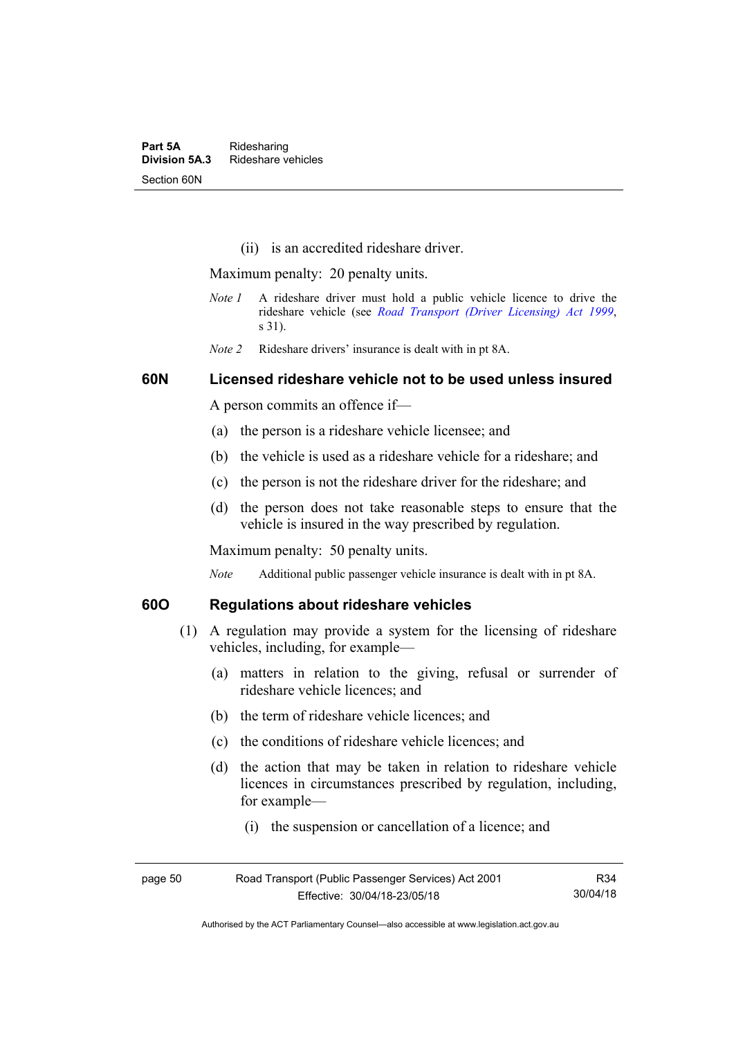(ii) is an accredited rideshare driver.

Maximum penalty: 20 penalty units.

*Note 1* A rideshare driver must hold a public vehicle licence to drive the rideshare vehicle (see *Road Transport (Driver Licensing) Act 1999*, s 31).

*Note 2* Rideshare drivers' insurance is dealt with in pt 8A.

### 60N Licensed rideshare vehicle not to be used unless insured

A person commits an offence if—

(a) the person is a rideshare vehicle licensee; and

(b) the vehicle is used as a rideshare vehicle for a rideshare; and

(c) the person is not the rideshare driver for the rideshare; and

(d) the person does not take reasonable steps to ensure that the vehicle is insured in the way prescribed by regulation.

Maximum penalty: 50 penalty units.

*Note* Additional public passenger vehicle insurance is dealt with in pt 8A.

### 60O Regulations about rideshare vehicles

(1) A regulation may provide a system for the licensing of rideshare vehicles, including, for example—

(a) matters in relation to the giving, refusal or surrender of rideshare vehicle licences; and

(b) the term of rideshare vehicle licences; and

(c) the conditions of rideshare vehicle licences; and

(d) the action that may be taken in relation to rideshare vehicle licences in circumstances prescribed by regulation, including, for example—

(i) the suspension or cancellation of a licence; and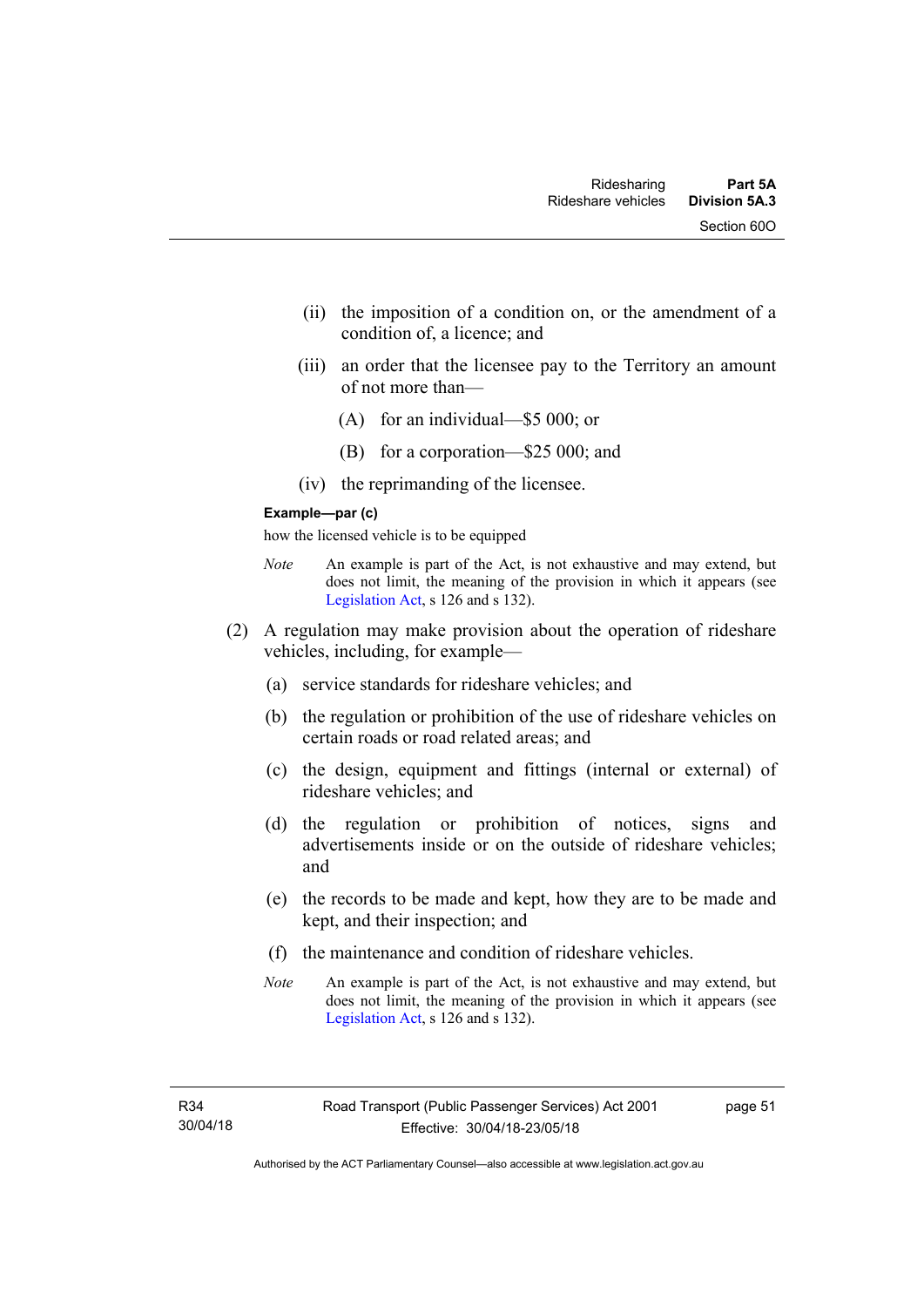(ii) the imposition of a condition on, or the amendment of a condition of, a licence; and

(iii) an order that the licensee pay to the Territory an amount of not more than—

(A) for an individual—$5 000; or

(B) for a corporation—$25 000; and

(iv) the reprimanding of the licensee.

**Example—par (c)**

how the licensed vehicle is to be equipped

*Note* An example is part of the Act, is not exhaustive and may extend, but does not limit, the meaning of the provision in which it appears (see Legislation Act, s 126 and s 132).

(2) A regulation may make provision about the operation of rideshare vehicles, including, for example—

(a) service standards for rideshare vehicles; and

(b) the regulation or prohibition of the use of rideshare vehicles on certain roads or road related areas; and

(c) the design, equipment and fittings (internal or external) of rideshare vehicles; and

(d) the regulation or prohibition of notices, signs and advertisements inside or on the outside of rideshare vehicles; and

(e) the records to be made and kept, how they are to be made and kept, and their inspection; and

(f) the maintenance and condition of rideshare vehicles.

*Note* An example is part of the Act, is not exhaustive and may extend, but does not limit, the meaning of the provision in which it appears (see Legislation Act, s 126 and s 132).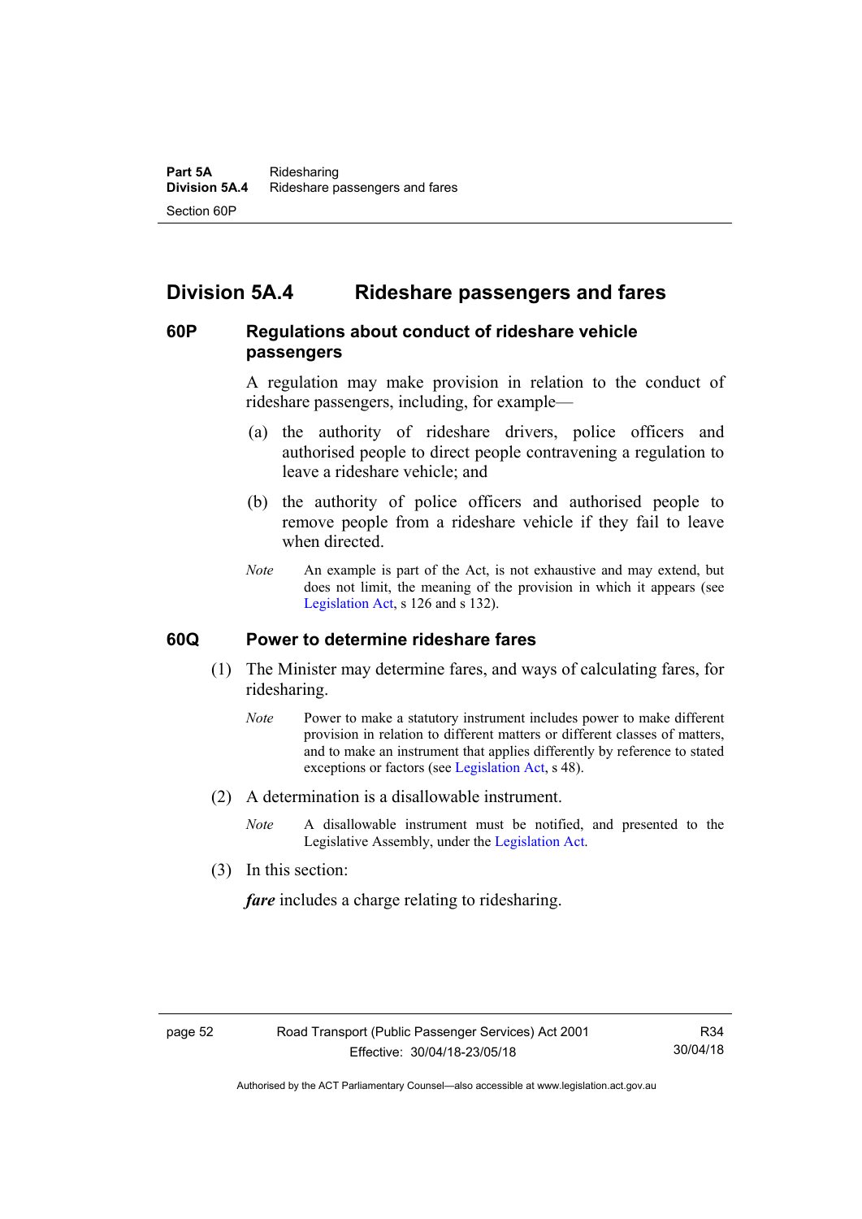## Division 5A.4 Rideshare passengers and fares

### 60P Regulations about conduct of rideshare vehicle passengers

A regulation may make provision in relation to the conduct of rideshare passengers, including, for example—

(a) the authority of rideshare drivers, police officers and authorised people to direct people contravening a regulation to leave a rideshare vehicle; and

(b) the authority of police officers and authorised people to remove people from a rideshare vehicle if they fail to leave when directed.

*Note* An example is part of the Act, is not exhaustive and may extend, but does not limit, the meaning of the provision in which it appears (see Legislation Act, s 126 and s 132).

### 60Q Power to determine rideshare fares

(1) The Minister may determine fares, and ways of calculating fares, for ridesharing.

*Note* Power to make a statutory instrument includes power to make different provision in relation to different matters or different classes of matters, and to make an instrument that applies differently by reference to stated exceptions or factors (see Legislation Act, s 48).

(2) A determination is a disallowable instrument.

*Note* A disallowable instrument must be notified, and presented to the Legislative Assembly, under the Legislation Act.

(3) In this section:

***fare*** includes a charge relating to ridesharing.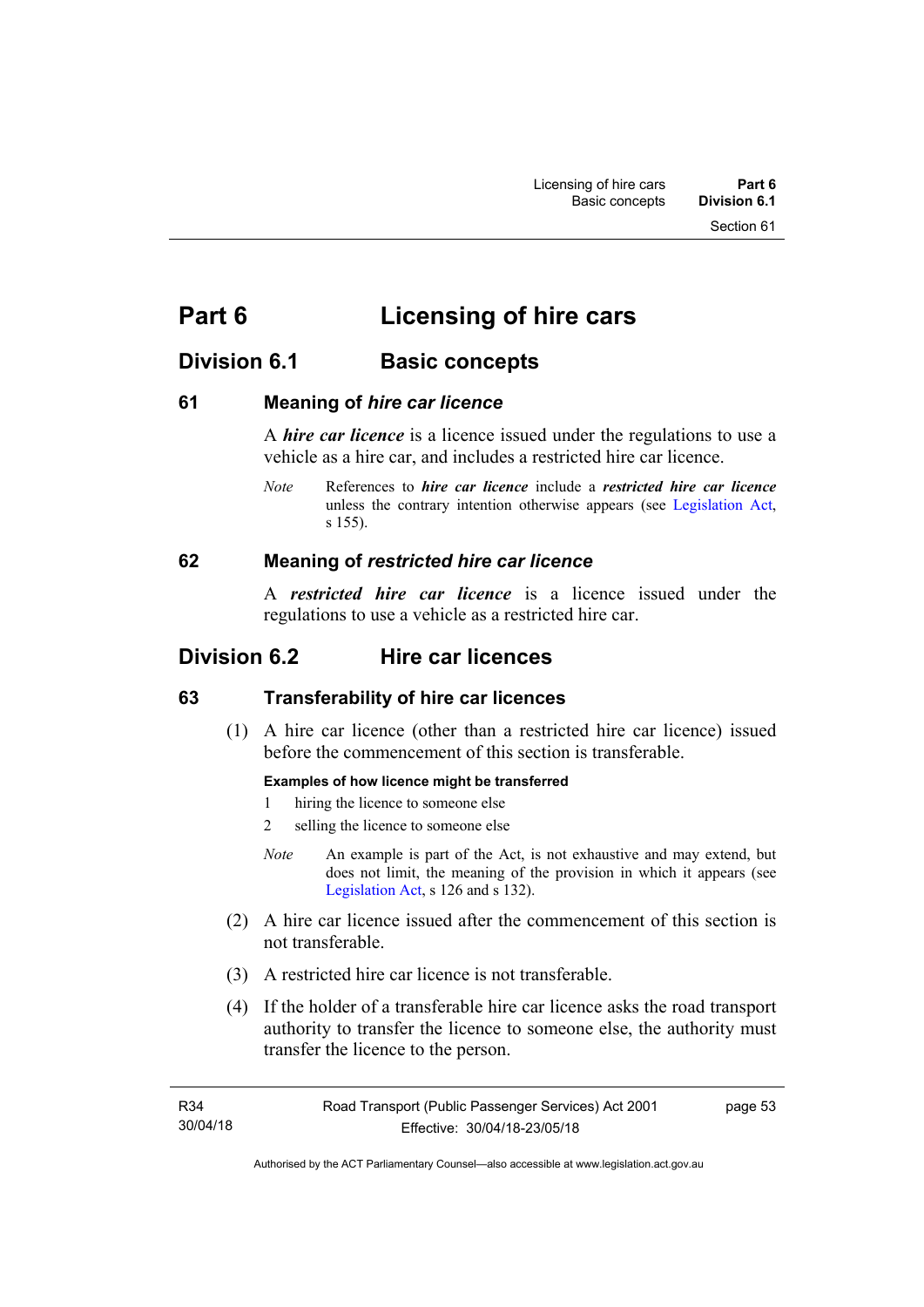# Part 6 Licensing of hire cars

## Division 6.1 Basic concepts

### 61 Meaning of *hire car licence*

A ***hire car licence*** is a licence issued under the regulations to use a vehicle as a hire car, and includes a restricted hire car licence.

*Note* References to ***hire car licence*** include a ***restricted hire car licence*** unless the contrary intention otherwise appears (see Legislation Act, s 155).

### 62 Meaning of *restricted hire car licence*

A ***restricted hire car licence*** is a licence issued under the regulations to use a vehicle as a restricted hire car.

## Division 6.2 Hire car licences

### 63 Transferability of hire car licences

(1) A hire car licence (other than a restricted hire car licence) issued before the commencement of this section is transferable.

**Examples of how licence might be transferred**

1 hiring the licence to someone else

2 selling the licence to someone else

*Note* An example is part of the Act, is not exhaustive and may extend, but does not limit, the meaning of the provision in which it appears (see Legislation Act, s 126 and s 132).

(2) A hire car licence issued after the commencement of this section is not transferable.

(3) A restricted hire car licence is not transferable.

(4) If the holder of a transferable hire car licence asks the road transport authority to transfer the licence to someone else, the authority must transfer the licence to the person.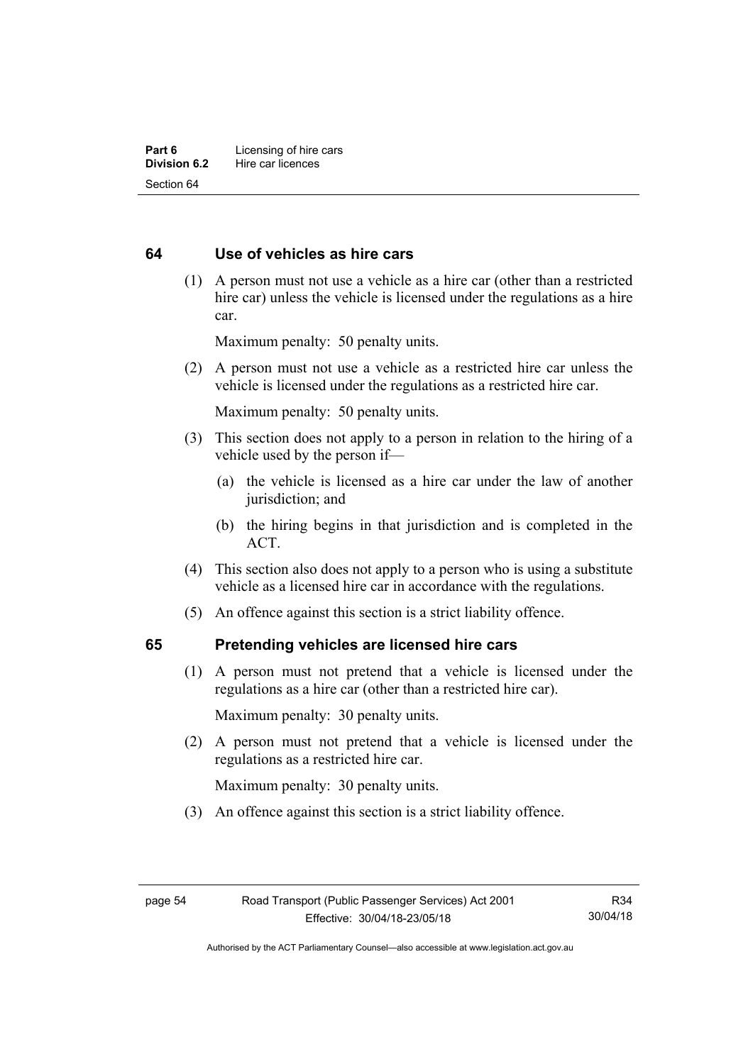## 64 Use of vehicles as hire cars

(1) A person must not use a vehicle as a hire car (other than a restricted hire car) unless the vehicle is licensed under the regulations as a hire car.

Maximum penalty: 50 penalty units.

(2) A person must not use a vehicle as a restricted hire car unless the vehicle is licensed under the regulations as a restricted hire car.

Maximum penalty: 50 penalty units.

(3) This section does not apply to a person in relation to the hiring of a vehicle used by the person if—

(a) the vehicle is licensed as a hire car under the law of another jurisdiction; and

(b) the hiring begins in that jurisdiction and is completed in the ACT.

(4) This section also does not apply to a person who is using a substitute vehicle as a licensed hire car in accordance with the regulations.

(5) An offence against this section is a strict liability offence.

## 65 Pretending vehicles are licensed hire cars

(1) A person must not pretend that a vehicle is licensed under the regulations as a hire car (other than a restricted hire car).

Maximum penalty: 30 penalty units.

(2) A person must not pretend that a vehicle is licensed under the regulations as a restricted hire car.

Maximum penalty: 30 penalty units.

(3) An offence against this section is a strict liability offence.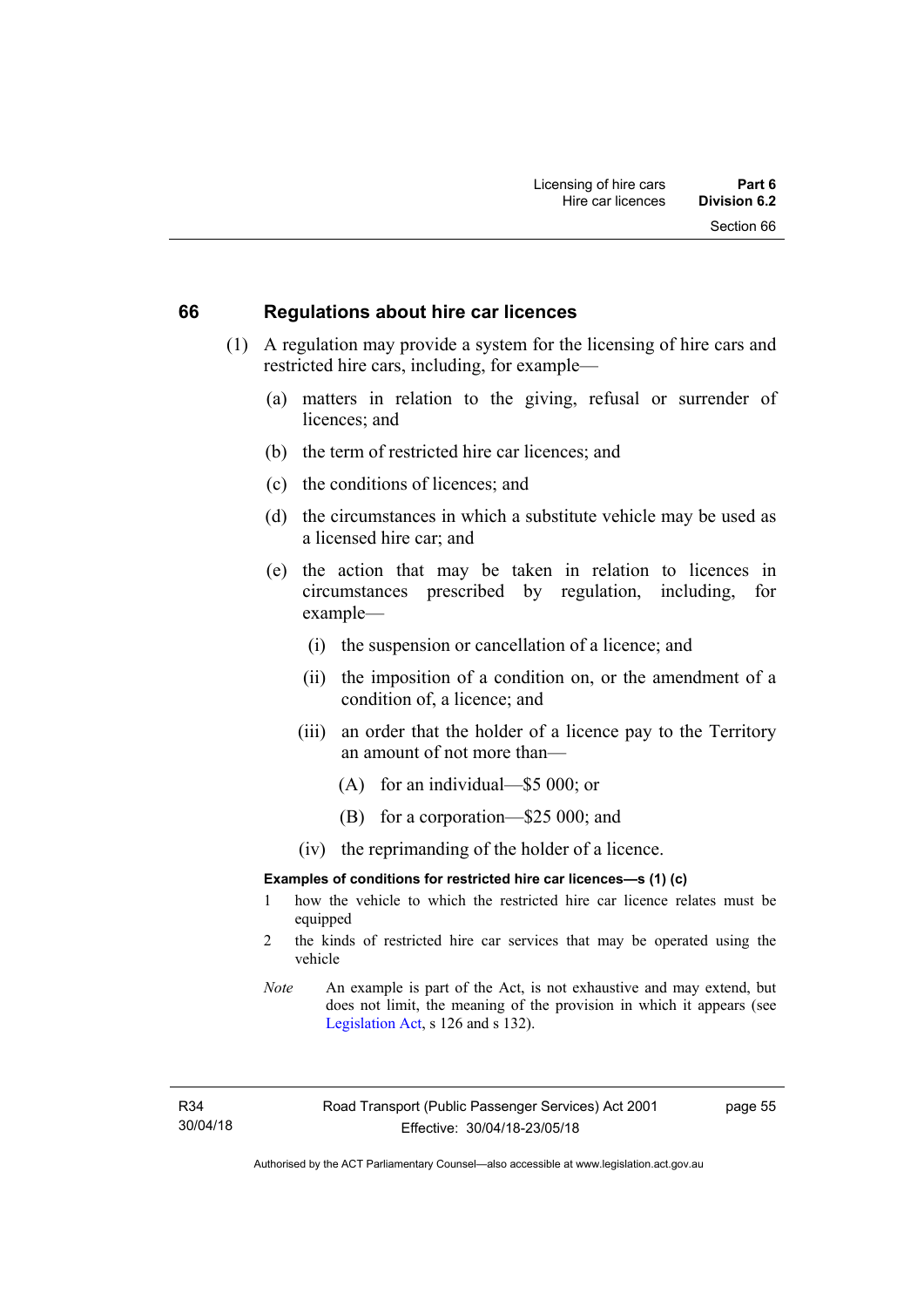## 66 Regulations about hire car licences

(1) A regulation may provide a system for the licensing of hire cars and restricted hire cars, including, for example—

(a) matters in relation to the giving, refusal or surrender of licences; and

(b) the term of restricted hire car licences; and

(c) the conditions of licences; and

(d) the circumstances in which a substitute vehicle may be used as a licensed hire car; and

(e) the action that may be taken in relation to licences in circumstances prescribed by regulation, including, for example—

(i) the suspension or cancellation of a licence; and

(ii) the imposition of a condition on, or the amendment of a condition of, a licence; and

(iii) an order that the holder of a licence pay to the Territory an amount of not more than—

(A) for an individual—$5 000; or

(B) for a corporation—$25 000; and

(iv) the reprimanding of the holder of a licence.

**Examples of conditions for restricted hire car licences—s (1) (c)**

1 how the vehicle to which the restricted hire car licence relates must be equipped

2 the kinds of restricted hire car services that may be operated using the vehicle

*Note* An example is part of the Act, is not exhaustive and may extend, but does not limit, the meaning of the provision in which it appears (see Legislation Act, s 126 and s 132).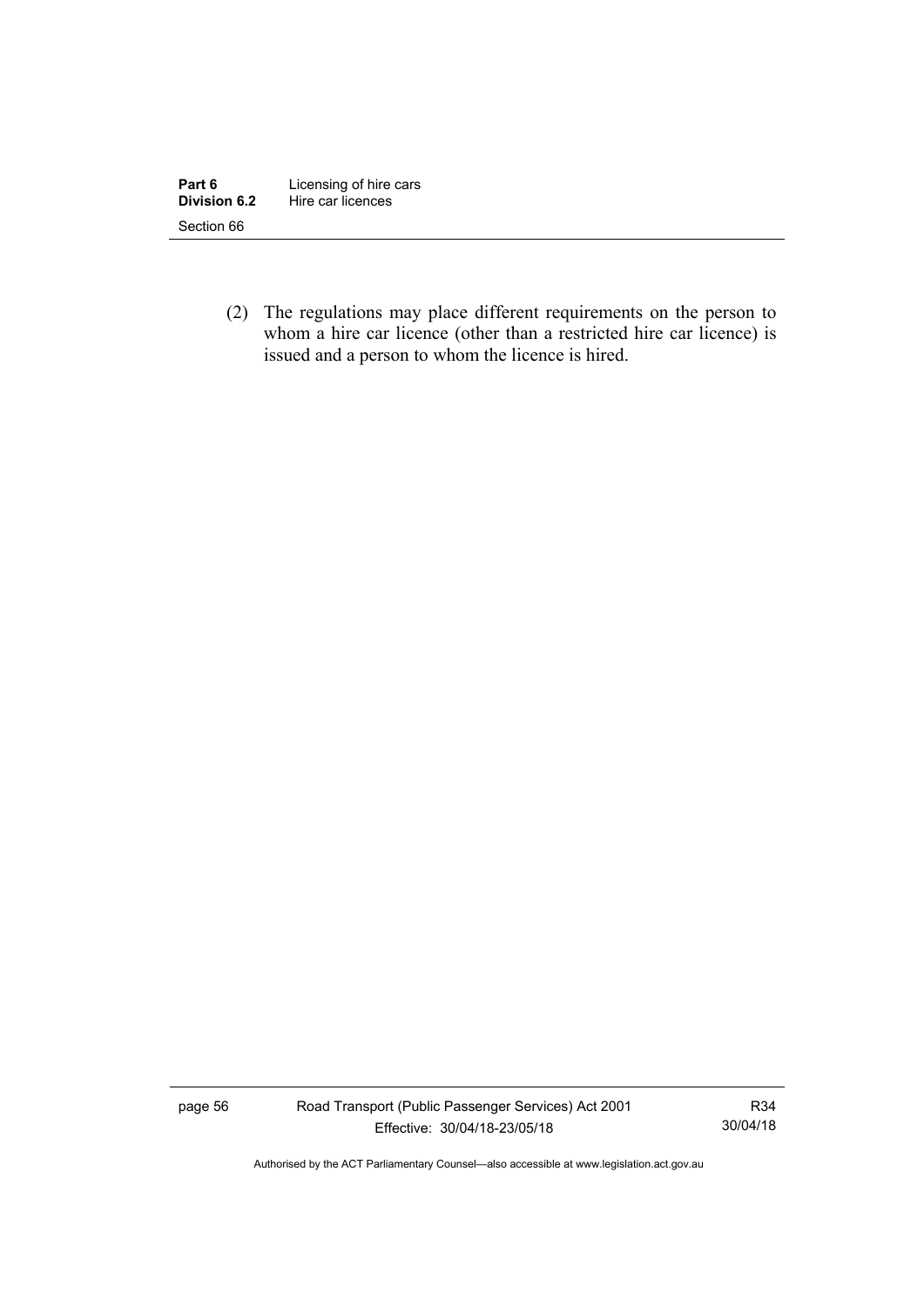(2) The regulations may place different requirements on the person to whom a hire car licence (other than a restricted hire car licence) is issued and a person to whom the licence is hired.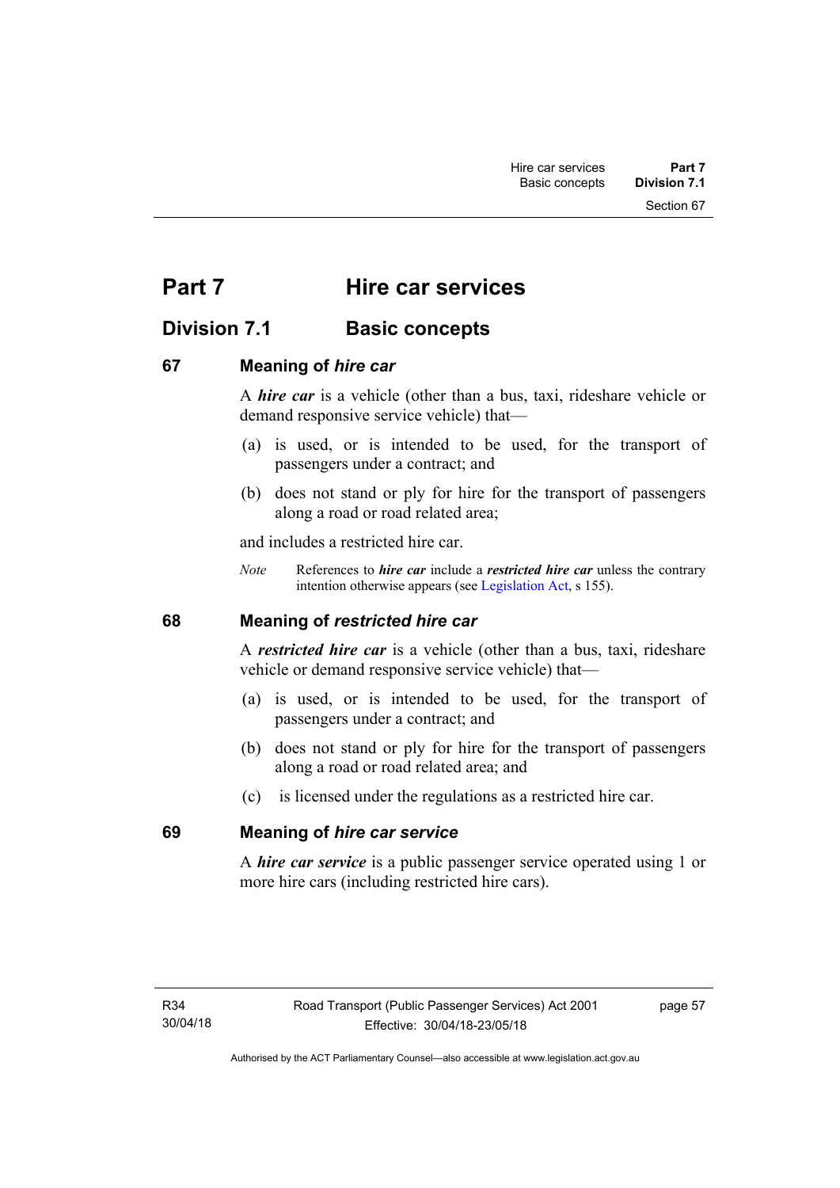# Part 7 Hire car services

## Division 7.1 Basic concepts

### 67 Meaning of *hire car*

A ***hire car*** is a vehicle (other than a bus, taxi, rideshare vehicle or demand responsive service vehicle) that—

(a) is used, or is intended to be used, for the transport of passengers under a contract; and

(b) does not stand or ply for hire for the transport of passengers along a road or road related area;

and includes a restricted hire car.

*Note* References to ***hire car*** include a ***restricted hire car*** unless the contrary intention otherwise appears (see Legislation Act, s 155).

### 68 Meaning of *restricted hire car*

A ***restricted hire car*** is a vehicle (other than a bus, taxi, rideshare vehicle or demand responsive service vehicle) that—

(a) is used, or is intended to be used, for the transport of passengers under a contract; and

(b) does not stand or ply for hire for the transport of passengers along a road or road related area; and

(c) is licensed under the regulations as a restricted hire car.

### 69 Meaning of *hire car service*

A ***hire car service*** is a public passenger service operated using 1 or more hire cars (including restricted hire cars).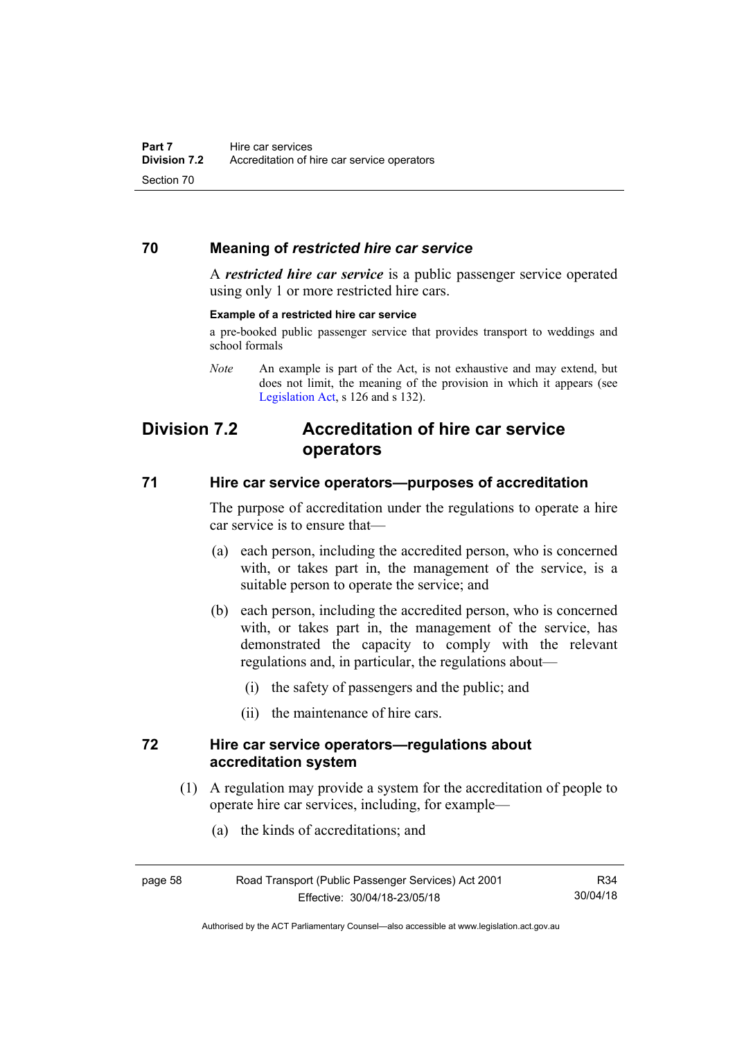## 70 Meaning of *restricted hire car service*

A ***restricted hire car service*** is a public passenger service operated using only 1 or more restricted hire cars.

**Example of a restricted hire car service**

a pre-booked public passenger service that provides transport to weddings and school formals

*Note* An example is part of the Act, is not exhaustive and may extend, but does not limit, the meaning of the provision in which it appears (see Legislation Act, s 126 and s 132).

# Division 7.2 Accreditation of hire car service operators

## 71 Hire car service operators—purposes of accreditation

The purpose of accreditation under the regulations to operate a hire car service is to ensure that—

(a) each person, including the accredited person, who is concerned with, or takes part in, the management of the service, is a suitable person to operate the service; and

(b) each person, including the accredited person, who is concerned with, or takes part in, the management of the service, has demonstrated the capacity to comply with the relevant regulations and, in particular, the regulations about—

(i) the safety of passengers and the public; and

(ii) the maintenance of hire cars.

## 72 Hire car service operators—regulations about accreditation system

(1) A regulation may provide a system for the accreditation of people to operate hire car services, including, for example—

(a) the kinds of accreditations; and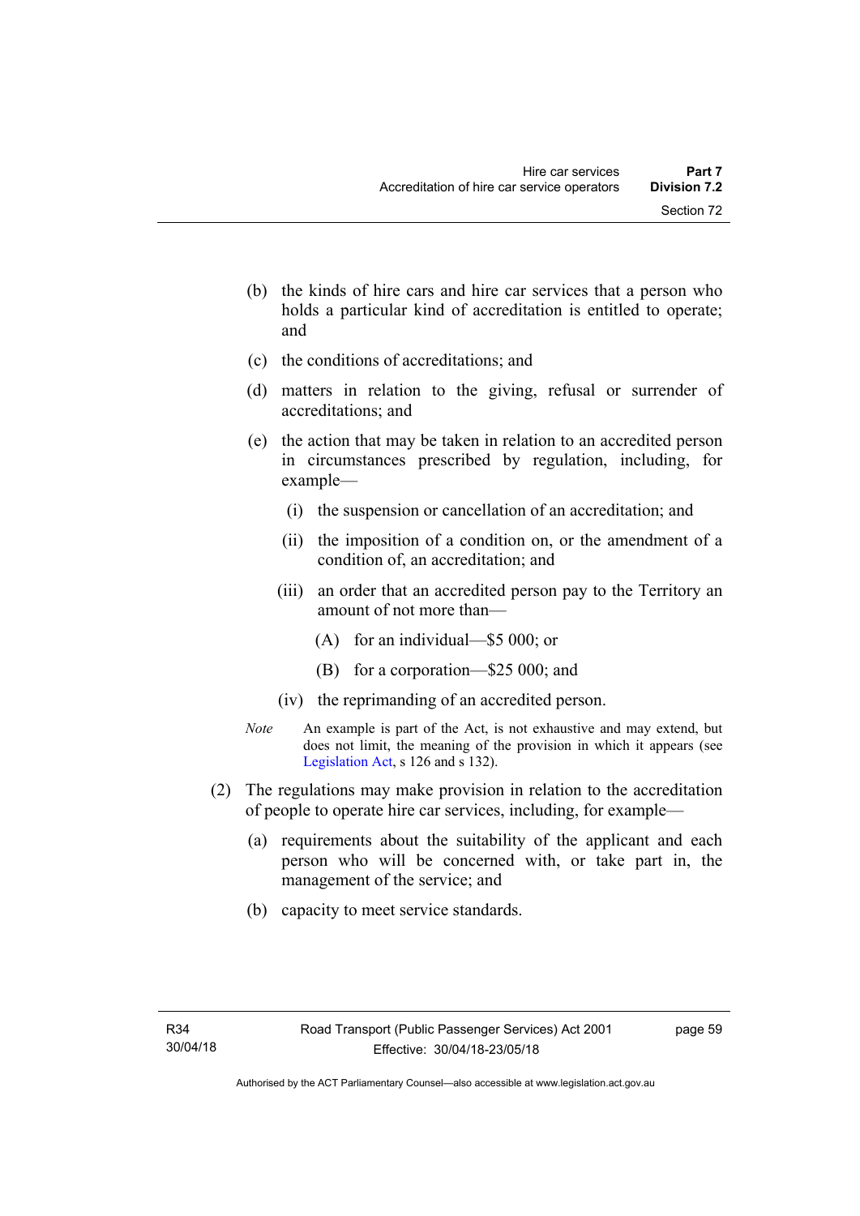(b) the kinds of hire cars and hire car services that a person who holds a particular kind of accreditation is entitled to operate; and

(c) the conditions of accreditations; and

(d) matters in relation to the giving, refusal or surrender of accreditations; and

(e) the action that may be taken in relation to an accredited person in circumstances prescribed by regulation, including, for example—

(i) the suspension or cancellation of an accreditation; and

(ii) the imposition of a condition on, or the amendment of a condition of, an accreditation; and

(iii) an order that an accredited person pay to the Territory an amount of not more than—

(A) for an individual—$5 000; or

(B) for a corporation—$25 000; and

(iv) the reprimanding of an accredited person.

*Note* An example is part of the Act, is not exhaustive and may extend, but does not limit, the meaning of the provision in which it appears (see Legislation Act, s 126 and s 132).

(2) The regulations may make provision in relation to the accreditation of people to operate hire car services, including, for example—

(a) requirements about the suitability of the applicant and each person who will be concerned with, or take part in, the management of the service; and

(b) capacity to meet service standards.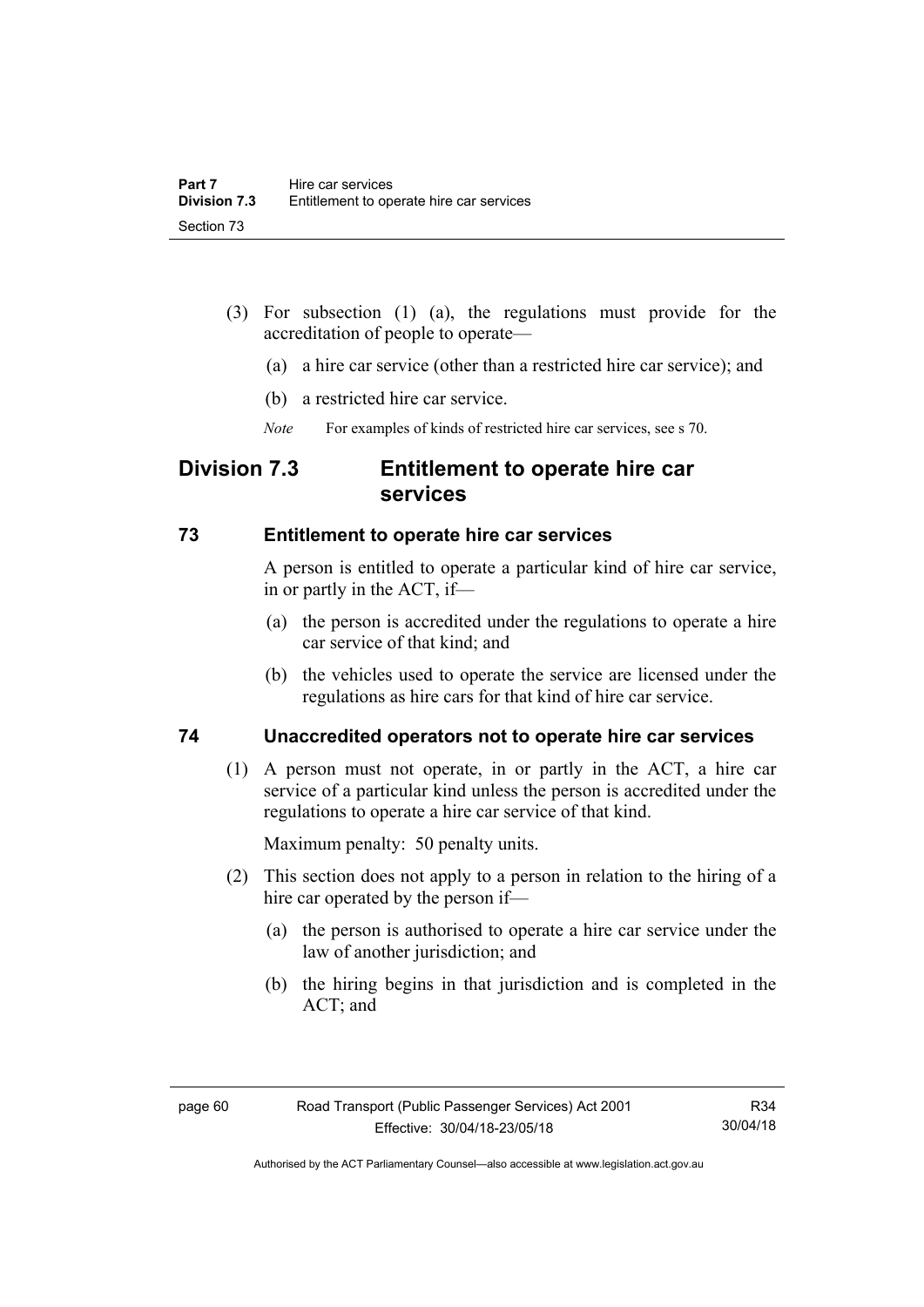(3) For subsection (1) (a), the regulations must provide for the accreditation of people to operate—

(a) a hire car service (other than a restricted hire car service); and

(b) a restricted hire car service.

*Note* For examples of kinds of restricted hire car services, see s 70.

## Division 7.3 Entitlement to operate hire car services

### 73 Entitlement to operate hire car services

A person is entitled to operate a particular kind of hire car service, in or partly in the ACT, if—

(a) the person is accredited under the regulations to operate a hire car service of that kind; and

(b) the vehicles used to operate the service are licensed under the regulations as hire cars for that kind of hire car service.

### 74 Unaccredited operators not to operate hire car services

(1) A person must not operate, in or partly in the ACT, a hire car service of a particular kind unless the person is accredited under the regulations to operate a hire car service of that kind.

Maximum penalty: 50 penalty units.

(2) This section does not apply to a person in relation to the hiring of a hire car operated by the person if—

(a) the person is authorised to operate a hire car service under the law of another jurisdiction; and

(b) the hiring begins in that jurisdiction and is completed in the ACT; and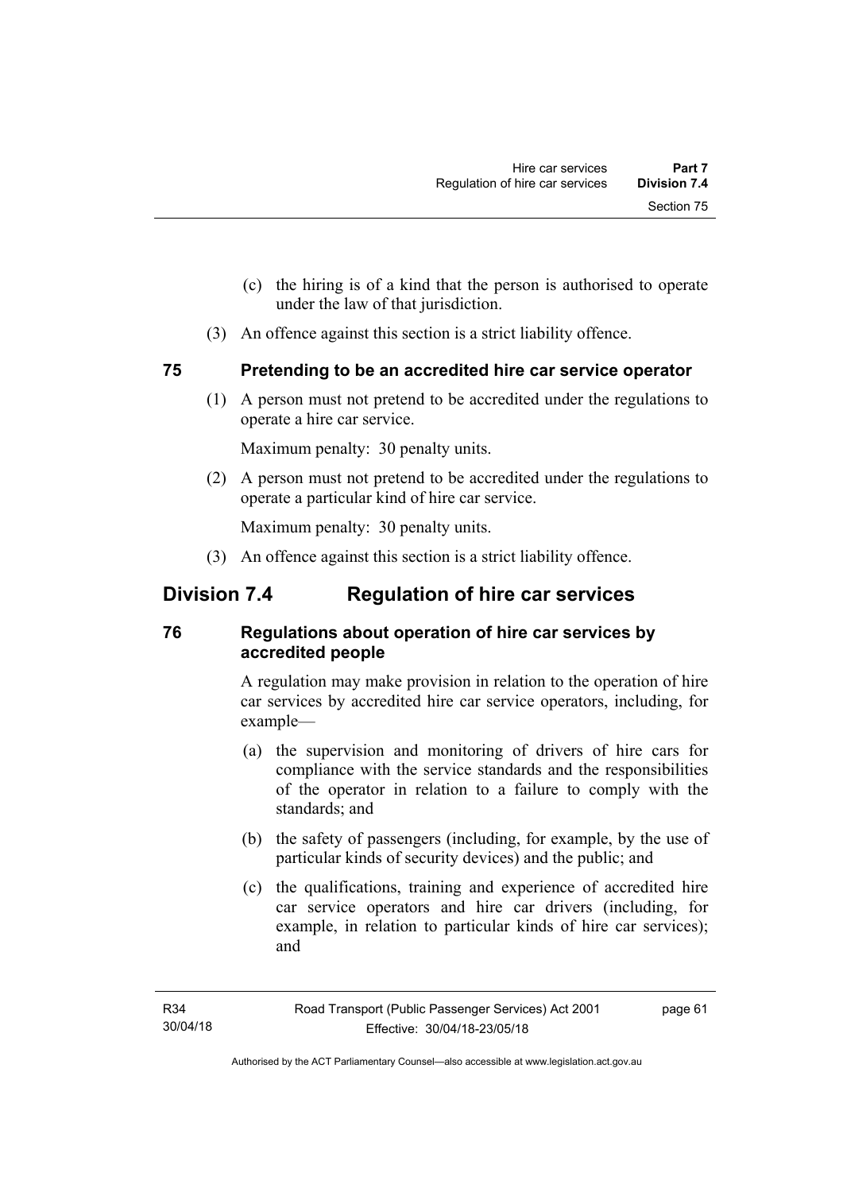(c) the hiring is of a kind that the person is authorised to operate under the law of that jurisdiction.

(3) An offence against this section is a strict liability offence.

### 75 Pretending to be an accredited hire car service operator

(1) A person must not pretend to be accredited under the regulations to operate a hire car service.

Maximum penalty: 30 penalty units.

(2) A person must not pretend to be accredited under the regulations to operate a particular kind of hire car service.

Maximum penalty: 30 penalty units.

(3) An offence against this section is a strict liability offence.

## Division 7.4 Regulation of hire car services

### 76 Regulations about operation of hire car services by accredited people

A regulation may make provision in relation to the operation of hire car services by accredited hire car service operators, including, for example—

(a) the supervision and monitoring of drivers of hire cars for compliance with the service standards and the responsibilities of the operator in relation to a failure to comply with the standards; and

(b) the safety of passengers (including, for example, by the use of particular kinds of security devices) and the public; and

(c) the qualifications, training and experience of accredited hire car service operators and hire car drivers (including, for example, in relation to particular kinds of hire car services); and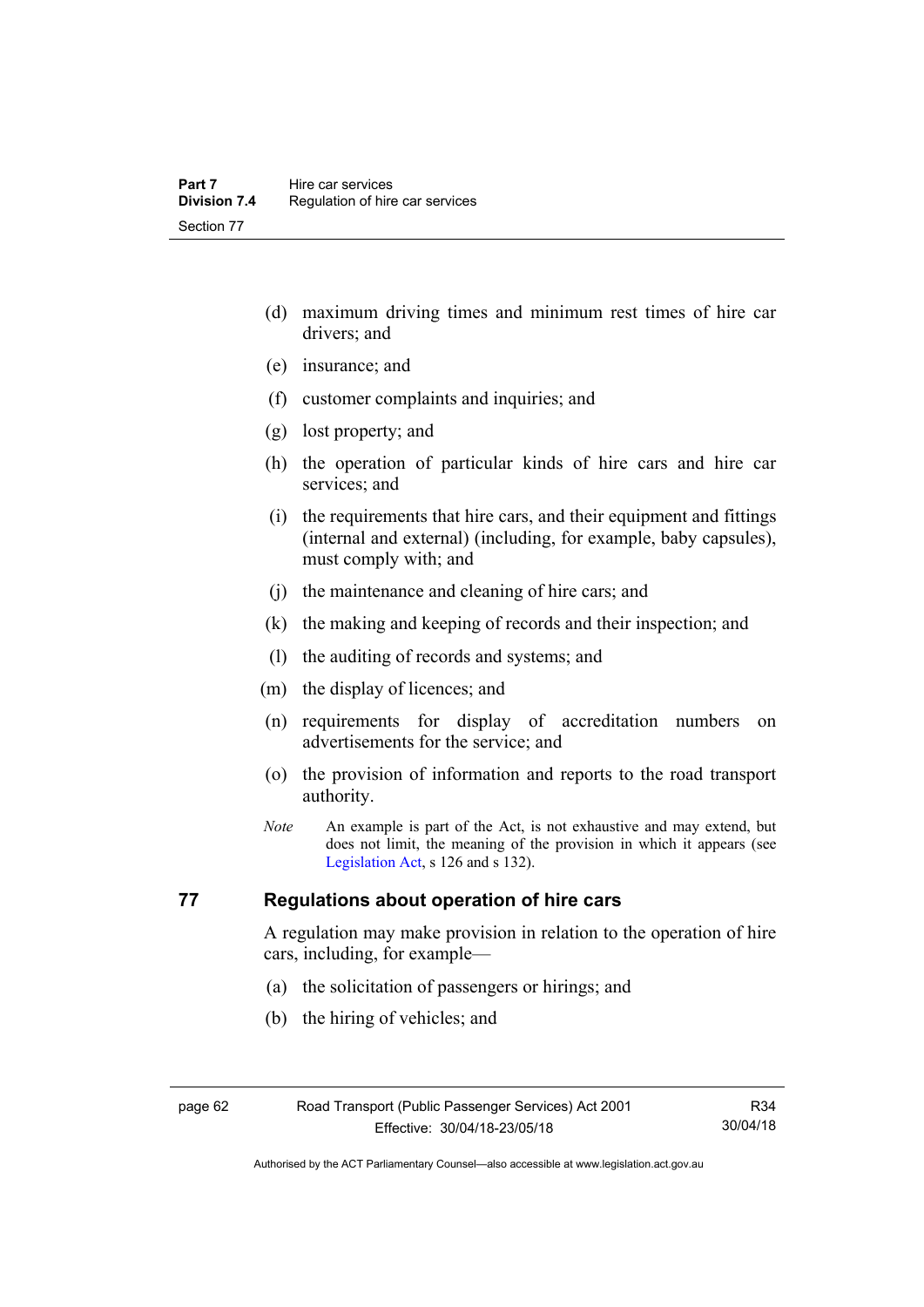(d) maximum driving times and minimum rest times of hire car drivers; and

(e) insurance; and

(f) customer complaints and inquiries; and

(g) lost property; and

(h) the operation of particular kinds of hire cars and hire car services; and

(i) the requirements that hire cars, and their equipment and fittings (internal and external) (including, for example, baby capsules), must comply with; and

(j) the maintenance and cleaning of hire cars; and

(k) the making and keeping of records and their inspection; and

(l) the auditing of records and systems; and

(m) the display of licences; and

(n) requirements for display of accreditation numbers on advertisements for the service; and

(o) the provision of information and reports to the road transport authority.

*Note* An example is part of the Act, is not exhaustive and may extend, but does not limit, the meaning of the provision in which it appears (see Legislation Act, s 126 and s 132).

## 77 Regulations about operation of hire cars

A regulation may make provision in relation to the operation of hire cars, including, for example—

(a) the solicitation of passengers or hirings; and

(b) the hiring of vehicles; and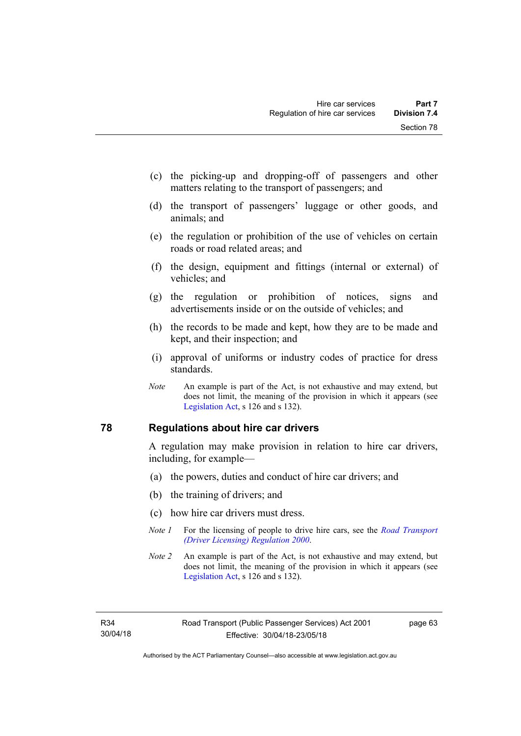(c) the picking-up and dropping-off of passengers and other matters relating to the transport of passengers; and

(d) the transport of passengers' luggage or other goods, and animals; and

(e) the regulation or prohibition of the use of vehicles on certain roads or road related areas; and

(f) the design, equipment and fittings (internal or external) of vehicles; and

(g) the regulation or prohibition of notices, signs and advertisements inside or on the outside of vehicles; and

(h) the records to be made and kept, how they are to be made and kept, and their inspection; and

(i) approval of uniforms or industry codes of practice for dress standards.

*Note* An example is part of the Act, is not exhaustive and may extend, but does not limit, the meaning of the provision in which it appears (see Legislation Act, s 126 and s 132).

## 78 Regulations about hire car drivers

A regulation may make provision in relation to hire car drivers, including, for example—

(a) the powers, duties and conduct of hire car drivers; and

(b) the training of drivers; and

(c) how hire car drivers must dress.

*Note 1* For the licensing of people to drive hire cars, see the *Road Transport (Driver Licensing) Regulation 2000*.

*Note 2* An example is part of the Act, is not exhaustive and may extend, but does not limit, the meaning of the provision in which it appears (see Legislation Act, s 126 and s 132).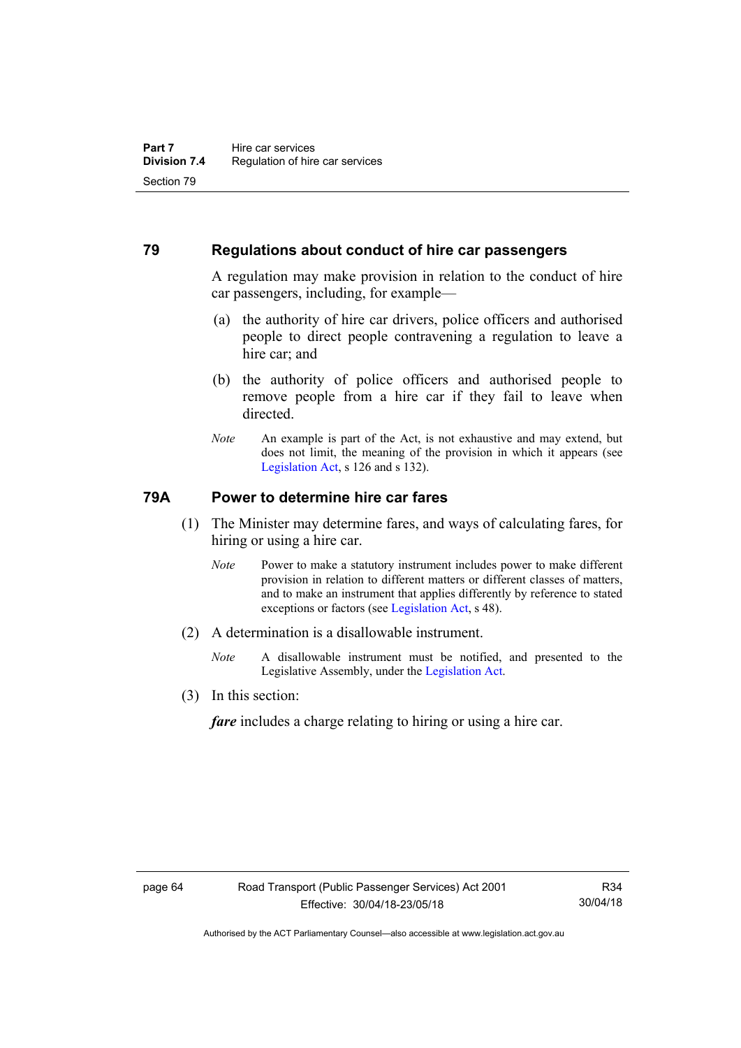## 79 Regulations about conduct of hire car passengers

A regulation may make provision in relation to the conduct of hire car passengers, including, for example—

(a) the authority of hire car drivers, police officers and authorised people to direct people contravening a regulation to leave a hire car; and

(b) the authority of police officers and authorised people to remove people from a hire car if they fail to leave when directed.

*Note* An example is part of the Act, is not exhaustive and may extend, but does not limit, the meaning of the provision in which it appears (see Legislation Act, s 126 and s 132).

## 79A Power to determine hire car fares

(1) The Minister may determine fares, and ways of calculating fares, for hiring or using a hire car.

*Note* Power to make a statutory instrument includes power to make different provision in relation to different matters or different classes of matters, and to make an instrument that applies differently by reference to stated exceptions or factors (see Legislation Act, s 48).

(2) A determination is a disallowable instrument.

*Note* A disallowable instrument must be notified, and presented to the Legislative Assembly, under the Legislation Act.

(3) In this section:

***fare*** includes a charge relating to hiring or using a hire car.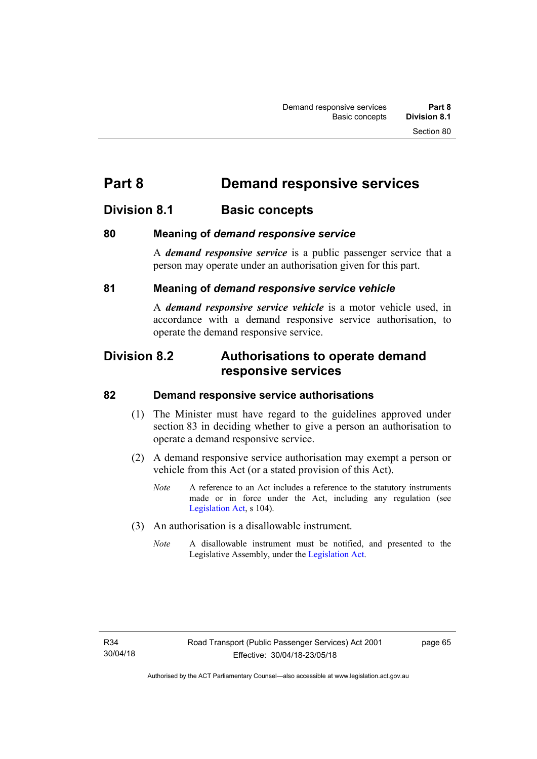# Part 8 Demand responsive services

## Division 8.1 Basic concepts

### 80 Meaning of *demand responsive service*

A ***demand responsive service*** is a public passenger service that a person may operate under an authorisation given for this part.

### 81 Meaning of *demand responsive service vehicle*

A ***demand responsive service vehicle*** is a motor vehicle used, in accordance with a demand responsive service authorisation, to operate the demand responsive service.

## Division 8.2 Authorisations to operate demand responsive services

### 82 Demand responsive service authorisations

(1) The Minister must have regard to the guidelines approved under section 83 in deciding whether to give a person an authorisation to operate a demand responsive service.

(2) A demand responsive service authorisation may exempt a person or vehicle from this Act (or a stated provision of this Act).

*Note* A reference to an Act includes a reference to the statutory instruments made or in force under the Act, including any regulation (see Legislation Act, s 104).

(3) An authorisation is a disallowable instrument.

*Note* A disallowable instrument must be notified, and presented to the Legislative Assembly, under the Legislation Act.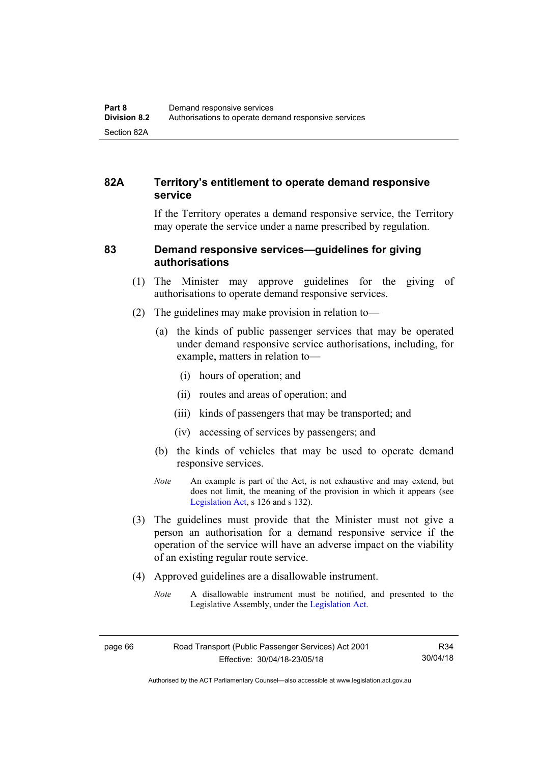## 82A Territory's entitlement to operate demand responsive service

If the Territory operates a demand responsive service, the Territory may operate the service under a name prescribed by regulation.

## 83 Demand responsive services—guidelines for giving authorisations

(1) The Minister may approve guidelines for the giving of authorisations to operate demand responsive services.

(2) The guidelines may make provision in relation to—

(a) the kinds of public passenger services that may be operated under demand responsive service authorisations, including, for example, matters in relation to—

(i) hours of operation; and

(ii) routes and areas of operation; and

(iii) kinds of passengers that may be transported; and

(iv) accessing of services by passengers; and

(b) the kinds of vehicles that may be used to operate demand responsive services.

*Note* An example is part of the Act, is not exhaustive and may extend, but does not limit, the meaning of the provision in which it appears (see Legislation Act, s 126 and s 132).

(3) The guidelines must provide that the Minister must not give a person an authorisation for a demand responsive service if the operation of the service will have an adverse impact on the viability of an existing regular route service.

(4) Approved guidelines are a disallowable instrument.

*Note* A disallowable instrument must be notified, and presented to the Legislative Assembly, under the Legislation Act.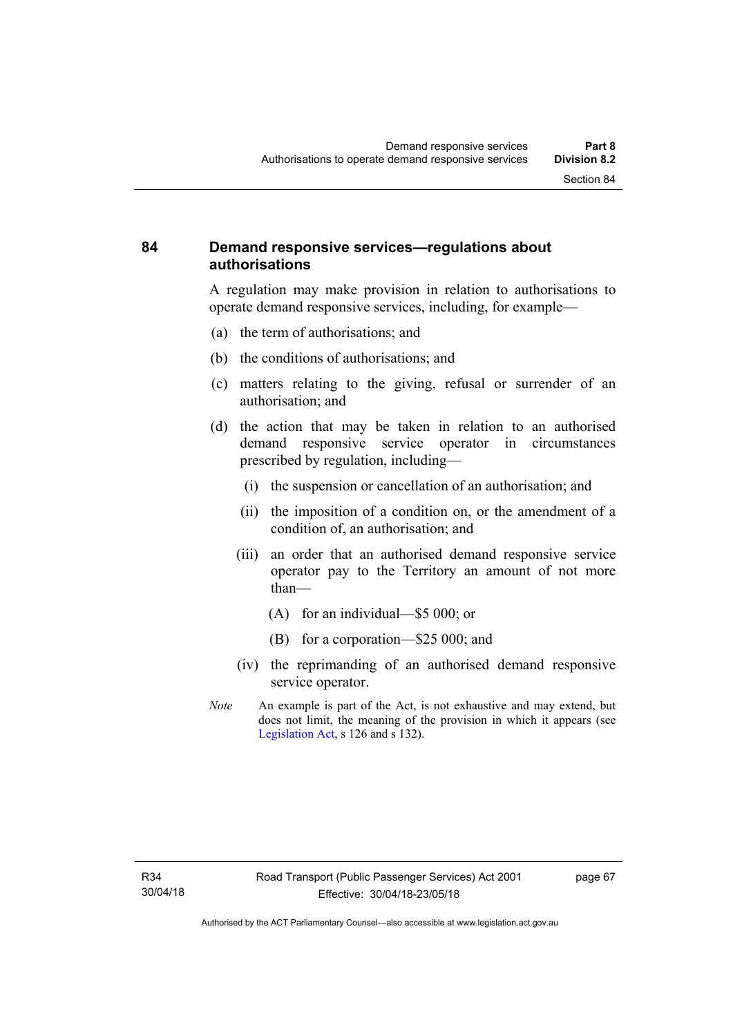## 84 Demand responsive services—regulations about authorisations

A regulation may make provision in relation to authorisations to operate demand responsive services, including, for example—

(a) the term of authorisations; and

(b) the conditions of authorisations; and

(c) matters relating to the giving, refusal or surrender of an authorisation; and

(d) the action that may be taken in relation to an authorised demand responsive service operator in circumstances prescribed by regulation, including—

  (i) the suspension or cancellation of an authorisation; and

  (ii) the imposition of a condition on, or the amendment of a condition of, an authorisation; and

  (iii) an order that an authorised demand responsive service operator pay to the Territory an amount of not more than—

    (A) for an individual—$5 000; or

    (B) for a corporation—$25 000; and

  (iv) the reprimanding of an authorised demand responsive service operator.

*Note* An example is part of the Act, is not exhaustive and may extend, but does not limit, the meaning of the provision in which it appears (see Legislation Act, s 126 and s 132).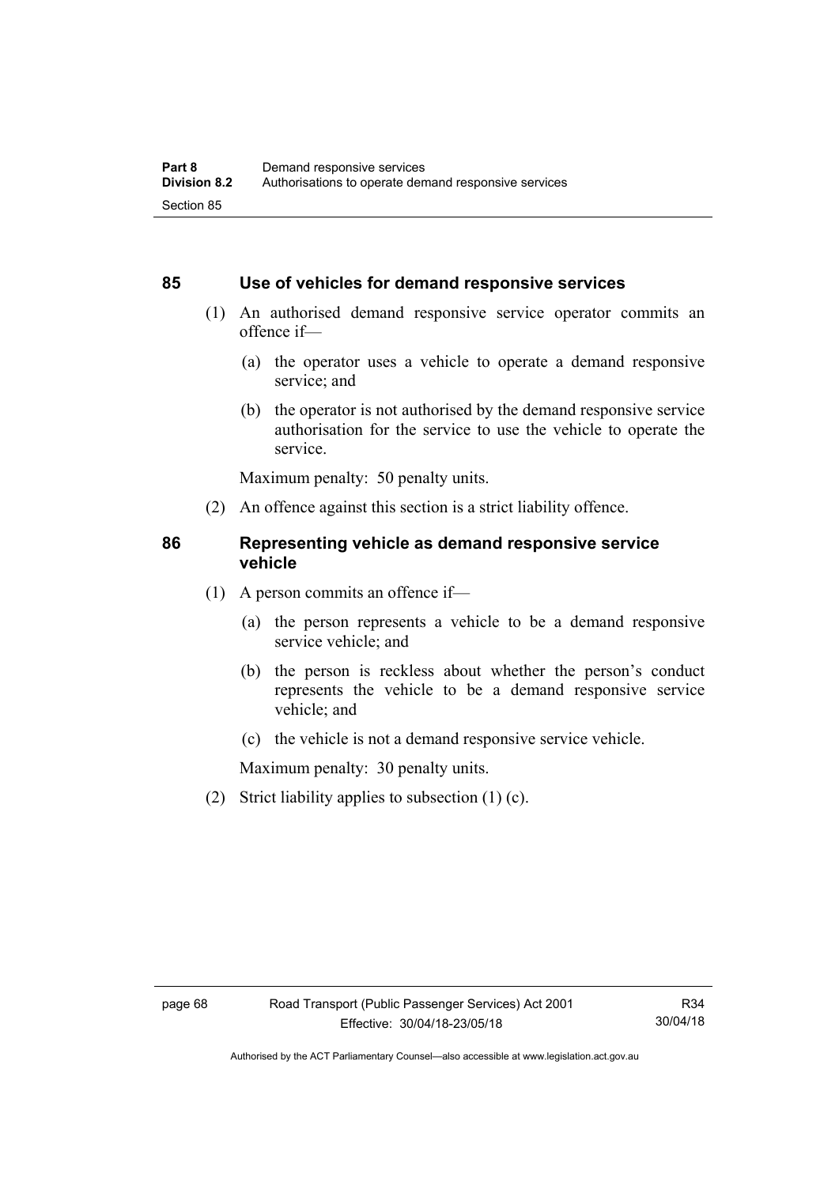## 85 Use of vehicles for demand responsive services

(1) An authorised demand responsive service operator commits an offence if—

(a) the operator uses a vehicle to operate a demand responsive service; and

(b) the operator is not authorised by the demand responsive service authorisation for the service to use the vehicle to operate the service.

Maximum penalty: 50 penalty units.

(2) An offence against this section is a strict liability offence.

## 86 Representing vehicle as demand responsive service vehicle

(1) A person commits an offence if—

(a) the person represents a vehicle to be a demand responsive service vehicle; and

(b) the person is reckless about whether the person's conduct represents the vehicle to be a demand responsive service vehicle; and

(c) the vehicle is not a demand responsive service vehicle.

Maximum penalty: 30 penalty units.

(2) Strict liability applies to subsection (1) (c).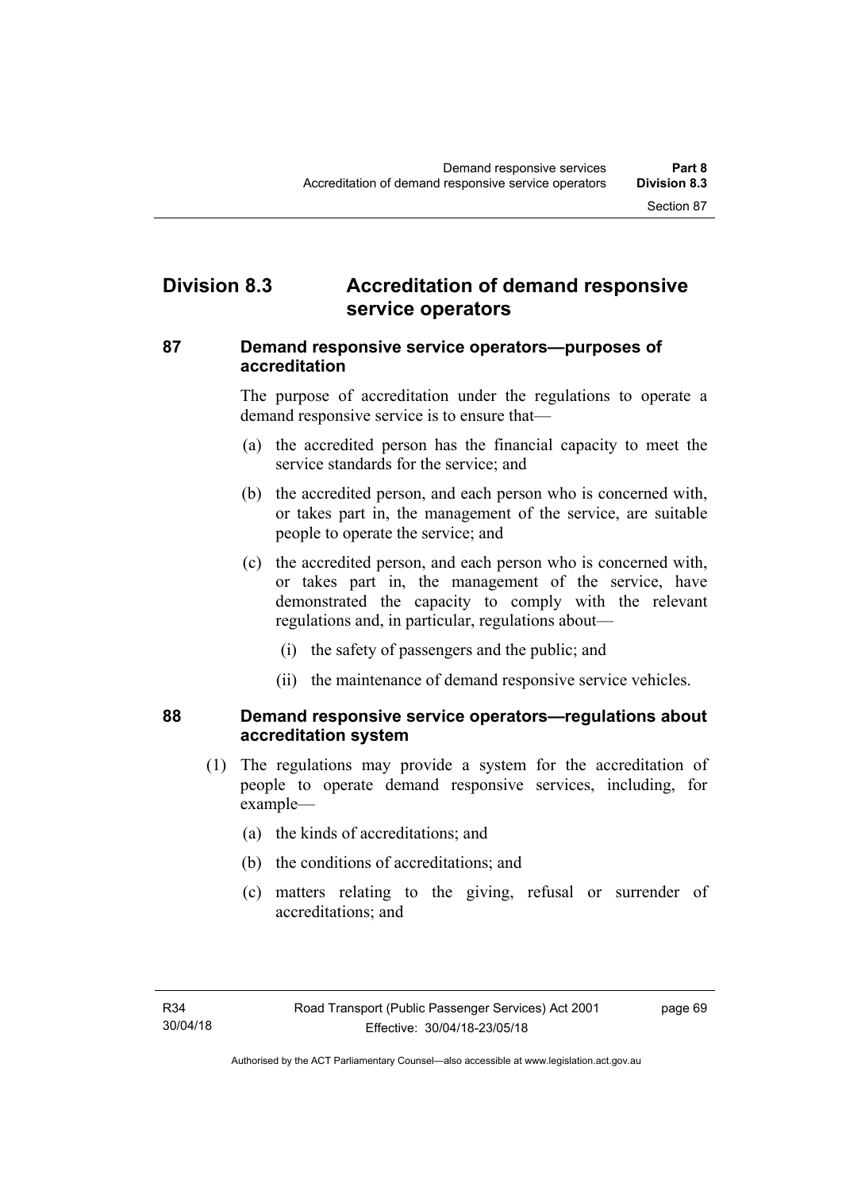## Division 8.3 Accreditation of demand responsive service operators

### 87 Demand responsive service operators—purposes of accreditation

The purpose of accreditation under the regulations to operate a demand responsive service is to ensure that—

(a) the accredited person has the financial capacity to meet the service standards for the service; and

(b) the accredited person, and each person who is concerned with, or takes part in, the management of the service, are suitable people to operate the service; and

(c) the accredited person, and each person who is concerned with, or takes part in, the management of the service, have demonstrated the capacity to comply with the relevant regulations and, in particular, regulations about—

(i) the safety of passengers and the public; and

(ii) the maintenance of demand responsive service vehicles.

### 88 Demand responsive service operators—regulations about accreditation system

(1) The regulations may provide a system for the accreditation of people to operate demand responsive services, including, for example—

(a) the kinds of accreditations; and

(b) the conditions of accreditations; and

(c) matters relating to the giving, refusal or surrender of accreditations; and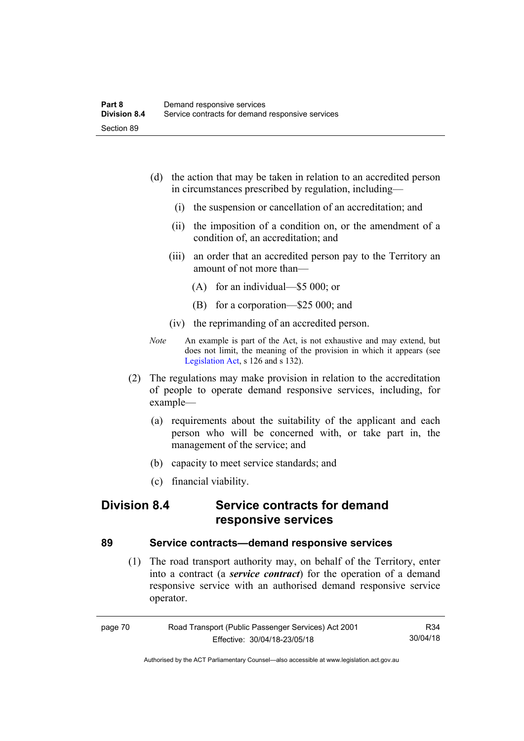(d) the action that may be taken in relation to an accredited person in circumstances prescribed by regulation, including—

   (i) the suspension or cancellation of an accreditation; and

   (ii) the imposition of a condition on, or the amendment of a condition of, an accreditation; and

   (iii) an order that an accredited person pay to the Territory an amount of not more than—

      (A) for an individual—$5 000; or

      (B) for a corporation—$25 000; and

   (iv) the reprimanding of an accredited person.

*Note* An example is part of the Act, is not exhaustive and may extend, but does not limit, the meaning of the provision in which it appears (see Legislation Act, s 126 and s 132).

(2) The regulations may make provision in relation to the accreditation of people to operate demand responsive services, including, for example—

   (a) requirements about the suitability of the applicant and each person who will be concerned with, or take part in, the management of the service; and

   (b) capacity to meet service standards; and

   (c) financial viability.

## Division 8.4 Service contracts for demand responsive services

### 89 Service contracts—demand responsive services

(1) The road transport authority may, on behalf of the Territory, enter into a contract (a ***service contract***) for the operation of a demand responsive service with an authorised demand responsive service operator.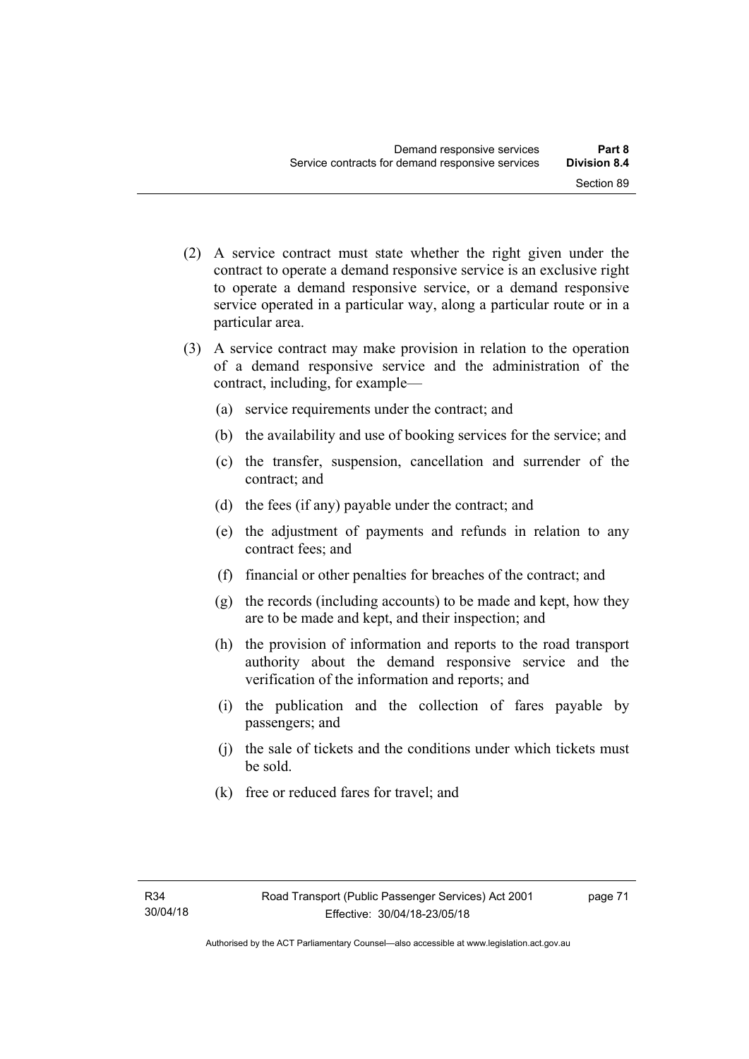(2) A service contract must state whether the right given under the contract to operate a demand responsive service is an exclusive right to operate a demand responsive service, or a demand responsive service operated in a particular way, along a particular route or in a particular area.

(3) A service contract may make provision in relation to the operation of a demand responsive service and the administration of the contract, including, for example—

(a) service requirements under the contract; and

(b) the availability and use of booking services for the service; and

(c) the transfer, suspension, cancellation and surrender of the contract; and

(d) the fees (if any) payable under the contract; and

(e) the adjustment of payments and refunds in relation to any contract fees; and

(f) financial or other penalties for breaches of the contract; and

(g) the records (including accounts) to be made and kept, how they are to be made and kept, and their inspection; and

(h) the provision of information and reports to the road transport authority about the demand responsive service and the verification of the information and reports; and

(i) the publication and the collection of fares payable by passengers; and

(j) the sale of tickets and the conditions under which tickets must be sold.

(k) free or reduced fares for travel; and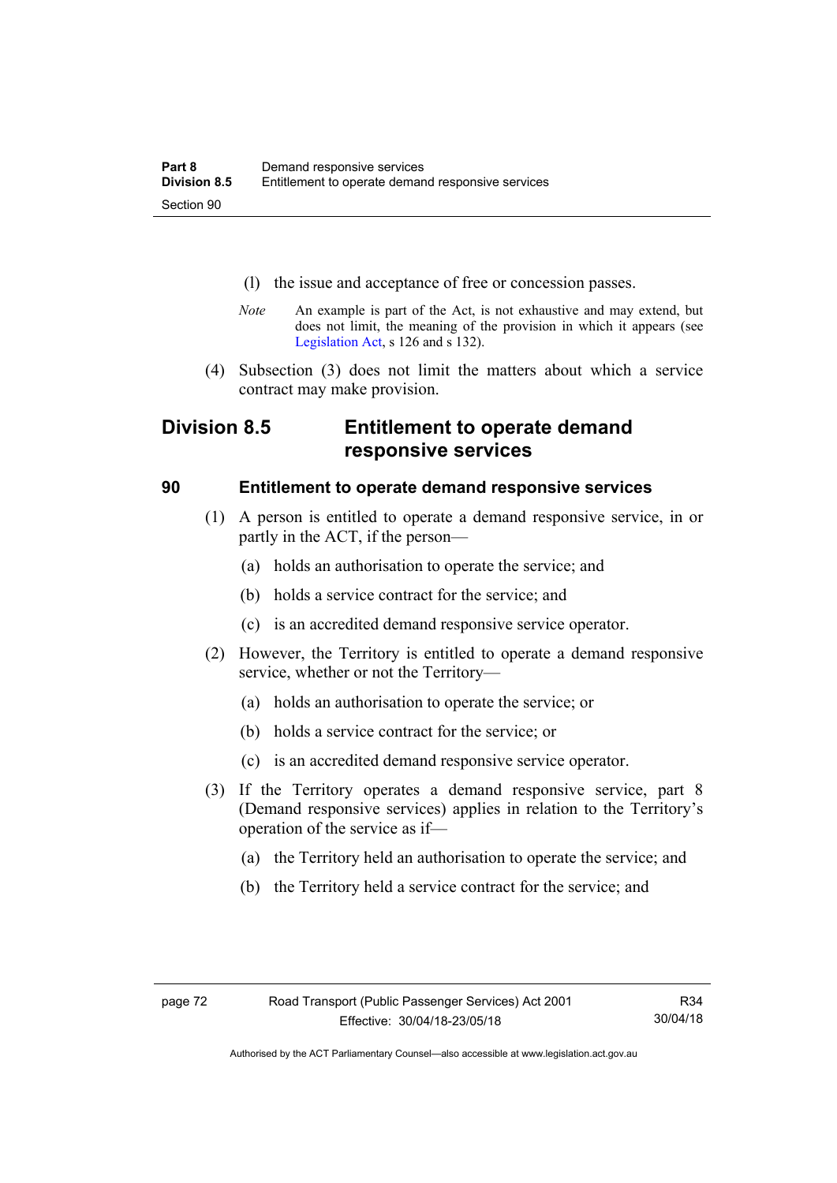(l) the issue and acceptance of free or concession passes.

*Note* An example is part of the Act, is not exhaustive and may extend, but does not limit, the meaning of the provision in which it appears (see Legislation Act, s 126 and s 132).

(4) Subsection (3) does not limit the matters about which a service contract may make provision.

## Division 8.5 Entitlement to operate demand responsive services

### 90 Entitlement to operate demand responsive services

(1) A person is entitled to operate a demand responsive service, in or partly in the ACT, if the person—

(a) holds an authorisation to operate the service; and

(b) holds a service contract for the service; and

(c) is an accredited demand responsive service operator.

(2) However, the Territory is entitled to operate a demand responsive service, whether or not the Territory—

(a) holds an authorisation to operate the service; or

(b) holds a service contract for the service; or

(c) is an accredited demand responsive service operator.

(3) If the Territory operates a demand responsive service, part 8 (Demand responsive services) applies in relation to the Territory's operation of the service as if—

(a) the Territory held an authorisation to operate the service; and

(b) the Territory held a service contract for the service; and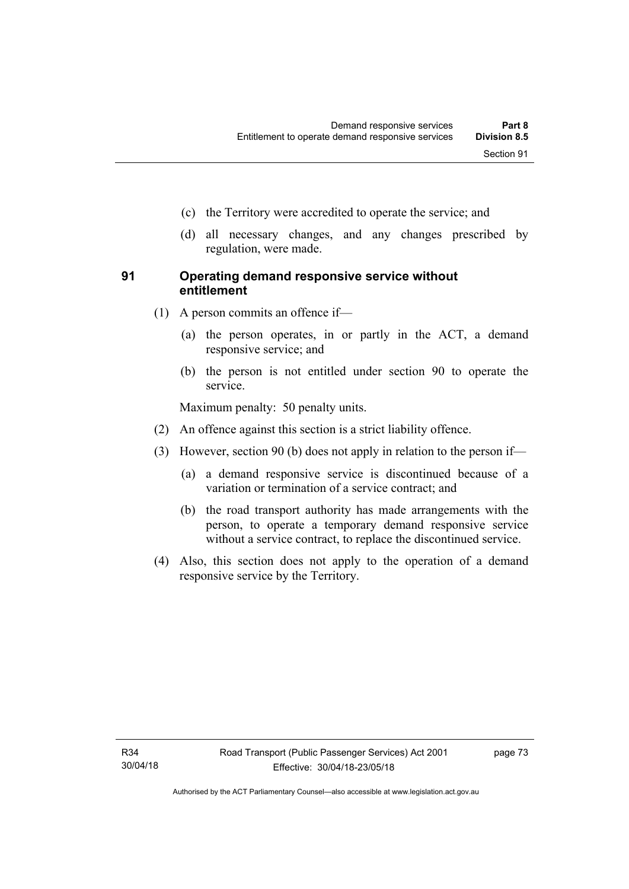(c) the Territory were accredited to operate the service; and

(d) all necessary changes, and any changes prescribed by regulation, were made.

### 91 Operating demand responsive service without entitlement

(1) A person commits an offence if—

(a) the person operates, in or partly in the ACT, a demand responsive service; and

(b) the person is not entitled under section 90 to operate the service.

Maximum penalty: 50 penalty units.

(2) An offence against this section is a strict liability offence.

(3) However, section 90 (b) does not apply in relation to the person if—

(a) a demand responsive service is discontinued because of a variation or termination of a service contract; and

(b) the road transport authority has made arrangements with the person, to operate a temporary demand responsive service without a service contract, to replace the discontinued service.

(4) Also, this section does not apply to the operation of a demand responsive service by the Territory.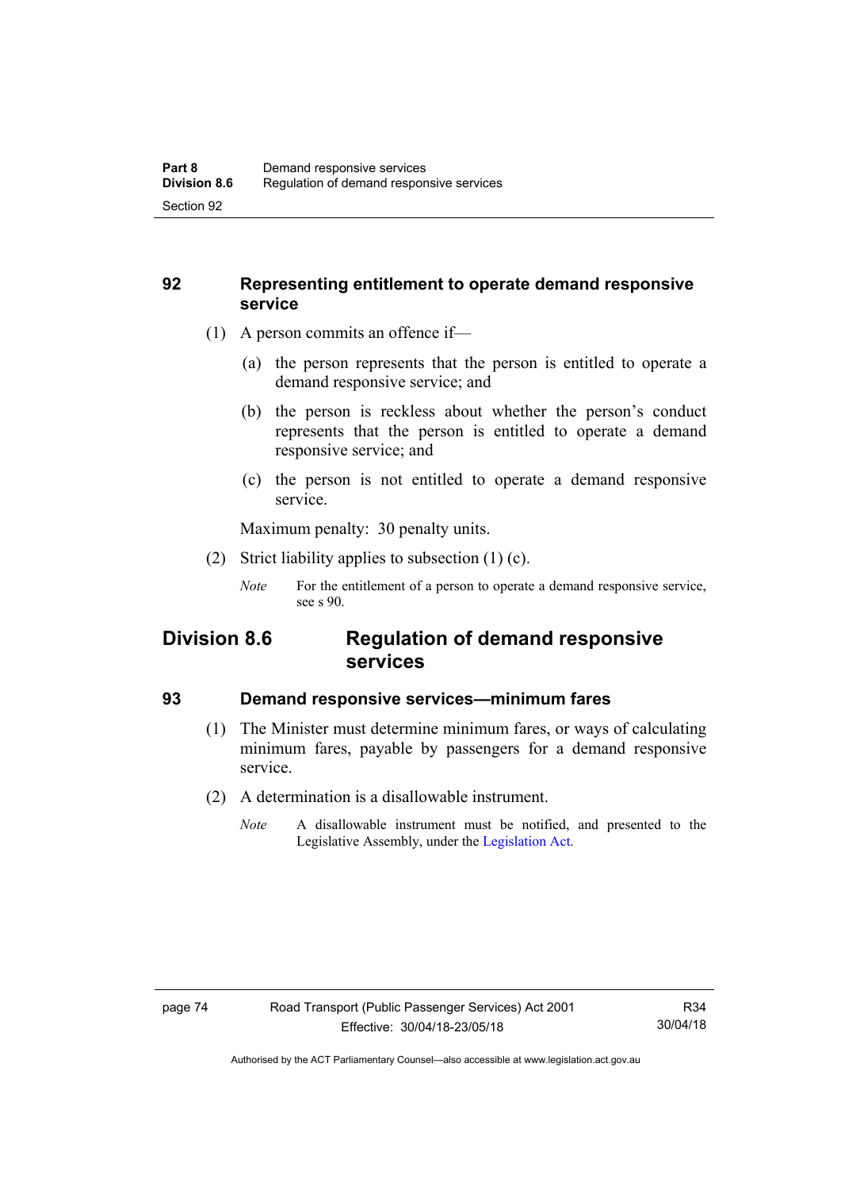## 92 Representing entitlement to operate demand responsive service

(1) A person commits an offence if—

(a) the person represents that the person is entitled to operate a demand responsive service; and

(b) the person is reckless about whether the person's conduct represents that the person is entitled to operate a demand responsive service; and

(c) the person is not entitled to operate a demand responsive service.

Maximum penalty: 30 penalty units.

(2) Strict liability applies to subsection (1) (c).

*Note* For the entitlement of a person to operate a demand responsive service, see s 90.

# Division 8.6 Regulation of demand responsive services

## 93 Demand responsive services—minimum fares

(1) The Minister must determine minimum fares, or ways of calculating minimum fares, payable by passengers for a demand responsive service.

(2) A determination is a disallowable instrument.

*Note* A disallowable instrument must be notified, and presented to the Legislative Assembly, under the Legislation Act.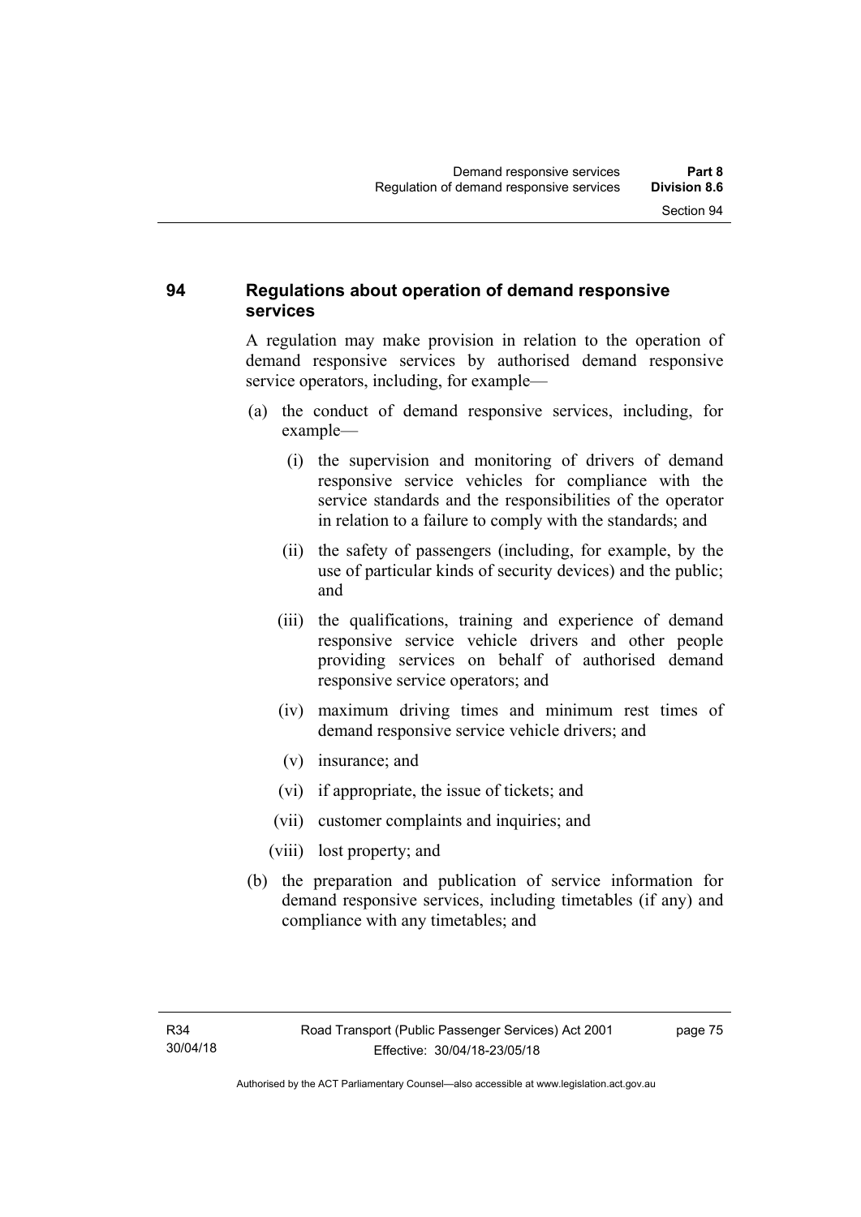## 94 Regulations about operation of demand responsive services

A regulation may make provision in relation to the operation of demand responsive services by authorised demand responsive service operators, including, for example—

(a) the conduct of demand responsive services, including, for example—

  (i) the supervision and monitoring of drivers of demand responsive service vehicles for compliance with the service standards and the responsibilities of the operator in relation to a failure to comply with the standards; and

  (ii) the safety of passengers (including, for example, by the use of particular kinds of security devices) and the public; and

  (iii) the qualifications, training and experience of demand responsive service vehicle drivers and other people providing services on behalf of authorised demand responsive service operators; and

  (iv) maximum driving times and minimum rest times of demand responsive service vehicle drivers; and

  (v) insurance; and

  (vi) if appropriate, the issue of tickets; and

  (vii) customer complaints and inquiries; and

  (viii) lost property; and

(b) the preparation and publication of service information for demand responsive services, including timetables (if any) and compliance with any timetables; and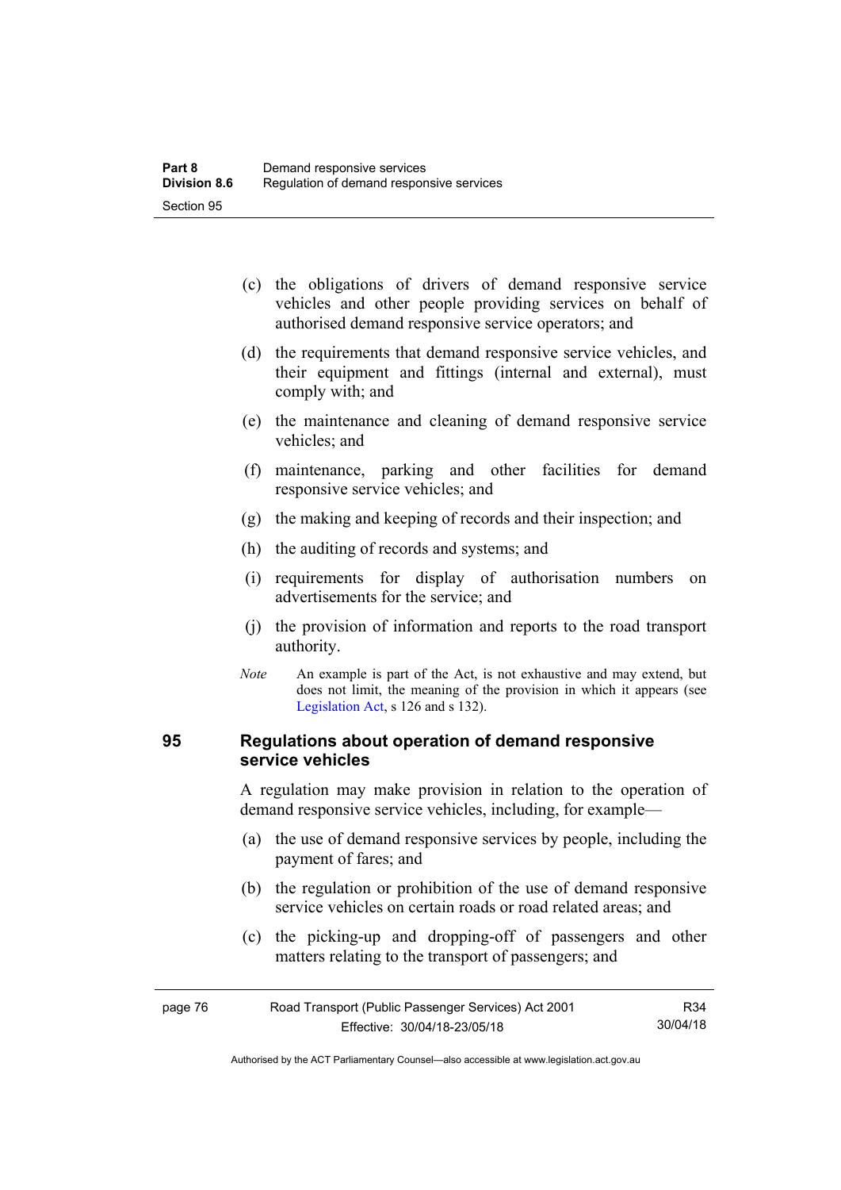(c) the obligations of drivers of demand responsive service vehicles and other people providing services on behalf of authorised demand responsive service operators; and

(d) the requirements that demand responsive service vehicles, and their equipment and fittings (internal and external), must comply with; and

(e) the maintenance and cleaning of demand responsive service vehicles; and

(f) maintenance, parking and other facilities for demand responsive service vehicles; and

(g) the making and keeping of records and their inspection; and

(h) the auditing of records and systems; and

(i) requirements for display of authorisation numbers on advertisements for the service; and

(j) the provision of information and reports to the road transport authority.

*Note* An example is part of the Act, is not exhaustive and may extend, but does not limit, the meaning of the provision in which it appears (see Legislation Act, s 126 and s 132).

## 95 Regulations about operation of demand responsive service vehicles

A regulation may make provision in relation to the operation of demand responsive service vehicles, including, for example—

(a) the use of demand responsive services by people, including the payment of fares; and

(b) the regulation or prohibition of the use of demand responsive service vehicles on certain roads or road related areas; and

(c) the picking-up and dropping-off of passengers and other matters relating to the transport of passengers; and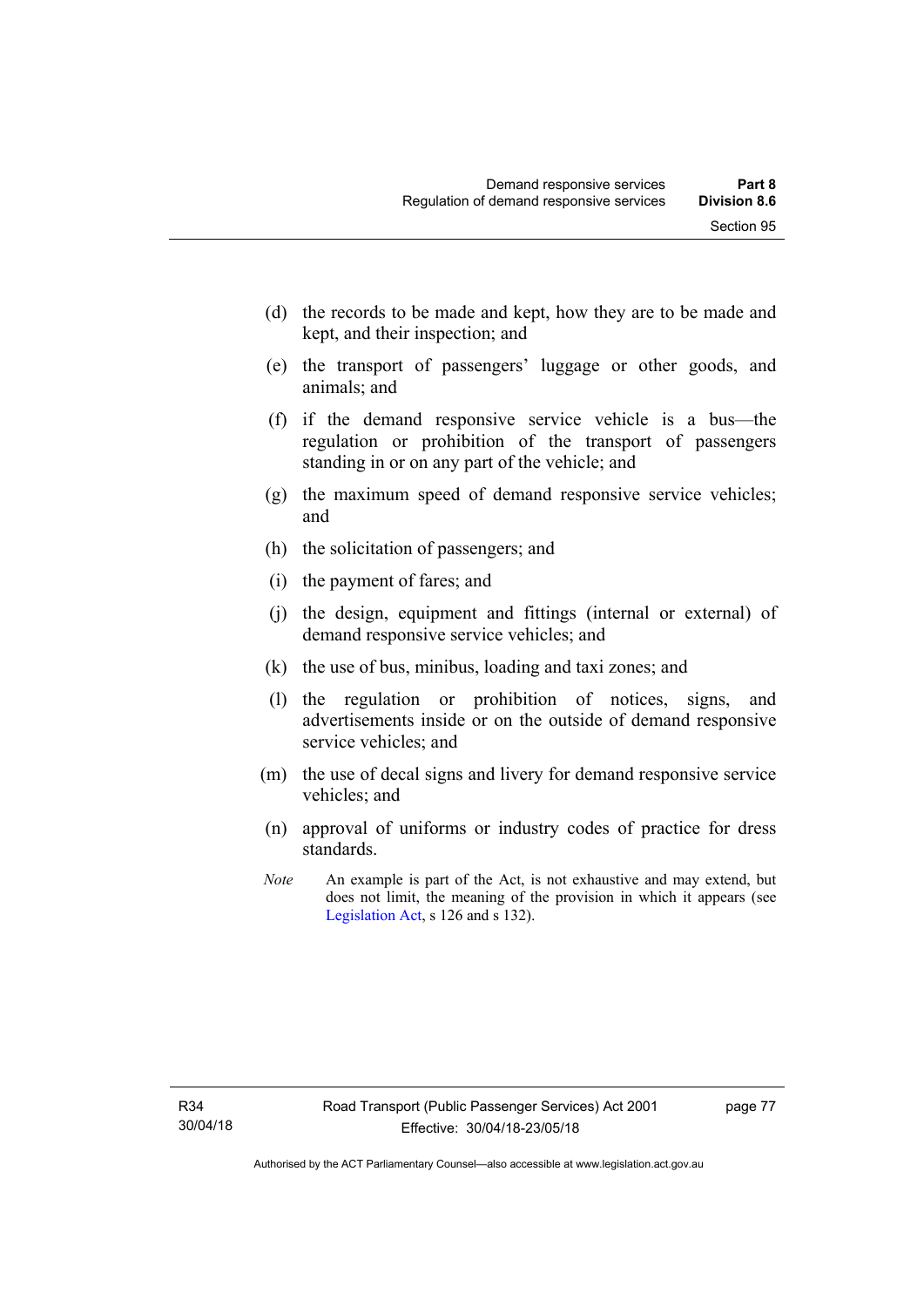(d) the records to be made and kept, how they are to be made and kept, and their inspection; and

(e) the transport of passengers' luggage or other goods, and animals; and

(f) if the demand responsive service vehicle is a bus—the regulation or prohibition of the transport of passengers standing in or on any part of the vehicle; and

(g) the maximum speed of demand responsive service vehicles; and

(h) the solicitation of passengers; and

(i) the payment of fares; and

(j) the design, equipment and fittings (internal or external) of demand responsive service vehicles; and

(k) the use of bus, minibus, loading and taxi zones; and

(l) the regulation or prohibition of notices, signs, and advertisements inside or on the outside of demand responsive service vehicles; and

(m) the use of decal signs and livery for demand responsive service vehicles; and

(n) approval of uniforms or industry codes of practice for dress standards.

*Note* An example is part of the Act, is not exhaustive and may extend, but does not limit, the meaning of the provision in which it appears (see Legislation Act, s 126 and s 132).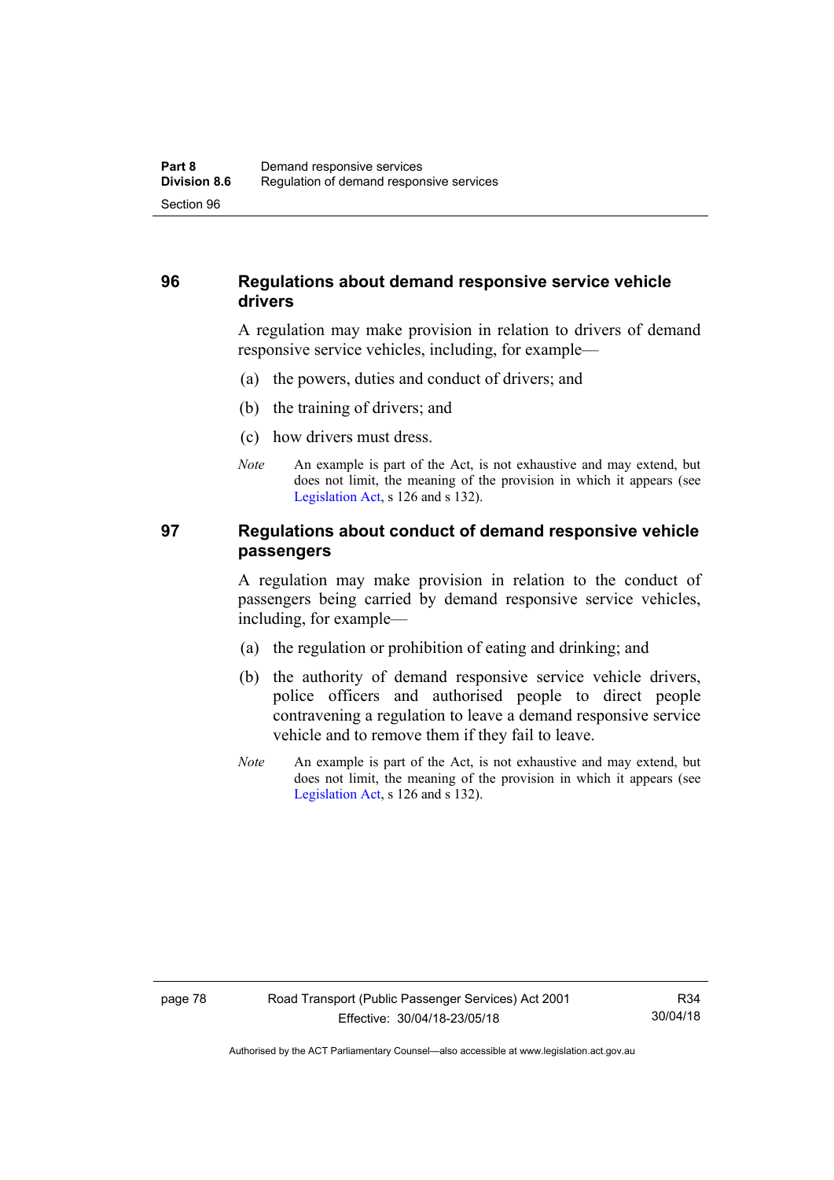## 96 Regulations about demand responsive service vehicle drivers

A regulation may make provision in relation to drivers of demand responsive service vehicles, including, for example—

(a) the powers, duties and conduct of drivers; and

(b) the training of drivers; and

(c) how drivers must dress.

*Note* An example is part of the Act, is not exhaustive and may extend, but does not limit, the meaning of the provision in which it appears (see Legislation Act, s 126 and s 132).

## 97 Regulations about conduct of demand responsive vehicle passengers

A regulation may make provision in relation to the conduct of passengers being carried by demand responsive service vehicles, including, for example—

(a) the regulation or prohibition of eating and drinking; and

(b) the authority of demand responsive service vehicle drivers, police officers and authorised people to direct people contravening a regulation to leave a demand responsive service vehicle and to remove them if they fail to leave.

*Note* An example is part of the Act, is not exhaustive and may extend, but does not limit, the meaning of the provision in which it appears (see Legislation Act, s 126 and s 132).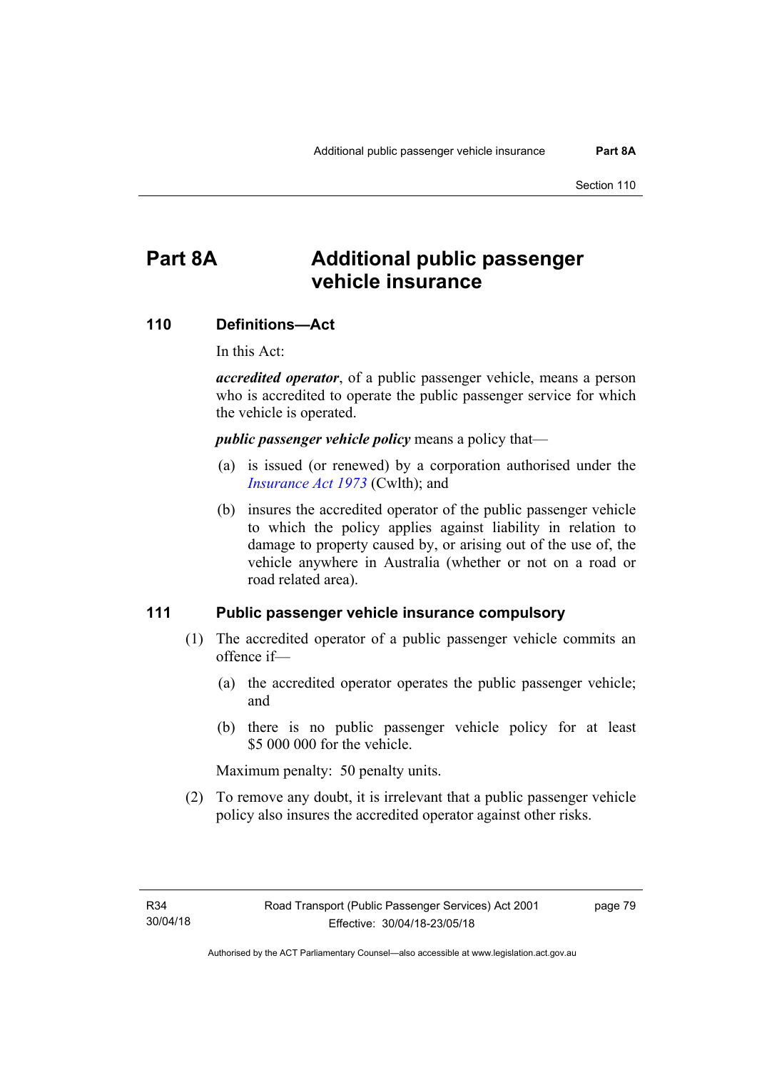# Part 8A Additional public passenger vehicle insurance

## 110 Definitions—Act

In this Act:

***accredited operator***, of a public passenger vehicle, means a person who is accredited to operate the public passenger service for which the vehicle is operated.

***public passenger vehicle policy*** means a policy that—

(a) is issued (or renewed) by a corporation authorised under the *Insurance Act 1973* (Cwlth); and

(b) insures the accredited operator of the public passenger vehicle to which the policy applies against liability in relation to damage to property caused by, or arising out of the use of, the vehicle anywhere in Australia (whether or not on a road or road related area).

## 111 Public passenger vehicle insurance compulsory

(1) The accredited operator of a public passenger vehicle commits an offence if—

(a) the accredited operator operates the public passenger vehicle; and

(b) there is no public passenger vehicle policy for at least $5 000 000 for the vehicle.

Maximum penalty: 50 penalty units.

(2) To remove any doubt, it is irrelevant that a public passenger vehicle policy also insures the accredited operator against other risks.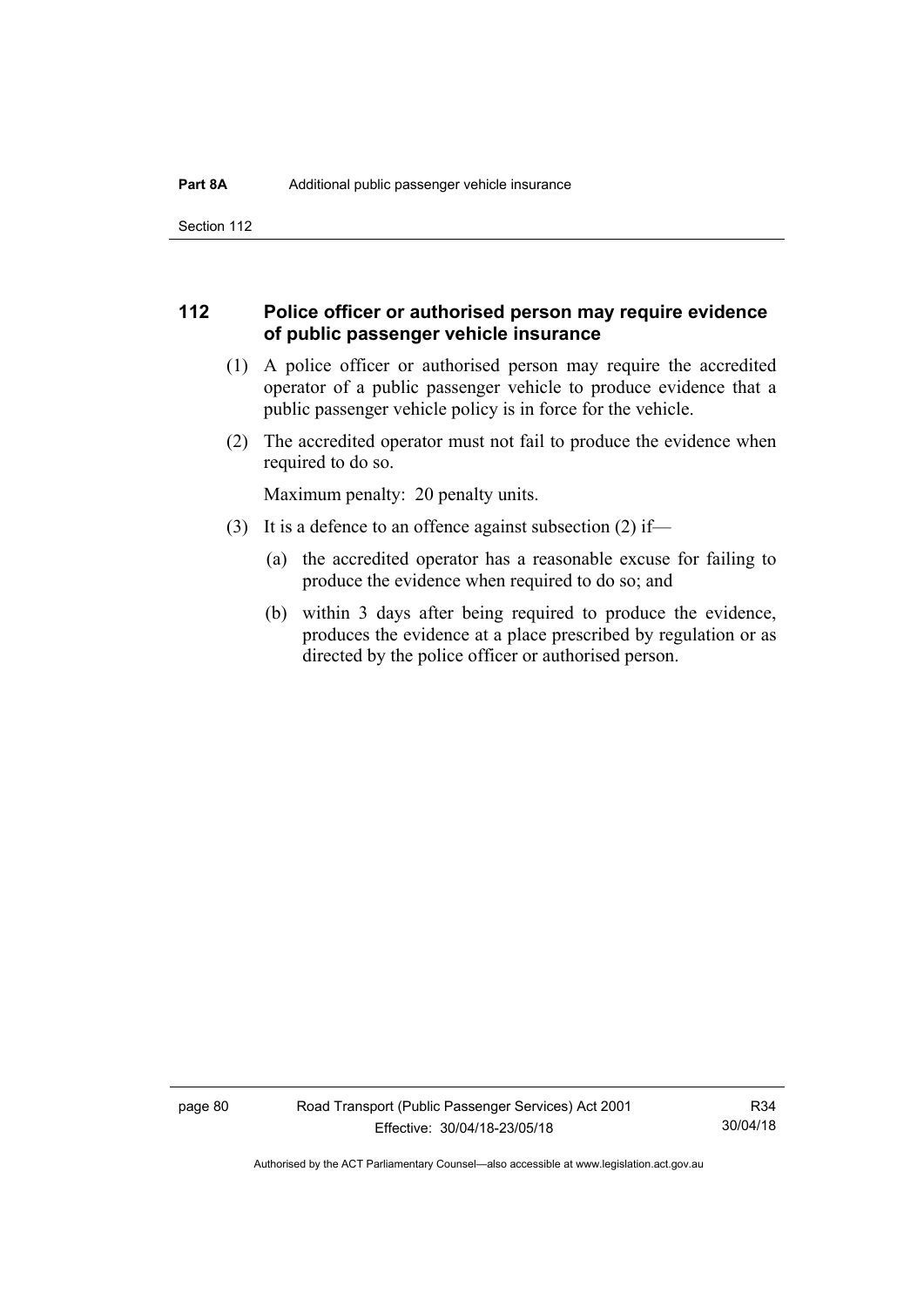## 112 Police officer or authorised person may require evidence of public passenger vehicle insurance

(1) A police officer or authorised person may require the accredited operator of a public passenger vehicle to produce evidence that a public passenger vehicle policy is in force for the vehicle.

(2) The accredited operator must not fail to produce the evidence when required to do so.

Maximum penalty: 20 penalty units.

(3) It is a defence to an offence against subsection (2) if—

(a) the accredited operator has a reasonable excuse for failing to produce the evidence when required to do so; and

(b) within 3 days after being required to produce the evidence, produces the evidence at a place prescribed by regulation or as directed by the police officer or authorised person.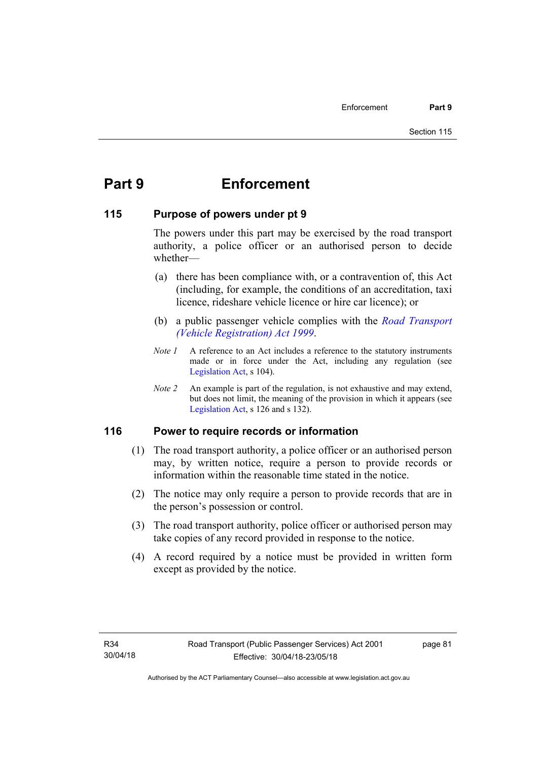# Part 9 Enforcement

### 115 Purpose of powers under pt 9

The powers under this part may be exercised by the road transport authority, a police officer or an authorised person to decide whether—

(a) there has been compliance with, or a contravention of, this Act (including, for example, the conditions of an accreditation, taxi licence, rideshare vehicle licence or hire car licence); or

(b) a public passenger vehicle complies with the *Road Transport (Vehicle Registration) Act 1999*.

*Note 1* A reference to an Act includes a reference to the statutory instruments made or in force under the Act, including any regulation (see Legislation Act, s 104).

*Note 2* An example is part of the regulation, is not exhaustive and may extend, but does not limit, the meaning of the provision in which it appears (see Legislation Act, s 126 and s 132).

### 116 Power to require records or information

(1) The road transport authority, a police officer or an authorised person may, by written notice, require a person to provide records or information within the reasonable time stated in the notice.

(2) The notice may only require a person to provide records that are in the person's possession or control.

(3) The road transport authority, police officer or authorised person may take copies of any record provided in response to the notice.

(4) A record required by a notice must be provided in written form except as provided by the notice.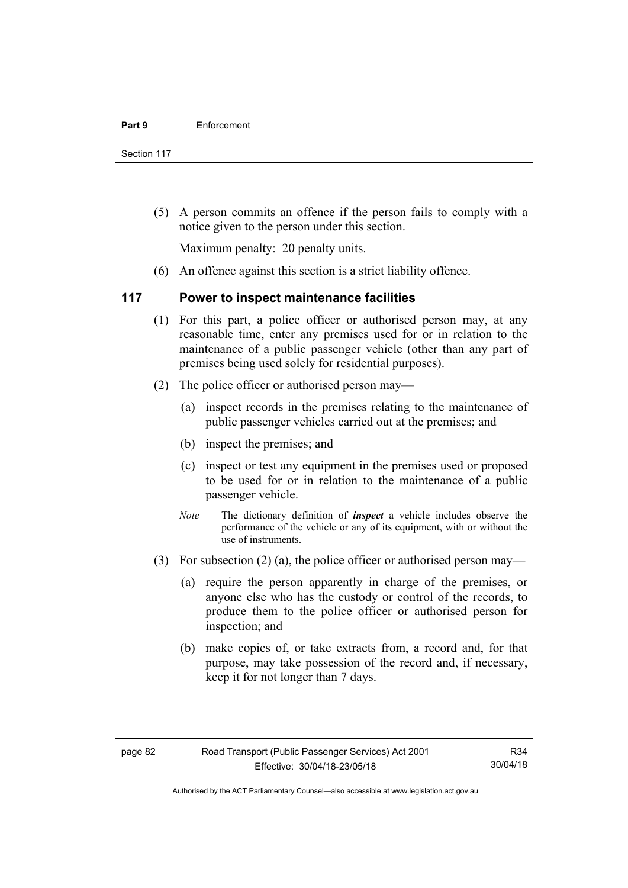(5) A person commits an offence if the person fails to comply with a notice given to the person under this section.

Maximum penalty: 20 penalty units.

(6) An offence against this section is a strict liability offence.

## 117 Power to inspect maintenance facilities

(1) For this part, a police officer or authorised person may, at any reasonable time, enter any premises used for or in relation to the maintenance of a public passenger vehicle (other than any part of premises being used solely for residential purposes).

(2) The police officer or authorised person may—

(a) inspect records in the premises relating to the maintenance of public passenger vehicles carried out at the premises; and

(b) inspect the premises; and

(c) inspect or test any equipment in the premises used or proposed to be used for or in relation to the maintenance of a public passenger vehicle.

*Note* The dictionary definition of ***inspect*** a vehicle includes observe the performance of the vehicle or any of its equipment, with or without the use of instruments.

(3) For subsection (2) (a), the police officer or authorised person may—

(a) require the person apparently in charge of the premises, or anyone else who has the custody or control of the records, to produce them to the police officer or authorised person for inspection; and

(b) make copies of, or take extracts from, a record and, for that purpose, may take possession of the record and, if necessary, keep it for not longer than 7 days.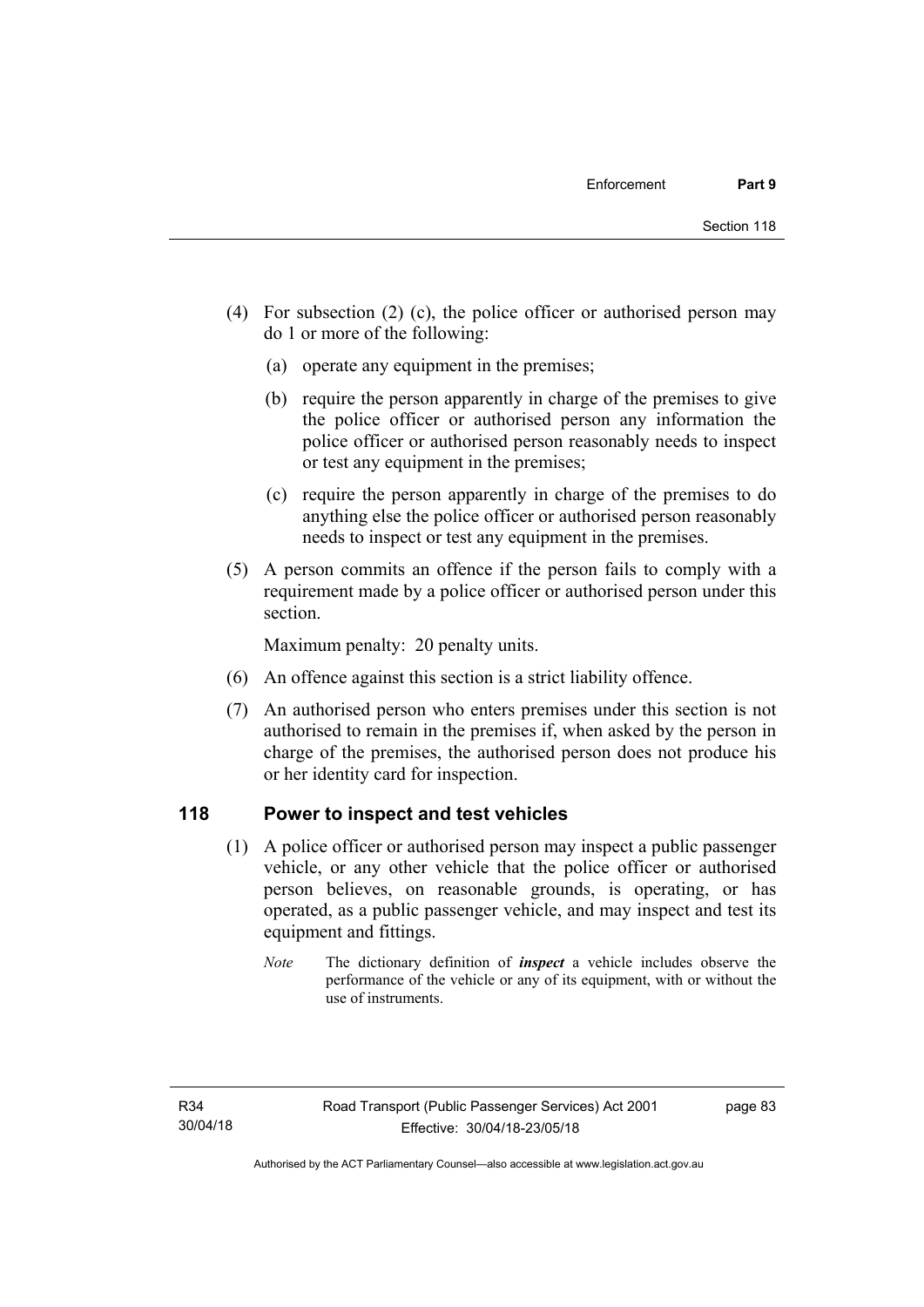(4) For subsection (2) (c), the police officer or authorised person may do 1 or more of the following:

(a) operate any equipment in the premises;

(b) require the person apparently in charge of the premises to give the police officer or authorised person any information the police officer or authorised person reasonably needs to inspect or test any equipment in the premises;

(c) require the person apparently in charge of the premises to do anything else the police officer or authorised person reasonably needs to inspect or test any equipment in the premises.

(5) A person commits an offence if the person fails to comply with a requirement made by a police officer or authorised person under this section.

Maximum penalty: 20 penalty units.

(6) An offence against this section is a strict liability offence.

(7) An authorised person who enters premises under this section is not authorised to remain in the premises if, when asked by the person in charge of the premises, the authorised person does not produce his or her identity card for inspection.

### 118 Power to inspect and test vehicles

(1) A police officer or authorised person may inspect a public passenger vehicle, or any other vehicle that the police officer or authorised person believes, on reasonable grounds, is operating, or has operated, as a public passenger vehicle, and may inspect and test its equipment and fittings.

*Note* The dictionary definition of ***inspect*** a vehicle includes observe the performance of the vehicle or any of its equipment, with or without the use of instruments.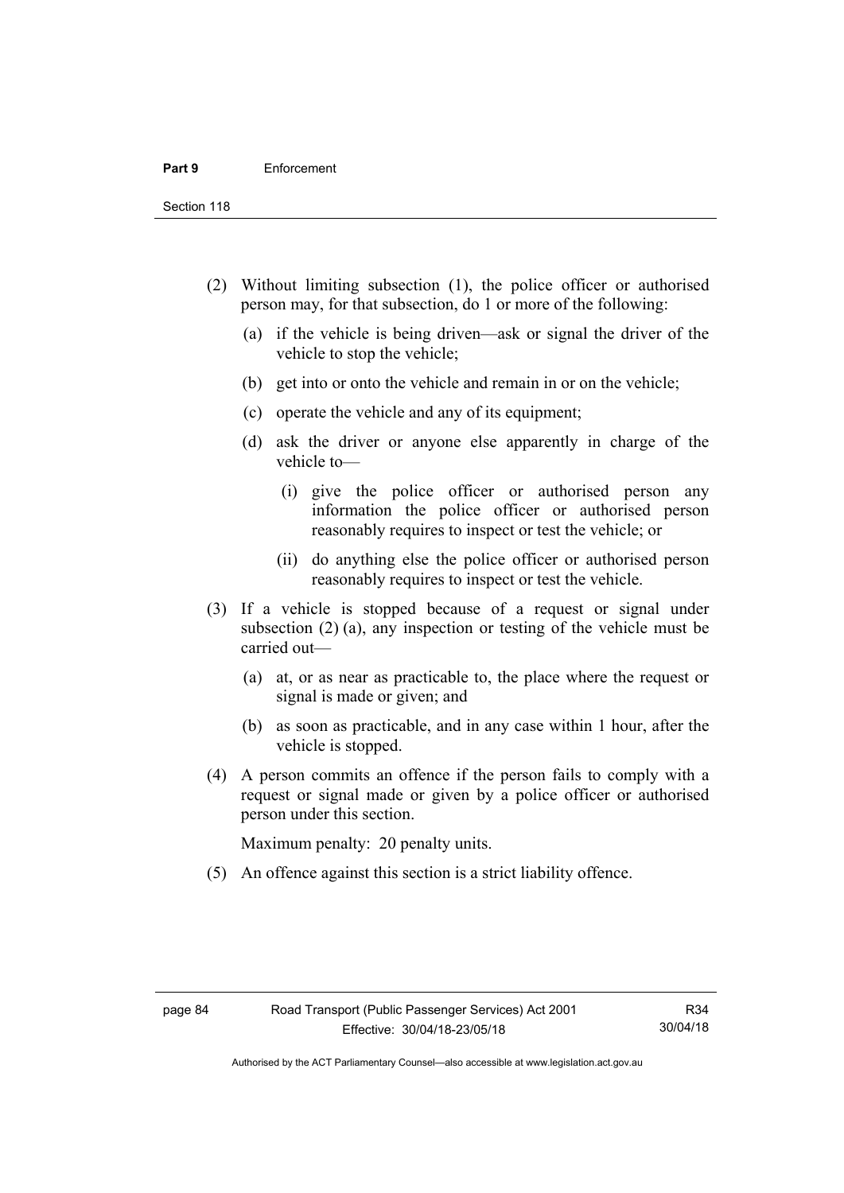(2) Without limiting subsection (1), the police officer or authorised person may, for that subsection, do 1 or more of the following:

(a) if the vehicle is being driven—ask or signal the driver of the vehicle to stop the vehicle;

(b) get into or onto the vehicle and remain in or on the vehicle;

(c) operate the vehicle and any of its equipment;

(d) ask the driver or anyone else apparently in charge of the vehicle to—

(i) give the police officer or authorised person any information the police officer or authorised person reasonably requires to inspect or test the vehicle; or

(ii) do anything else the police officer or authorised person reasonably requires to inspect or test the vehicle.

(3) If a vehicle is stopped because of a request or signal under subsection (2) (a), any inspection or testing of the vehicle must be carried out—

(a) at, or as near as practicable to, the place where the request or signal is made or given; and

(b) as soon as practicable, and in any case within 1 hour, after the vehicle is stopped.

(4) A person commits an offence if the person fails to comply with a request or signal made or given by a police officer or authorised person under this section.

Maximum penalty: 20 penalty units.

(5) An offence against this section is a strict liability offence.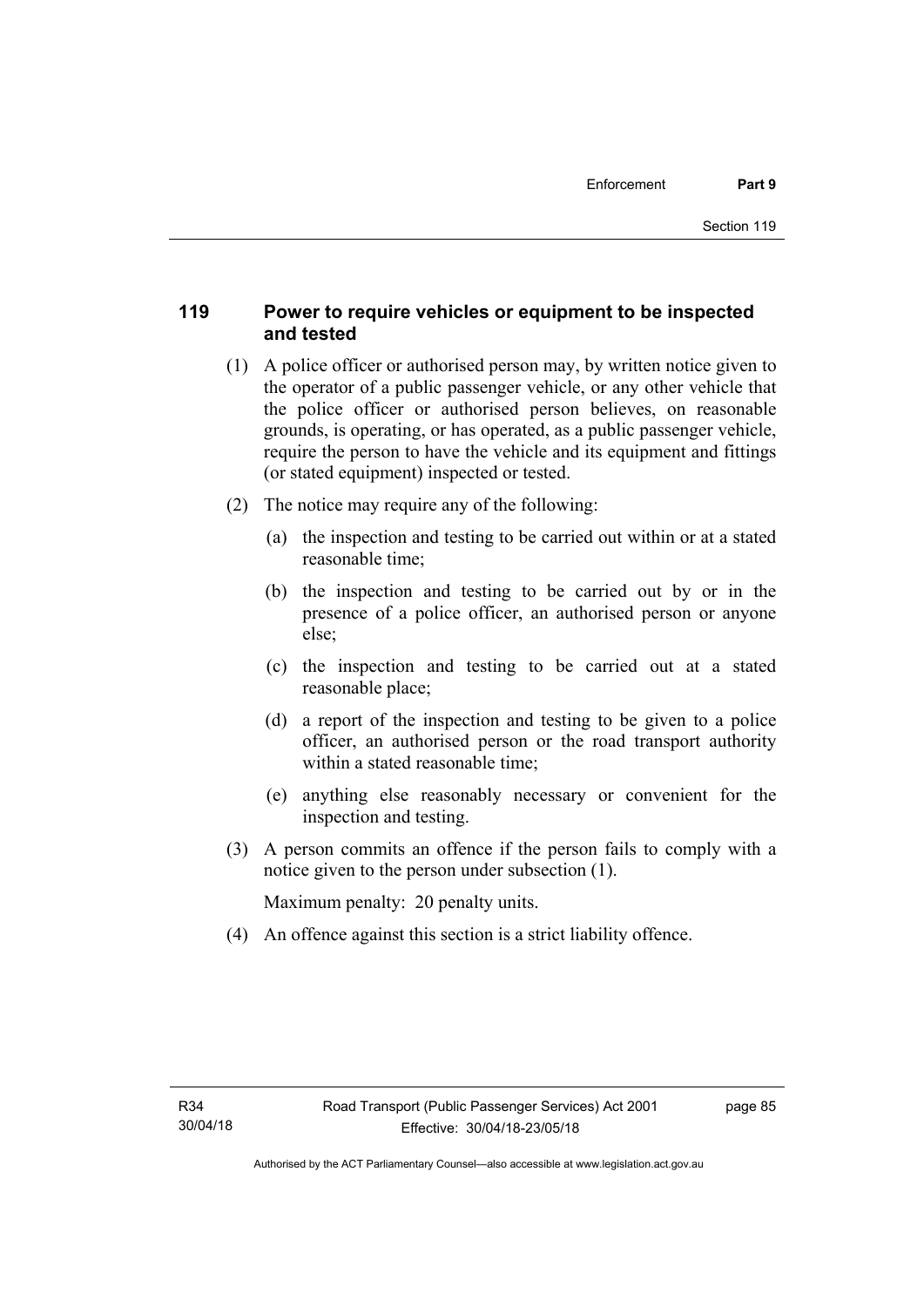## 119 Power to require vehicles or equipment to be inspected and tested

(1) A police officer or authorised person may, by written notice given to the operator of a public passenger vehicle, or any other vehicle that the police officer or authorised person believes, on reasonable grounds, is operating, or has operated, as a public passenger vehicle, require the person to have the vehicle and its equipment and fittings (or stated equipment) inspected or tested.

(2) The notice may require any of the following:

(a) the inspection and testing to be carried out within or at a stated reasonable time;

(b) the inspection and testing to be carried out by or in the presence of a police officer, an authorised person or anyone else;

(c) the inspection and testing to be carried out at a stated reasonable place;

(d) a report of the inspection and testing to be given to a police officer, an authorised person or the road transport authority within a stated reasonable time;

(e) anything else reasonably necessary or convenient for the inspection and testing.

(3) A person commits an offence if the person fails to comply with a notice given to the person under subsection (1).

Maximum penalty: 20 penalty units.

(4) An offence against this section is a strict liability offence.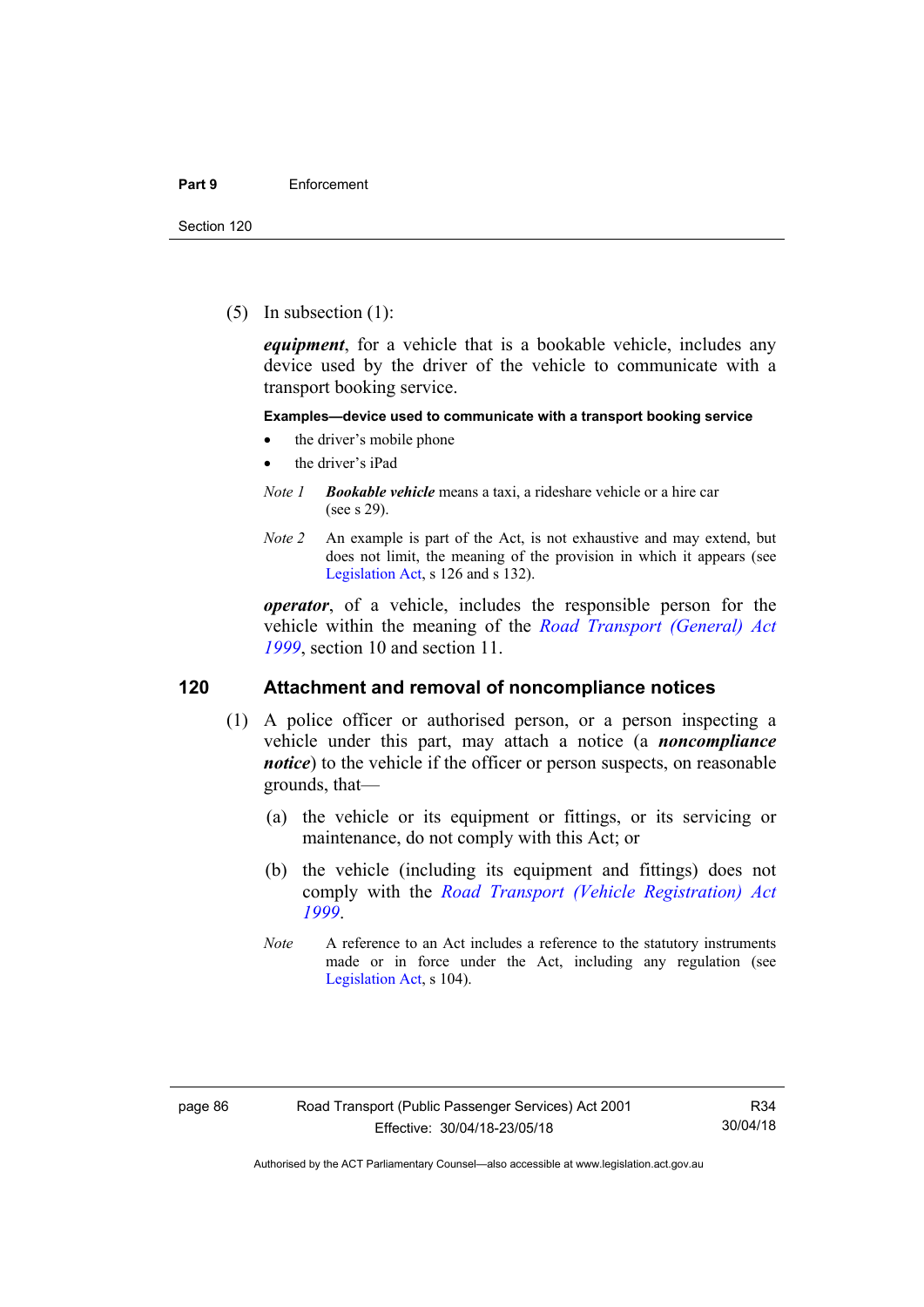(5) In subsection (1):

***equipment***, for a vehicle that is a bookable vehicle, includes any device used by the driver of the vehicle to communicate with a transport booking service.

**Examples—device used to communicate with a transport booking service**

- the driver's mobile phone
- the driver's iPad

*Note 1* ***Bookable vehicle*** means a taxi, a rideshare vehicle or a hire car (see s 29).

*Note 2* An example is part of the Act, is not exhaustive and may extend, but does not limit, the meaning of the provision in which it appears (see Legislation Act, s 126 and s 132).

***operator***, of a vehicle, includes the responsible person for the vehicle within the meaning of the *Road Transport (General) Act 1999*, section 10 and section 11.

## 120 Attachment and removal of noncompliance notices

(1) A police officer or authorised person, or a person inspecting a vehicle under this part, may attach a notice (a ***noncompliance notice***) to the vehicle if the officer or person suspects, on reasonable grounds, that—

(a) the vehicle or its equipment or fittings, or its servicing or maintenance, do not comply with this Act; or

(b) the vehicle (including its equipment and fittings) does not comply with the *Road Transport (Vehicle Registration) Act 1999*.

*Note* A reference to an Act includes a reference to the statutory instruments made or in force under the Act, including any regulation (see Legislation Act, s 104).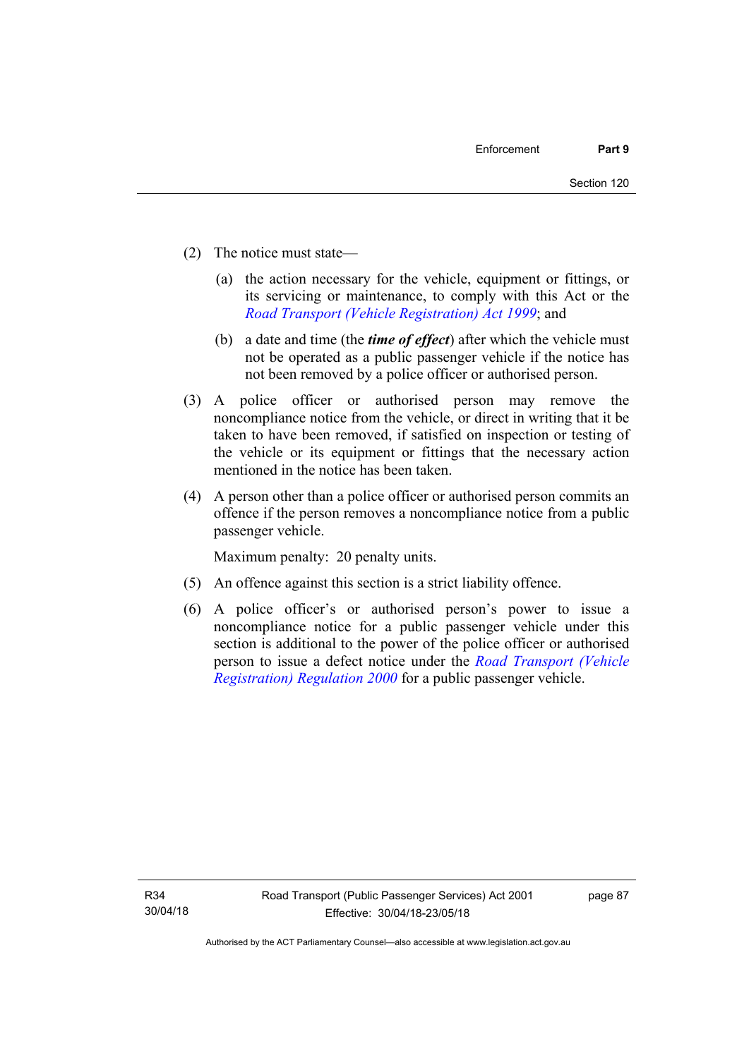(2) The notice must state—

(a) the action necessary for the vehicle, equipment or fittings, or its servicing or maintenance, to comply with this Act or the *Road Transport (Vehicle Registration) Act 1999*; and

(b) a date and time (the ***time of effect***) after which the vehicle must not be operated as a public passenger vehicle if the notice has not been removed by a police officer or authorised person.

(3) A police officer or authorised person may remove the noncompliance notice from the vehicle, or direct in writing that it be taken to have been removed, if satisfied on inspection or testing of the vehicle or its equipment or fittings that the necessary action mentioned in the notice has been taken.

(4) A person other than a police officer or authorised person commits an offence if the person removes a noncompliance notice from a public passenger vehicle.

Maximum penalty: 20 penalty units.

(5) An offence against this section is a strict liability offence.

(6) A police officer's or authorised person's power to issue a noncompliance notice for a public passenger vehicle under this section is additional to the power of the police officer or authorised person to issue a defect notice under the *Road Transport (Vehicle Registration) Regulation 2000* for a public passenger vehicle.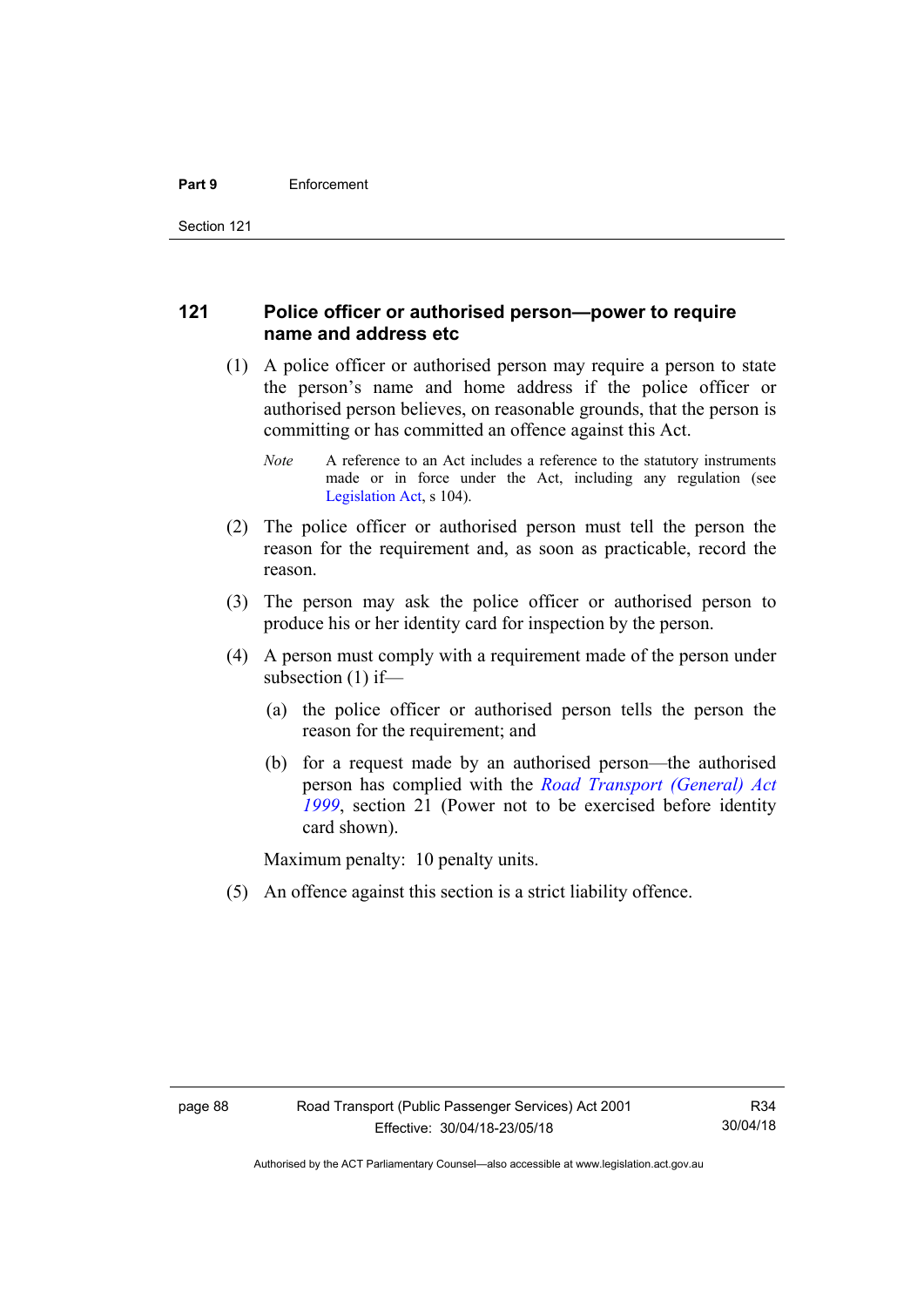## 121 Police officer or authorised person—power to require name and address etc

(1) A police officer or authorised person may require a person to state the person's name and home address if the police officer or authorised person believes, on reasonable grounds, that the person is committing or has committed an offence against this Act.

*Note* A reference to an Act includes a reference to the statutory instruments made or in force under the Act, including any regulation (see Legislation Act, s 104).

(2) The police officer or authorised person must tell the person the reason for the requirement and, as soon as practicable, record the reason.

(3) The person may ask the police officer or authorised person to produce his or her identity card for inspection by the person.

(4) A person must comply with a requirement made of the person under subsection (1) if—

(a) the police officer or authorised person tells the person the reason for the requirement; and

(b) for a request made by an authorised person—the authorised person has complied with the *Road Transport (General) Act 1999*, section 21 (Power not to be exercised before identity card shown).

Maximum penalty: 10 penalty units.

(5) An offence against this section is a strict liability offence.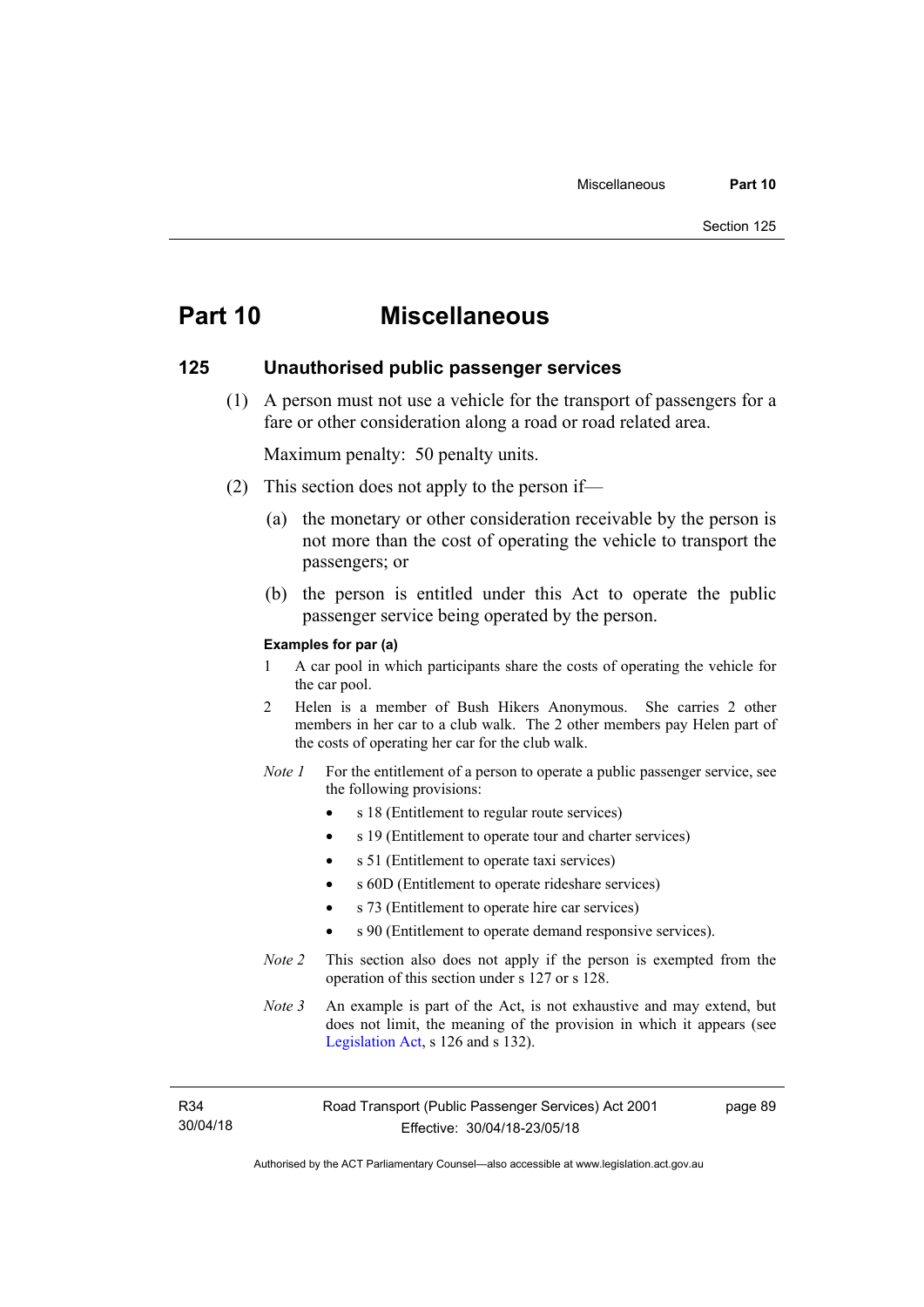# Part 10 Miscellaneous

## 125 Unauthorised public passenger services

(1) A person must not use a vehicle for the transport of passengers for a fare or other consideration along a road or road related area.

Maximum penalty: 50 penalty units.

(2) This section does not apply to the person if—

(a) the monetary or other consideration receivable by the person is not more than the cost of operating the vehicle to transport the passengers; or

(b) the person is entitled under this Act to operate the public passenger service being operated by the person.

**Examples for par (a)**

1 A car pool in which participants share the costs of operating the vehicle for the car pool.

2 Helen is a member of Bush Hikers Anonymous. She carries 2 other members in her car to a club walk. The 2 other members pay Helen part of the costs of operating her car for the club walk.

*Note 1* For the entitlement of a person to operate a public passenger service, see the following provisions:

- s 18 (Entitlement to regular route services)
- s 19 (Entitlement to operate tour and charter services)
- s 51 (Entitlement to operate taxi services)
- s 60D (Entitlement to operate rideshare services)
- s 73 (Entitlement to operate hire car services)
- s 90 (Entitlement to operate demand responsive services).

*Note 2* This section also does not apply if the person is exempted from the operation of this section under s 127 or s 128.

*Note 3* An example is part of the Act, is not exhaustive and may extend, but does not limit, the meaning of the provision in which it appears (see Legislation Act, s 126 and s 132).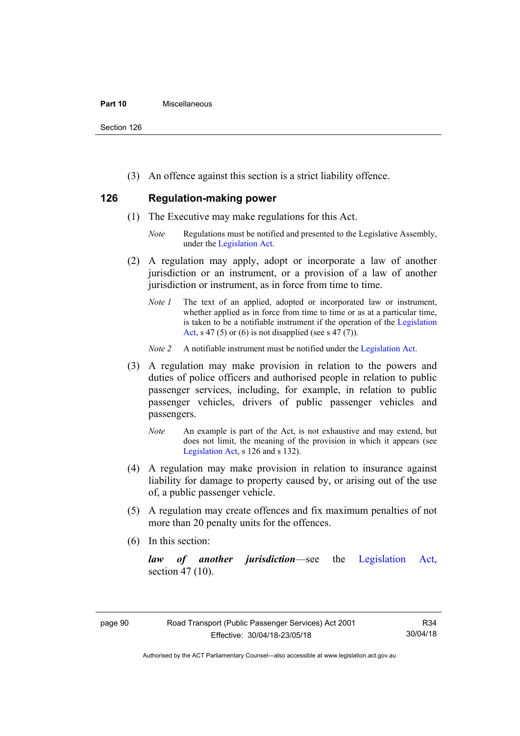(3) An offence against this section is a strict liability offence.

## 126 Regulation-making power

(1) The Executive may make regulations for this Act.

*Note* Regulations must be notified and presented to the Legislative Assembly, under the Legislation Act.

(2) A regulation may apply, adopt or incorporate a law of another jurisdiction or an instrument, or a provision of a law of another jurisdiction or instrument, as in force from time to time.

*Note 1* The text of an applied, adopted or incorporated law or instrument, whether applied as in force from time to time or as at a particular time, is taken to be a notifiable instrument if the operation of the Legislation Act, s 47 (5) or (6) is not disapplied (see s 47 (7)).

*Note 2* A notifiable instrument must be notified under the Legislation Act.

(3) A regulation may make provision in relation to the powers and duties of police officers and authorised people in relation to public passenger services, including, for example, in relation to public passenger vehicles, drivers of public passenger vehicles and passengers.

*Note* An example is part of the Act, is not exhaustive and may extend, but does not limit, the meaning of the provision in which it appears (see Legislation Act, s 126 and s 132).

(4) A regulation may make provision in relation to insurance against liability for damage to property caused by, or arising out of the use of, a public passenger vehicle.

(5) A regulation may create offences and fix maximum penalties of not more than 20 penalty units for the offences.

(6) In this section:

***law of another jurisdiction***—see the Legislation Act, section 47 (10).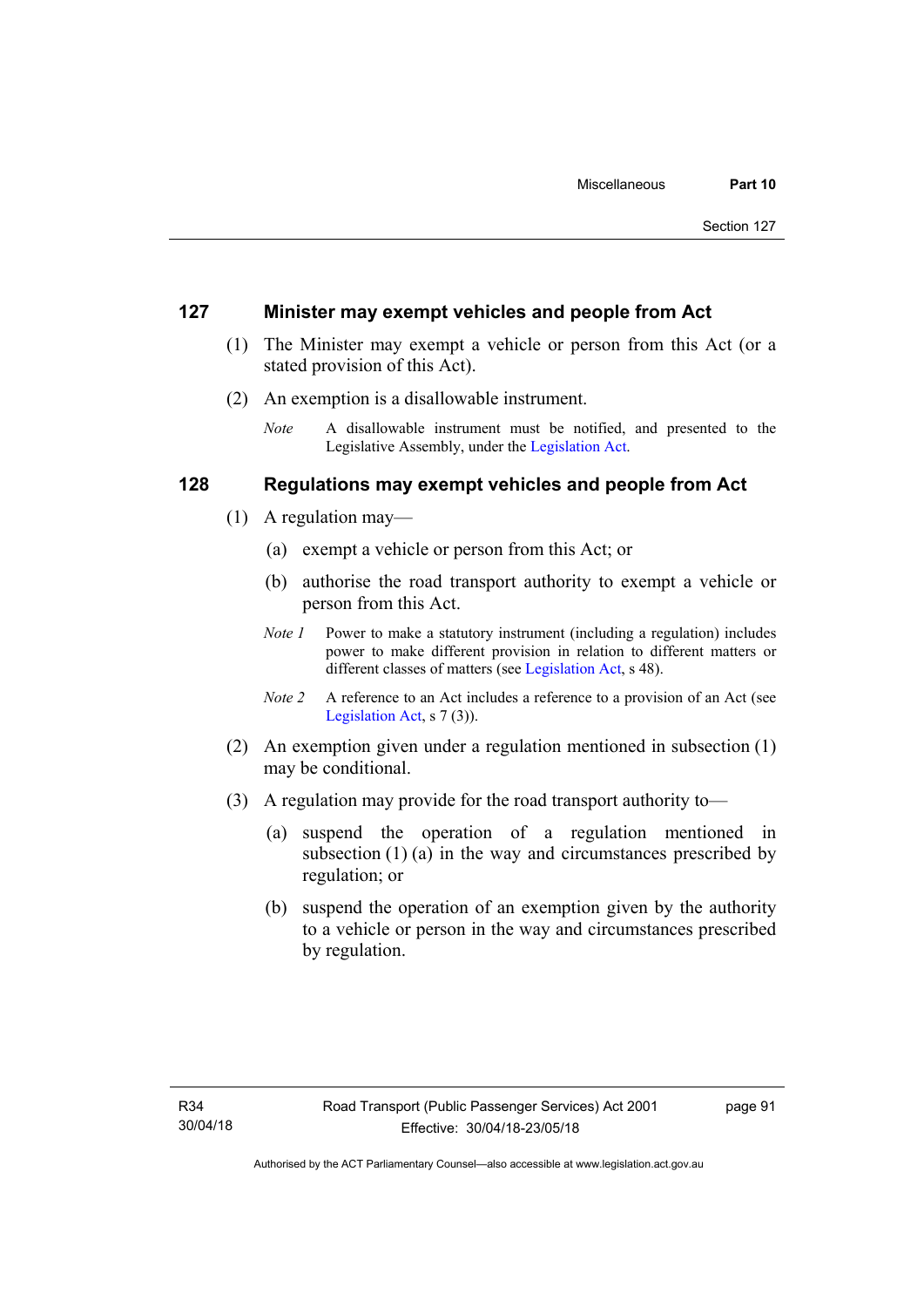## 127 Minister may exempt vehicles and people from Act

(1) The Minister may exempt a vehicle or person from this Act (or a stated provision of this Act).

(2) An exemption is a disallowable instrument.

*Note* A disallowable instrument must be notified, and presented to the Legislative Assembly, under the Legislation Act.

## 128 Regulations may exempt vehicles and people from Act

(1) A regulation may—

(a) exempt a vehicle or person from this Act; or

(b) authorise the road transport authority to exempt a vehicle or person from this Act.

*Note 1* Power to make a statutory instrument (including a regulation) includes power to make different provision in relation to different matters or different classes of matters (see Legislation Act, s 48).

*Note 2* A reference to an Act includes a reference to a provision of an Act (see Legislation Act, s 7 (3)).

(2) An exemption given under a regulation mentioned in subsection (1) may be conditional.

(3) A regulation may provide for the road transport authority to—

(a) suspend the operation of a regulation mentioned in subsection (1) (a) in the way and circumstances prescribed by regulation; or

(b) suspend the operation of an exemption given by the authority to a vehicle or person in the way and circumstances prescribed by regulation.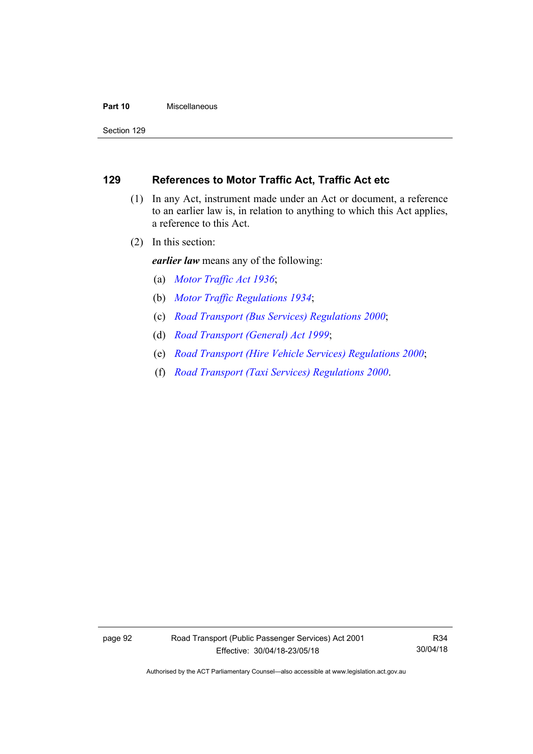### 129 References to Motor Traffic Act, Traffic Act etc

(1) In any Act, instrument made under an Act or document, a reference to an earlier law is, in relation to anything to which this Act applies, a reference to this Act.

(2) In this section:

***earlier law*** means any of the following:

(a) *Motor Traffic Act 1936*;

(b) *Motor Traffic Regulations 1934*;

(c) *Road Transport (Bus Services) Regulations 2000*;

(d) *Road Transport (General) Act 1999*;

(e) *Road Transport (Hire Vehicle Services) Regulations 2000*;

(f) *Road Transport (Taxi Services) Regulations 2000*.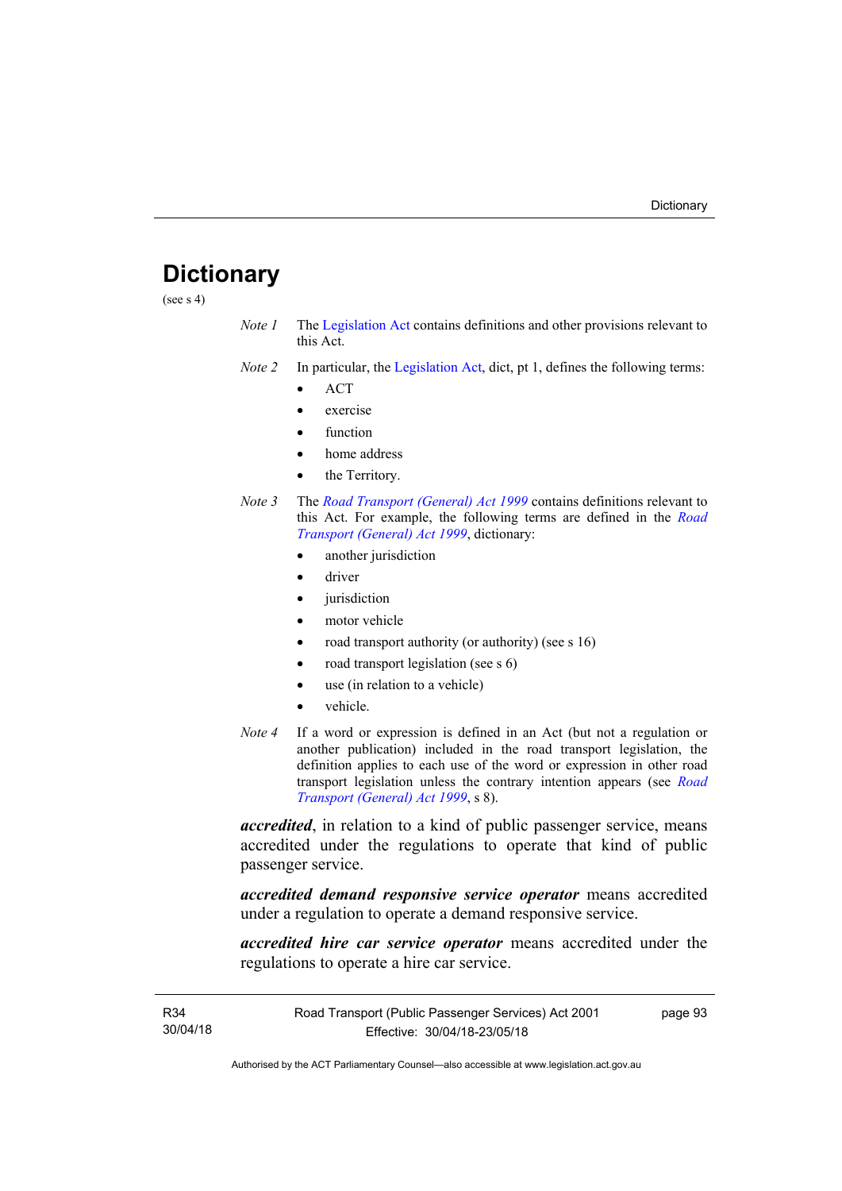# Dictionary

(see s 4)

*Note 1* The Legislation Act contains definitions and other provisions relevant to this Act.

*Note 2* In particular, the Legislation Act, dict, pt 1, defines the following terms:

- ACT
- exercise
- function
- home address
- the Territory.

*Note 3* The *Road Transport (General) Act 1999* contains definitions relevant to this Act. For example, the following terms are defined in the *Road Transport (General) Act 1999*, dictionary:

- another jurisdiction
- driver
- jurisdiction
- motor vehicle
- road transport authority (or authority) (see s 16)
- road transport legislation (see s 6)
- use (in relation to a vehicle)
- vehicle.

*Note 4* If a word or expression is defined in an Act (but not a regulation or another publication) included in the road transport legislation, the definition applies to each use of the word or expression in other road transport legislation unless the contrary intention appears (see *Road Transport (General) Act 1999*, s 8).

***accredited***, in relation to a kind of public passenger service, means accredited under the regulations to operate that kind of public passenger service.

***accredited demand responsive service operator*** means accredited under a regulation to operate a demand responsive service.

***accredited hire car service operator*** means accredited under the regulations to operate a hire car service.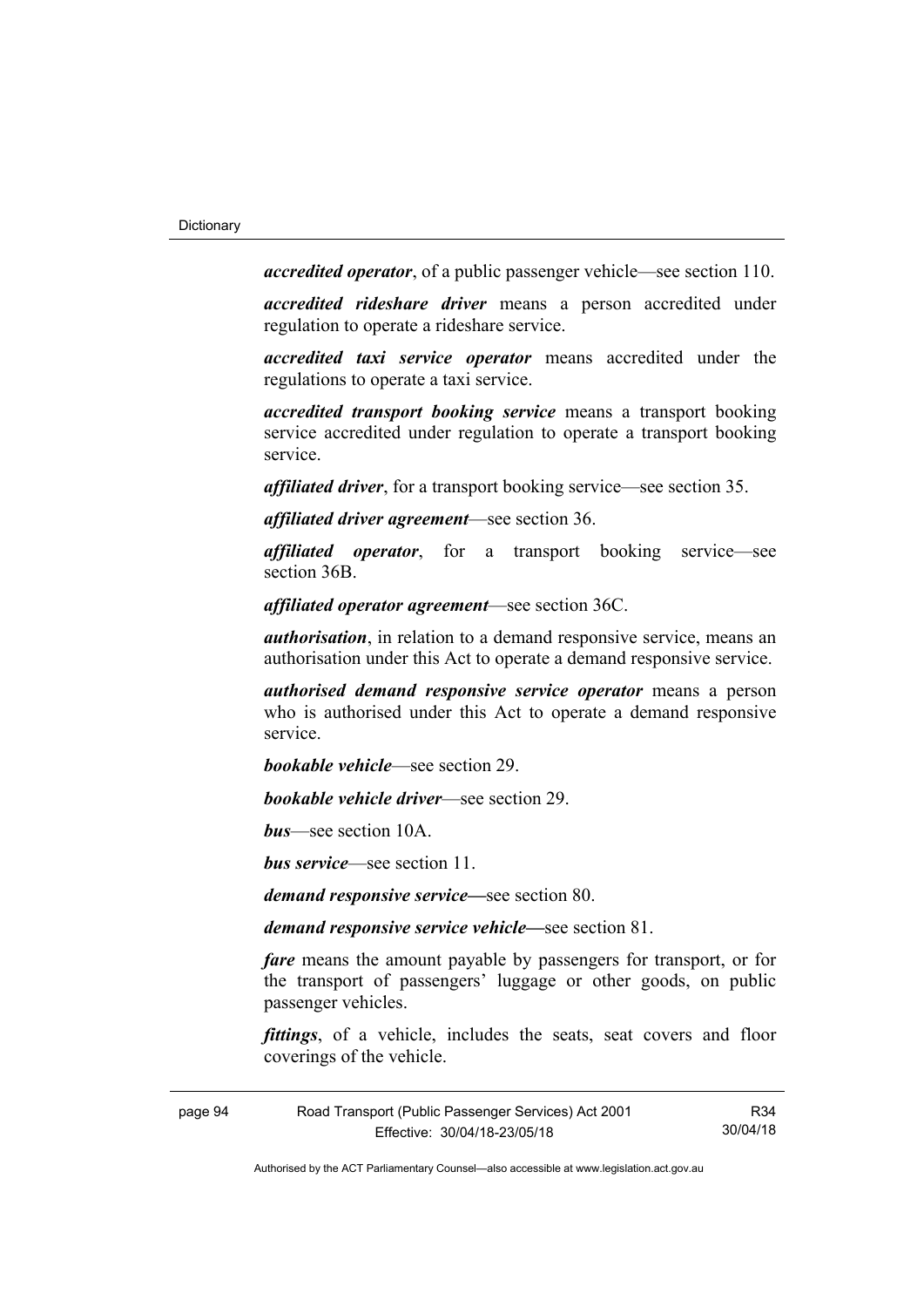***accredited operator***, of a public passenger vehicle—see section 110.

***accredited rideshare driver*** means a person accredited under regulation to operate a rideshare service.

***accredited taxi service operator*** means accredited under the regulations to operate a taxi service.

***accredited transport booking service*** means a transport booking service accredited under regulation to operate a transport booking service.

***affiliated driver***, for a transport booking service—see section 35.

***affiliated driver agreement***—see section 36.

***affiliated operator***, for a transport booking service—see section 36B.

***affiliated operator agreement***—see section 36C.

***authorisation***, in relation to a demand responsive service, means an authorisation under this Act to operate a demand responsive service.

***authorised demand responsive service operator*** means a person who is authorised under this Act to operate a demand responsive service.

***bookable vehicle***—see section 29.

***bookable vehicle driver***—see section 29.

***bus***—see section 10A.

***bus service***—see section 11.

***demand responsive service***—see section 80.

***demand responsive service vehicle***—see section 81.

***fare*** means the amount payable by passengers for transport, or for the transport of passengers' luggage or other goods, on public passenger vehicles.

***fittings***, of a vehicle, includes the seats, seat covers and floor coverings of the vehicle.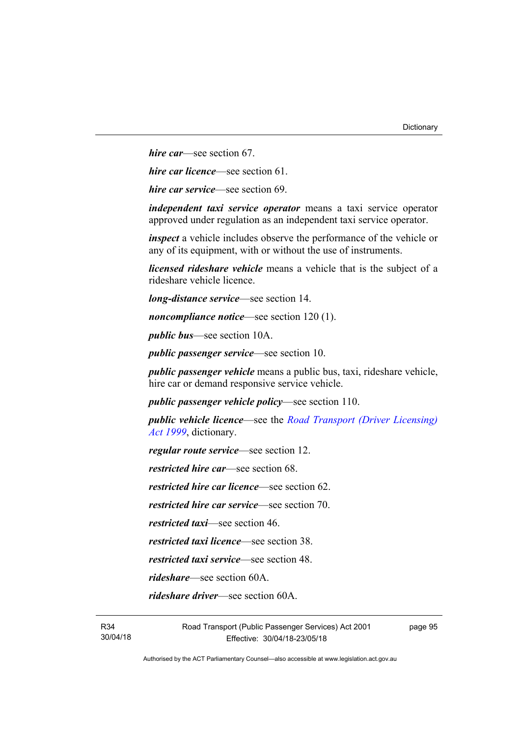***hire car***—see section 67.

***hire car licence***—see section 61.

***hire car service***—see section 69.

***independent taxi service operator*** means a taxi service operator approved under regulation as an independent taxi service operator.

***inspect*** a vehicle includes observe the performance of the vehicle or any of its equipment, with or without the use of instruments.

***licensed rideshare vehicle*** means a vehicle that is the subject of a rideshare vehicle licence.

***long-distance service***—see section 14.

***noncompliance notice***—see section 120 (1).

***public bus***—see section 10A.

***public passenger service***—see section 10.

***public passenger vehicle*** means a public bus, taxi, rideshare vehicle, hire car or demand responsive service vehicle.

***public passenger vehicle policy***—see section 110.

***public vehicle licence***—see the *Road Transport (Driver Licensing) Act 1999*, dictionary.

***regular route service***—see section 12.

***restricted hire car***—see section 68.

***restricted hire car licence***—see section 62.

***restricted hire car service***—see section 70.

***restricted taxi***—see section 46.

***restricted taxi licence***—see section 38.

***restricted taxi service***—see section 48.

***rideshare***—see section 60A.

***rideshare driver***—see section 60A.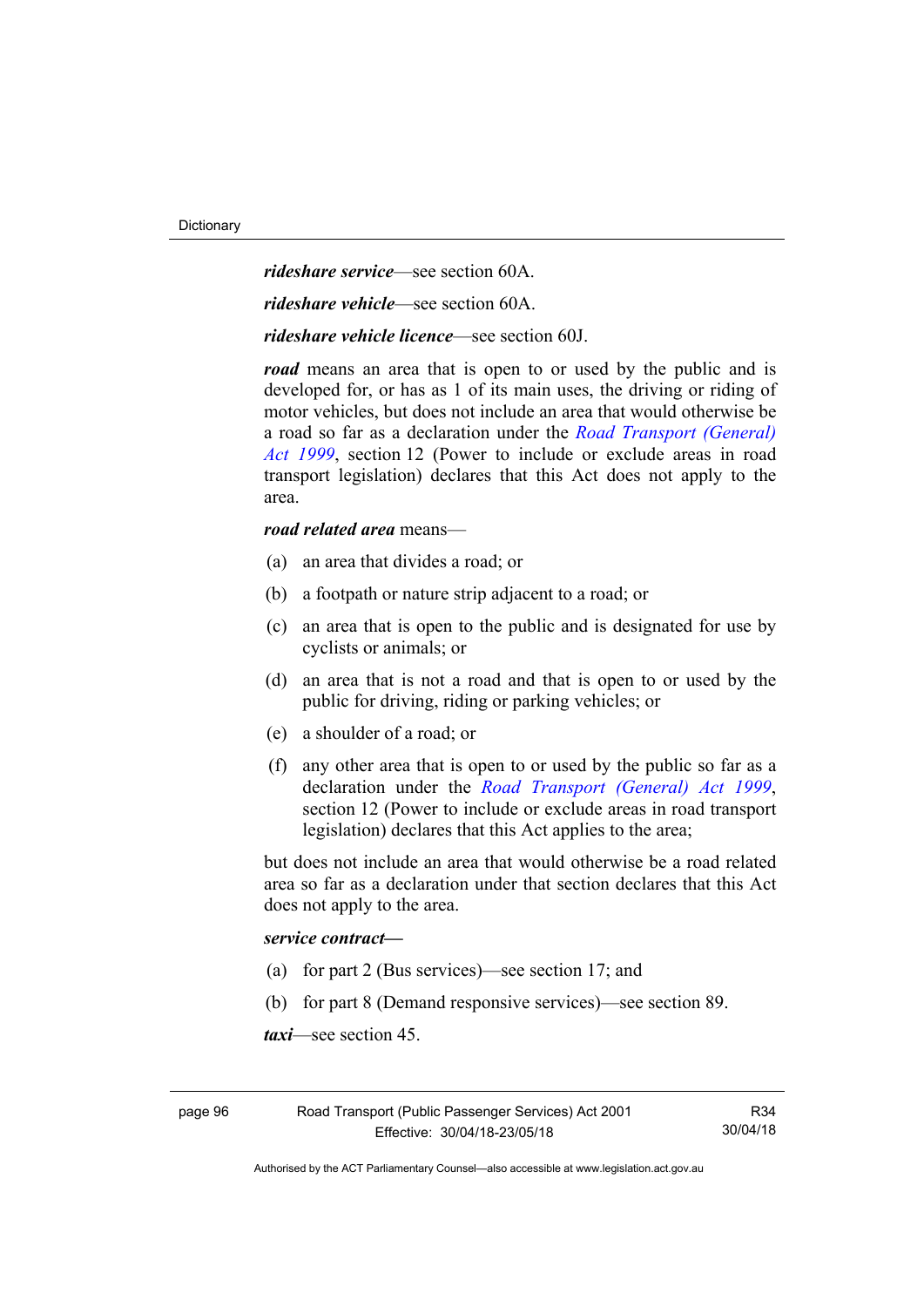***rideshare service***—see section 60A.

***rideshare vehicle***—see section 60A.

***rideshare vehicle licence***—see section 60J.

***road*** means an area that is open to or used by the public and is developed for, or has as 1 of its main uses, the driving or riding of motor vehicles, but does not include an area that would otherwise be a road so far as a declaration under the *Road Transport (General) Act 1999*, section 12 (Power to include or exclude areas in road transport legislation) declares that this Act does not apply to the area.

***road related area*** means—

(a) an area that divides a road; or

(b) a footpath or nature strip adjacent to a road; or

(c) an area that is open to the public and is designated for use by cyclists or animals; or

(d) an area that is not a road and that is open to or used by the public for driving, riding or parking vehicles; or

(e) a shoulder of a road; or

(f) any other area that is open to or used by the public so far as a declaration under the *Road Transport (General) Act 1999*, section 12 (Power to include or exclude areas in road transport legislation) declares that this Act applies to the area;

but does not include an area that would otherwise be a road related area so far as a declaration under that section declares that this Act does not apply to the area.

***service contract—***

(a) for part 2 (Bus services)—see section 17; and

(b) for part 8 (Demand responsive services)—see section 89.

***taxi***—see section 45.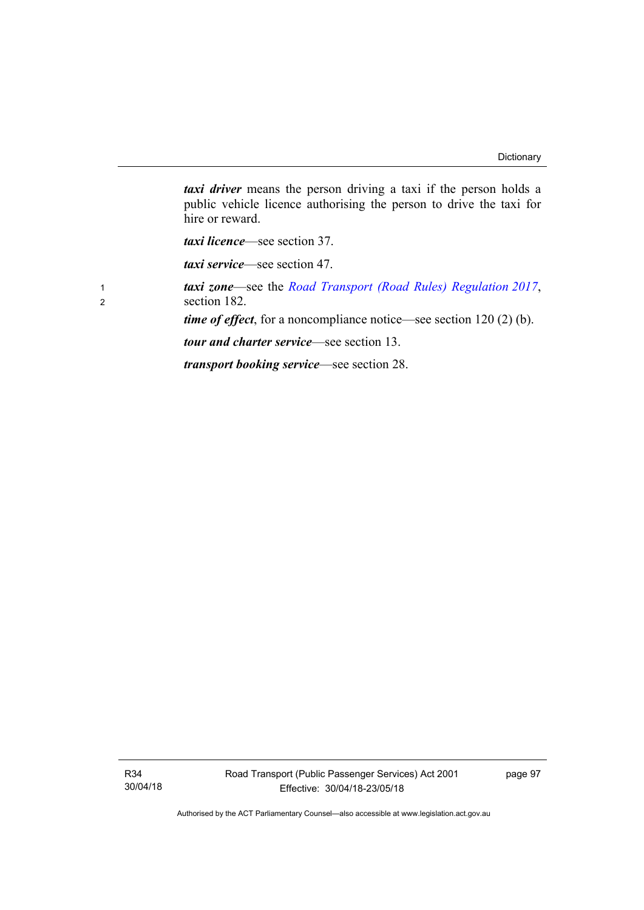***taxi driver*** means the person driving a taxi if the person holds a public vehicle licence authorising the person to drive the taxi for hire or reward.

***taxi licence***—see section 37.

***taxi service***—see section 47.

***taxi zone***—see the *Road Transport (Road Rules) Regulation 2017*, section 182.

***time of effect***, for a noncompliance notice—see section 120 (2) (b).

***tour and charter service***—see section 13.

***transport booking service***—see section 28.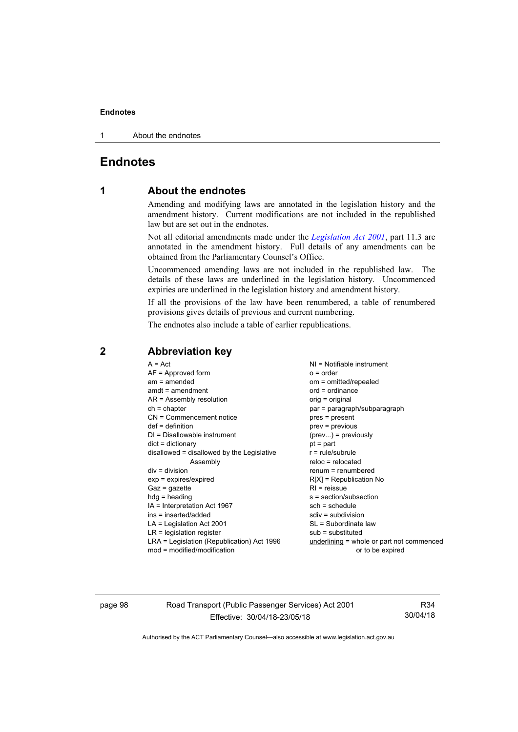# Endnotes

## 1 About the endnotes

Amending and modifying laws are annotated in the legislation history and the amendment history. Current modifications are not included in the republished law but are set out in the endnotes.

Not all editorial amendments made under the *Legislation Act 2001*, part 11.3 are annotated in the amendment history. Full details of any amendments can be obtained from the Parliamentary Counsel's Office.

Uncommenced amending laws are not included in the republished law. The details of these laws are underlined in the legislation history. Uncommenced expiries are underlined in the legislation history and amendment history.

If all the provisions of the law have been renumbered, a table of renumbered provisions gives details of previous and current numbering.

The endnotes also include a table of earlier republications.

## 2 Abbreviation key

A = Act
AF = Approved form
am = amended
amdt = amendment
AR = Assembly resolution
ch = chapter
CN = Commencement notice
def = definition
DI = Disallowable instrument
dict = dictionary
disallowed = disallowed by the Legislative Assembly
div = division
exp = expires/expired
Gaz = gazette
hdg = heading
IA = Interpretation Act 1967
ins = inserted/added
LA = Legislation Act 2001
LR = legislation register
LRA = Legislation (Republication) Act 1996
mod = modified/modification
NI = Notifiable instrument
o = order
om = omitted/repealed
ord = ordinance
orig = original
par = paragraph/subparagraph
pres = present
prev = previous
(prev...) = previously
pt = part
r = rule/subrule
reloc = relocated
renum = renumbered
R[X] = Republication No
RI = reissue
s = section/subsection
sch = schedule
sdiv = subdivision
SL = Subordinate law
sub = substituted
<u>underlining</u> = whole or part not commenced or to be expired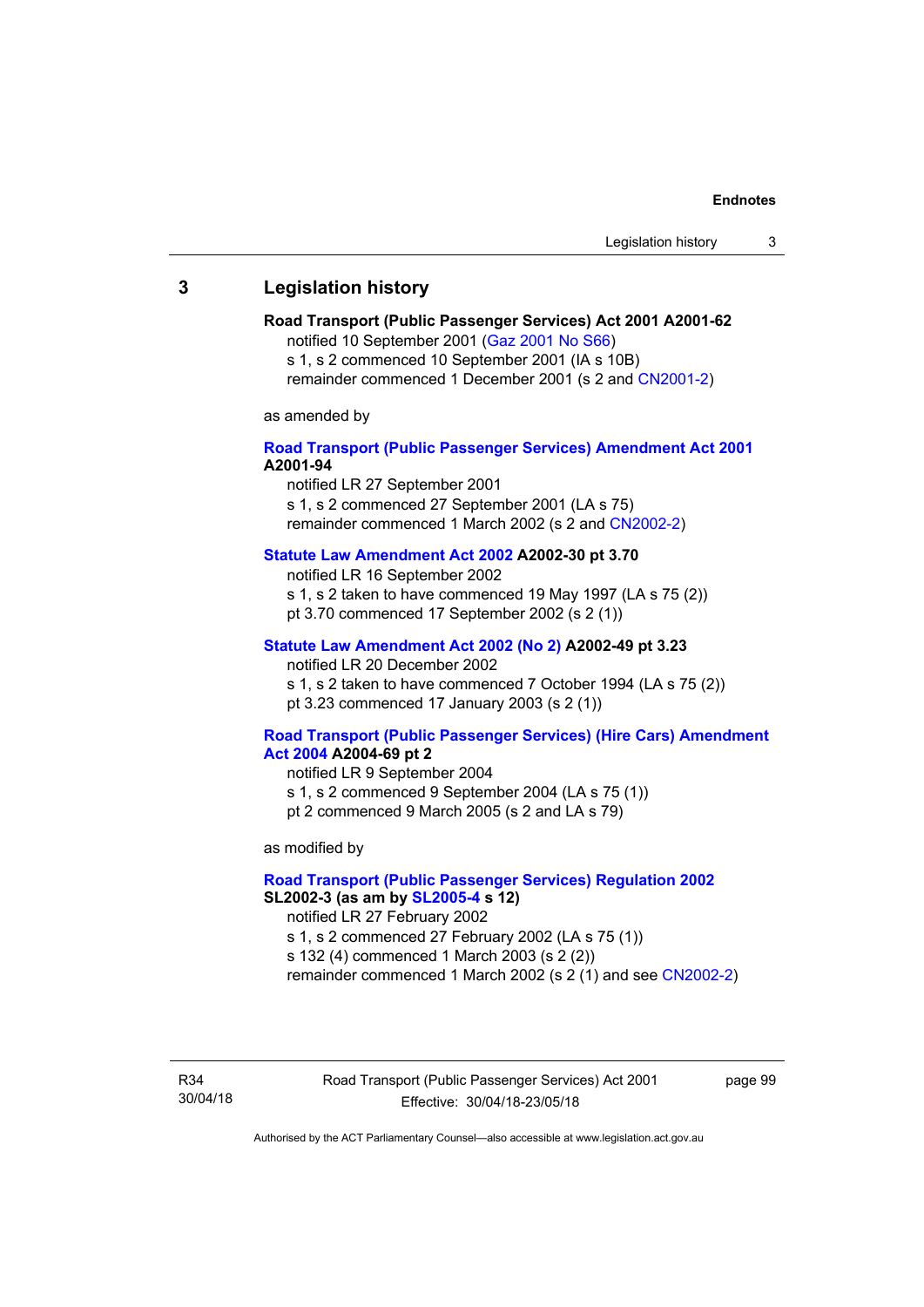## 3 Legislation history

**Road Transport (Public Passenger Services) Act 2001 A2001-62**

notified 10 September 2001 (Gaz 2001 No S66)

s 1, s 2 commenced 10 September 2001 (IA s 10B)

remainder commenced 1 December 2001 (s 2 and CN2001-2)

as amended by

**Road Transport (Public Passenger Services) Amendment Act 2001 A2001-94**

notified LR 27 September 2001

s 1, s 2 commenced 27 September 2001 (LA s 75)

remainder commenced 1 March 2002 (s 2 and CN2002-2)

**Statute Law Amendment Act 2002 A2002-30 pt 3.70**

notified LR 16 September 2002

s 1, s 2 taken to have commenced 19 May 1997 (LA s 75 (2))

pt 3.70 commenced 17 September 2002 (s 2 (1))

**Statute Law Amendment Act 2002 (No 2) A2002-49 pt 3.23**

notified LR 20 December 2002

s 1, s 2 taken to have commenced 7 October 1994 (LA s 75 (2))

pt 3.23 commenced 17 January 2003 (s 2 (1))

**Road Transport (Public Passenger Services) (Hire Cars) Amendment Act 2004 A2004-69 pt 2**

notified LR 9 September 2004

s 1, s 2 commenced 9 September 2004 (LA s 75 (1))

pt 2 commenced 9 March 2005 (s 2 and LA s 79)

as modified by

**Road Transport (Public Passenger Services) Regulation 2002 SL2002-3 (as am by SL2005-4 s 12)**

notified LR 27 February 2002

s 1, s 2 commenced 27 February 2002 (LA s 75 (1))

s 132 (4) commenced 1 March 2003 (s 2 (2))

remainder commenced 1 March 2002 (s 2 (1) and see CN2002-2)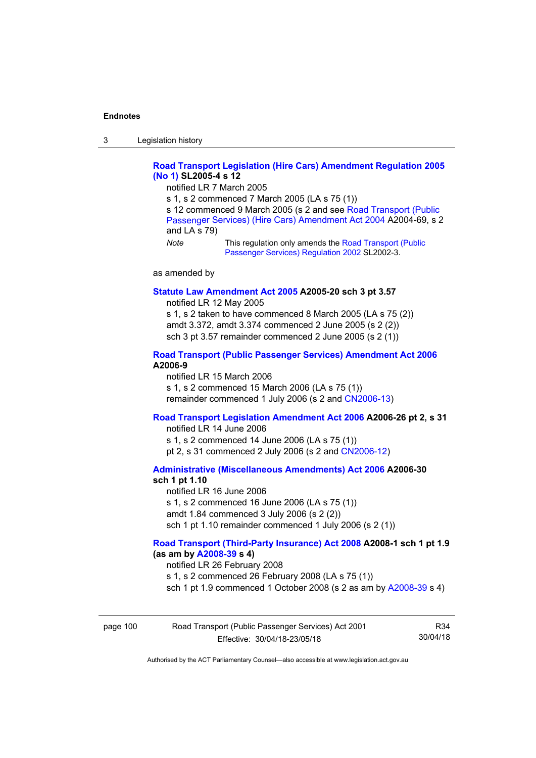**Road Transport Legislation (Hire Cars) Amendment Regulation 2005 (No 1) SL2005-4 s 12**

notified LR 7 March 2005

s 1, s 2 commenced 7 March 2005 (LA s 75 (1))

s 12 commenced 9 March 2005 (s 2 and see Road Transport (Public Passenger Services) (Hire Cars) Amendment Act 2004 A2004-69, s 2 and LA s 79)

*Note* This regulation only amends the Road Transport (Public Passenger Services) Regulation 2002 SL2002-3.

as amended by

**Statute Law Amendment Act 2005 A2005-20 sch 3 pt 3.57**

notified LR 12 May 2005

s 1, s 2 taken to have commenced 8 March 2005 (LA s 75 (2))

amdt 3.372, amdt 3.374 commenced 2 June 2005 (s 2 (2))

sch 3 pt 3.57 remainder commenced 2 June 2005 (s 2 (1))

**Road Transport (Public Passenger Services) Amendment Act 2006 A2006-9**

notified LR 15 March 2006

s 1, s 2 commenced 15 March 2006 (LA s 75 (1))

remainder commenced 1 July 2006 (s 2 and CN2006-13)

**Road Transport Legislation Amendment Act 2006 A2006-26 pt 2, s 31**

notified LR 14 June 2006

s 1, s 2 commenced 14 June 2006 (LA s 75 (1))

pt 2, s 31 commenced 2 July 2006 (s 2 and CN2006-12)

**Administrative (Miscellaneous Amendments) Act 2006 A2006-30 sch 1 pt 1.10**

notified LR 16 June 2006

s 1, s 2 commenced 16 June 2006 (LA s 75 (1))

amdt 1.84 commenced 3 July 2006 (s 2 (2))

sch 1 pt 1.10 remainder commenced 1 July 2006 (s 2 (1))

**Road Transport (Third-Party Insurance) Act 2008 A2008-1 sch 1 pt 1.9 (as am by A2008-39 s 4)**

notified LR 26 February 2008

s 1, s 2 commenced 26 February 2008 (LA s 75 (1))

sch 1 pt 1.9 commenced 1 October 2008 (s 2 as am by A2008-39 s 4)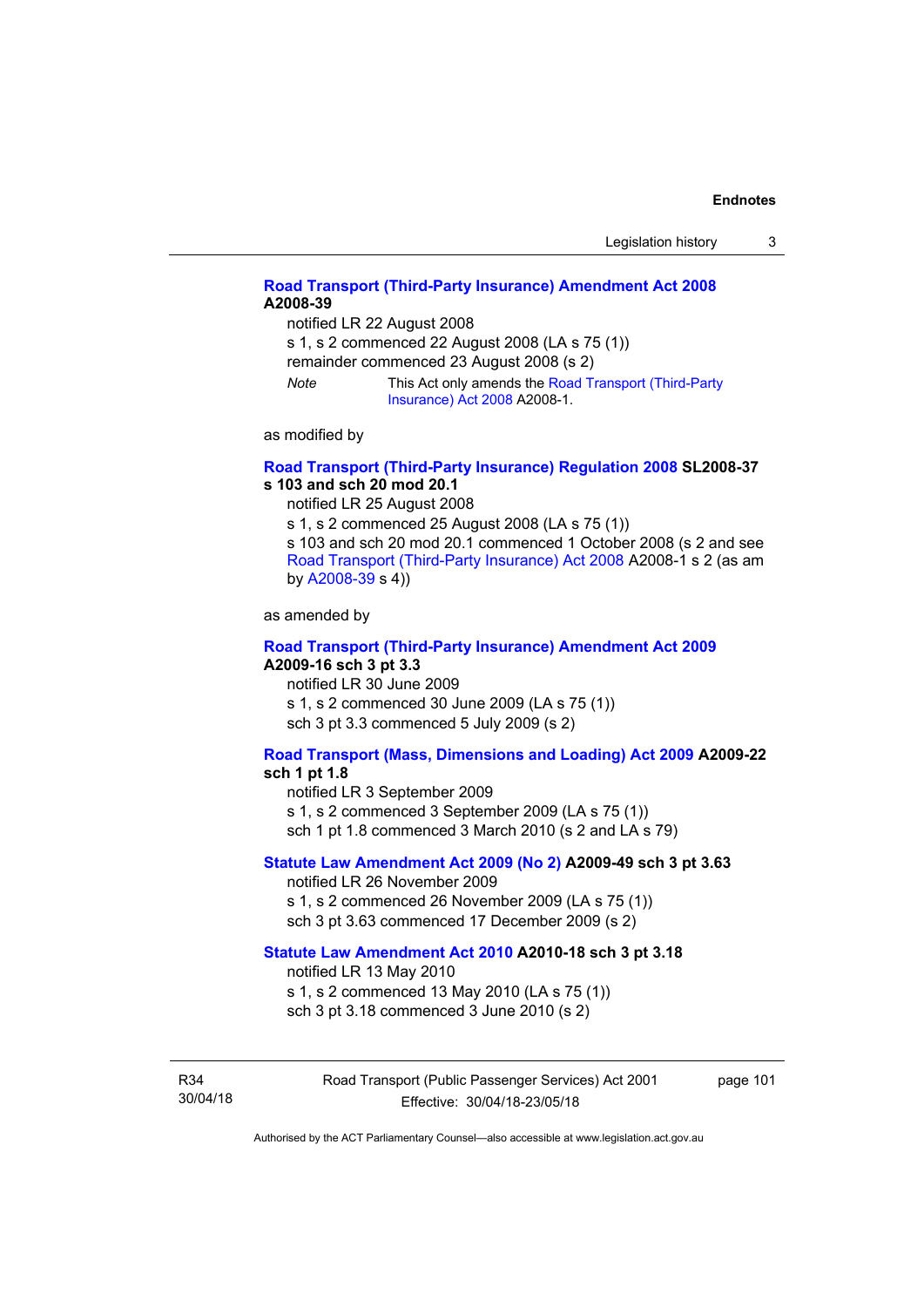**Road Transport (Third-Party Insurance) Amendment Act 2008 A2008-39**

notified LR 22 August 2008
s 1, s 2 commenced 22 August 2008 (LA s 75 (1))
remainder commenced 23 August 2008 (s 2)

*Note* This Act only amends the Road Transport (Third-Party Insurance) Act 2008 A2008-1.

as modified by

**Road Transport (Third-Party Insurance) Regulation 2008 SL2008-37 s 103 and sch 20 mod 20.1**

notified LR 25 August 2008
s 1, s 2 commenced 25 August 2008 (LA s 75 (1))
s 103 and sch 20 mod 20.1 commenced 1 October 2008 (s 2 and see Road Transport (Third-Party Insurance) Act 2008 A2008-1 s 2 (as am by A2008-39 s 4))

as amended by

**Road Transport (Third-Party Insurance) Amendment Act 2009 A2009-16 sch 3 pt 3.3**

notified LR 30 June 2009
s 1, s 2 commenced 30 June 2009 (LA s 75 (1))
sch 3 pt 3.3 commenced 5 July 2009 (s 2)

**Road Transport (Mass, Dimensions and Loading) Act 2009 A2009-22 sch 1 pt 1.8**

notified LR 3 September 2009
s 1, s 2 commenced 3 September 2009 (LA s 75 (1))
sch 1 pt 1.8 commenced 3 March 2010 (s 2 and LA s 79)

**Statute Law Amendment Act 2009 (No 2) A2009-49 sch 3 pt 3.63**

notified LR 26 November 2009
s 1, s 2 commenced 26 November 2009 (LA s 75 (1))
sch 3 pt 3.63 commenced 17 December 2009 (s 2)

**Statute Law Amendment Act 2010 A2010-18 sch 3 pt 3.18**

notified LR 13 May 2010
s 1, s 2 commenced 13 May 2010 (LA s 75 (1))
sch 3 pt 3.18 commenced 3 June 2010 (s 2)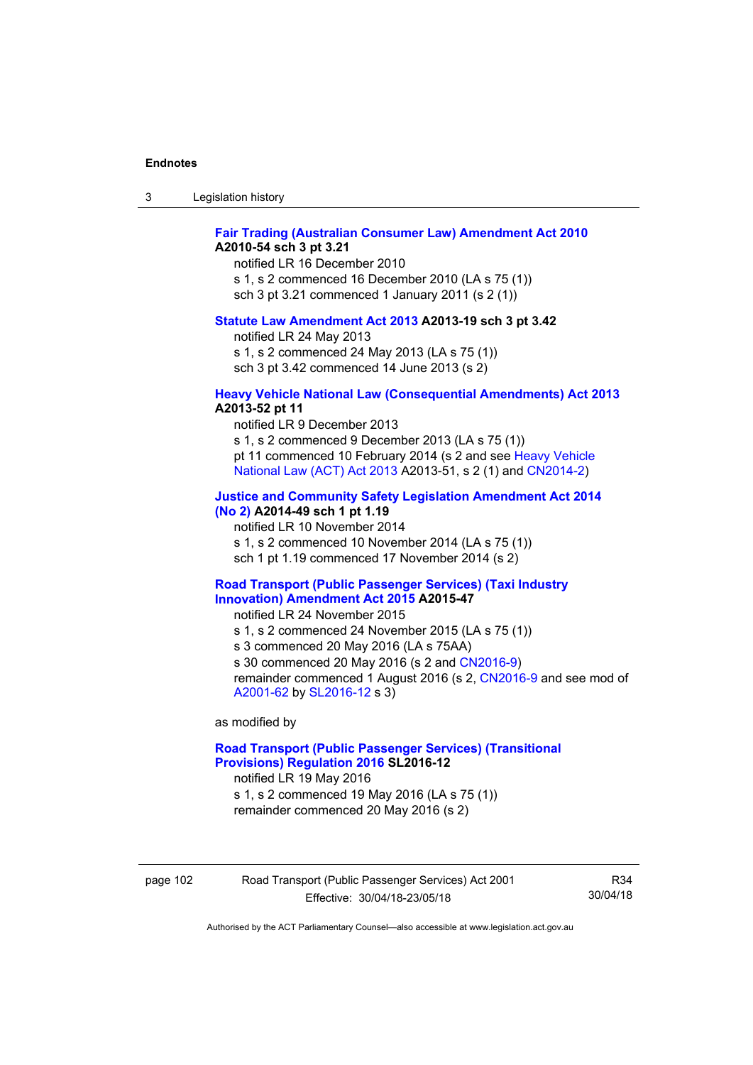**Fair Trading (Australian Consumer Law) Amendment Act 2010 A2010-54 sch 3 pt 3.21**

notified LR 16 December 2010
s 1, s 2 commenced 16 December 2010 (LA s 75 (1))
sch 3 pt 3.21 commenced 1 January 2011 (s 2 (1))

**Statute Law Amendment Act 2013 A2013-19 sch 3 pt 3.42**

notified LR 24 May 2013
s 1, s 2 commenced 24 May 2013 (LA s 75 (1))
sch 3 pt 3.42 commenced 14 June 2013 (s 2)

**Heavy Vehicle National Law (Consequential Amendments) Act 2013 A2013-52 pt 11**

notified LR 9 December 2013
s 1, s 2 commenced 9 December 2013 (LA s 75 (1))
pt 11 commenced 10 February 2014 (s 2 and see Heavy Vehicle National Law (ACT) Act 2013 A2013-51, s 2 (1) and CN2014-2)

**Justice and Community Safety Legislation Amendment Act 2014 (No 2) A2014-49 sch 1 pt 1.19**

notified LR 10 November 2014
s 1, s 2 commenced 10 November 2014 (LA s 75 (1))
sch 1 pt 1.19 commenced 17 November 2014 (s 2)

**Road Transport (Public Passenger Services) (Taxi Industry Innovation) Amendment Act 2015 A2015-47**

notified LR 24 November 2015
s 1, s 2 commenced 24 November 2015 (LA s 75 (1))
s 3 commenced 20 May 2016 (LA s 75AA)
s 30 commenced 20 May 2016 (s 2 and CN2016-9)
remainder commenced 1 August 2016 (s 2, CN2016-9 and see mod of A2001-62 by SL2016-12 s 3)

as modified by

**Road Transport (Public Passenger Services) (Transitional Provisions) Regulation 2016 SL2016-12**

notified LR 19 May 2016
s 1, s 2 commenced 19 May 2016 (LA s 75 (1))
remainder commenced 20 May 2016 (s 2)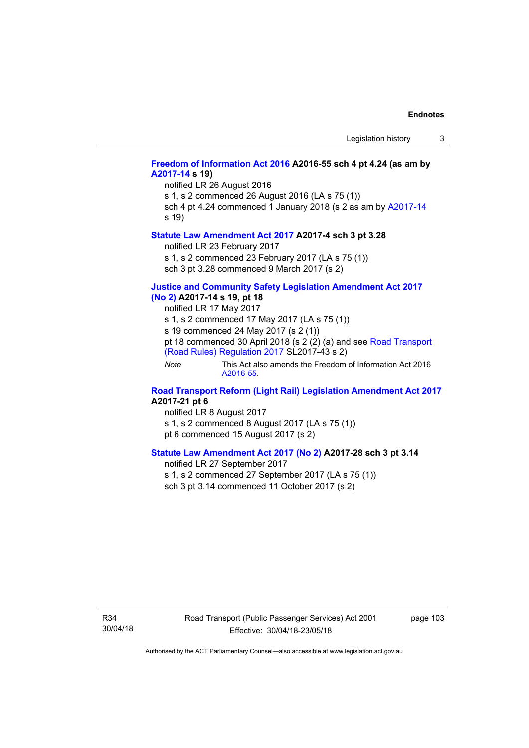**Freedom of Information Act 2016 A2016-55 sch 4 pt 4.24 (as am by A2017-14 s 19)**

notified LR 26 August 2016

s 1, s 2 commenced 26 August 2016 (LA s 75 (1))

sch 4 pt 4.24 commenced 1 January 2018 (s 2 as am by A2017-14 s 19)

**Statute Law Amendment Act 2017 A2017-4 sch 3 pt 3.28**

notified LR 23 February 2017

s 1, s 2 commenced 23 February 2017 (LA s 75 (1))

sch 3 pt 3.28 commenced 9 March 2017 (s 2)

**Justice and Community Safety Legislation Amendment Act 2017 (No 2) A2017-14 s 19, pt 18**

notified LR 17 May 2017

s 1, s 2 commenced 17 May 2017 (LA s 75 (1))

s 19 commenced 24 May 2017 (s 2 (1))

pt 18 commenced 30 April 2018 (s 2 (2) (a) and see Road Transport (Road Rules) Regulation 2017 SL2017-43 s 2)

*Note* This Act also amends the Freedom of Information Act 2016 A2016-55.

**Road Transport Reform (Light Rail) Legislation Amendment Act 2017 A2017-21 pt 6**

notified LR 8 August 2017

s 1, s 2 commenced 8 August 2017 (LA s 75 (1))

pt 6 commenced 15 August 2017 (s 2)

**Statute Law Amendment Act 2017 (No 2) A2017-28 sch 3 pt 3.14**

notified LR 27 September 2017

s 1, s 2 commenced 27 September 2017 (LA s 75 (1))

sch 3 pt 3.14 commenced 11 October 2017 (s 2)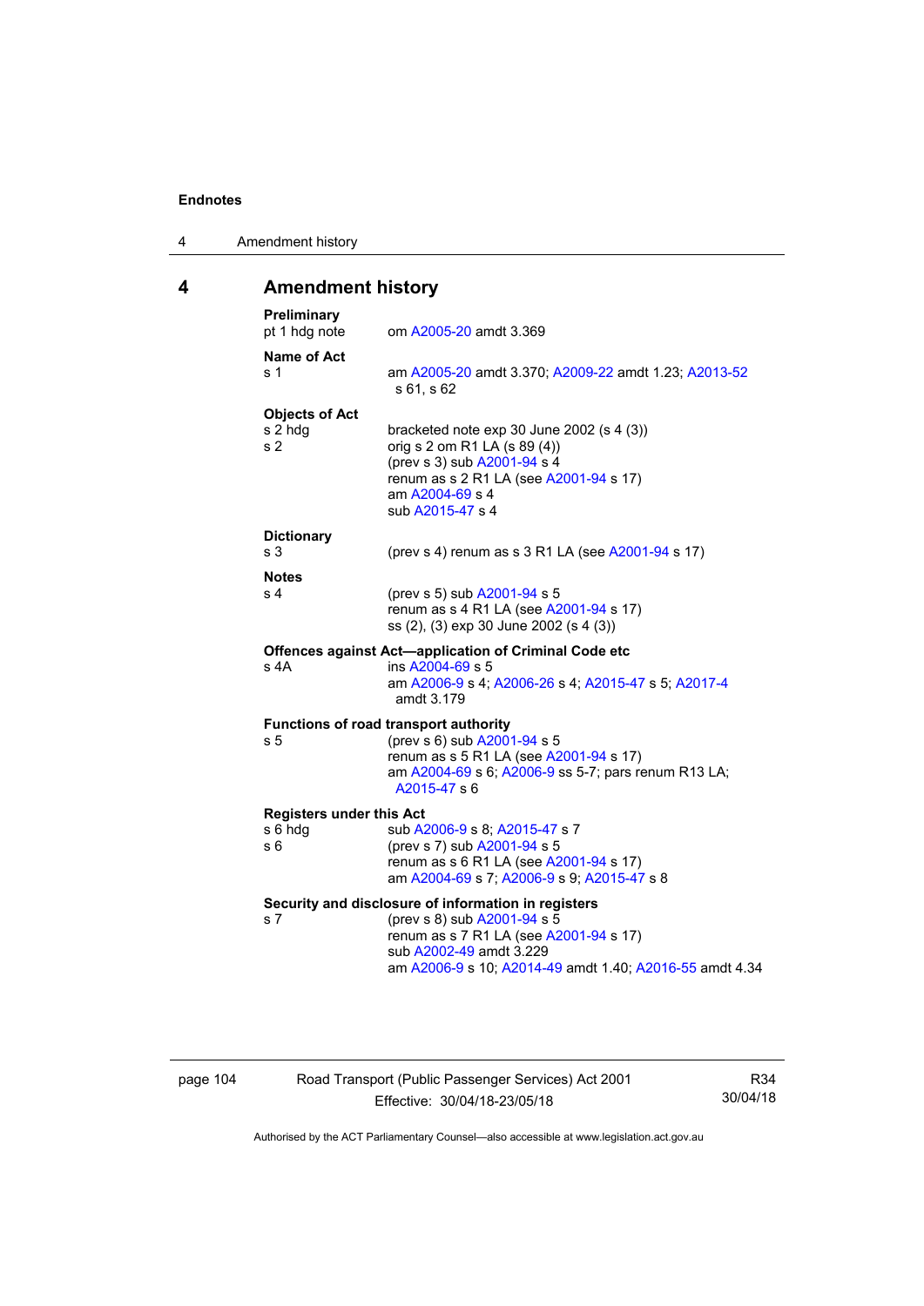## 4 Amendment history

**Preliminary**

pt 1 hdg note — om A2005-20 amdt 3.369

**Name of Act**

s 1 — am A2005-20 amdt 3.370; A2009-22 amdt 1.23; A2013-52 s 61, s 62

**Objects of Act**

s 2 hdg — bracketed note exp 30 June 2002 (s 4 (3))

s 2 — orig s 2 om R1 LA (s 89 (4))
(prev s 3) sub A2001-94 s 4
renum as s 2 R1 LA (see A2001-94 s 17)
am A2004-69 s 4
sub A2015-47 s 4

**Dictionary**

s 3 — (prev s 4) renum as s 3 R1 LA (see A2001-94 s 17)

**Notes**

s 4 — (prev s 5) sub A2001-94 s 5
renum as s 4 R1 LA (see A2001-94 s 17)
ss (2), (3) exp 30 June 2002 (s 4 (3))

**Offences against Act—application of Criminal Code etc**

s 4A — ins A2004-69 s 5
am A2006-9 s 4; A2006-26 s 4; A2015-47 s 5; A2017-4 amdt 3.179

**Functions of road transport authority**

s 5 — (prev s 6) sub A2001-94 s 5
renum as s 5 R1 LA (see A2001-94 s 17)
am A2004-69 s 6; A2006-9 ss 5-7; pars renum R13 LA; A2015-47 s 6

**Registers under this Act**

s 6 hdg — sub A2006-9 s 8; A2015-47 s 7

s 6 — (prev s 7) sub A2001-94 s 5
renum as s 6 R1 LA (see A2001-94 s 17)
am A2004-69 s 7; A2006-9 s 9; A2015-47 s 8

**Security and disclosure of information in registers**

s 7 — (prev s 8) sub A2001-94 s 5
renum as s 7 R1 LA (see A2001-94 s 17)
sub A2002-49 amdt 3.229
am A2006-9 s 10; A2014-49 amdt 1.40; A2016-55 amdt 4.34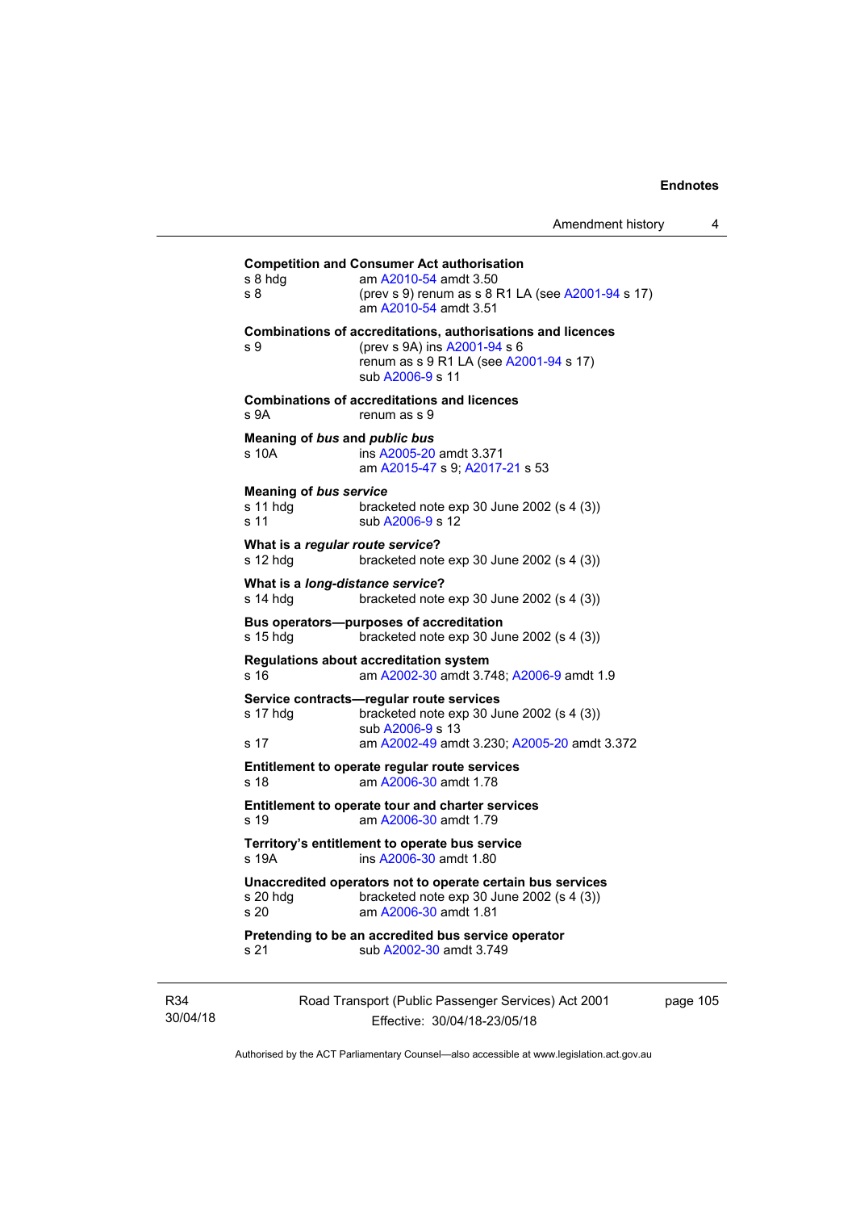**Competition and Consumer Act authorisation**
s 8 hdg	am A2010-54 amdt 3.50
s 8	(prev s 9) renum as s 8 R1 LA (see A2001-94 s 17)
am A2010-54 amdt 3.51

**Combinations of accreditations, authorisations and licences**
s 9	(prev s 9A) ins A2001-94 s 6
renum as s 9 R1 LA (see A2001-94 s 17)
sub A2006-9 s 11

**Combinations of accreditations and licences**
s 9A	renum as s 9

**Meaning of *bus* and *public bus***
s 10A	ins A2005-20 amdt 3.371
am A2015-47 s 9; A2017-21 s 53

**Meaning of *bus service***
s 11 hdg	bracketed note exp 30 June 2002 (s 4 (3))
s 11	sub A2006-9 s 12

**What is a *regular route service*?**
s 12 hdg	bracketed note exp 30 June 2002 (s 4 (3))

**What is a *long-distance service*?**
s 14 hdg	bracketed note exp 30 June 2002 (s 4 (3))

**Bus operators—purposes of accreditation**
s 15 hdg	bracketed note exp 30 June 2002 (s 4 (3))

**Regulations about accreditation system**
s 16	am A2002-30 amdt 3.748; A2006-9 amdt 1.9

**Service contracts—regular route services**
s 17 hdg	bracketed note exp 30 June 2002 (s 4 (3))
sub A2006-9 s 13
s 17	am A2002-49 amdt 3.230; A2005-20 amdt 3.372

**Entitlement to operate regular route services**
s 18	am A2006-30 amdt 1.78

**Entitlement to operate tour and charter services**
s 19	am A2006-30 amdt 1.79

**Territory's entitlement to operate bus service**
s 19A	ins A2006-30 amdt 1.80

**Unaccredited operators not to operate certain bus services**
s 20 hdg	bracketed note exp 30 June 2002 (s 4 (3))
s 20	am A2006-30 amdt 1.81

**Pretending to be an accredited bus service operator**
s 21	sub A2002-30 amdt 3.749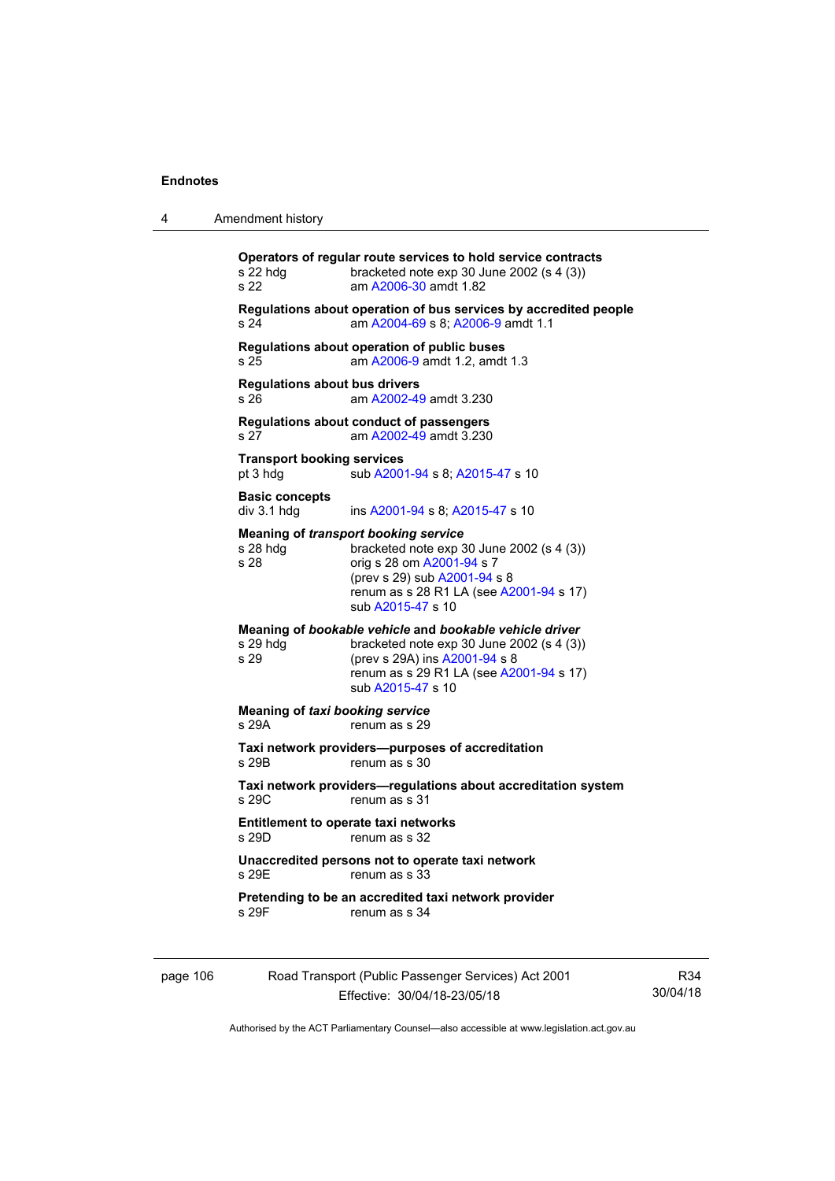**Operators of regular route services to hold service contracts**

s 22 hdg — bracketed note exp 30 June 2002 (s 4 (3))
s 22 — am A2006-30 amdt 1.82

**Regulations about operation of bus services by accredited people**

s 24 — am A2004-69 s 8; A2006-9 amdt 1.1

**Regulations about operation of public buses**

s 25 — am A2006-9 amdt 1.2, amdt 1.3

**Regulations about bus drivers**

s 26 — am A2002-49 amdt 3.230

**Regulations about conduct of passengers**

s 27 — am A2002-49 amdt 3.230

**Transport booking services**

pt 3 hdg — sub A2001-94 s 8; A2015-47 s 10

**Basic concepts**

div 3.1 hdg — ins A2001-94 s 8; A2015-47 s 10

**Meaning of *transport booking service***

s 28 hdg — bracketed note exp 30 June 2002 (s 4 (3))
s 28 — orig s 28 om A2001-94 s 7
(prev s 29) sub A2001-94 s 8
renum as s 28 R1 LA (see A2001-94 s 17)
sub A2015-47 s 10

**Meaning of *bookable vehicle* and *bookable vehicle driver***

s 29 hdg — bracketed note exp 30 June 2002 (s 4 (3))
s 29 — (prev s 29A) ins A2001-94 s 8
renum as s 29 R1 LA (see A2001-94 s 17)
sub A2015-47 s 10

**Meaning of *taxi booking service***

s 29A — renum as s 29

**Taxi network providers—purposes of accreditation**

s 29B — renum as s 30

**Taxi network providers—regulations about accreditation system**

s 29C — renum as s 31

**Entitlement to operate taxi networks**

s 29D — renum as s 32

**Unaccredited persons not to operate taxi network**

s 29E — renum as s 33

**Pretending to be an accredited taxi network provider**

s 29F — renum as s 34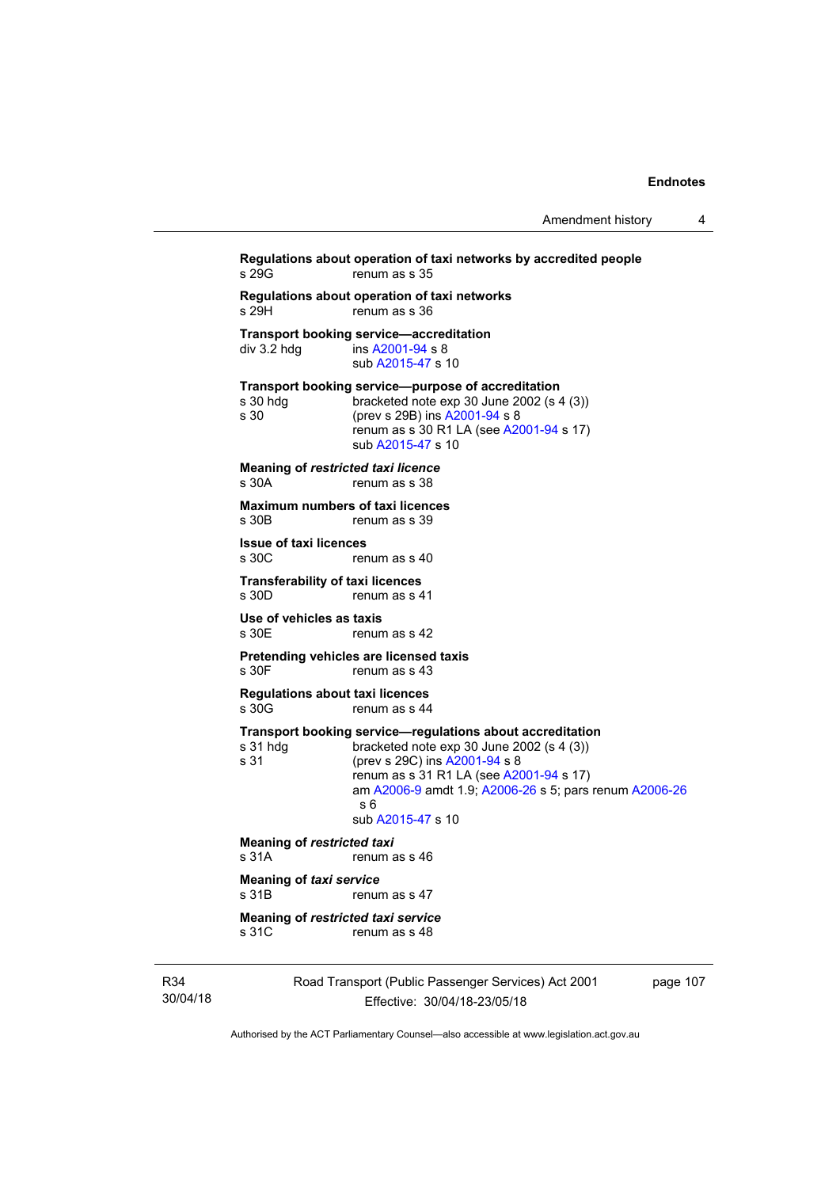**Regulations about operation of taxi networks by accredited people**
s 29G renum as s 35

**Regulations about operation of taxi networks**
s 29H renum as s 36

**Transport booking service—accreditation**
div 3.2 hdg ins A2001-94 s 8
sub A2015-47 s 10

**Transport booking service—purpose of accreditation**
s 30 hdg bracketed note exp 30 June 2002 (s 4 (3))
s 30 (prev s 29B) ins A2001-94 s 8
renum as s 30 R1 LA (see A2001-94 s 17)
sub A2015-47 s 10

**Meaning of *restricted taxi licence***
s 30A renum as s 38

**Maximum numbers of taxi licences**
s 30B renum as s 39

**Issue of taxi licences**
s 30C renum as s 40

**Transferability of taxi licences**
s 30D renum as s 41

**Use of vehicles as taxis**
s 30E renum as s 42

**Pretending vehicles are licensed taxis**
s 30F renum as s 43

**Regulations about taxi licences**
s 30G renum as s 44

**Transport booking service—regulations about accreditation**
s 31 hdg bracketed note exp 30 June 2002 (s 4 (3))
s 31 (prev s 29C) ins A2001-94 s 8
renum as s 31 R1 LA (see A2001-94 s 17)
am A2006-9 amdt 1.9; A2006-26 s 5; pars renum A2006-26 s 6
sub A2015-47 s 10

**Meaning of *restricted taxi***
s 31A renum as s 46

**Meaning of *taxi service***
s 31B renum as s 47

**Meaning of *restricted taxi service***
s 31C renum as s 48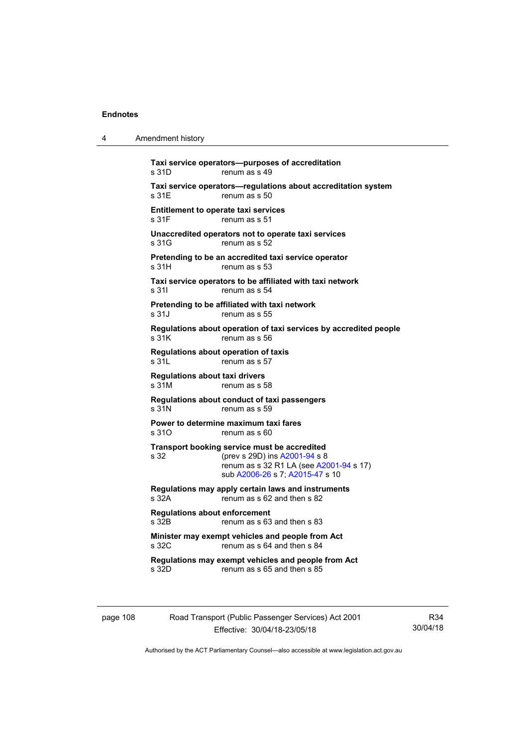**Taxi service operators—purposes of accreditation**
s 31D renum as s 49

**Taxi service operators—regulations about accreditation system**
s 31E renum as s 50

**Entitlement to operate taxi services**
s 31F renum as s 51

**Unaccredited operators not to operate taxi services**
s 31G renum as s 52

**Pretending to be an accredited taxi service operator**
s 31H renum as s 53

**Taxi service operators to be affiliated with taxi network**
s 31I renum as s 54

**Pretending to be affiliated with taxi network**
s 31J renum as s 55

**Regulations about operation of taxi services by accredited people**
s 31K renum as s 56

**Regulations about operation of taxis**
s 31L renum as s 57

**Regulations about taxi drivers**
s 31M renum as s 58

**Regulations about conduct of taxi passengers**
s 31N renum as s 59

**Power to determine maximum taxi fares**
s 31O renum as s 60

**Transport booking service must be accredited**
s 32 (prev s 29D) ins A2001-94 s 8
renum as s 32 R1 LA (see A2001-94 s 17)
sub A2006-26 s 7; A2015-47 s 10

**Regulations may apply certain laws and instruments**
s 32A renum as s 62 and then s 82

**Regulations about enforcement**
s 32B renum as s 63 and then s 83

**Minister may exempt vehicles and people from Act**
s 32C renum as s 64 and then s 84

**Regulations may exempt vehicles and people from Act**
s 32D renum as s 65 and then s 85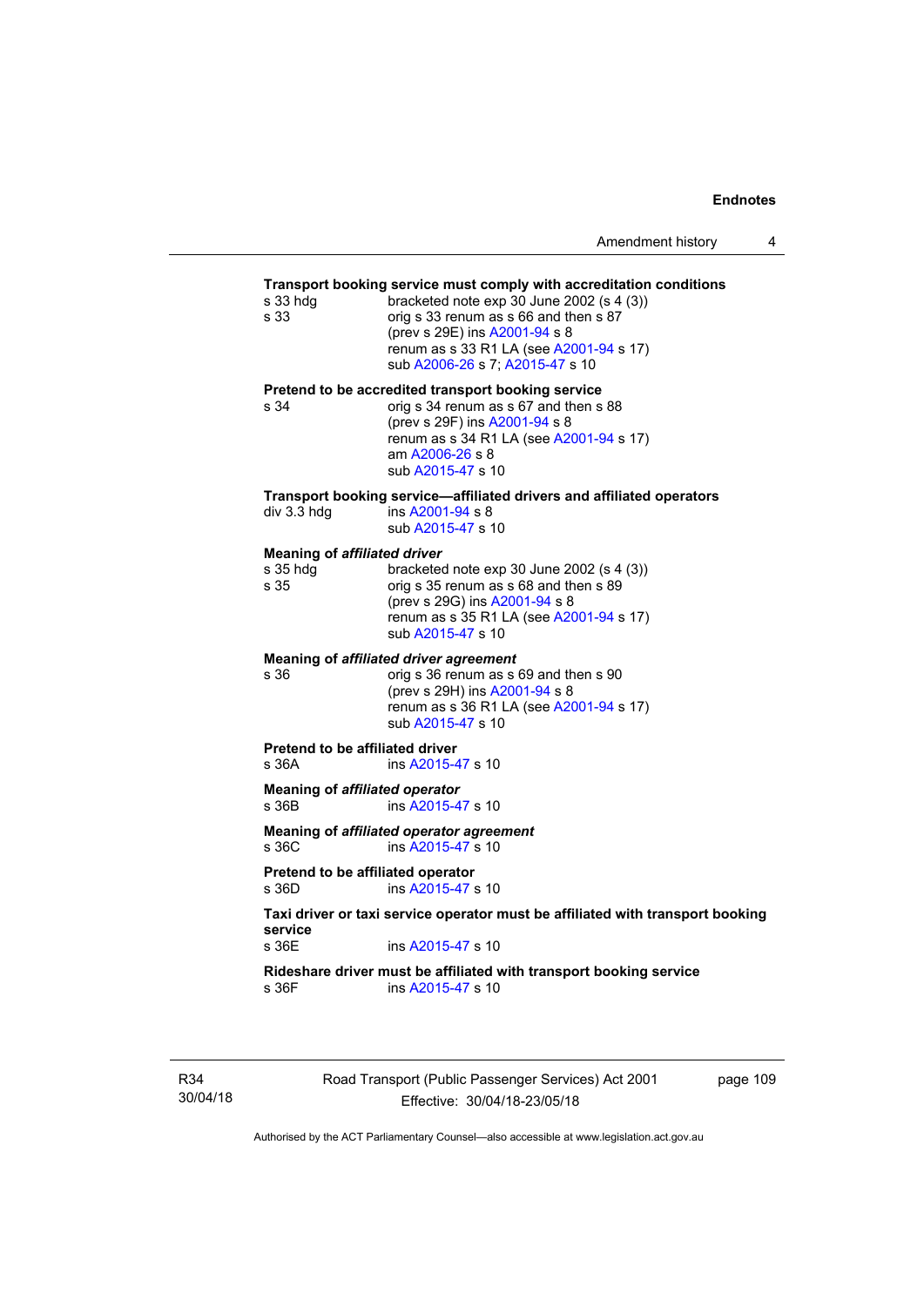**Transport booking service must comply with accreditation conditions**

s 33 hdg — bracketed note exp 30 June 2002 (s 4 (3))
s 33 — orig s 33 renum as s 66 and then s 87
(prev s 29E) ins A2001-94 s 8
renum as s 33 R1 LA (see A2001-94 s 17)
sub A2006-26 s 7; A2015-47 s 10

**Pretend to be accredited transport booking service**

s 34 — orig s 34 renum as s 67 and then s 88
(prev s 29F) ins A2001-94 s 8
renum as s 34 R1 LA (see A2001-94 s 17)
am A2006-26 s 8
sub A2015-47 s 10

**Transport booking service—affiliated drivers and affiliated operators**

div 3.3 hdg — ins A2001-94 s 8
sub A2015-47 s 10

**Meaning of *affiliated driver***

s 35 hdg — bracketed note exp 30 June 2002 (s 4 (3))
s 35 — orig s 35 renum as s 68 and then s 89
(prev s 29G) ins A2001-94 s 8
renum as s 35 R1 LA (see A2001-94 s 17)
sub A2015-47 s 10

**Meaning of *affiliated driver agreement***

s 36 — orig s 36 renum as s 69 and then s 90
(prev s 29H) ins A2001-94 s 8
renum as s 36 R1 LA (see A2001-94 s 17)
sub A2015-47 s 10

**Pretend to be affiliated driver**

s 36A — ins A2015-47 s 10

**Meaning of *affiliated operator***

s 36B — ins A2015-47 s 10

**Meaning of *affiliated operator agreement***

s 36C — ins A2015-47 s 10

**Pretend to be affiliated operator**

s 36D — ins A2015-47 s 10

**Taxi driver or taxi service operator must be affiliated with transport booking service**

s 36E — ins A2015-47 s 10

**Rideshare driver must be affiliated with transport booking service**

s 36F — ins A2015-47 s 10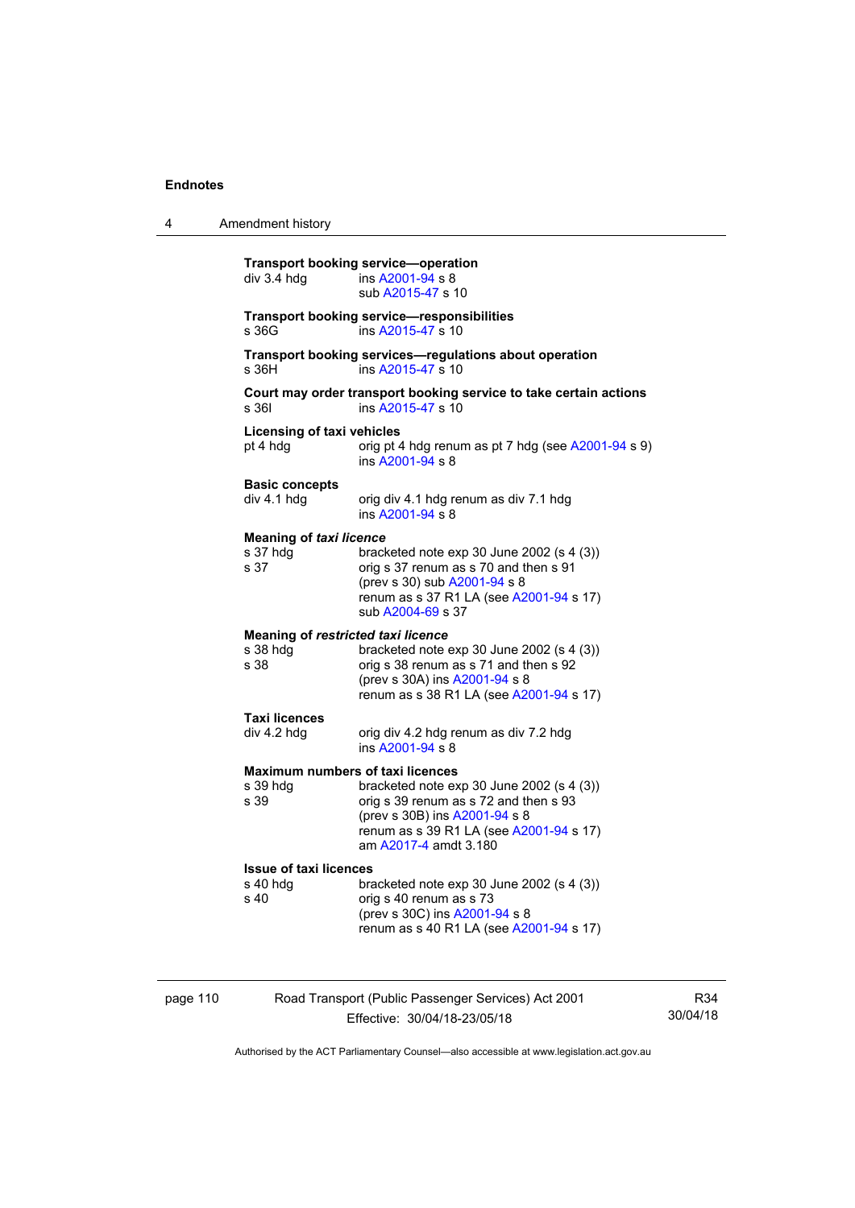**Transport booking service—operation**

div 3.4 hdg — ins A2001-94 s 8
sub A2015-47 s 10

**Transport booking service—responsibilities**

s 36G — ins A2015-47 s 10

**Transport booking services—regulations about operation**

s 36H — ins A2015-47 s 10

**Court may order transport booking service to take certain actions**

s 36I — ins A2015-47 s 10

**Licensing of taxi vehicles**

pt 4 hdg — orig pt 4 hdg renum as pt 7 hdg (see A2001-94 s 9)
ins A2001-94 s 8

**Basic concepts**

div 4.1 hdg — orig div 4.1 hdg renum as div 7.1 hdg
ins A2001-94 s 8

**Meaning of *taxi licence***

s 37 hdg — bracketed note exp 30 June 2002 (s 4 (3))
s 37 — orig s 37 renum as s 70 and then s 91
(prev s 30) sub A2001-94 s 8
renum as s 37 R1 LA (see A2001-94 s 17)
sub A2004-69 s 37

**Meaning of *restricted taxi licence***

s 38 hdg — bracketed note exp 30 June 2002 (s 4 (3))
s 38 — orig s 38 renum as s 71 and then s 92
(prev s 30A) ins A2001-94 s 8
renum as s 38 R1 LA (see A2001-94 s 17)

**Taxi licences**

div 4.2 hdg — orig div 4.2 hdg renum as div 7.2 hdg
ins A2001-94 s 8

**Maximum numbers of taxi licences**

s 39 hdg — bracketed note exp 30 June 2002 (s 4 (3))
s 39 — orig s 39 renum as s 72 and then s 93
(prev s 30B) ins A2001-94 s 8
renum as s 39 R1 LA (see A2001-94 s 17)
am A2017-4 amdt 3.180

**Issue of taxi licences**

s 40 hdg — bracketed note exp 30 June 2002 (s 4 (3))
s 40 — orig s 40 renum as s 73
(prev s 30C) ins A2001-94 s 8
renum as s 40 R1 LA (see A2001-94 s 17)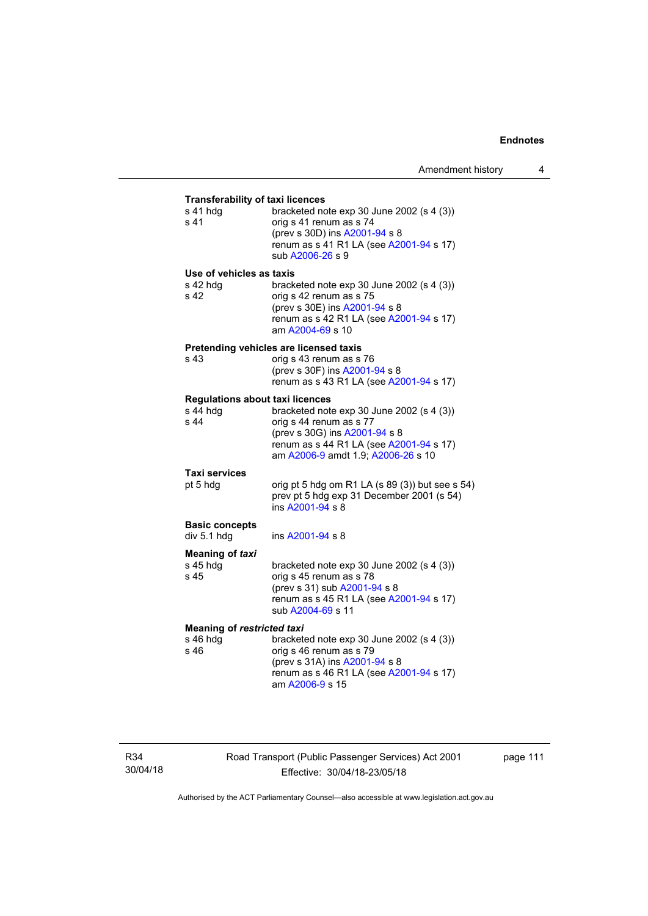**Transferability of taxi licences**

s 41 hdg — bracketed note exp 30 June 2002 (s 4 (3))
s 41 — orig s 41 renum as s 74
(prev s 30D) ins A2001-94 s 8
renum as s 41 R1 LA (see A2001-94 s 17)
sub A2006-26 s 9

**Use of vehicles as taxis**

s 42 hdg — bracketed note exp 30 June 2002 (s 4 (3))
s 42 — orig s 42 renum as s 75
(prev s 30E) ins A2001-94 s 8
renum as s 42 R1 LA (see A2001-94 s 17)
am A2004-69 s 10

**Pretending vehicles are licensed taxis**

s 43 — orig s 43 renum as s 76
(prev s 30F) ins A2001-94 s 8
renum as s 43 R1 LA (see A2001-94 s 17)

**Regulations about taxi licences**

s 44 hdg — bracketed note exp 30 June 2002 (s 4 (3))
s 44 — orig s 44 renum as s 77
(prev s 30G) ins A2001-94 s 8
renum as s 44 R1 LA (see A2001-94 s 17)
am A2006-9 amdt 1.9; A2006-26 s 10

**Taxi services**

pt 5 hdg — orig pt 5 hdg om R1 LA (s 89 (3)) but see s 54)
prev pt 5 hdg exp 31 December 2001 (s 54)
ins A2001-94 s 8

**Basic concepts**

div 5.1 hdg — ins A2001-94 s 8

**Meaning of *taxi***

s 45 hdg — bracketed note exp 30 June 2002 (s 4 (3))
s 45 — orig s 45 renum as s 78
(prev s 31) sub A2001-94 s 8
renum as s 45 R1 LA (see A2001-94 s 17)
sub A2004-69 s 11

**Meaning of *restricted taxi***

s 46 hdg — bracketed note exp 30 June 2002 (s 4 (3))
s 46 — orig s 46 renum as s 79
(prev s 31A) ins A2001-94 s 8
renum as s 46 R1 LA (see A2001-94 s 17)
am A2006-9 s 15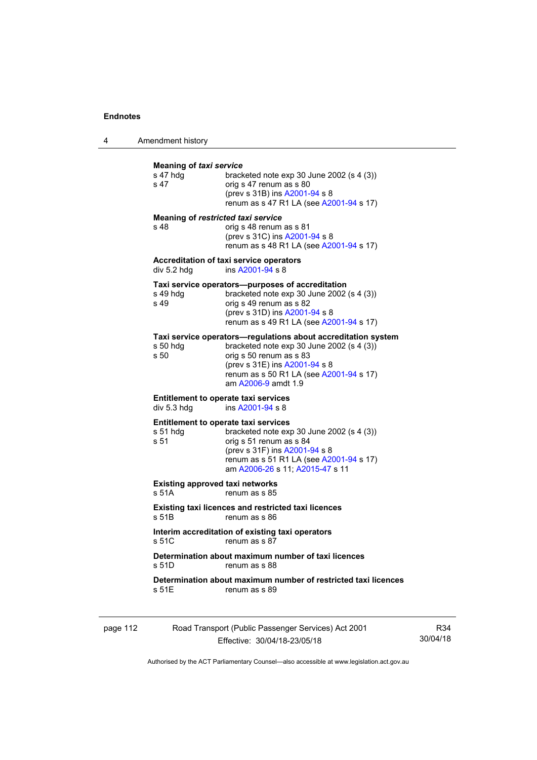**Meaning of *taxi service***

s 47 hdg bracketed note exp 30 June 2002 (s 4 (3))
s 47 orig s 47 renum as s 80
(prev s 31B) ins A2001-94 s 8
renum as s 47 R1 LA (see A2001-94 s 17)

**Meaning of *restricted taxi service***

s 48 orig s 48 renum as s 81
(prev s 31C) ins A2001-94 s 8
renum as s 48 R1 LA (see A2001-94 s 17)

**Accreditation of taxi service operators**

div 5.2 hdg ins A2001-94 s 8

**Taxi service operators—purposes of accreditation**

s 49 hdg bracketed note exp 30 June 2002 (s 4 (3))
s 49 orig s 49 renum as s 82
(prev s 31D) ins A2001-94 s 8
renum as s 49 R1 LA (see A2001-94 s 17)

**Taxi service operators—regulations about accreditation system**

s 50 hdg bracketed note exp 30 June 2002 (s 4 (3))
s 50 orig s 50 renum as s 83
(prev s 31E) ins A2001-94 s 8
renum as s 50 R1 LA (see A2001-94 s 17)
am A2006-9 amdt 1.9

**Entitlement to operate taxi services**

div 5.3 hdg ins A2001-94 s 8

**Entitlement to operate taxi services**

s 51 hdg bracketed note exp 30 June 2002 (s 4 (3))
s 51 orig s 51 renum as s 84
(prev s 31F) ins A2001-94 s 8
renum as s 51 R1 LA (see A2001-94 s 17)
am A2006-26 s 11; A2015-47 s 11

**Existing approved taxi networks**

s 51A renum as s 85

**Existing taxi licences and restricted taxi licences**

s 51B renum as s 86

**Interim accreditation of existing taxi operators**

s 51C renum as s 87

**Determination about maximum number of taxi licences**

s 51D renum as s 88

**Determination about maximum number of restricted taxi licences**

s 51E renum as s 89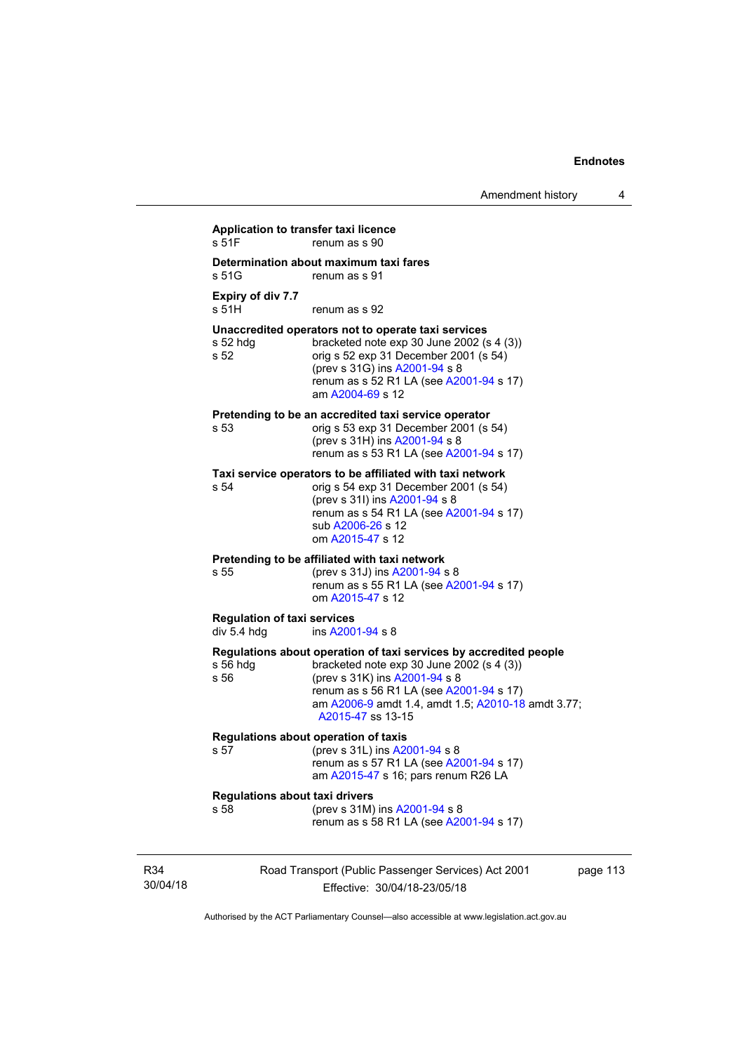**Application to transfer taxi licence**
s 51F renum as s 90

**Determination about maximum taxi fares**
s 51G renum as s 91

**Expiry of div 7.7**
s 51H renum as s 92

**Unaccredited operators not to operate taxi services**
s 52 hdg bracketed note exp 30 June 2002 (s 4 (3))
s 52 orig s 52 exp 31 December 2001 (s 54)
(prev s 31G) ins A2001-94 s 8
renum as s 52 R1 LA (see A2001-94 s 17)
am A2004-69 s 12

**Pretending to be an accredited taxi service operator**
s 53 orig s 53 exp 31 December 2001 (s 54)
(prev s 31H) ins A2001-94 s 8
renum as s 53 R1 LA (see A2001-94 s 17)

**Taxi service operators to be affiliated with taxi network**
s 54 orig s 54 exp 31 December 2001 (s 54)
(prev s 31I) ins A2001-94 s 8
renum as s 54 R1 LA (see A2001-94 s 17)
sub A2006-26 s 12
om A2015-47 s 12

**Pretending to be affiliated with taxi network**
s 55 (prev s 31J) ins A2001-94 s 8
renum as s 55 R1 LA (see A2001-94 s 17)
om A2015-47 s 12

**Regulation of taxi services**
div 5.4 hdg ins A2001-94 s 8

**Regulations about operation of taxi services by accredited people**
s 56 hdg bracketed note exp 30 June 2002 (s 4 (3))
s 56 (prev s 31K) ins A2001-94 s 8
renum as s 56 R1 LA (see A2001-94 s 17)
am A2006-9 amdt 1.4, amdt 1.5; A2010-18 amdt 3.77; A2015-47 ss 13-15

**Regulations about operation of taxis**
s 57 (prev s 31L) ins A2001-94 s 8
renum as s 57 R1 LA (see A2001-94 s 17)
am A2015-47 s 16; pars renum R26 LA

**Regulations about taxi drivers**
s 58 (prev s 31M) ins A2001-94 s 8
renum as s 58 R1 LA (see A2001-94 s 17)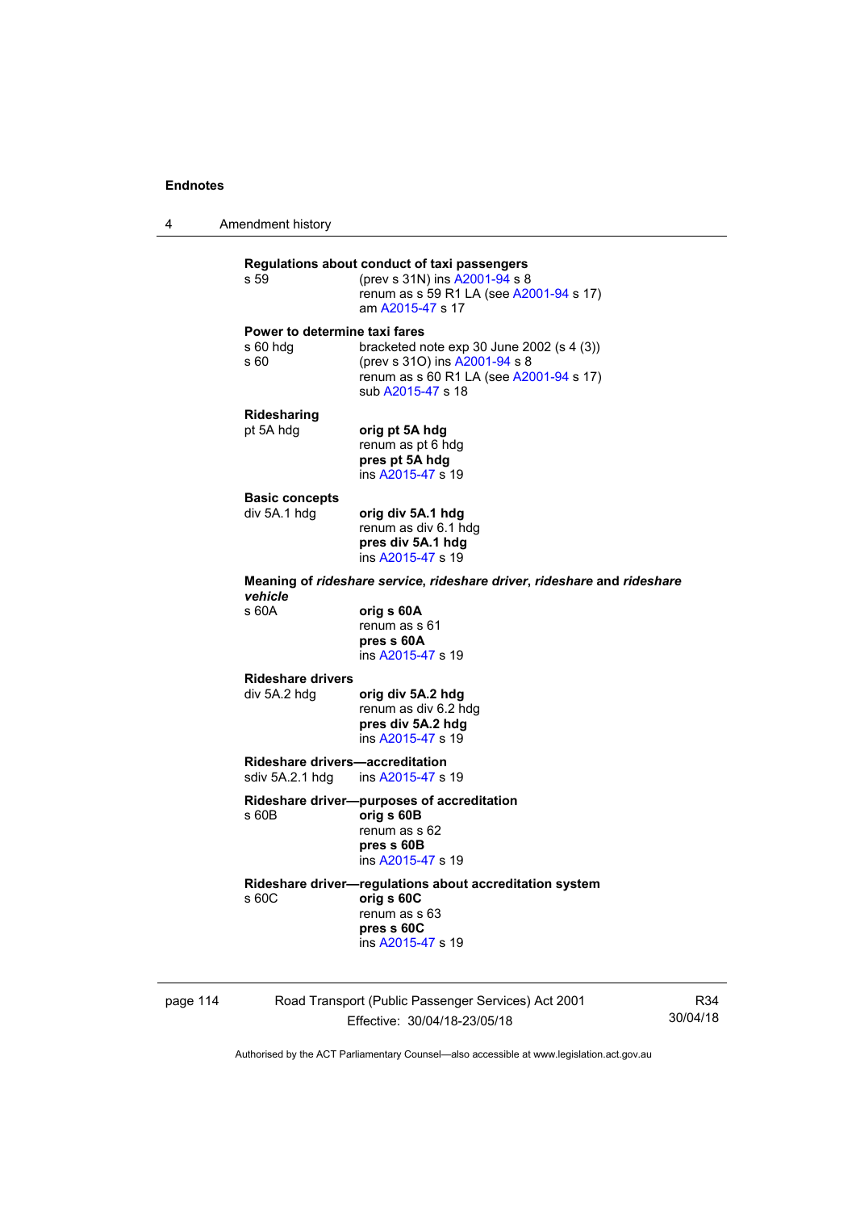**Regulations about conduct of taxi passengers**

s 59 (prev s 31N) ins A2001-94 s 8
renum as s 59 R1 LA (see A2001-94 s 17)
am A2015-47 s 17

**Power to determine taxi fares**

s 60 hdg bracketed note exp 30 June 2002 (s 4 (3))
s 60 (prev s 31O) ins A2001-94 s 8
renum as s 60 R1 LA (see A2001-94 s 17)
sub A2015-47 s 18

**Ridesharing**

pt 5A hdg **orig pt 5A hdg**
renum as pt 6 hdg
**pres pt 5A hdg**
ins A2015-47 s 19

**Basic concepts**

div 5A.1 hdg **orig div 5A.1 hdg**
renum as div 6.1 hdg
**pres div 5A.1 hdg**
ins A2015-47 s 19

**Meaning of *rideshare service*, *rideshare driver*, *rideshare* and *rideshare vehicle***

s 60A **orig s 60A**
renum as s 61
**pres s 60A**
ins A2015-47 s 19

**Rideshare drivers**

div 5A.2 hdg **orig div 5A.2 hdg**
renum as div 6.2 hdg
**pres div 5A.2 hdg**
ins A2015-47 s 19

**Rideshare drivers—accreditation**

sdiv 5A.2.1 hdg ins A2015-47 s 19

**Rideshare driver—purposes of accreditation**

s 60B **orig s 60B**
renum as s 62
**pres s 60B**
ins A2015-47 s 19

**Rideshare driver—regulations about accreditation system**

s 60C **orig s 60C**
renum as s 63
**pres s 60C**
ins A2015-47 s 19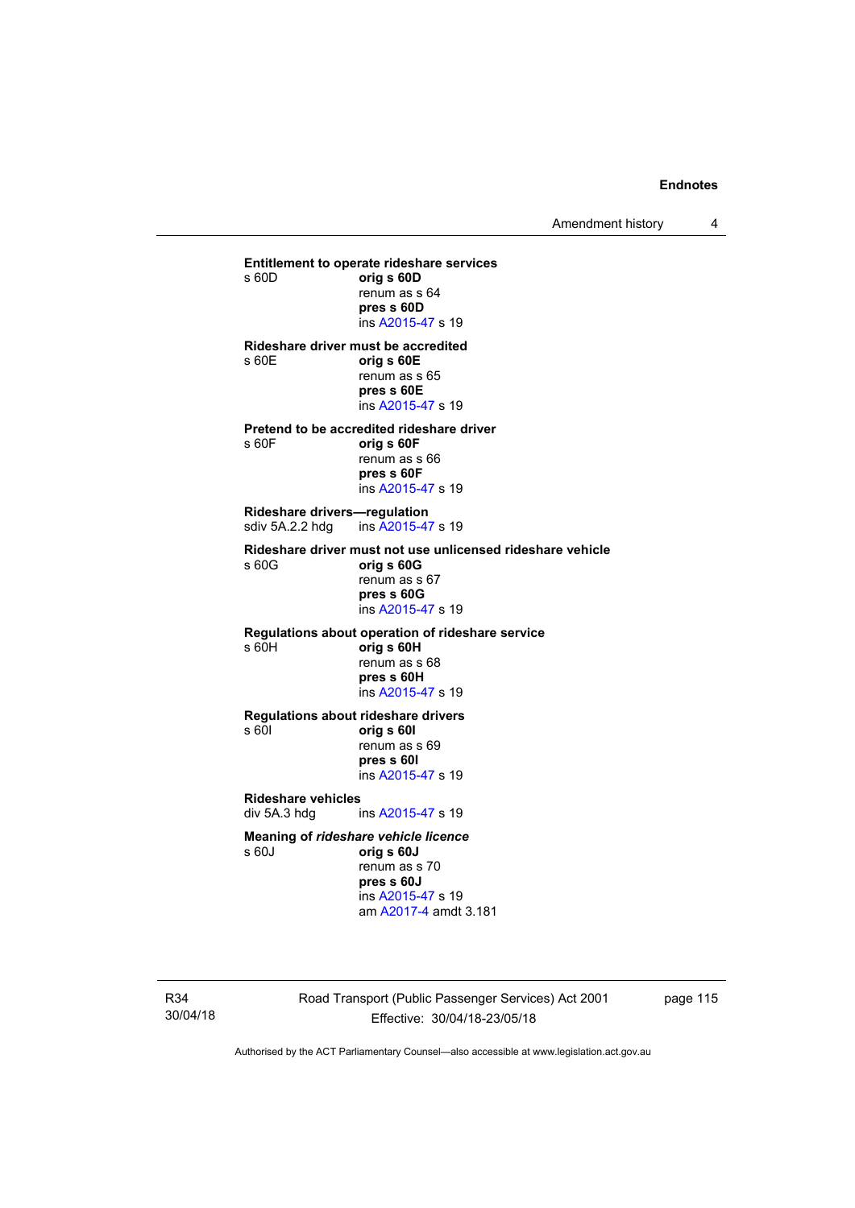**Entitlement to operate rideshare services**
s 60D **orig s 60D**
renum as s 64
**pres s 60D**
ins A2015-47 s 19

**Rideshare driver must be accredited**
s 60E **orig s 60E**
renum as s 65
**pres s 60E**
ins A2015-47 s 19

**Pretend to be accredited rideshare driver**
s 60F **orig s 60F**
renum as s 66
**pres s 60F**
ins A2015-47 s 19

**Rideshare drivers—regulation**
sdiv 5A.2.2 hdg ins A2015-47 s 19

**Rideshare driver must not use unlicensed rideshare vehicle**
s 60G **orig s 60G**
renum as s 67
**pres s 60G**
ins A2015-47 s 19

**Regulations about operation of rideshare service**
s 60H **orig s 60H**
renum as s 68
**pres s 60H**
ins A2015-47 s 19

**Regulations about rideshare drivers**
s 60I **orig s 60I**
renum as s 69
**pres s 60I**
ins A2015-47 s 19

**Rideshare vehicles**
div 5A.3 hdg ins A2015-47 s 19

**Meaning of *rideshare vehicle licence***
s 60J **orig s 60J**
renum as s 70
**pres s 60J**
ins A2015-47 s 19
am A2017-4 amdt 3.181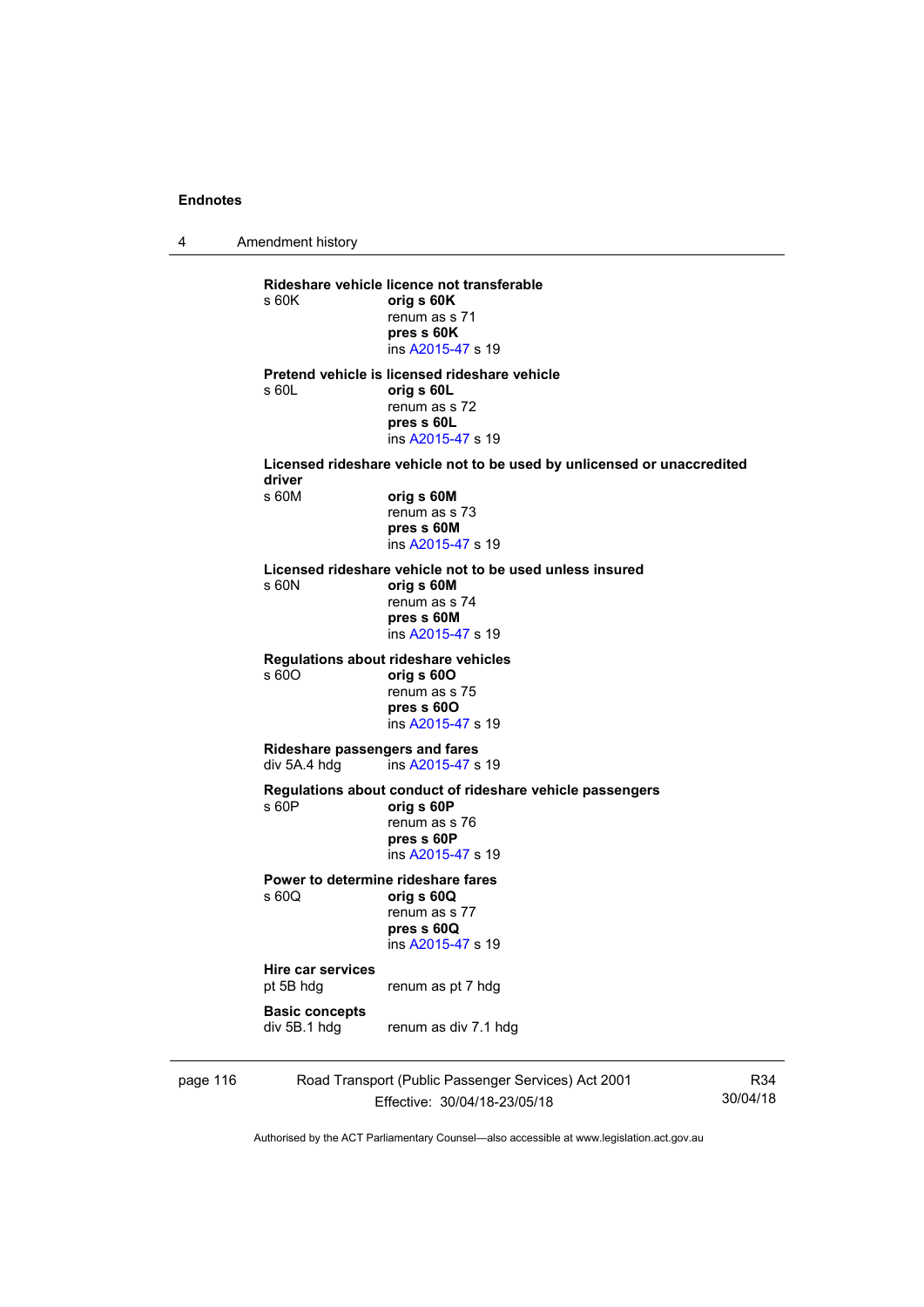**Rideshare vehicle licence not transferable**

s 60K **orig s 60K**
renum as s 71
**pres s 60K**
ins A2015-47 s 19

**Pretend vehicle is licensed rideshare vehicle**

s 60L **orig s 60L**
renum as s 72
**pres s 60L**
ins A2015-47 s 19

**Licensed rideshare vehicle not to be used by unlicensed or unaccredited driver**

s 60M **orig s 60M**
renum as s 73
**pres s 60M**
ins A2015-47 s 19

**Licensed rideshare vehicle not to be used unless insured**

s 60N **orig s 60M**
renum as s 74
**pres s 60M**
ins A2015-47 s 19

**Regulations about rideshare vehicles**

s 60O **orig s 60O**
renum as s 75
**pres s 60O**
ins A2015-47 s 19

**Rideshare passengers and fares**

div 5A.4 hdg ins A2015-47 s 19

**Regulations about conduct of rideshare vehicle passengers**

s 60P **orig s 60P**
renum as s 76
**pres s 60P**
ins A2015-47 s 19

**Power to determine rideshare fares**

s 60Q **orig s 60Q**
renum as s 77
**pres s 60Q**
ins A2015-47 s 19

**Hire car services**

pt 5B hdg renum as pt 7 hdg

**Basic concepts**

div 5B.1 hdg renum as div 7.1 hdg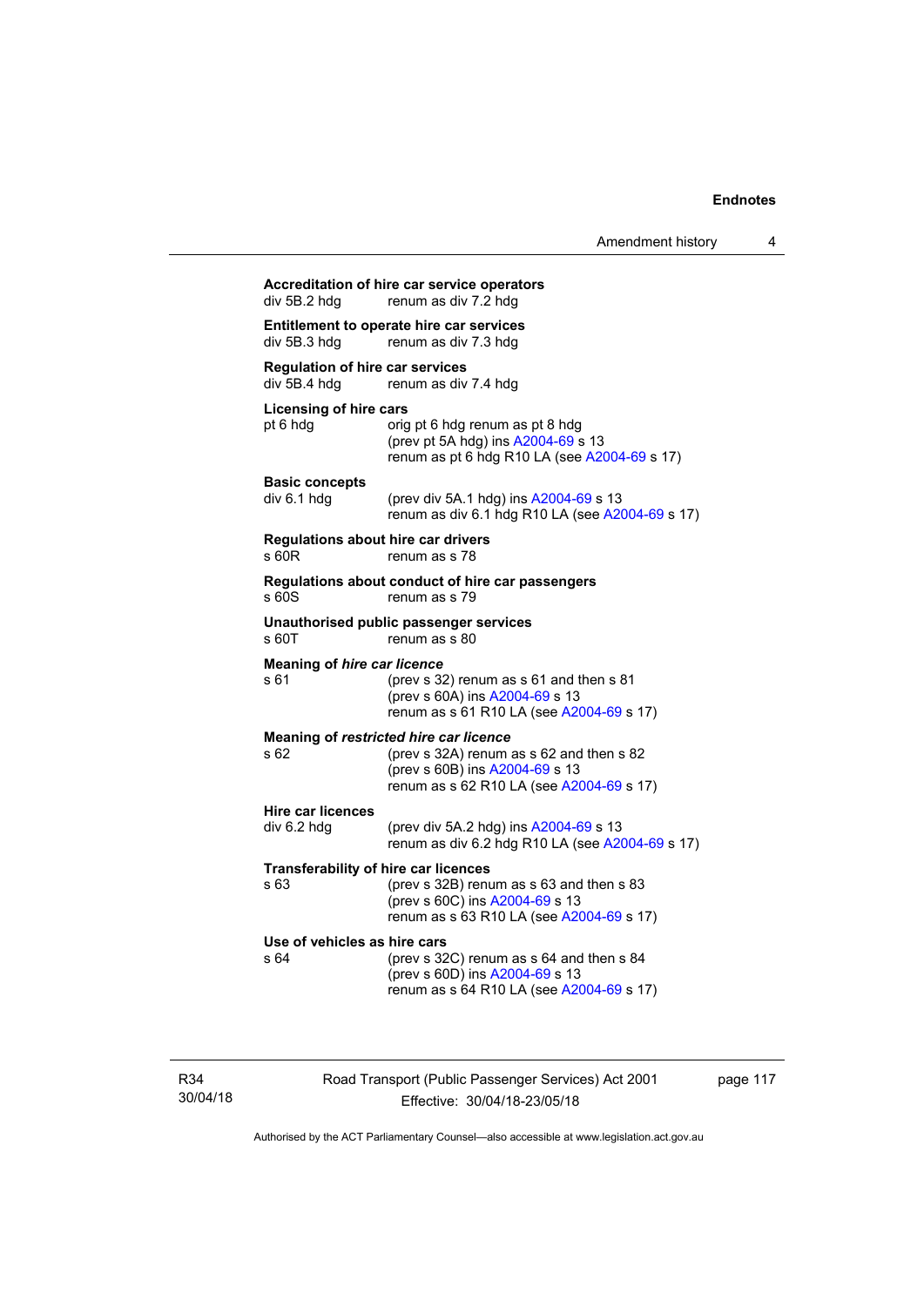**Accreditation of hire car service operators**
div 5B.2 hdg renum as div 7.2 hdg

**Entitlement to operate hire car services**
div 5B.3 hdg renum as div 7.3 hdg

**Regulation of hire car services**
div 5B.4 hdg renum as div 7.4 hdg

**Licensing of hire cars**
pt 6 hdg orig pt 6 hdg renum as pt 8 hdg
(prev pt 5A hdg) ins A2004-69 s 13
renum as pt 6 hdg R10 LA (see A2004-69 s 17)

**Basic concepts**
div 6.1 hdg (prev div 5A.1 hdg) ins A2004-69 s 13
renum as div 6.1 hdg R10 LA (see A2004-69 s 17)

**Regulations about hire car drivers**
s 60R renum as s 78

**Regulations about conduct of hire car passengers**
s 60S renum as s 79

**Unauthorised public passenger services**
s 60T renum as s 80

**Meaning of *hire car licence***
s 61 (prev s 32) renum as s 61 and then s 81
(prev s 60A) ins A2004-69 s 13
renum as s 61 R10 LA (see A2004-69 s 17)

**Meaning of *restricted hire car licence***
s 62 (prev s 32A) renum as s 62 and then s 82
(prev s 60B) ins A2004-69 s 13
renum as s 62 R10 LA (see A2004-69 s 17)

**Hire car licences**
div 6.2 hdg (prev div 5A.2 hdg) ins A2004-69 s 13
renum as div 6.2 hdg R10 LA (see A2004-69 s 17)

**Transferability of hire car licences**
s 63 (prev s 32B) renum as s 63 and then s 83
(prev s 60C) ins A2004-69 s 13
renum as s 63 R10 LA (see A2004-69 s 17)

**Use of vehicles as hire cars**
s 64 (prev s 32C) renum as s 64 and then s 84
(prev s 60D) ins A2004-69 s 13
renum as s 64 R10 LA (see A2004-69 s 17)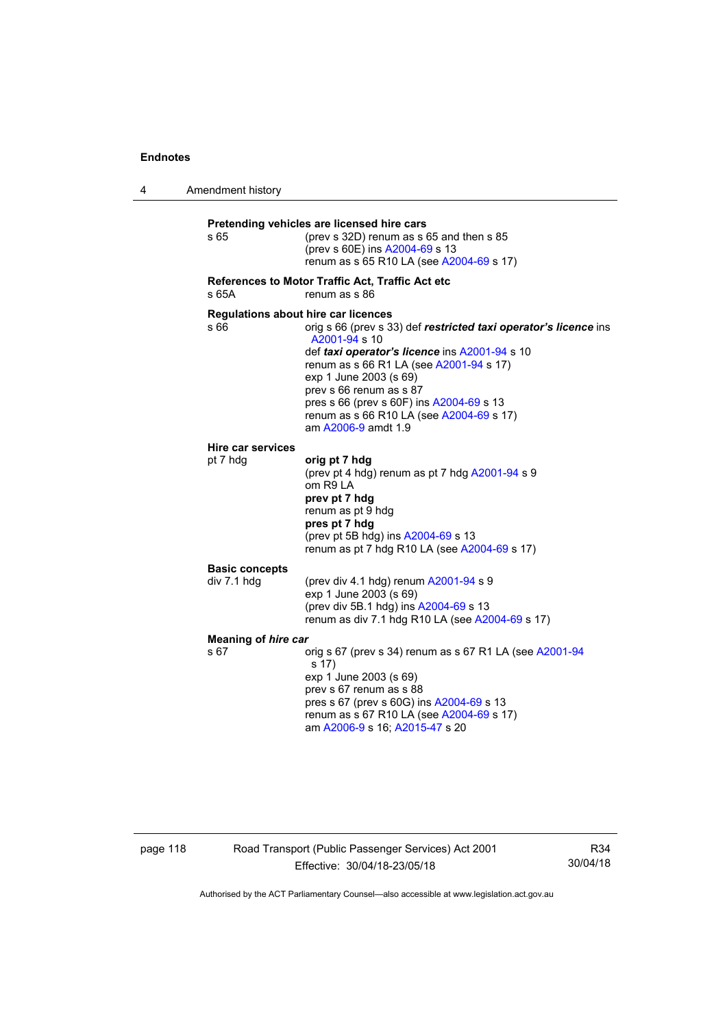**Pretending vehicles are licensed hire cars**

s 65 (prev s 32D) renum as s 65 and then s 85
(prev s 60E) ins A2004-69 s 13
renum as s 65 R10 LA (see A2004-69 s 17)

**References to Motor Traffic Act, Traffic Act etc**

s 65A renum as s 86

**Regulations about hire car licences**

s 66 orig s 66 (prev s 33) def ***restricted taxi operator's licence*** ins A2001-94 s 10
def ***taxi operator's licence*** ins A2001-94 s 10
renum as s 66 R1 LA (see A2001-94 s 17)
exp 1 June 2003 (s 69)
prev s 66 renum as s 87
pres s 66 (prev s 60F) ins A2004-69 s 13
renum as s 66 R10 LA (see A2004-69 s 17)
am A2006-9 amdt 1.9

**Hire car services**

pt 7 hdg **orig pt 7 hdg**
(prev pt 4 hdg) renum as pt 7 hdg A2001-94 s 9
om R9 LA
**prev pt 7 hdg**
renum as pt 9 hdg
**pres pt 7 hdg**
(prev pt 5B hdg) ins A2004-69 s 13
renum as pt 7 hdg R10 LA (see A2004-69 s 17)

**Basic concepts**

div 7.1 hdg (prev div 4.1 hdg) renum A2001-94 s 9
exp 1 June 2003 (s 69)
(prev div 5B.1 hdg) ins A2004-69 s 13
renum as div 7.1 hdg R10 LA (see A2004-69 s 17)

**Meaning of *hire car***

s 67 orig s 67 (prev s 34) renum as s 67 R1 LA (see A2001-94 s 17)
exp 1 June 2003 (s 69)
prev s 67 renum as s 88
pres s 67 (prev s 60G) ins A2004-69 s 13
renum as s 67 R10 LA (see A2004-69 s 17)
am A2006-9 s 16; A2015-47 s 20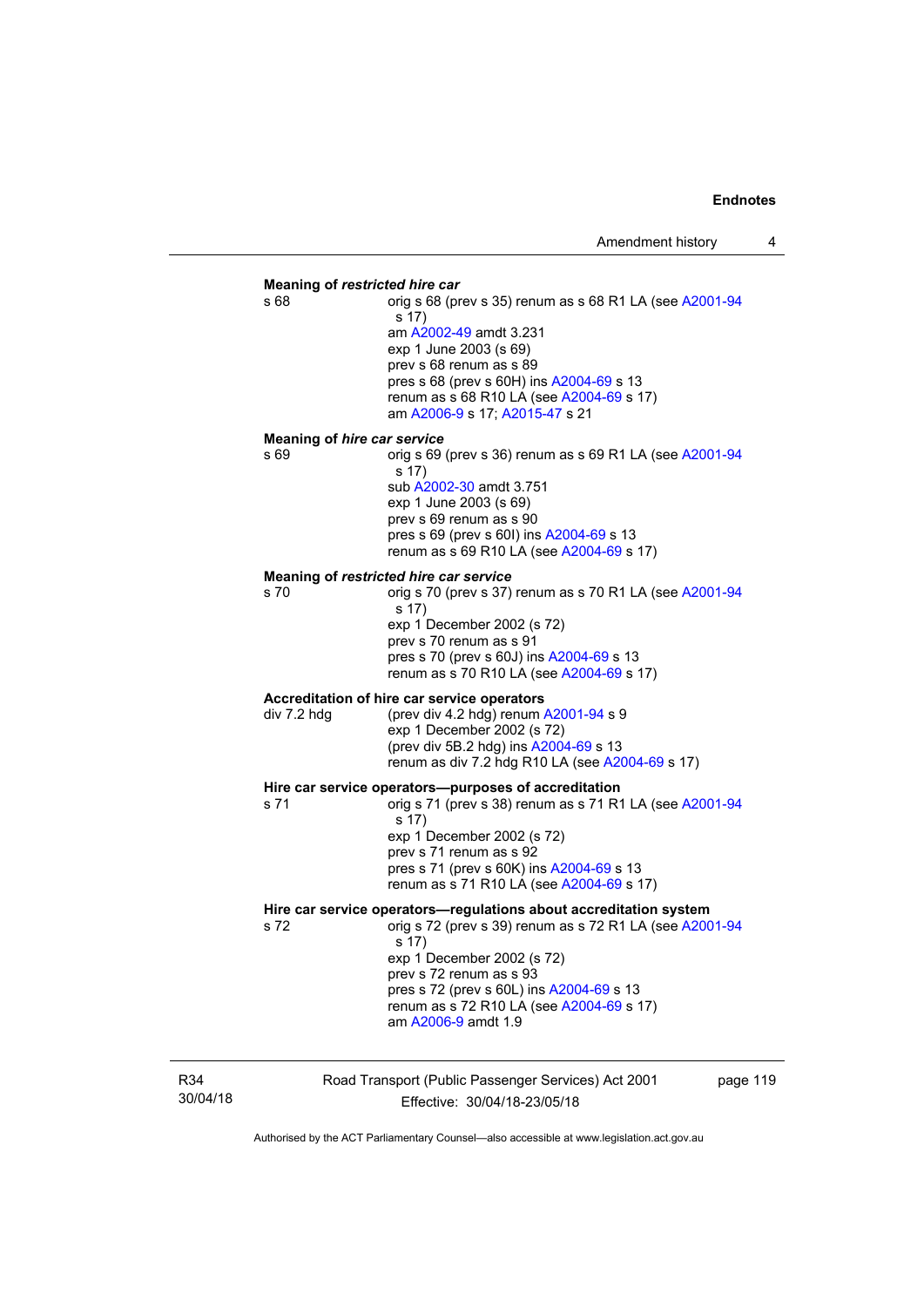**Meaning of *restricted hire car***

s 68 — orig s 68 (prev s 35) renum as s 68 R1 LA (see A2001-94 s 17)
am A2002-49 amdt 3.231
exp 1 June 2003 (s 69)
prev s 68 renum as s 89
pres s 68 (prev s 60H) ins A2004-69 s 13
renum as s 68 R10 LA (see A2004-69 s 17)
am A2006-9 s 17; A2015-47 s 21

**Meaning of *hire car service***

s 69 — orig s 69 (prev s 36) renum as s 69 R1 LA (see A2001-94 s 17)
sub A2002-30 amdt 3.751
exp 1 June 2003 (s 69)
prev s 69 renum as s 90
pres s 69 (prev s 60I) ins A2004-69 s 13
renum as s 69 R10 LA (see A2004-69 s 17)

**Meaning of *restricted hire car service***

s 70 — orig s 70 (prev s 37) renum as s 70 R1 LA (see A2001-94 s 17)
exp 1 December 2002 (s 72)
prev s 70 renum as s 91
pres s 70 (prev s 60J) ins A2004-69 s 13
renum as s 70 R10 LA (see A2004-69 s 17)

**Accreditation of hire car service operators**

div 7.2 hdg — (prev div 4.2 hdg) renum A2001-94 s 9
exp 1 December 2002 (s 72)
(prev div 5B.2 hdg) ins A2004-69 s 13
renum as div 7.2 hdg R10 LA (see A2004-69 s 17)

**Hire car service operators—purposes of accreditation**

s 71 — orig s 71 (prev s 38) renum as s 71 R1 LA (see A2001-94 s 17)
exp 1 December 2002 (s 72)
prev s 71 renum as s 92
pres s 71 (prev s 60K) ins A2004-69 s 13
renum as s 71 R10 LA (see A2004-69 s 17)

**Hire car service operators—regulations about accreditation system**

s 72 — orig s 72 (prev s 39) renum as s 72 R1 LA (see A2001-94 s 17)
exp 1 December 2002 (s 72)
prev s 72 renum as s 93
pres s 72 (prev s 60L) ins A2004-69 s 13
renum as s 72 R10 LA (see A2004-69 s 17)
am A2006-9 amdt 1.9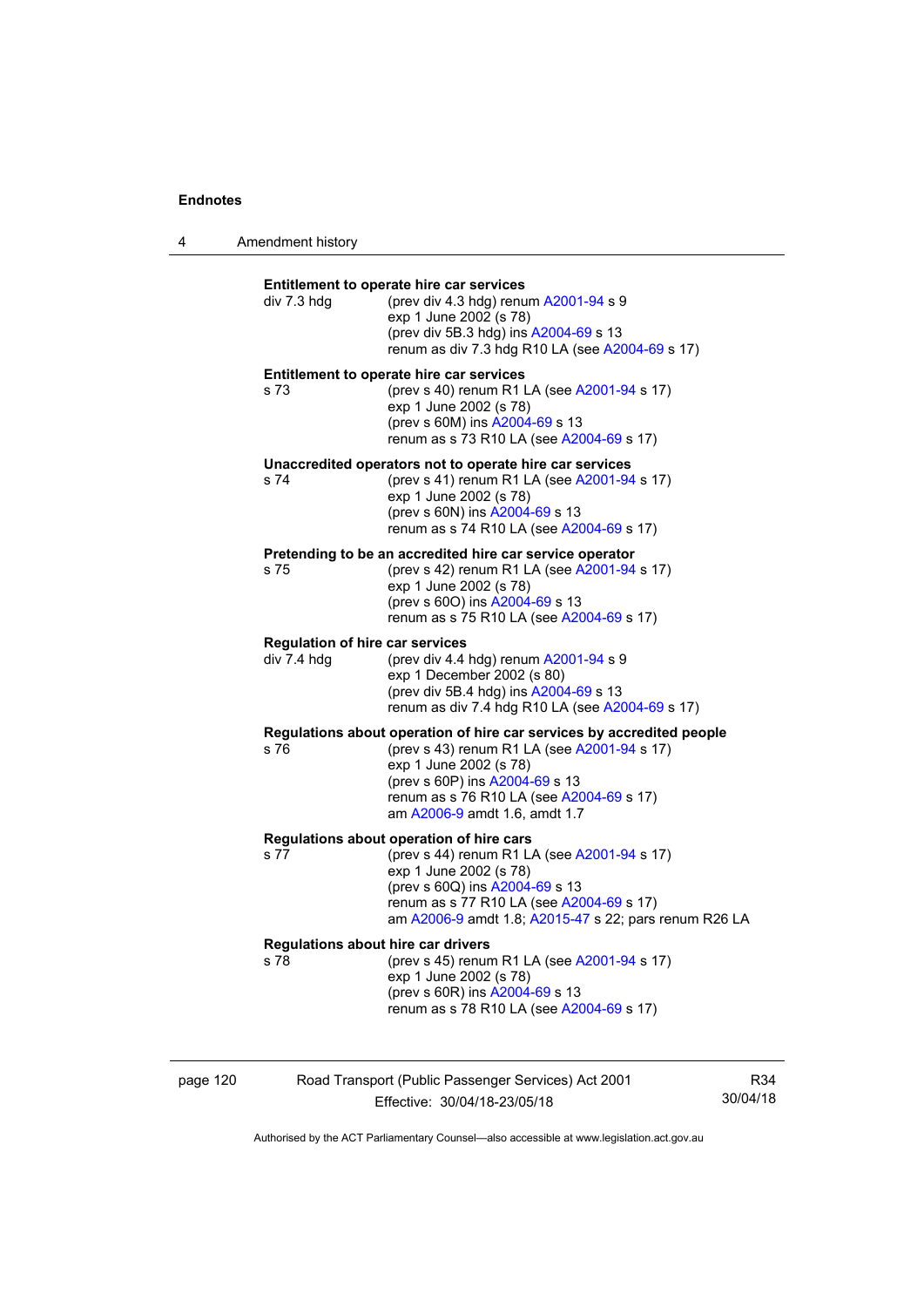**Entitlement to operate hire car services**

div 7.3 hdg (prev div 4.3 hdg) renum A2001-94 s 9
exp 1 June 2002 (s 78)
(prev div 5B.3 hdg) ins A2004-69 s 13
renum as div 7.3 hdg R10 LA (see A2004-69 s 17)

**Entitlement to operate hire car services**

s 73 (prev s 40) renum R1 LA (see A2001-94 s 17)
exp 1 June 2002 (s 78)
(prev s 60M) ins A2004-69 s 13
renum as s 73 R10 LA (see A2004-69 s 17)

**Unaccredited operators not to operate hire car services**

s 74 (prev s 41) renum R1 LA (see A2001-94 s 17)
exp 1 June 2002 (s 78)
(prev s 60N) ins A2004-69 s 13
renum as s 74 R10 LA (see A2004-69 s 17)

**Pretending to be an accredited hire car service operator**

s 75 (prev s 42) renum R1 LA (see A2001-94 s 17)
exp 1 June 2002 (s 78)
(prev s 60O) ins A2004-69 s 13
renum as s 75 R10 LA (see A2004-69 s 17)

**Regulation of hire car services**

div 7.4 hdg (prev div 4.4 hdg) renum A2001-94 s 9
exp 1 December 2002 (s 80)
(prev div 5B.4 hdg) ins A2004-69 s 13
renum as div 7.4 hdg R10 LA (see A2004-69 s 17)

**Regulations about operation of hire car services by accredited people**

s 76 (prev s 43) renum R1 LA (see A2001-94 s 17)
exp 1 June 2002 (s 78)
(prev s 60P) ins A2004-69 s 13
renum as s 76 R10 LA (see A2004-69 s 17)
am A2006-9 amdt 1.6, amdt 1.7

**Regulations about operation of hire cars**

s 77 (prev s 44) renum R1 LA (see A2001-94 s 17)
exp 1 June 2002 (s 78)
(prev s 60Q) ins A2004-69 s 13
renum as s 77 R10 LA (see A2004-69 s 17)
am A2006-9 amdt 1.8; A2015-47 s 22; pars renum R26 LA

**Regulations about hire car drivers**

s 78 (prev s 45) renum R1 LA (see A2001-94 s 17)
exp 1 June 2002 (s 78)
(prev s 60R) ins A2004-69 s 13
renum as s 78 R10 LA (see A2004-69 s 17)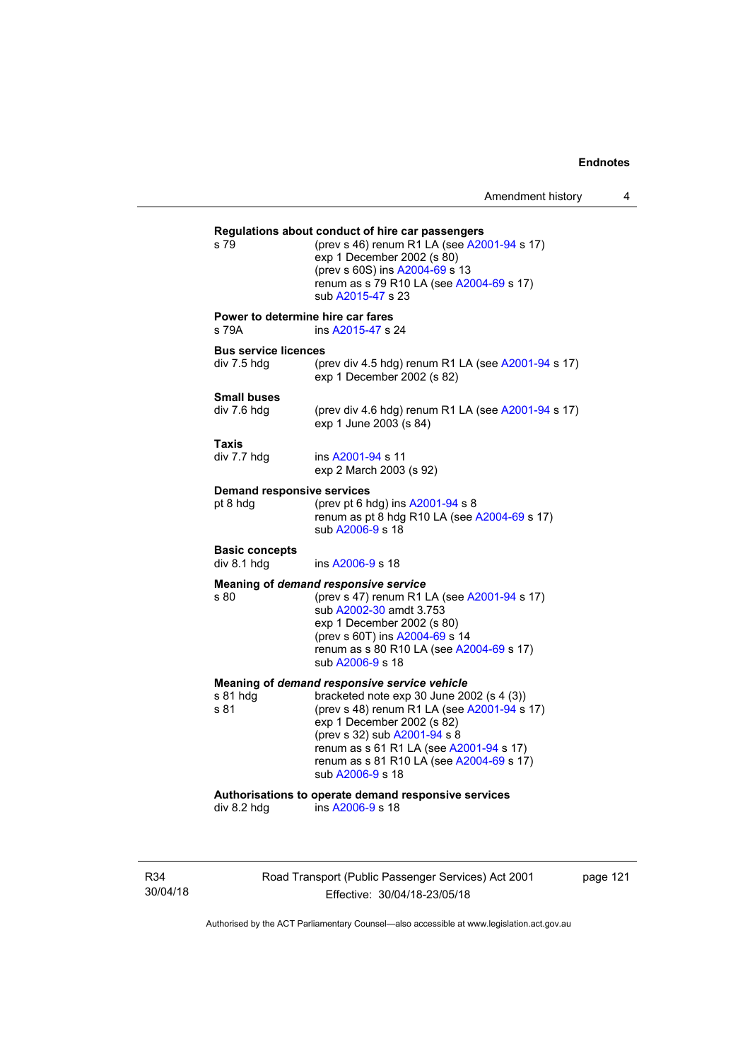**Regulations about conduct of hire car passengers**

s 79 (prev s 46) renum R1 LA (see A2001-94 s 17)
exp 1 December 2002 (s 80)
(prev s 60S) ins A2004-69 s 13
renum as s 79 R10 LA (see A2004-69 s 17)
sub A2015-47 s 23

**Power to determine hire car fares**

s 79A ins A2015-47 s 24

**Bus service licences**

div 7.5 hdg (prev div 4.5 hdg) renum R1 LA (see A2001-94 s 17)
exp 1 December 2002 (s 82)

**Small buses**

div 7.6 hdg (prev div 4.6 hdg) renum R1 LA (see A2001-94 s 17)
exp 1 June 2003 (s 84)

**Taxis**

div 7.7 hdg ins A2001-94 s 11
exp 2 March 2003 (s 92)

**Demand responsive services**

pt 8 hdg (prev pt 6 hdg) ins A2001-94 s 8
renum as pt 8 hdg R10 LA (see A2004-69 s 17)
sub A2006-9 s 18

**Basic concepts**

div 8.1 hdg ins A2006-9 s 18

**Meaning of *demand responsive service***

s 80 (prev s 47) renum R1 LA (see A2001-94 s 17)
sub A2002-30 amdt 3.753
exp 1 December 2002 (s 80)
(prev s 60T) ins A2004-69 s 14
renum as s 80 R10 LA (see A2004-69 s 17)
sub A2006-9 s 18

**Meaning of *demand responsive service vehicle***

s 81 hdg bracketed note exp 30 June 2002 (s 4 (3))
s 81 (prev s 48) renum R1 LA (see A2001-94 s 17)
exp 1 December 2002 (s 82)
(prev s 32) sub A2001-94 s 8
renum as s 61 R1 LA (see A2001-94 s 17)
renum as s 81 R10 LA (see A2004-69 s 17)
sub A2006-9 s 18

**Authorisations to operate demand responsive services**

div 8.2 hdg ins A2006-9 s 18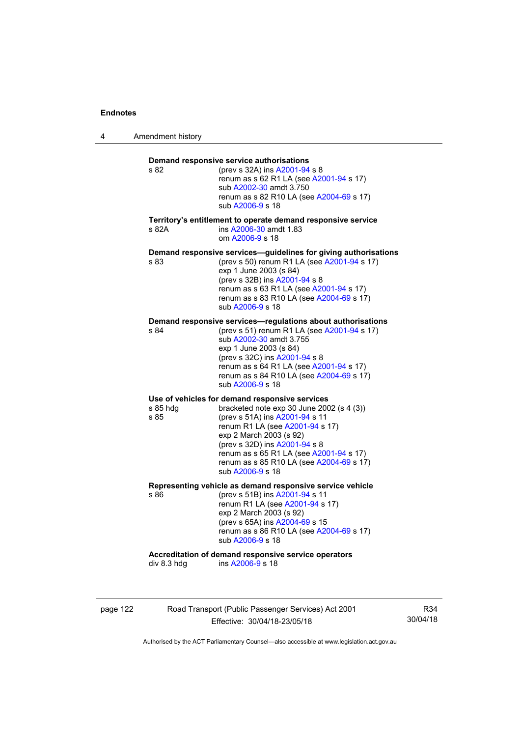**Demand responsive service authorisations**

s 82 (prev s 32A) ins A2001-94 s 8
renum as s 62 R1 LA (see A2001-94 s 17)
sub A2002-30 amdt 3.750
renum as s 82 R10 LA (see A2004-69 s 17)
sub A2006-9 s 18

**Territory's entitlement to operate demand responsive service**

s 82A ins A2006-30 amdt 1.83
om A2006-9 s 18

**Demand responsive services—guidelines for giving authorisations**

s 83 (prev s 50) renum R1 LA (see A2001-94 s 17)
exp 1 June 2003 (s 84)
(prev s 32B) ins A2001-94 s 8
renum as s 63 R1 LA (see A2001-94 s 17)
renum as s 83 R10 LA (see A2004-69 s 17)
sub A2006-9 s 18

**Demand responsive services—regulations about authorisations**

s 84 (prev s 51) renum R1 LA (see A2001-94 s 17)
sub A2002-30 amdt 3.755
exp 1 June 2003 (s 84)
(prev s 32C) ins A2001-94 s 8
renum as s 64 R1 LA (see A2001-94 s 17)
renum as s 84 R10 LA (see A2004-69 s 17)
sub A2006-9 s 18

**Use of vehicles for demand responsive services**

s 85 hdg bracketed note exp 30 June 2002 (s 4 (3))
s 85 (prev s 51A) ins A2001-94 s 11
renum R1 LA (see A2001-94 s 17)
exp 2 March 2003 (s 92)
(prev s 32D) ins A2001-94 s 8
renum as s 65 R1 LA (see A2001-94 s 17)
renum as s 85 R10 LA (see A2004-69 s 17)
sub A2006-9 s 18

**Representing vehicle as demand responsive service vehicle**

s 86 (prev s 51B) ins A2001-94 s 11
renum R1 LA (see A2001-94 s 17)
exp 2 March 2003 (s 92)
(prev s 65A) ins A2004-69 s 15
renum as s 86 R10 LA (see A2004-69 s 17)
sub A2006-9 s 18

**Accreditation of demand responsive service operators**

div 8.3 hdg ins A2006-9 s 18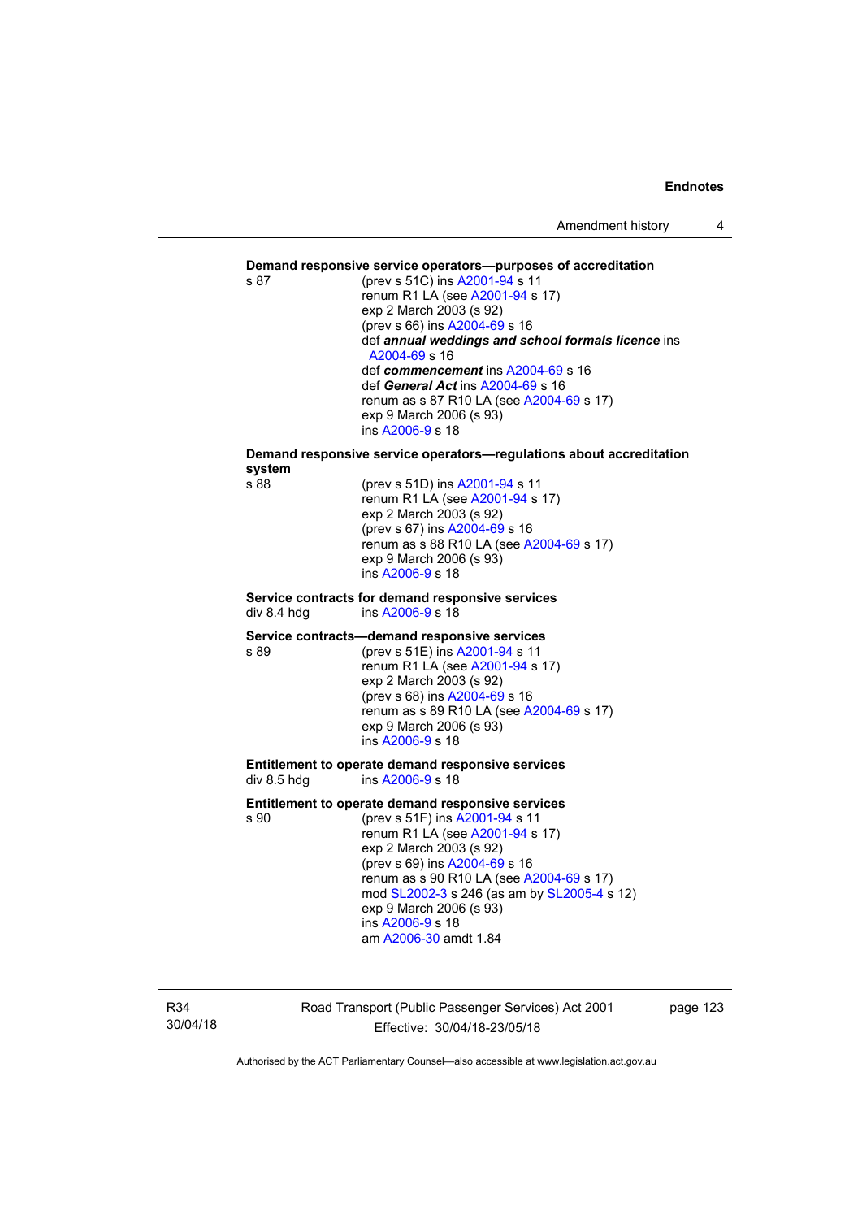**Demand responsive service operators—purposes of accreditation**

s 87
(prev s 51C) ins A2001-94 s 11
renum R1 LA (see A2001-94 s 17)
exp 2 March 2003 (s 92)
(prev s 66) ins A2004-69 s 16
def ***annual weddings and school formals licence*** ins A2004-69 s 16
def ***commencement*** ins A2004-69 s 16
def ***General Act*** ins A2004-69 s 16
renum as s 87 R10 LA (see A2004-69 s 17)
exp 9 March 2006 (s 93)
ins A2006-9 s 18

**Demand responsive service operators—regulations about accreditation system**

s 88
(prev s 51D) ins A2001-94 s 11
renum R1 LA (see A2001-94 s 17)
exp 2 March 2003 (s 92)
(prev s 67) ins A2004-69 s 16
renum as s 88 R10 LA (see A2004-69 s 17)
exp 9 March 2006 (s 93)
ins A2006-9 s 18

**Service contracts for demand responsive services**

div 8.4 hdg
ins A2006-9 s 18

**Service contracts—demand responsive services**

s 89
(prev s 51E) ins A2001-94 s 11
renum R1 LA (see A2001-94 s 17)
exp 2 March 2003 (s 92)
(prev s 68) ins A2004-69 s 16
renum as s 89 R10 LA (see A2004-69 s 17)
exp 9 March 2006 (s 93)
ins A2006-9 s 18

**Entitlement to operate demand responsive services**

div 8.5 hdg
ins A2006-9 s 18

**Entitlement to operate demand responsive services**

s 90
(prev s 51F) ins A2001-94 s 11
renum R1 LA (see A2001-94 s 17)
exp 2 March 2003 (s 92)
(prev s 69) ins A2004-69 s 16
renum as s 90 R10 LA (see A2004-69 s 17)
mod SL2002-3 s 246 (as am by SL2005-4 s 12)
exp 9 March 2006 (s 93)
ins A2006-9 s 18
am A2006-30 amdt 1.84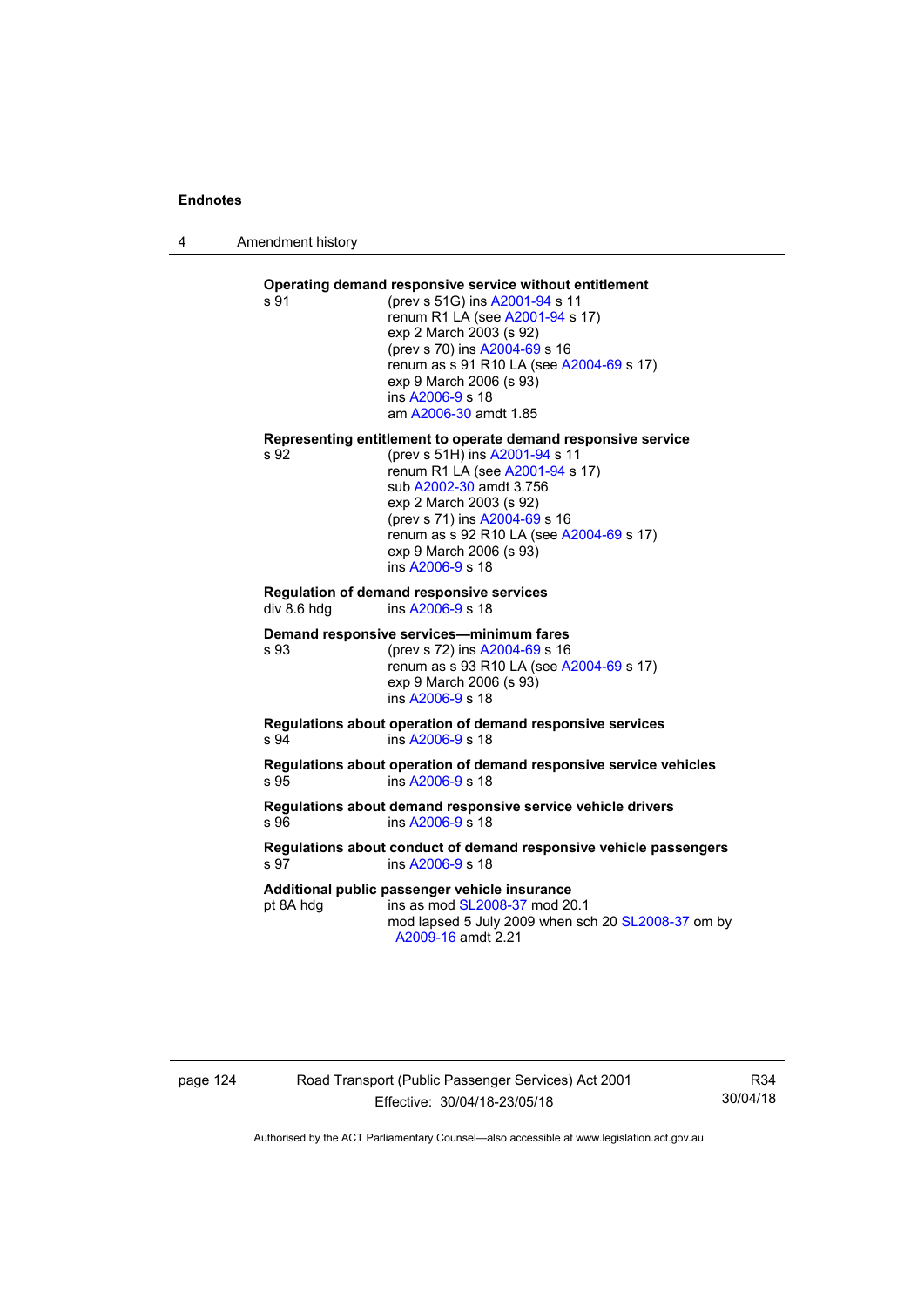**Operating demand responsive service without entitlement**

s 91 (prev s 51G) ins A2001-94 s 11
renum R1 LA (see A2001-94 s 17)
exp 2 March 2003 (s 92)
(prev s 70) ins A2004-69 s 16
renum as s 91 R10 LA (see A2004-69 s 17)
exp 9 March 2006 (s 93)
ins A2006-9 s 18
am A2006-30 amdt 1.85

**Representing entitlement to operate demand responsive service**

s 92 (prev s 51H) ins A2001-94 s 11
renum R1 LA (see A2001-94 s 17)
sub A2002-30 amdt 3.756
exp 2 March 2003 (s 92)
(prev s 71) ins A2004-69 s 16
renum as s 92 R10 LA (see A2004-69 s 17)
exp 9 March 2006 (s 93)
ins A2006-9 s 18

**Regulation of demand responsive services**

div 8.6 hdg ins A2006-9 s 18

**Demand responsive services—minimum fares**

s 93 (prev s 72) ins A2004-69 s 16
renum as s 93 R10 LA (see A2004-69 s 17)
exp 9 March 2006 (s 93)
ins A2006-9 s 18

**Regulations about operation of demand responsive services**

s 94 ins A2006-9 s 18

**Regulations about operation of demand responsive service vehicles**

s 95 ins A2006-9 s 18

**Regulations about demand responsive service vehicle drivers**

s 96 ins A2006-9 s 18

**Regulations about conduct of demand responsive vehicle passengers**

s 97 ins A2006-9 s 18

**Additional public passenger vehicle insurance**

pt 8A hdg ins as mod SL2008-37 mod 20.1
mod lapsed 5 July 2009 when sch 20 SL2008-37 om by A2009-16 amdt 2.21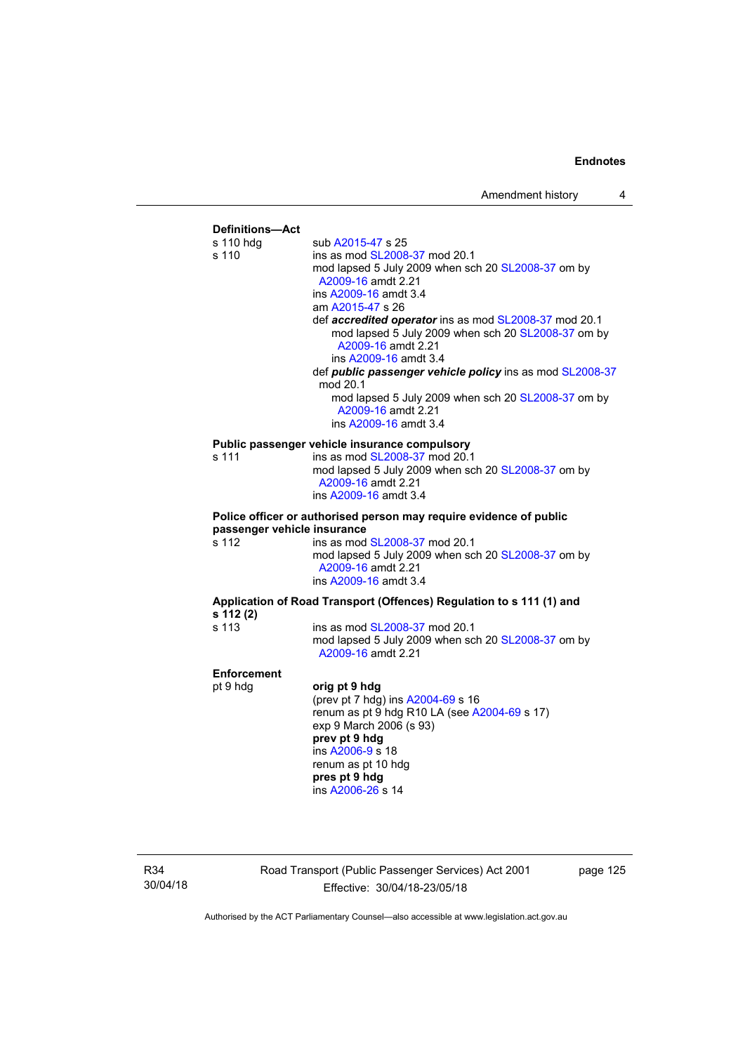**Definitions—Act**

| | |
|---|---|
| s 110 hdg | sub A2015-47 s 25 |
| s 110 | ins as mod SL2008-37 mod 20.1<br>mod lapsed 5 July 2009 when sch 20 SL2008-37 om by A2009-16 amdt 2.21<br>ins A2009-16 amdt 3.4<br>am A2015-47 s 26<br>def ***accredited operator*** ins as mod SL2008-37 mod 20.1<br>mod lapsed 5 July 2009 when sch 20 SL2008-37 om by A2009-16 amdt 2.21<br>ins A2009-16 amdt 3.4<br>def ***public passenger vehicle policy*** ins as mod SL2008-37 mod 20.1<br>mod lapsed 5 July 2009 when sch 20 SL2008-37 om by A2009-16 amdt 2.21<br>ins A2009-16 amdt 3.4 |

**Public passenger vehicle insurance compulsory**

| | |
|---|---|
| s 111 | ins as mod SL2008-37 mod 20.1<br>mod lapsed 5 July 2009 when sch 20 SL2008-37 om by A2009-16 amdt 2.21<br>ins A2009-16 amdt 3.4 |

**Police officer or authorised person may require evidence of public passenger vehicle insurance**

| | |
|---|---|
| s 112 | ins as mod SL2008-37 mod 20.1<br>mod lapsed 5 July 2009 when sch 20 SL2008-37 om by A2009-16 amdt 2.21<br>ins A2009-16 amdt 3.4 |

**Application of Road Transport (Offences) Regulation to s 111 (1) and s 112 (2)**

| | |
|---|---|
| s 113 | ins as mod SL2008-37 mod 20.1<br>mod lapsed 5 July 2009 when sch 20 SL2008-37 om by A2009-16 amdt 2.21 |

**Enforcement**

| | |
|---|---|
| pt 9 hdg | **orig pt 9 hdg**<br>(prev pt 7 hdg) ins A2004-69 s 16<br>renum as pt 9 hdg R10 LA (see A2004-69 s 17)<br>exp 9 March 2006 (s 93)<br>**prev pt 9 hdg**<br>ins A2006-9 s 18<br>renum as pt 10 hdg<br>**pres pt 9 hdg**<br>ins A2006-26 s 14 |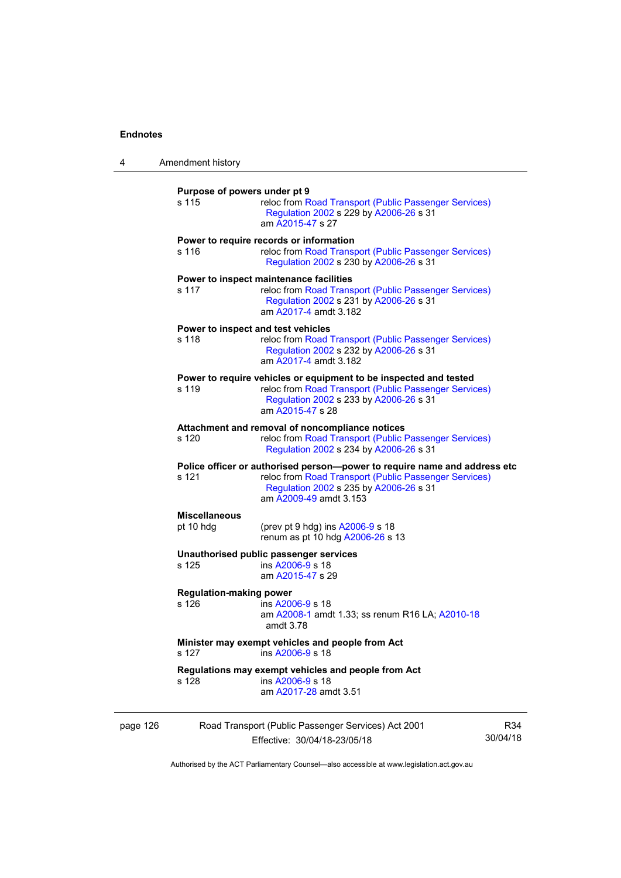**Purpose of powers under pt 9**
s 115 reloc from Road Transport (Public Passenger Services) Regulation 2002 s 229 by A2006-26 s 31
am A2015-47 s 27

**Power to require records or information**
s 116 reloc from Road Transport (Public Passenger Services) Regulation 2002 s 230 by A2006-26 s 31

**Power to inspect maintenance facilities**
s 117 reloc from Road Transport (Public Passenger Services) Regulation 2002 s 231 by A2006-26 s 31
am A2017-4 amdt 3.182

**Power to inspect and test vehicles**
s 118 reloc from Road Transport (Public Passenger Services) Regulation 2002 s 232 by A2006-26 s 31
am A2017-4 amdt 3.182

**Power to require vehicles or equipment to be inspected and tested**
s 119 reloc from Road Transport (Public Passenger Services) Regulation 2002 s 233 by A2006-26 s 31
am A2015-47 s 28

**Attachment and removal of noncompliance notices**
s 120 reloc from Road Transport (Public Passenger Services) Regulation 2002 s 234 by A2006-26 s 31

**Police officer or authorised person—power to require name and address etc**
s 121 reloc from Road Transport (Public Passenger Services) Regulation 2002 s 235 by A2006-26 s 31
am A2009-49 amdt 3.153

**Miscellaneous**
pt 10 hdg (prev pt 9 hdg) ins A2006-9 s 18
renum as pt 10 hdg A2006-26 s 13

**Unauthorised public passenger services**
s 125 ins A2006-9 s 18
am A2015-47 s 29

**Regulation-making power**
s 126 ins A2006-9 s 18
am A2008-1 amdt 1.33; ss renum R16 LA; A2010-18 amdt 3.78

**Minister may exempt vehicles and people from Act**
s 127 ins A2006-9 s 18

**Regulations may exempt vehicles and people from Act**
s 128 ins A2006-9 s 18
am A2017-28 amdt 3.51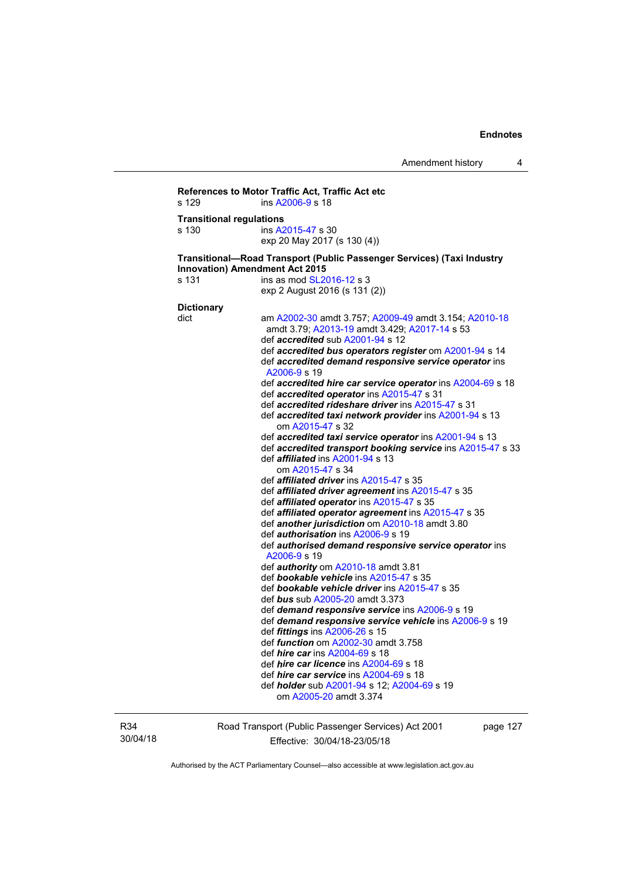**References to Motor Traffic Act, Traffic Act etc**
s 129 ins A2006-9 s 18

**Transitional regulations**
s 130 ins A2015-47 s 30
exp 20 May 2017 (s 130 (4))

**Transitional—Road Transport (Public Passenger Services) (Taxi Industry Innovation) Amendment Act 2015**
s 131 ins as mod SL2016-12 s 3
exp 2 August 2016 (s 131 (2))

**Dictionary**
dict am A2002-30 amdt 3.757; A2009-49 amdt 3.154; A2010-18 amdt 3.79; A2013-19 amdt 3.429; A2017-14 s 53
def ***accredited*** sub A2001-94 s 12
def ***accredited bus operators register*** om A2001-94 s 14
def ***accredited demand responsive service operator*** ins A2006-9 s 19
def ***accredited hire car service operator*** ins A2004-69 s 18
def ***accredited operator*** ins A2015-47 s 31
def ***accredited rideshare driver*** ins A2015-47 s 31
def ***accredited taxi network provider*** ins A2001-94 s 13
om A2015-47 s 32
def ***accredited taxi service operator*** ins A2001-94 s 13
def ***accredited transport booking service*** ins A2015-47 s 33
def ***affiliated*** ins A2001-94 s 13
om A2015-47 s 34
def ***affiliated driver*** ins A2015-47 s 35
def ***affiliated driver agreement*** ins A2015-47 s 35
def ***affiliated operator*** ins A2015-47 s 35
def ***affiliated operator agreement*** ins A2015-47 s 35
def ***another jurisdiction*** om A2010-18 amdt 3.80
def ***authorisation*** ins A2006-9 s 19
def ***authorised demand responsive service operator*** ins A2006-9 s 19
def ***authority*** om A2010-18 amdt 3.81
def ***bookable vehicle*** ins A2015-47 s 35
def ***bookable vehicle driver*** ins A2015-47 s 35
def ***bus*** sub A2005-20 amdt 3.373
def ***demand responsive service*** ins A2006-9 s 19
def ***demand responsive service vehicle*** ins A2006-9 s 19
def ***fittings*** ins A2006-26 s 15
def ***function*** om A2002-30 amdt 3.758
def ***hire car*** ins A2004-69 s 18
def ***hire car licence*** ins A2004-69 s 18
def ***hire car service*** ins A2004-69 s 18
def ***holder*** sub A2001-94 s 12; A2004-69 s 19
om A2005-20 amdt 3.374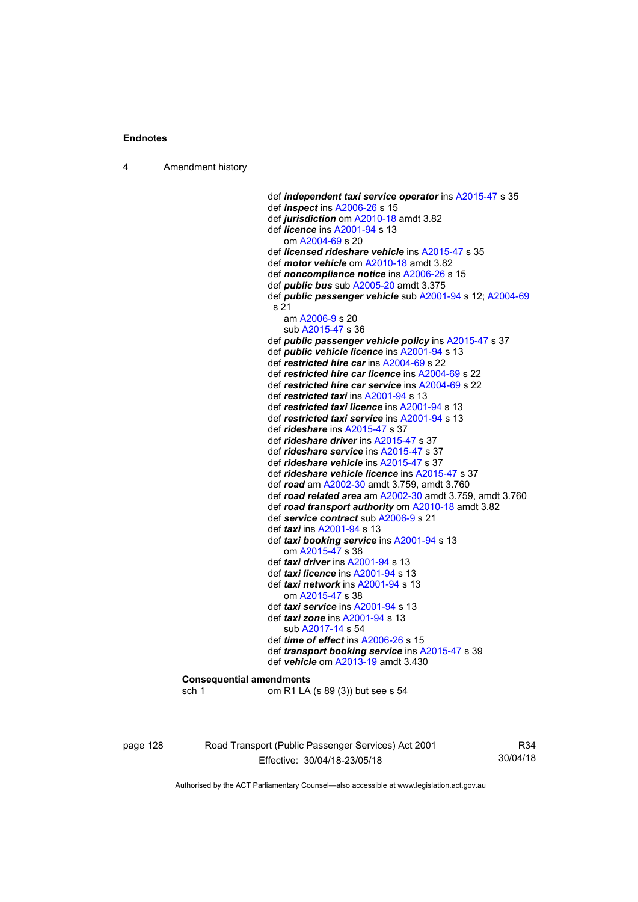def ***independent taxi service operator*** ins A2015-47 s 35
def ***inspect*** ins A2006-26 s 15
def ***jurisdiction*** om A2010-18 amdt 3.82
def ***licence*** ins A2001-94 s 13
  om A2004-69 s 20
def ***licensed rideshare vehicle*** ins A2015-47 s 35
def ***motor vehicle*** om A2010-18 amdt 3.82
def ***noncompliance notice*** ins A2006-26 s 15
def ***public bus*** sub A2005-20 amdt 3.375
def ***public passenger vehicle*** sub A2001-94 s 12; A2004-69 s 21
  am A2006-9 s 20
  sub A2015-47 s 36
def ***public passenger vehicle policy*** ins A2015-47 s 37
def ***public vehicle licence*** ins A2001-94 s 13
def ***restricted hire car*** ins A2004-69 s 22
def ***restricted hire car licence*** ins A2004-69 s 22
def ***restricted hire car service*** ins A2004-69 s 22
def ***restricted taxi*** ins A2001-94 s 13
def ***restricted taxi licence*** ins A2001-94 s 13
def ***restricted taxi service*** ins A2001-94 s 13
def ***rideshare*** ins A2015-47 s 37
def ***rideshare driver*** ins A2015-47 s 37
def ***rideshare service*** ins A2015-47 s 37
def ***rideshare vehicle*** ins A2015-47 s 37
def ***rideshare vehicle licence*** ins A2015-47 s 37
def ***road*** am A2002-30 amdt 3.759, amdt 3.760
def ***road related area*** am A2002-30 amdt 3.759, amdt 3.760
def ***road transport authority*** om A2010-18 amdt 3.82
def ***service contract*** sub A2006-9 s 21
def ***taxi*** ins A2001-94 s 13
def ***taxi booking service*** ins A2001-94 s 13
  om A2015-47 s 38
def ***taxi driver*** ins A2001-94 s 13
def ***taxi licence*** ins A2001-94 s 13
def ***taxi network*** ins A2001-94 s 13
  om A2015-47 s 38
def ***taxi service*** ins A2001-94 s 13
def ***taxi zone*** ins A2001-94 s 13
  sub A2017-14 s 54
def ***time of effect*** ins A2006-26 s 15
def ***transport booking service*** ins A2015-47 s 39
def ***vehicle*** om A2013-19 amdt 3.430

**Consequential amendments**
sch 1    om R1 LA (s 89 (3)) but see s 54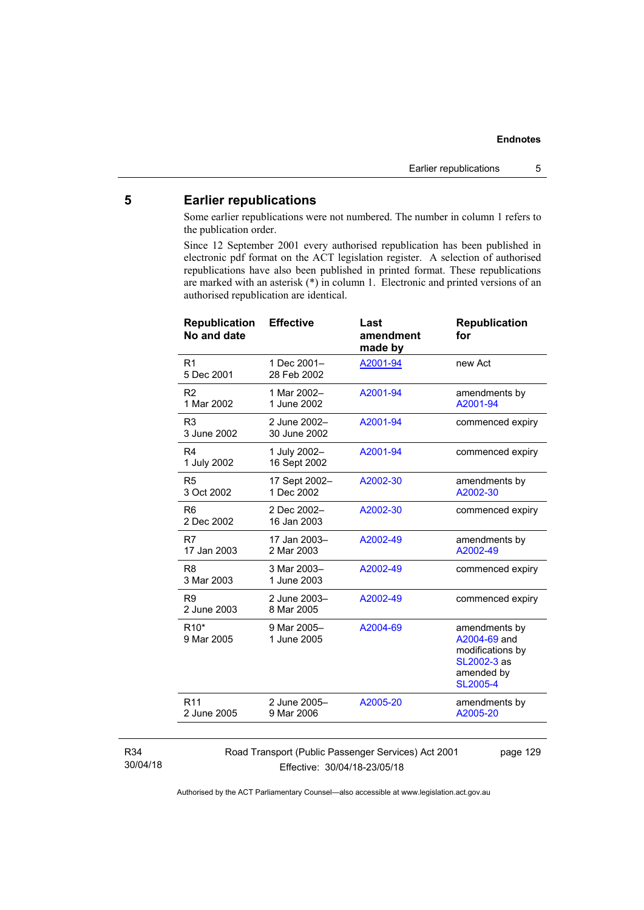## 5 Earlier republications

Some earlier republications were not numbered. The number in column 1 refers to the publication order.

Since 12 September 2001 every authorised republication has been published in electronic pdf format on the ACT legislation register. A selection of authorised republications have also been published in printed format. These republications are marked with an asterisk (*) in column 1. Electronic and printed versions of an authorised republication are identical.

| Republication No and date | Effective | Last amendment made by | Republication for |
|---|---|---|---|
| R1<br>5 Dec 2001 | 1 Dec 2001–<br>28 Feb 2002 | A2001-94 | new Act |
| R2<br>1 Mar 2002 | 1 Mar 2002–<br>1 June 2002 | A2001-94 | amendments by A2001-94 |
| R3<br>3 June 2002 | 2 June 2002–<br>30 June 2002 | A2001-94 | commenced expiry |
| R4<br>1 July 2002 | 1 July 2002–<br>16 Sept 2002 | A2001-94 | commenced expiry |
| R5<br>3 Oct 2002 | 17 Sept 2002–<br>1 Dec 2002 | A2002-30 | amendments by A2002-30 |
| R6<br>2 Dec 2002 | 2 Dec 2002–<br>16 Jan 2003 | A2002-30 | commenced expiry |
| R7<br>17 Jan 2003 | 17 Jan 2003–<br>2 Mar 2003 | A2002-49 | amendments by A2002-49 |
| R8<br>3 Mar 2003 | 3 Mar 2003–<br>1 June 2003 | A2002-49 | commenced expiry |
| R9<br>2 June 2003 | 2 June 2003–<br>8 Mar 2005 | A2002-49 | commenced expiry |
| R10*<br>9 Mar 2005 | 9 Mar 2005–<br>1 June 2005 | A2004-69 | amendments by A2004-69 and modifications by SL2002-3 as amended by SL2005-4 |
| R11<br>2 June 2005 | 2 June 2005–<br>9 Mar 2006 | A2005-20 | amendments by A2005-20 |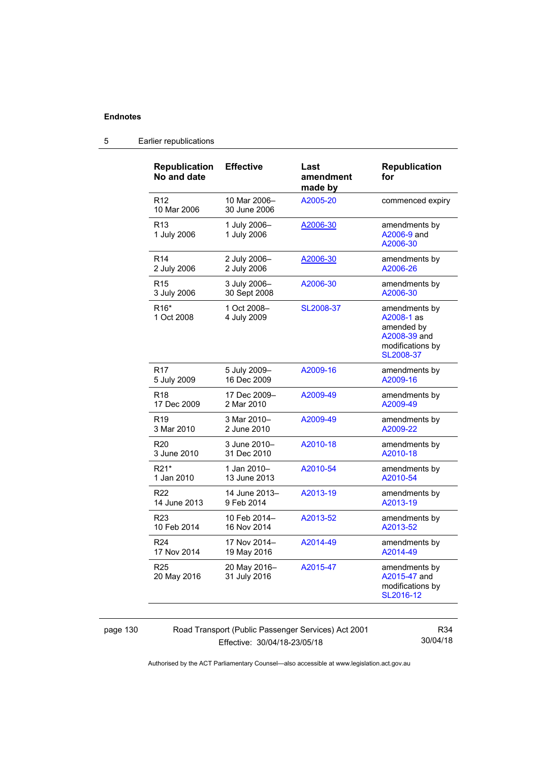## Endnotes

## 5 Earlier republications

| Republication No and date | Effective | Last amendment made by | Republication for |
|---|---|---|---|
| R12 10 Mar 2006 | 10 Mar 2006– 30 June 2006 | A2005-20 | commenced expiry |
| R13 1 July 2006 | 1 July 2006– 1 July 2006 | A2006-30 | amendments by A2006-9 and A2006-30 |
| R14 2 July 2006 | 2 July 2006– 2 July 2006 | A2006-30 | amendments by A2006-26 |
| R15 3 July 2006 | 3 July 2006– 30 Sept 2008 | A2006-30 | amendments by A2006-30 |
| R16* 1 Oct 2008 | 1 Oct 2008– 4 July 2009 | SL2008-37 | amendments by A2008-1 as amended by A2008-39 and modifications by SL2008-37 |
| R17 5 July 2009 | 5 July 2009– 16 Dec 2009 | A2009-16 | amendments by A2009-16 |
| R18 17 Dec 2009 | 17 Dec 2009– 2 Mar 2010 | A2009-49 | amendments by A2009-49 |
| R19 3 Mar 2010 | 3 Mar 2010– 2 June 2010 | A2009-49 | amendments by A2009-22 |
| R20 3 June 2010 | 3 June 2010– 31 Dec 2010 | A2010-18 | amendments by A2010-18 |
| R21* 1 Jan 2010 | 1 Jan 2010– 13 June 2013 | A2010-54 | amendments by A2010-54 |
| R22 14 June 2013 | 14 June 2013– 9 Feb 2014 | A2013-19 | amendments by A2013-19 |
| R23 10 Feb 2014 | 10 Feb 2014– 16 Nov 2014 | A2013-52 | amendments by A2013-52 |
| R24 17 Nov 2014 | 17 Nov 2014– 19 May 2016 | A2014-49 | amendments by A2014-49 |
| R25 20 May 2016 | 20 May 2016– 31 July 2016 | A2015-47 | amendments by A2015-47 and modifications by SL2016-12 |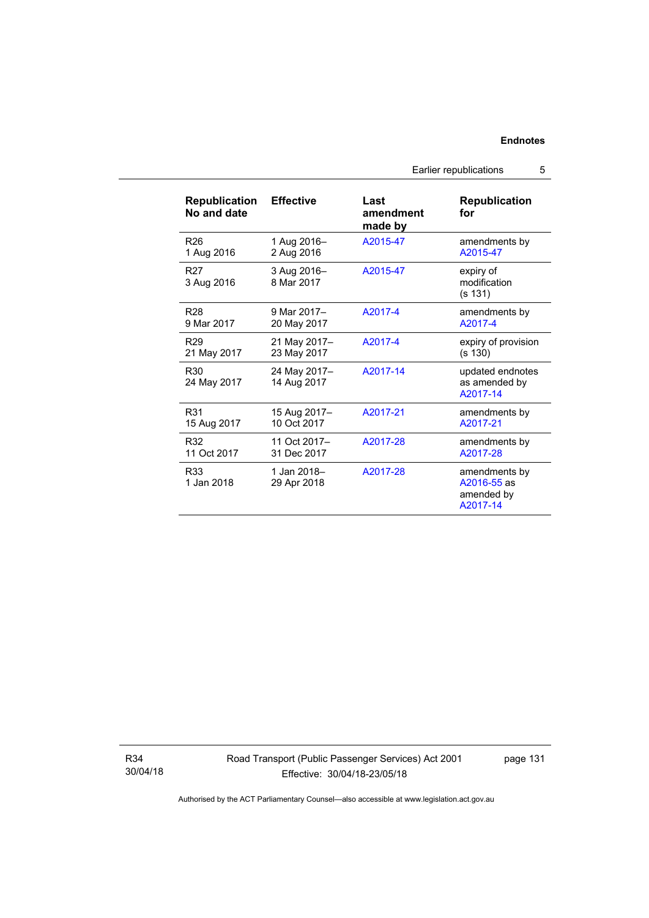| Republication No and date | Effective | Last amendment made by | Republication for |
|---|---|---|---|
| R26<br>1 Aug 2016 | 1 Aug 2016–<br>2 Aug 2016 | A2015-47 | amendments by A2015-47 |
| R27<br>3 Aug 2016 | 3 Aug 2016–<br>8 Mar 2017 | A2015-47 | expiry of modification (s 131) |
| R28<br>9 Mar 2017 | 9 Mar 2017–<br>20 May 2017 | A2017-4 | amendments by A2017-4 |
| R29<br>21 May 2017 | 21 May 2017–<br>23 May 2017 | A2017-4 | expiry of provision (s 130) |
| R30<br>24 May 2017 | 24 May 2017–<br>14 Aug 2017 | A2017-14 | updated endnotes as amended by A2017-14 |
| R31<br>15 Aug 2017 | 15 Aug 2017–<br>10 Oct 2017 | A2017-21 | amendments by A2017-21 |
| R32<br>11 Oct 2017 | 11 Oct 2017–<br>31 Dec 2017 | A2017-28 | amendments by A2017-28 |
| R33<br>1 Jan 2018 | 1 Jan 2018–<br>29 Apr 2018 | A2017-28 | amendments by A2016-55 as amended by A2017-14 |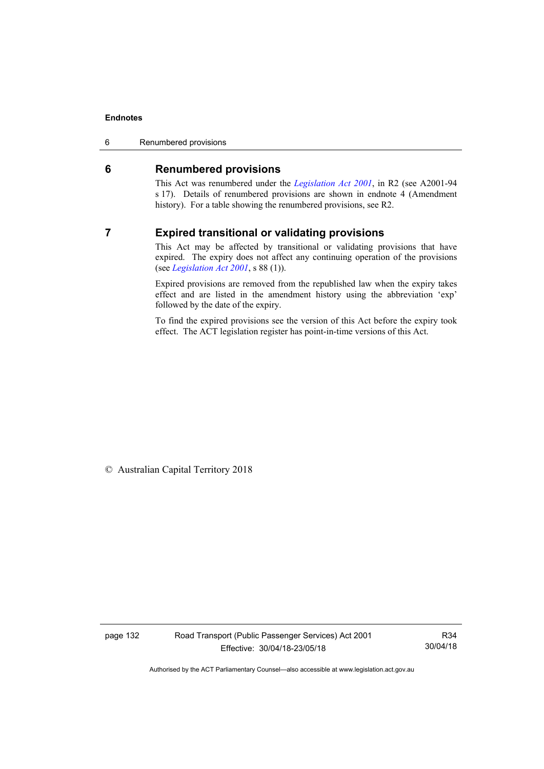## 6 Renumbered provisions

This Act was renumbered under the *Legislation Act 2001*, in R2 (see A2001-94 s 17). Details of renumbered provisions are shown in endnote 4 (Amendment history). For a table showing the renumbered provisions, see R2.

## 7 Expired transitional or validating provisions

This Act may be affected by transitional or validating provisions that have expired. The expiry does not affect any continuing operation of the provisions (see *Legislation Act 2001*, s 88 (1)).

Expired provisions are removed from the republished law when the expiry takes effect and are listed in the amendment history using the abbreviation 'exp' followed by the date of the expiry.

To find the expired provisions see the version of this Act before the expiry took effect. The ACT legislation register has point-in-time versions of this Act.

© Australian Capital Territory 2018